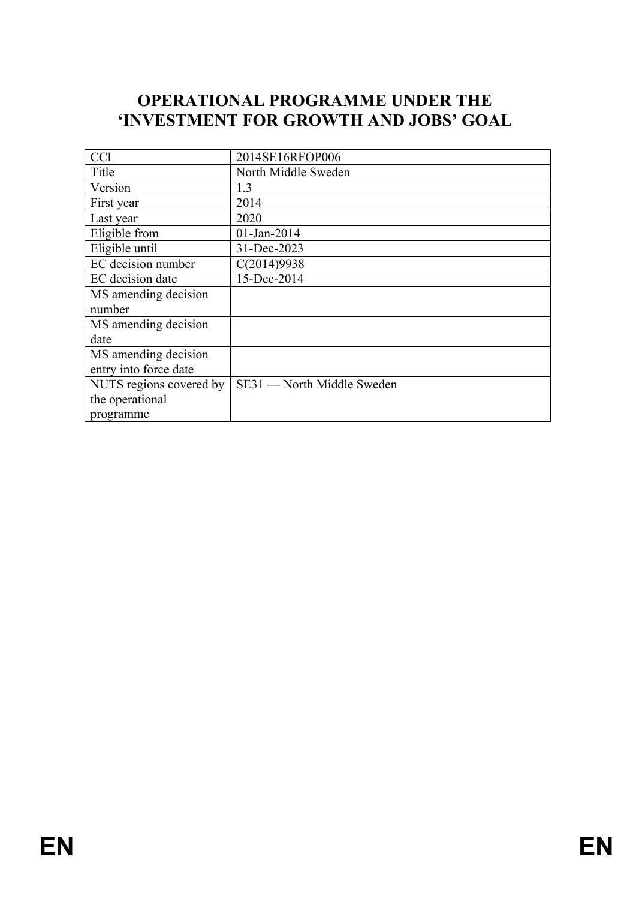# OPERATIONAL PROGRAMME UNDER THE 'INVESTMENT FOR GROWTH AND JOBS' GOAL

| | |
|---|---|
| CCI | 2014SE16RFOP006 |
| Title | North Middle Sweden |
| Version | 1.3 |
| First year | 2014 |
| Last year | 2020 |
| Eligible from | 01-Jan-2014 |
| Eligible until | 31-Dec-2023 |
| EC decision number | C(2014)9938 |
| EC decision date | 15-Dec-2014 |
| MS amending decision number | |
| MS amending decision date | |
| MS amending decision entry into force date | |
| NUTS regions covered by the operational programme | SE31 — North Middle Sweden |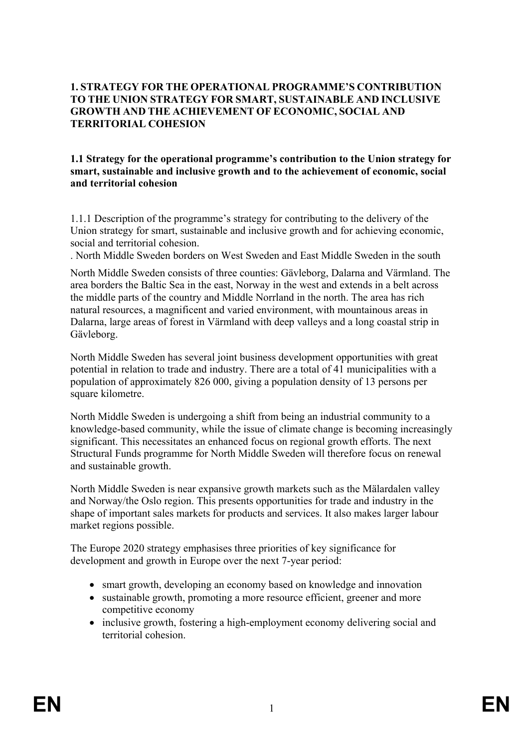# 1. STRATEGY FOR THE OPERATIONAL PROGRAMME'S CONTRIBUTION TO THE UNION STRATEGY FOR SMART, SUSTAINABLE AND INCLUSIVE GROWTH AND THE ACHIEVEMENT OF ECONOMIC, SOCIAL AND TERRITORIAL COHESION

## 1.1 Strategy for the operational programme's contribution to the Union strategy for smart, sustainable and inclusive growth and to the achievement of economic, social and territorial cohesion

1.1.1 Description of the programme's strategy for contributing to the delivery of the Union strategy for smart, sustainable and inclusive growth and for achieving economic, social and territorial cohesion.

. North Middle Sweden borders on West Sweden and East Middle Sweden in the south

North Middle Sweden consists of three counties: Gävleborg, Dalarna and Värmland. The area borders the Baltic Sea in the east, Norway in the west and extends in a belt across the middle parts of the country and Middle Norrland in the north. The area has rich natural resources, a magnificent and varied environment, with mountainous areas in Dalarna, large areas of forest in Värmland with deep valleys and a long coastal strip in Gävleborg.

North Middle Sweden has several joint business development opportunities with great potential in relation to trade and industry. There are a total of 41 municipalities with a population of approximately 826 000, giving a population density of 13 persons per square kilometre.

North Middle Sweden is undergoing a shift from being an industrial community to a knowledge-based community, while the issue of climate change is becoming increasingly significant. This necessitates an enhanced focus on regional growth efforts. The next Structural Funds programme for North Middle Sweden will therefore focus on renewal and sustainable growth.

North Middle Sweden is near expansive growth markets such as the Mälardalen valley and Norway/the Oslo region. This presents opportunities for trade and industry in the shape of important sales markets for products and services. It also makes larger labour market regions possible.

The Europe 2020 strategy emphasises three priorities of key significance for development and growth in Europe over the next 7-year period:

- smart growth, developing an economy based on knowledge and innovation
- sustainable growth, promoting a more resource efficient, greener and more competitive economy
- inclusive growth, fostering a high-employment economy delivering social and territorial cohesion.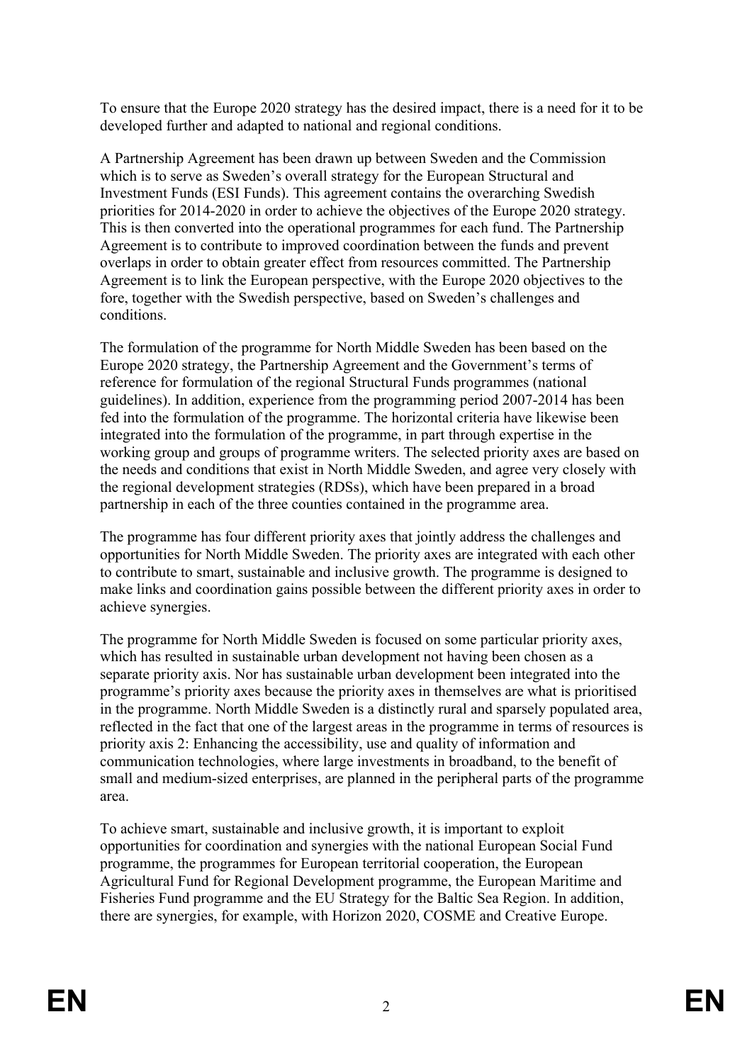To ensure that the Europe 2020 strategy has the desired impact, there is a need for it to be developed further and adapted to national and regional conditions.

A Partnership Agreement has been drawn up between Sweden and the Commission which is to serve as Sweden's overall strategy for the European Structural and Investment Funds (ESI Funds). This agreement contains the overarching Swedish priorities for 2014-2020 in order to achieve the objectives of the Europe 2020 strategy. This is then converted into the operational programmes for each fund. The Partnership Agreement is to contribute to improved coordination between the funds and prevent overlaps in order to obtain greater effect from resources committed. The Partnership Agreement is to link the European perspective, with the Europe 2020 objectives to the fore, together with the Swedish perspective, based on Sweden's challenges and conditions.

The formulation of the programme for North Middle Sweden has been based on the Europe 2020 strategy, the Partnership Agreement and the Government's terms of reference for formulation of the regional Structural Funds programmes (national guidelines). In addition, experience from the programming period 2007-2014 has been fed into the formulation of the programme. The horizontal criteria have likewise been integrated into the formulation of the programme, in part through expertise in the working group and groups of programme writers. The selected priority axes are based on the needs and conditions that exist in North Middle Sweden, and agree very closely with the regional development strategies (RDSs), which have been prepared in a broad partnership in each of the three counties contained in the programme area.

The programme has four different priority axes that jointly address the challenges and opportunities for North Middle Sweden. The priority axes are integrated with each other to contribute to smart, sustainable and inclusive growth. The programme is designed to make links and coordination gains possible between the different priority axes in order to achieve synergies.

The programme for North Middle Sweden is focused on some particular priority axes, which has resulted in sustainable urban development not having been chosen as a separate priority axis. Nor has sustainable urban development been integrated into the programme's priority axes because the priority axes in themselves are what is prioritised in the programme. North Middle Sweden is a distinctly rural and sparsely populated area, reflected in the fact that one of the largest areas in the programme in terms of resources is priority axis 2: Enhancing the accessibility, use and quality of information and communication technologies, where large investments in broadband, to the benefit of small and medium-sized enterprises, are planned in the peripheral parts of the programme area.

To achieve smart, sustainable and inclusive growth, it is important to exploit opportunities for coordination and synergies with the national European Social Fund programme, the programmes for European territorial cooperation, the European Agricultural Fund for Regional Development programme, the European Maritime and Fisheries Fund programme and the EU Strategy for the Baltic Sea Region. In addition, there are synergies, for example, with Horizon 2020, COSME and Creative Europe.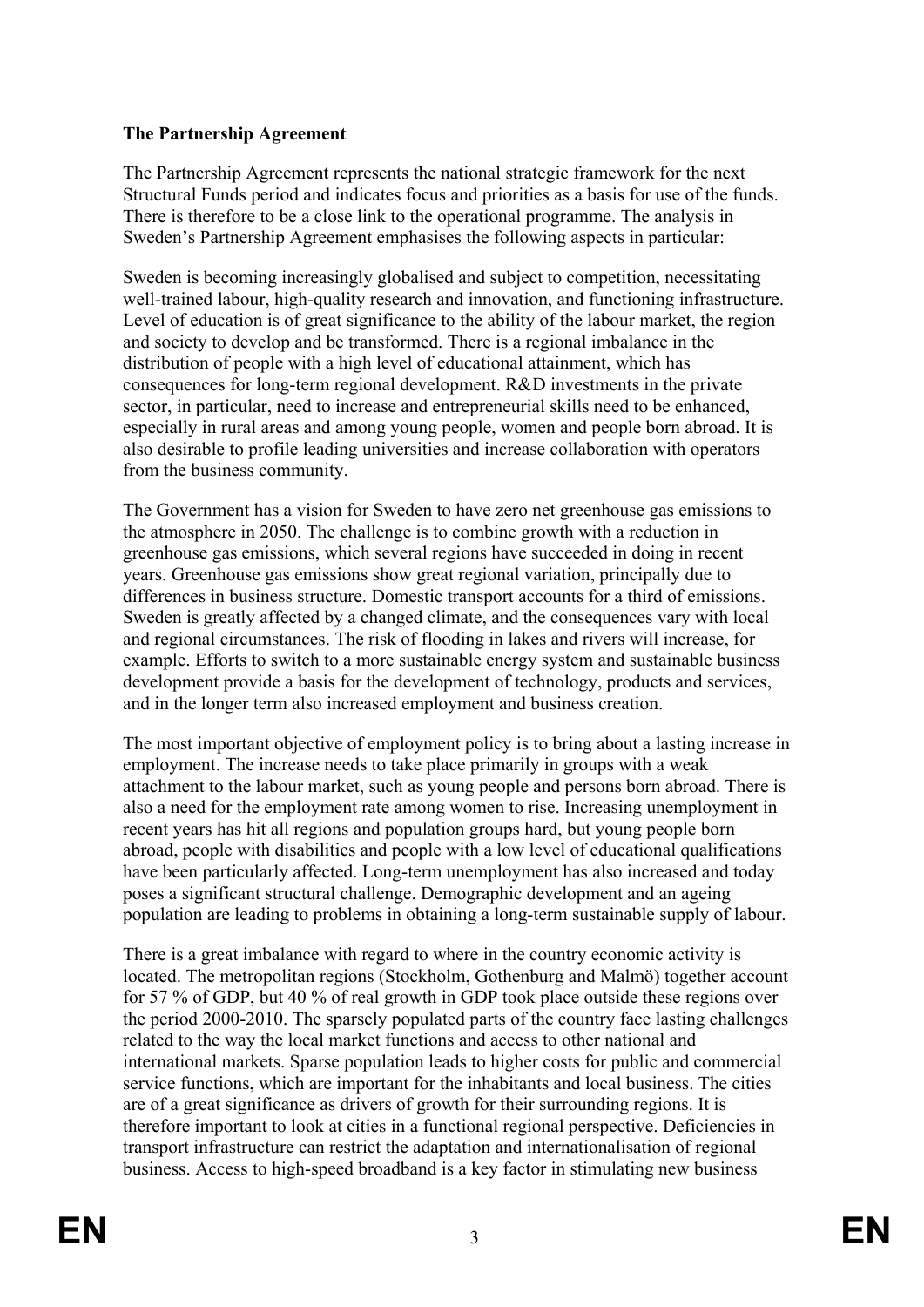**The Partnership Agreement**

The Partnership Agreement represents the national strategic framework for the next Structural Funds period and indicates focus and priorities as a basis for use of the funds. There is therefore to be a close link to the operational programme. The analysis in Sweden's Partnership Agreement emphasises the following aspects in particular:

Sweden is becoming increasingly globalised and subject to competition, necessitating well-trained labour, high-quality research and innovation, and functioning infrastructure. Level of education is of great significance to the ability of the labour market, the region and society to develop and be transformed. There is a regional imbalance in the distribution of people with a high level of educational attainment, which has consequences for long-term regional development. R&D investments in the private sector, in particular, need to increase and entrepreneurial skills need to be enhanced, especially in rural areas and among young people, women and people born abroad. It is also desirable to profile leading universities and increase collaboration with operators from the business community.

The Government has a vision for Sweden to have zero net greenhouse gas emissions to the atmosphere in 2050. The challenge is to combine growth with a reduction in greenhouse gas emissions, which several regions have succeeded in doing in recent years. Greenhouse gas emissions show great regional variation, principally due to differences in business structure. Domestic transport accounts for a third of emissions. Sweden is greatly affected by a changed climate, and the consequences vary with local and regional circumstances. The risk of flooding in lakes and rivers will increase, for example. Efforts to switch to a more sustainable energy system and sustainable business development provide a basis for the development of technology, products and services, and in the longer term also increased employment and business creation.

The most important objective of employment policy is to bring about a lasting increase in employment. The increase needs to take place primarily in groups with a weak attachment to the labour market, such as young people and persons born abroad. There is also a need for the employment rate among women to rise. Increasing unemployment in recent years has hit all regions and population groups hard, but young people born abroad, people with disabilities and people with a low level of educational qualifications have been particularly affected. Long-term unemployment has also increased and today poses a significant structural challenge. Demographic development and an ageing population are leading to problems in obtaining a long-term sustainable supply of labour.

There is a great imbalance with regard to where in the country economic activity is located. The metropolitan regions (Stockholm, Gothenburg and Malmö) together account for 57 % of GDP, but 40 % of real growth in GDP took place outside these regions over the period 2000-2010. The sparsely populated parts of the country face lasting challenges related to the way the local market functions and access to other national and international markets. Sparse population leads to higher costs for public and commercial service functions, which are important for the inhabitants and local business. The cities are of a great significance as drivers of growth for their surrounding regions. It is therefore important to look at cities in a functional regional perspective. Deficiencies in transport infrastructure can restrict the adaptation and internationalisation of regional business. Access to high-speed broadband is a key factor in stimulating new business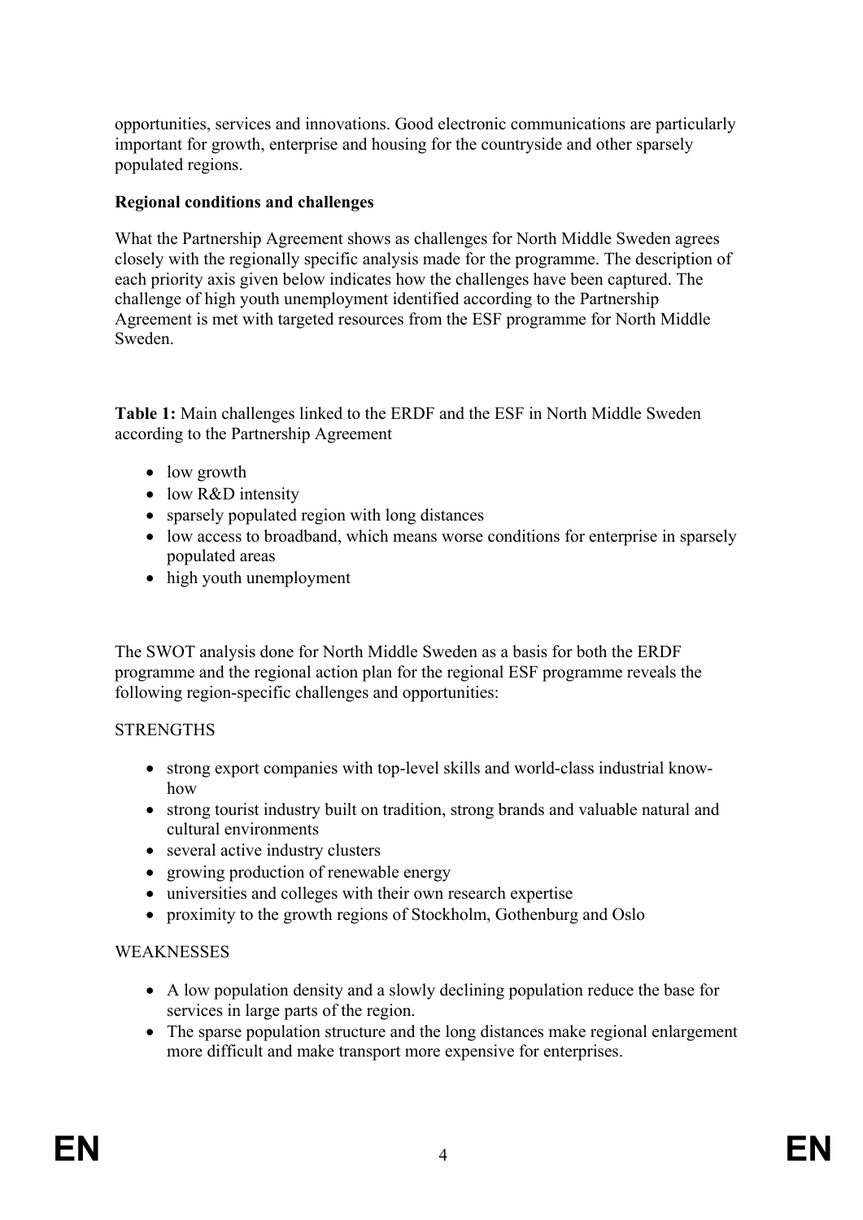opportunities, services and innovations. Good electronic communications are particularly important for growth, enterprise and housing for the countryside and other sparsely populated regions.

**Regional conditions and challenges**

What the Partnership Agreement shows as challenges for North Middle Sweden agrees closely with the regionally specific analysis made for the programme. The description of each priority axis given below indicates how the challenges have been captured. The challenge of high youth unemployment identified according to the Partnership Agreement is met with targeted resources from the ESF programme for North Middle Sweden.

**Table 1:** Main challenges linked to the ERDF and the ESF in North Middle Sweden according to the Partnership Agreement

- low growth
- low R&D intensity
- sparsely populated region with long distances
- low access to broadband, which means worse conditions for enterprise in sparsely populated areas
- high youth unemployment

The SWOT analysis done for North Middle Sweden as a basis for both the ERDF programme and the regional action plan for the regional ESF programme reveals the following region-specific challenges and opportunities:

STRENGTHS

- strong export companies with top-level skills and world-class industrial know-how
- strong tourist industry built on tradition, strong brands and valuable natural and cultural environments
- several active industry clusters
- growing production of renewable energy
- universities and colleges with their own research expertise
- proximity to the growth regions of Stockholm, Gothenburg and Oslo

WEAKNESSES

- A low population density and a slowly declining population reduce the base for services in large parts of the region.
- The sparse population structure and the long distances make regional enlargement more difficult and make transport more expensive for enterprises.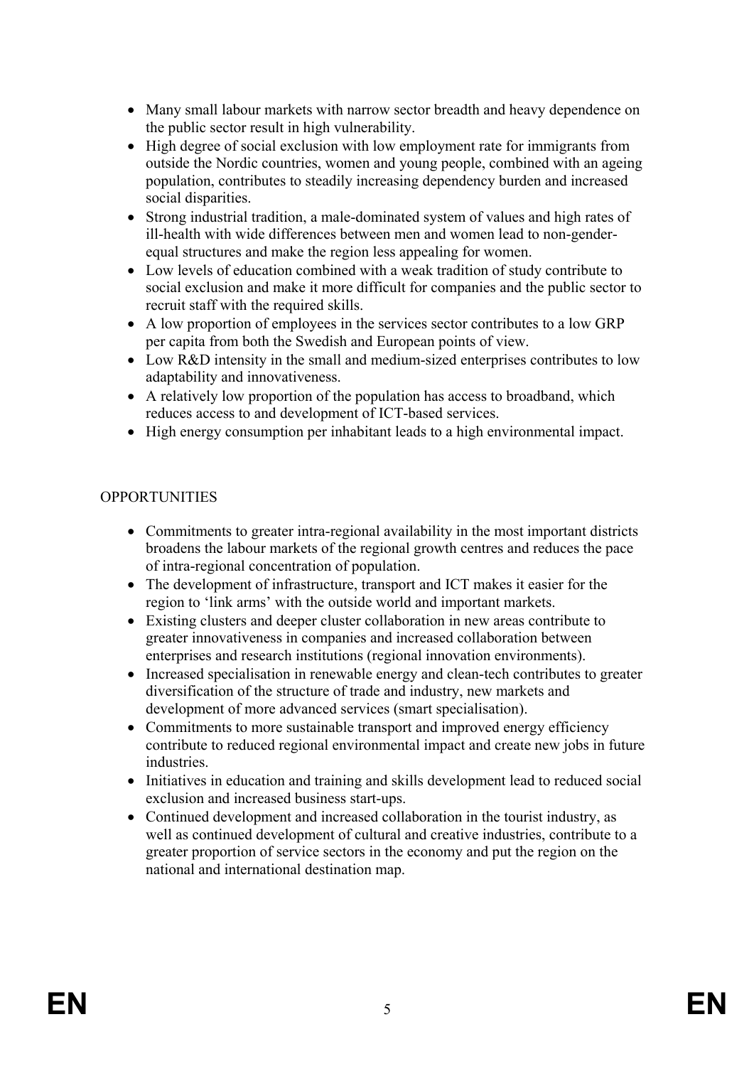- Many small labour markets with narrow sector breadth and heavy dependence on the public sector result in high vulnerability.
- High degree of social exclusion with low employment rate for immigrants from outside the Nordic countries, women and young people, combined with an ageing population, contributes to steadily increasing dependency burden and increased social disparities.
- Strong industrial tradition, a male-dominated system of values and high rates of ill-health with wide differences between men and women lead to non-gender-equal structures and make the region less appealing for women.
- Low levels of education combined with a weak tradition of study contribute to social exclusion and make it more difficult for companies and the public sector to recruit staff with the required skills.
- A low proportion of employees in the services sector contributes to a low GRP per capita from both the Swedish and European points of view.
- Low R&D intensity in the small and medium-sized enterprises contributes to low adaptability and innovativeness.
- A relatively low proportion of the population has access to broadband, which reduces access to and development of ICT-based services.
- High energy consumption per inhabitant leads to a high environmental impact.

OPPORTUNITIES

- Commitments to greater intra-regional availability in the most important districts broadens the labour markets of the regional growth centres and reduces the pace of intra-regional concentration of population.
- The development of infrastructure, transport and ICT makes it easier for the region to 'link arms' with the outside world and important markets.
- Existing clusters and deeper cluster collaboration in new areas contribute to greater innovativeness in companies and increased collaboration between enterprises and research institutions (regional innovation environments).
- Increased specialisation in renewable energy and clean-tech contributes to greater diversification of the structure of trade and industry, new markets and development of more advanced services (smart specialisation).
- Commitments to more sustainable transport and improved energy efficiency contribute to reduced regional environmental impact and create new jobs in future industries.
- Initiatives in education and training and skills development lead to reduced social exclusion and increased business start-ups.
- Continued development and increased collaboration in the tourist industry, as well as continued development of cultural and creative industries, contribute to a greater proportion of service sectors in the economy and put the region on the national and international destination map.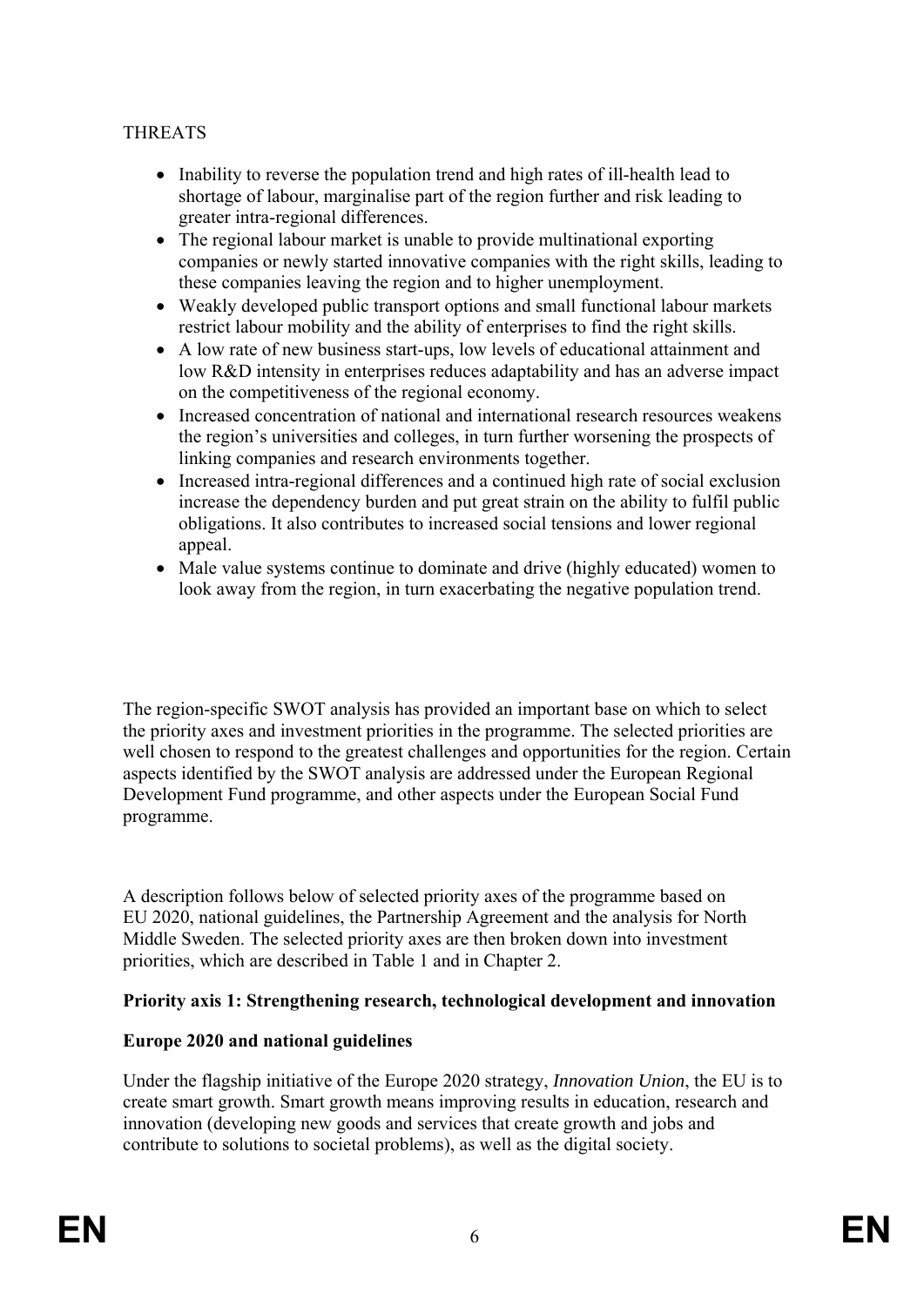THREATS

- Inability to reverse the population trend and high rates of ill-health lead to shortage of labour, marginalise part of the region further and risk leading to greater intra-regional differences.
- The regional labour market is unable to provide multinational exporting companies or newly started innovative companies with the right skills, leading to these companies leaving the region and to higher unemployment.
- Weakly developed public transport options and small functional labour markets restrict labour mobility and the ability of enterprises to find the right skills.
- A low rate of new business start-ups, low levels of educational attainment and low R&D intensity in enterprises reduces adaptability and has an adverse impact on the competitiveness of the regional economy.
- Increased concentration of national and international research resources weakens the region's universities and colleges, in turn further worsening the prospects of linking companies and research environments together.
- Increased intra-regional differences and a continued high rate of social exclusion increase the dependency burden and put great strain on the ability to fulfil public obligations. It also contributes to increased social tensions and lower regional appeal.
- Male value systems continue to dominate and drive (highly educated) women to look away from the region, in turn exacerbating the negative population trend.

The region-specific SWOT analysis has provided an important base on which to select the priority axes and investment priorities in the programme. The selected priorities are well chosen to respond to the greatest challenges and opportunities for the region. Certain aspects identified by the SWOT analysis are addressed under the European Regional Development Fund programme, and other aspects under the European Social Fund programme.

A description follows below of selected priority axes of the programme based on EU 2020, national guidelines, the Partnership Agreement and the analysis for North Middle Sweden. The selected priority axes are then broken down into investment priorities, which are described in Table 1 and in Chapter 2.

**Priority axis 1: Strengthening research, technological development and innovation**

**Europe 2020 and national guidelines**

Under the flagship initiative of the Europe 2020 strategy, *Innovation Union*, the EU is to create smart growth. Smart growth means improving results in education, research and innovation (developing new goods and services that create growth and jobs and contribute to solutions to societal problems), as well as the digital society.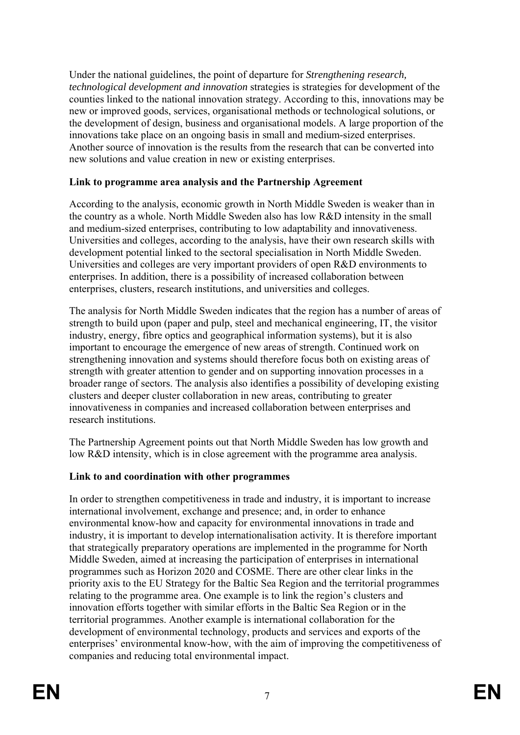Under the national guidelines, the point of departure for *Strengthening research, technological development and innovation* strategies is strategies for development of the counties linked to the national innovation strategy. According to this, innovations may be new or improved goods, services, organisational methods or technological solutions, or the development of design, business and organisational models. A large proportion of the innovations take place on an ongoing basis in small and medium-sized enterprises. Another source of innovation is the results from the research that can be converted into new solutions and value creation in new or existing enterprises.

**Link to programme area analysis and the Partnership Agreement**

According to the analysis, economic growth in North Middle Sweden is weaker than in the country as a whole. North Middle Sweden also has low R&D intensity in the small and medium-sized enterprises, contributing to low adaptability and innovativeness. Universities and colleges, according to the analysis, have their own research skills with development potential linked to the sectoral specialisation in North Middle Sweden. Universities and colleges are very important providers of open R&D environments to enterprises. In addition, there is a possibility of increased collaboration between enterprises, clusters, research institutions, and universities and colleges.

The analysis for North Middle Sweden indicates that the region has a number of areas of strength to build upon (paper and pulp, steel and mechanical engineering, IT, the visitor industry, energy, fibre optics and geographical information systems), but it is also important to encourage the emergence of new areas of strength. Continued work on strengthening innovation and systems should therefore focus both on existing areas of strength with greater attention to gender and on supporting innovation processes in a broader range of sectors. The analysis also identifies a possibility of developing existing clusters and deeper cluster collaboration in new areas, contributing to greater innovativeness in companies and increased collaboration between enterprises and research institutions.

The Partnership Agreement points out that North Middle Sweden has low growth and low R&D intensity, which is in close agreement with the programme area analysis.

**Link to and coordination with other programmes**

In order to strengthen competitiveness in trade and industry, it is important to increase international involvement, exchange and presence; and, in order to enhance environmental know-how and capacity for environmental innovations in trade and industry, it is important to develop internationalisation activity. It is therefore important that strategically preparatory operations are implemented in the programme for North Middle Sweden, aimed at increasing the participation of enterprises in international programmes such as Horizon 2020 and COSME. There are other clear links in the priority axis to the EU Strategy for the Baltic Sea Region and the territorial programmes relating to the programme area. One example is to link the region's clusters and innovation efforts together with similar efforts in the Baltic Sea Region or in the territorial programmes. Another example is international collaboration for the development of environmental technology, products and services and exports of the enterprises' environmental know-how, with the aim of improving the competitiveness of companies and reducing total environmental impact.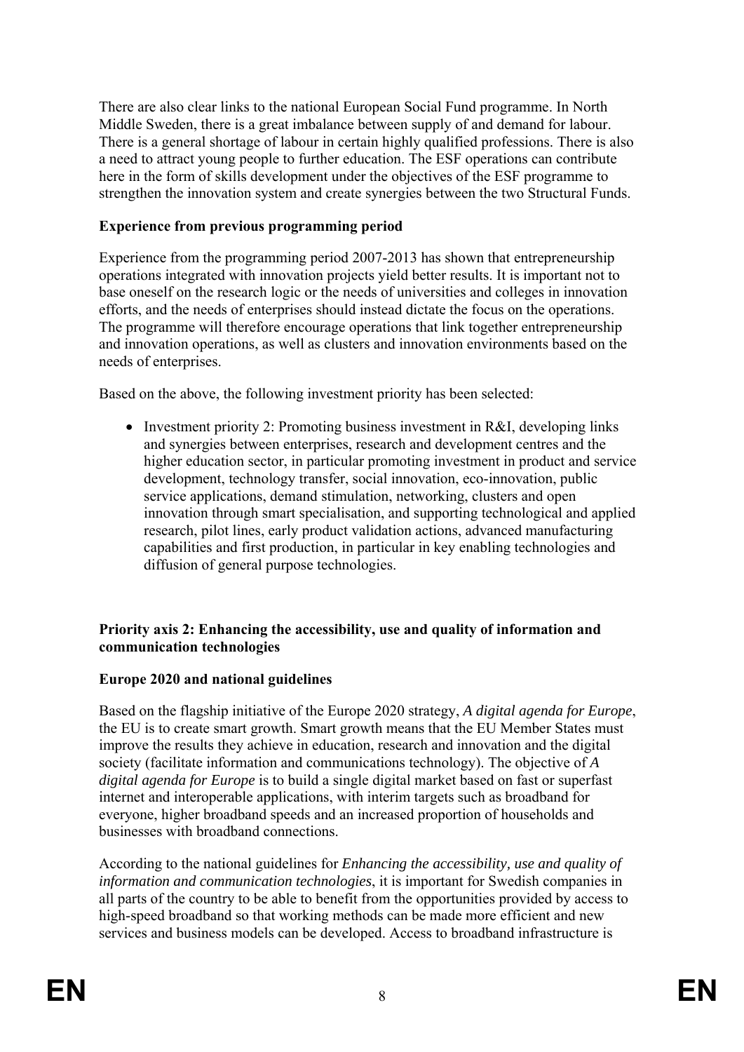There are also clear links to the national European Social Fund programme. In North Middle Sweden, there is a great imbalance between supply of and demand for labour. There is a general shortage of labour in certain highly qualified professions. There is also a need to attract young people to further education. The ESF operations can contribute here in the form of skills development under the objectives of the ESF programme to strengthen the innovation system and create synergies between the two Structural Funds.

**Experience from previous programming period**

Experience from the programming period 2007-2013 has shown that entrepreneurship operations integrated with innovation projects yield better results. It is important not to base oneself on the research logic or the needs of universities and colleges in innovation efforts, and the needs of enterprises should instead dictate the focus on the operations. The programme will therefore encourage operations that link together entrepreneurship and innovation operations, as well as clusters and innovation environments based on the needs of enterprises.

Based on the above, the following investment priority has been selected:

- Investment priority 2: Promoting business investment in R&I, developing links and synergies between enterprises, research and development centres and the higher education sector, in particular promoting investment in product and service development, technology transfer, social innovation, eco-innovation, public service applications, demand stimulation, networking, clusters and open innovation through smart specialisation, and supporting technological and applied research, pilot lines, early product validation actions, advanced manufacturing capabilities and first production, in particular in key enabling technologies and diffusion of general purpose technologies.

**Priority axis 2: Enhancing the accessibility, use and quality of information and communication technologies**

**Europe 2020 and national guidelines**

Based on the flagship initiative of the Europe 2020 strategy, *A digital agenda for Europe*, the EU is to create smart growth. Smart growth means that the EU Member States must improve the results they achieve in education, research and innovation and the digital society (facilitate information and communications technology). The objective of *A digital agenda for Europe* is to build a single digital market based on fast or superfast internet and interoperable applications, with interim targets such as broadband for everyone, higher broadband speeds and an increased proportion of households and businesses with broadband connections.

According to the national guidelines for *Enhancing the accessibility, use and quality of information and communication technologies*, it is important for Swedish companies in all parts of the country to be able to benefit from the opportunities provided by access to high-speed broadband so that working methods can be made more efficient and new services and business models can be developed. Access to broadband infrastructure is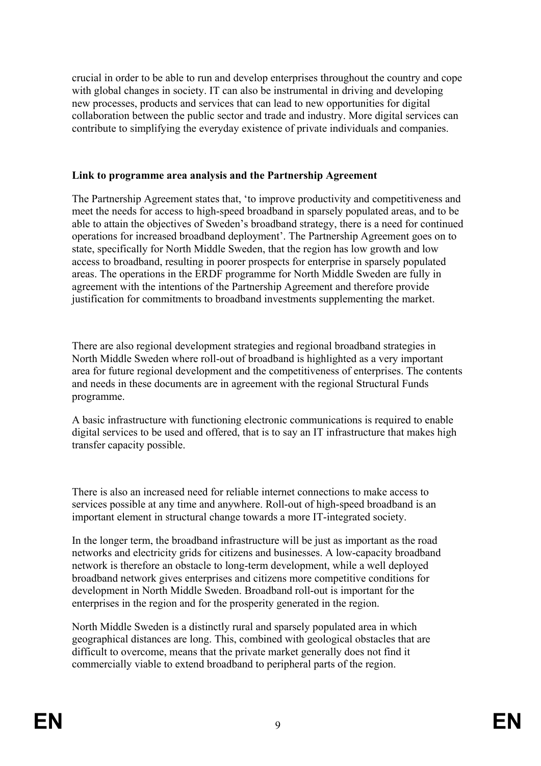crucial in order to be able to run and develop enterprises throughout the country and cope with global changes in society. IT can also be instrumental in driving and developing new processes, products and services that can lead to new opportunities for digital collaboration between the public sector and trade and industry. More digital services can contribute to simplifying the everyday existence of private individuals and companies.

**Link to programme area analysis and the Partnership Agreement**

The Partnership Agreement states that, 'to improve productivity and competitiveness and meet the needs for access to high-speed broadband in sparsely populated areas, and to be able to attain the objectives of Sweden's broadband strategy, there is a need for continued operations for increased broadband deployment'. The Partnership Agreement goes on to state, specifically for North Middle Sweden, that the region has low growth and low access to broadband, resulting in poorer prospects for enterprise in sparsely populated areas. The operations in the ERDF programme for North Middle Sweden are fully in agreement with the intentions of the Partnership Agreement and therefore provide justification for commitments to broadband investments supplementing the market.

There are also regional development strategies and regional broadband strategies in North Middle Sweden where roll-out of broadband is highlighted as a very important area for future regional development and the competitiveness of enterprises. The contents and needs in these documents are in agreement with the regional Structural Funds programme.

A basic infrastructure with functioning electronic communications is required to enable digital services to be used and offered, that is to say an IT infrastructure that makes high transfer capacity possible.

There is also an increased need for reliable internet connections to make access to services possible at any time and anywhere. Roll-out of high-speed broadband is an important element in structural change towards a more IT-integrated society.

In the longer term, the broadband infrastructure will be just as important as the road networks and electricity grids for citizens and businesses. A low-capacity broadband network is therefore an obstacle to long-term development, while a well deployed broadband network gives enterprises and citizens more competitive conditions for development in North Middle Sweden. Broadband roll-out is important for the enterprises in the region and for the prosperity generated in the region.

North Middle Sweden is a distinctly rural and sparsely populated area in which geographical distances are long. This, combined with geological obstacles that are difficult to overcome, means that the private market generally does not find it commercially viable to extend broadband to peripheral parts of the region.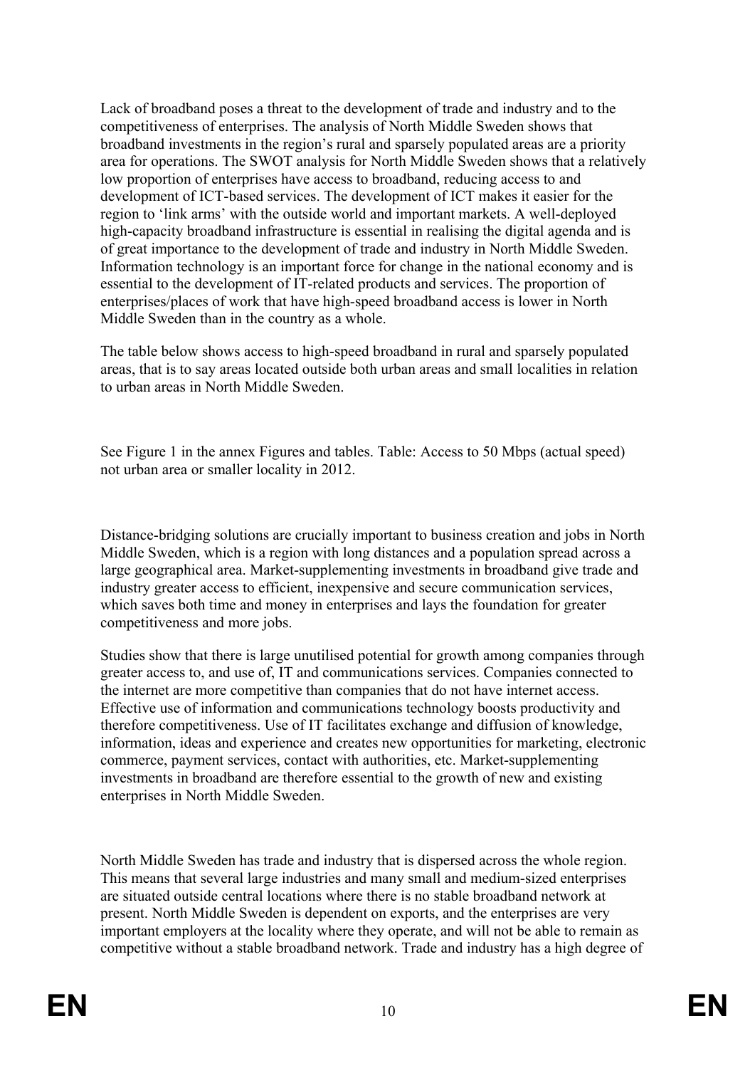Lack of broadband poses a threat to the development of trade and industry and to the competitiveness of enterprises. The analysis of North Middle Sweden shows that broadband investments in the region's rural and sparsely populated areas are a priority area for operations. The SWOT analysis for North Middle Sweden shows that a relatively low proportion of enterprises have access to broadband, reducing access to and development of ICT-based services. The development of ICT makes it easier for the region to 'link arms' with the outside world and important markets. A well-deployed high-capacity broadband infrastructure is essential in realising the digital agenda and is of great importance to the development of trade and industry in North Middle Sweden. Information technology is an important force for change in the national economy and is essential to the development of IT-related products and services. The proportion of enterprises/places of work that have high-speed broadband access is lower in North Middle Sweden than in the country as a whole.

The table below shows access to high-speed broadband in rural and sparsely populated areas, that is to say areas located outside both urban areas and small localities in relation to urban areas in North Middle Sweden.

See Figure 1 in the annex Figures and tables. Table: Access to 50 Mbps (actual speed) not urban area or smaller locality in 2012.

Distance-bridging solutions are crucially important to business creation and jobs in North Middle Sweden, which is a region with long distances and a population spread across a large geographical area. Market-supplementing investments in broadband give trade and industry greater access to efficient, inexpensive and secure communication services, which saves both time and money in enterprises and lays the foundation for greater competitiveness and more jobs.

Studies show that there is large unutilised potential for growth among companies through greater access to, and use of, IT and communications services. Companies connected to the internet are more competitive than companies that do not have internet access. Effective use of information and communications technology boosts productivity and therefore competitiveness. Use of IT facilitates exchange and diffusion of knowledge, information, ideas and experience and creates new opportunities for marketing, electronic commerce, payment services, contact with authorities, etc. Market-supplementing investments in broadband are therefore essential to the growth of new and existing enterprises in North Middle Sweden.

North Middle Sweden has trade and industry that is dispersed across the whole region. This means that several large industries and many small and medium-sized enterprises are situated outside central locations where there is no stable broadband network at present. North Middle Sweden is dependent on exports, and the enterprises are very important employers at the locality where they operate, and will not be able to remain as competitive without a stable broadband network. Trade and industry has a high degree of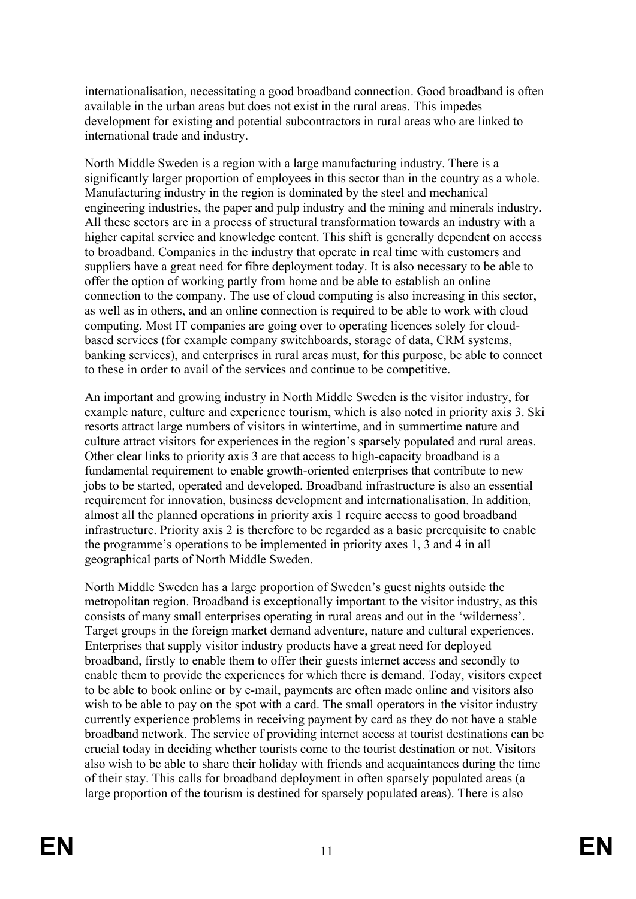internationalisation, necessitating a good broadband connection. Good broadband is often available in the urban areas but does not exist in the rural areas. This impedes development for existing and potential subcontractors in rural areas who are linked to international trade and industry.

North Middle Sweden is a region with a large manufacturing industry. There is a significantly larger proportion of employees in this sector than in the country as a whole. Manufacturing industry in the region is dominated by the steel and mechanical engineering industries, the paper and pulp industry and the mining and minerals industry. All these sectors are in a process of structural transformation towards an industry with a higher capital service and knowledge content. This shift is generally dependent on access to broadband. Companies in the industry that operate in real time with customers and suppliers have a great need for fibre deployment today. It is also necessary to be able to offer the option of working partly from home and be able to establish an online connection to the company. The use of cloud computing is also increasing in this sector, as well as in others, and an online connection is required to be able to work with cloud computing. Most IT companies are going over to operating licences solely for cloud-based services (for example company switchboards, storage of data, CRM systems, banking services), and enterprises in rural areas must, for this purpose, be able to connect to these in order to avail of the services and continue to be competitive.

An important and growing industry in North Middle Sweden is the visitor industry, for example nature, culture and experience tourism, which is also noted in priority axis 3. Ski resorts attract large numbers of visitors in wintertime, and in summertime nature and culture attract visitors for experiences in the region's sparsely populated and rural areas. Other clear links to priority axis 3 are that access to high-capacity broadband is a fundamental requirement to enable growth-oriented enterprises that contribute to new jobs to be started, operated and developed. Broadband infrastructure is also an essential requirement for innovation, business development and internationalisation. In addition, almost all the planned operations in priority axis 1 require access to good broadband infrastructure. Priority axis 2 is therefore to be regarded as a basic prerequisite to enable the programme's operations to be implemented in priority axes 1, 3 and 4 in all geographical parts of North Middle Sweden.

North Middle Sweden has a large proportion of Sweden's guest nights outside the metropolitan region. Broadband is exceptionally important to the visitor industry, as this consists of many small enterprises operating in rural areas and out in the 'wilderness'. Target groups in the foreign market demand adventure, nature and cultural experiences. Enterprises that supply visitor industry products have a great need for deployed broadband, firstly to enable them to offer their guests internet access and secondly to enable them to provide the experiences for which there is demand. Today, visitors expect to be able to book online or by e-mail, payments are often made online and visitors also wish to be able to pay on the spot with a card. The small operators in the visitor industry currently experience problems in receiving payment by card as they do not have a stable broadband network. The service of providing internet access at tourist destinations can be crucial today in deciding whether tourists come to the tourist destination or not. Visitors also wish to be able to share their holiday with friends and acquaintances during the time of their stay. This calls for broadband deployment in often sparsely populated areas (a large proportion of the tourism is destined for sparsely populated areas). There is also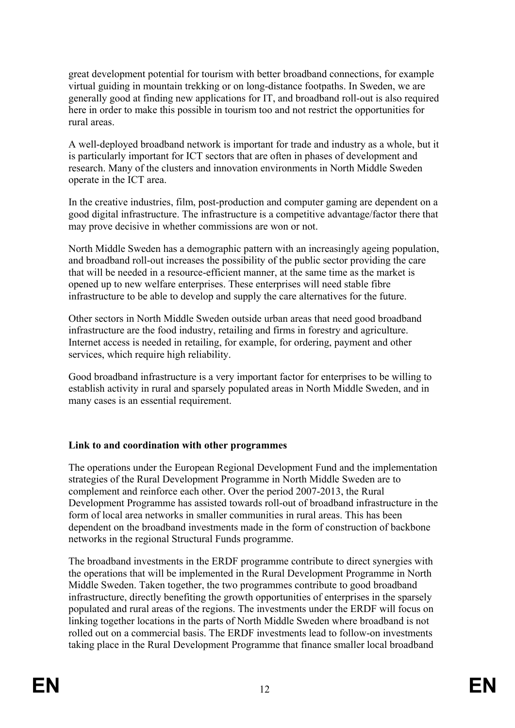great development potential for tourism with better broadband connections, for example virtual guiding in mountain trekking or on long-distance footpaths. In Sweden, we are generally good at finding new applications for IT, and broadband roll-out is also required here in order to make this possible in tourism too and not restrict the opportunities for rural areas.

A well-deployed broadband network is important for trade and industry as a whole, but it is particularly important for ICT sectors that are often in phases of development and research. Many of the clusters and innovation environments in North Middle Sweden operate in the ICT area.

In the creative industries, film, post-production and computer gaming are dependent on a good digital infrastructure. The infrastructure is a competitive advantage/factor there that may prove decisive in whether commissions are won or not.

North Middle Sweden has a demographic pattern with an increasingly ageing population, and broadband roll-out increases the possibility of the public sector providing the care that will be needed in a resource-efficient manner, at the same time as the market is opened up to new welfare enterprises. These enterprises will need stable fibre infrastructure to be able to develop and supply the care alternatives for the future.

Other sectors in North Middle Sweden outside urban areas that need good broadband infrastructure are the food industry, retailing and firms in forestry and agriculture. Internet access is needed in retailing, for example, for ordering, payment and other services, which require high reliability.

Good broadband infrastructure is a very important factor for enterprises to be willing to establish activity in rural and sparsely populated areas in North Middle Sweden, and in many cases is an essential requirement.

**Link to and coordination with other programmes**

The operations under the European Regional Development Fund and the implementation strategies of the Rural Development Programme in North Middle Sweden are to complement and reinforce each other. Over the period 2007-2013, the Rural Development Programme has assisted towards roll-out of broadband infrastructure in the form of local area networks in smaller communities in rural areas. This has been dependent on the broadband investments made in the form of construction of backbone networks in the regional Structural Funds programme.

The broadband investments in the ERDF programme contribute to direct synergies with the operations that will be implemented in the Rural Development Programme in North Middle Sweden. Taken together, the two programmes contribute to good broadband infrastructure, directly benefiting the growth opportunities of enterprises in the sparsely populated and rural areas of the regions. The investments under the ERDF will focus on linking together locations in the parts of North Middle Sweden where broadband is not rolled out on a commercial basis. The ERDF investments lead to follow-on investments taking place in the Rural Development Programme that finance smaller local broadband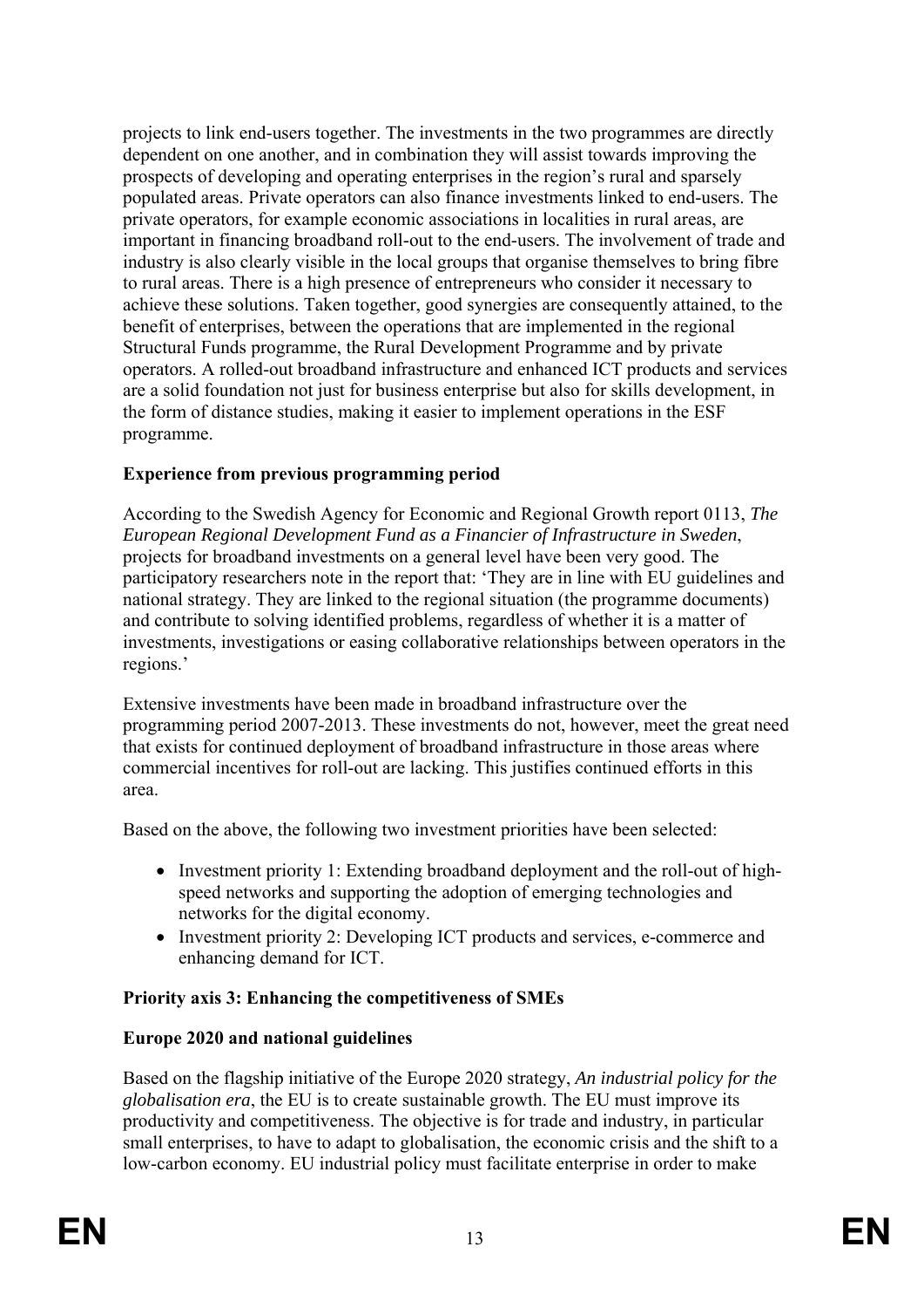projects to link end-users together. The investments in the two programmes are directly dependent on one another, and in combination they will assist towards improving the prospects of developing and operating enterprises in the region's rural and sparsely populated areas. Private operators can also finance investments linked to end-users. The private operators, for example economic associations in localities in rural areas, are important in financing broadband roll-out to the end-users. The involvement of trade and industry is also clearly visible in the local groups that organise themselves to bring fibre to rural areas. There is a high presence of entrepreneurs who consider it necessary to achieve these solutions. Taken together, good synergies are consequently attained, to the benefit of enterprises, between the operations that are implemented in the regional Structural Funds programme, the Rural Development Programme and by private operators. A rolled-out broadband infrastructure and enhanced ICT products and services are a solid foundation not just for business enterprise but also for skills development, in the form of distance studies, making it easier to implement operations in the ESF programme.

**Experience from previous programming period**

According to the Swedish Agency for Economic and Regional Growth report 0113, *The European Regional Development Fund as a Financier of Infrastructure in Sweden*, projects for broadband investments on a general level have been very good. The participatory researchers note in the report that: 'They are in line with EU guidelines and national strategy. They are linked to the regional situation (the programme documents) and contribute to solving identified problems, regardless of whether it is a matter of investments, investigations or easing collaborative relationships between operators in the regions.'

Extensive investments have been made in broadband infrastructure over the programming period 2007-2013. These investments do not, however, meet the great need that exists for continued deployment of broadband infrastructure in those areas where commercial incentives for roll-out are lacking. This justifies continued efforts in this area.

Based on the above, the following two investment priorities have been selected:

- Investment priority 1: Extending broadband deployment and the roll-out of high-speed networks and supporting the adoption of emerging technologies and networks for the digital economy.
- Investment priority 2: Developing ICT products and services, e-commerce and enhancing demand for ICT.

**Priority axis 3: Enhancing the competitiveness of SMEs**

**Europe 2020 and national guidelines**

Based on the flagship initiative of the Europe 2020 strategy, *An industrial policy for the globalisation era*, the EU is to create sustainable growth. The EU must improve its productivity and competitiveness. The objective is for trade and industry, in particular small enterprises, to have to adapt to globalisation, the economic crisis and the shift to a low-carbon economy. EU industrial policy must facilitate enterprise in order to make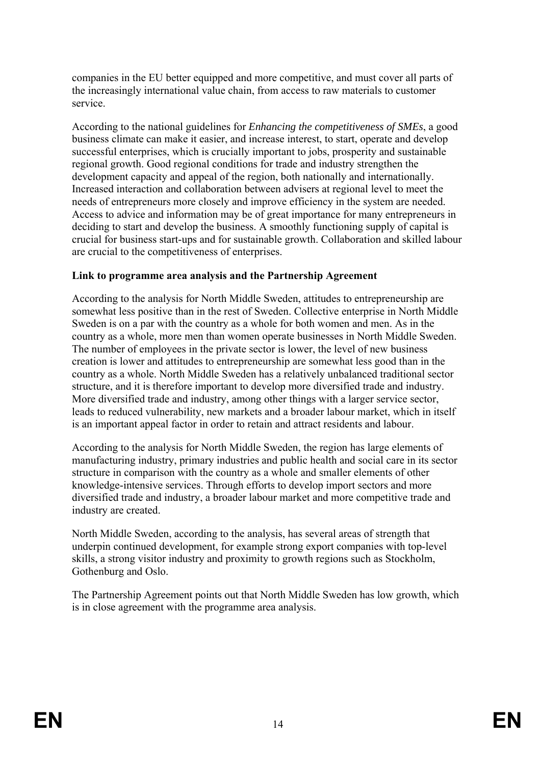companies in the EU better equipped and more competitive, and must cover all parts of the increasingly international value chain, from access to raw materials to customer service.

According to the national guidelines for *Enhancing the competitiveness of SMEs*, a good business climate can make it easier, and increase interest, to start, operate and develop successful enterprises, which is crucially important to jobs, prosperity and sustainable regional growth. Good regional conditions for trade and industry strengthen the development capacity and appeal of the region, both nationally and internationally. Increased interaction and collaboration between advisers at regional level to meet the needs of entrepreneurs more closely and improve efficiency in the system are needed. Access to advice and information may be of great importance for many entrepreneurs in deciding to start and develop the business. A smoothly functioning supply of capital is crucial for business start-ups and for sustainable growth. Collaboration and skilled labour are crucial to the competitiveness of enterprises.

**Link to programme area analysis and the Partnership Agreement**

According to the analysis for North Middle Sweden, attitudes to entrepreneurship are somewhat less positive than in the rest of Sweden. Collective enterprise in North Middle Sweden is on a par with the country as a whole for both women and men. As in the country as a whole, more men than women operate businesses in North Middle Sweden. The number of employees in the private sector is lower, the level of new business creation is lower and attitudes to entrepreneurship are somewhat less good than in the country as a whole. North Middle Sweden has a relatively unbalanced traditional sector structure, and it is therefore important to develop more diversified trade and industry. More diversified trade and industry, among other things with a larger service sector, leads to reduced vulnerability, new markets and a broader labour market, which in itself is an important appeal factor in order to retain and attract residents and labour.

According to the analysis for North Middle Sweden, the region has large elements of manufacturing industry, primary industries and public health and social care in its sector structure in comparison with the country as a whole and smaller elements of other knowledge-intensive services. Through efforts to develop import sectors and more diversified trade and industry, a broader labour market and more competitive trade and industry are created.

North Middle Sweden, according to the analysis, has several areas of strength that underpin continued development, for example strong export companies with top-level skills, a strong visitor industry and proximity to growth regions such as Stockholm, Gothenburg and Oslo.

The Partnership Agreement points out that North Middle Sweden has low growth, which is in close agreement with the programme area analysis.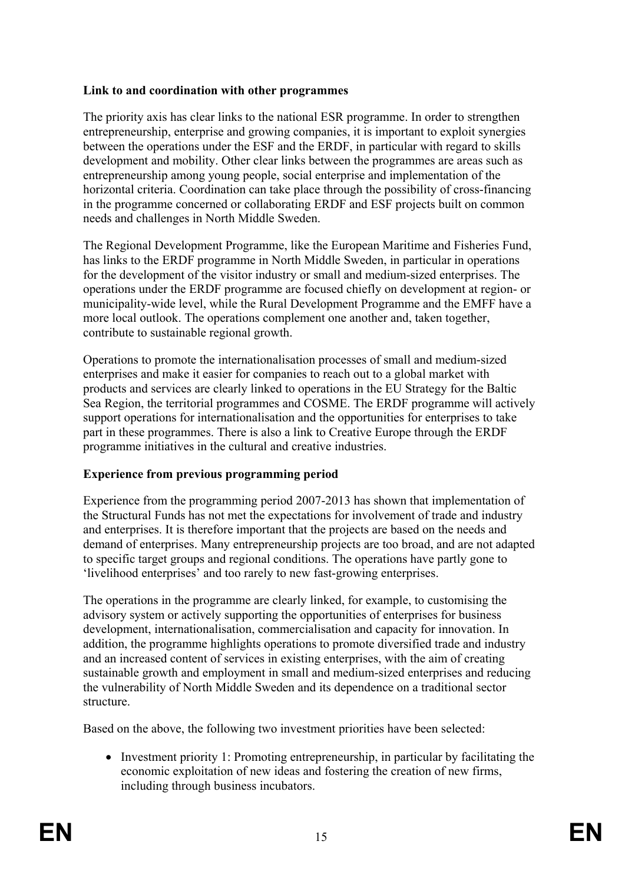**Link to and coordination with other programmes**

The priority axis has clear links to the national ESR programme. In order to strengthen entrepreneurship, enterprise and growing companies, it is important to exploit synergies between the operations under the ESF and the ERDF, in particular with regard to skills development and mobility. Other clear links between the programmes are areas such as entrepreneurship among young people, social enterprise and implementation of the horizontal criteria. Coordination can take place through the possibility of cross-financing in the programme concerned or collaborating ERDF and ESF projects built on common needs and challenges in North Middle Sweden.

The Regional Development Programme, like the European Maritime and Fisheries Fund, has links to the ERDF programme in North Middle Sweden, in particular in operations for the development of the visitor industry or small and medium-sized enterprises. The operations under the ERDF programme are focused chiefly on development at region- or municipality-wide level, while the Rural Development Programme and the EMFF have a more local outlook. The operations complement one another and, taken together, contribute to sustainable regional growth.

Operations to promote the internationalisation processes of small and medium-sized enterprises and make it easier for companies to reach out to a global market with products and services are clearly linked to operations in the EU Strategy for the Baltic Sea Region, the territorial programmes and COSME. The ERDF programme will actively support operations for internationalisation and the opportunities for enterprises to take part in these programmes. There is also a link to Creative Europe through the ERDF programme initiatives in the cultural and creative industries.

**Experience from previous programming period**

Experience from the programming period 2007-2013 has shown that implementation of the Structural Funds has not met the expectations for involvement of trade and industry and enterprises. It is therefore important that the projects are based on the needs and demand of enterprises. Many entrepreneurship projects are too broad, and are not adapted to specific target groups and regional conditions. The operations have partly gone to 'livelihood enterprises' and too rarely to new fast-growing enterprises.

The operations in the programme are clearly linked, for example, to customising the advisory system or actively supporting the opportunities of enterprises for business development, internationalisation, commercialisation and capacity for innovation. In addition, the programme highlights operations to promote diversified trade and industry and an increased content of services in existing enterprises, with the aim of creating sustainable growth and employment in small and medium-sized enterprises and reducing the vulnerability of North Middle Sweden and its dependence on a traditional sector structure.

Based on the above, the following two investment priorities have been selected:

- Investment priority 1: Promoting entrepreneurship, in particular by facilitating the economic exploitation of new ideas and fostering the creation of new firms, including through business incubators.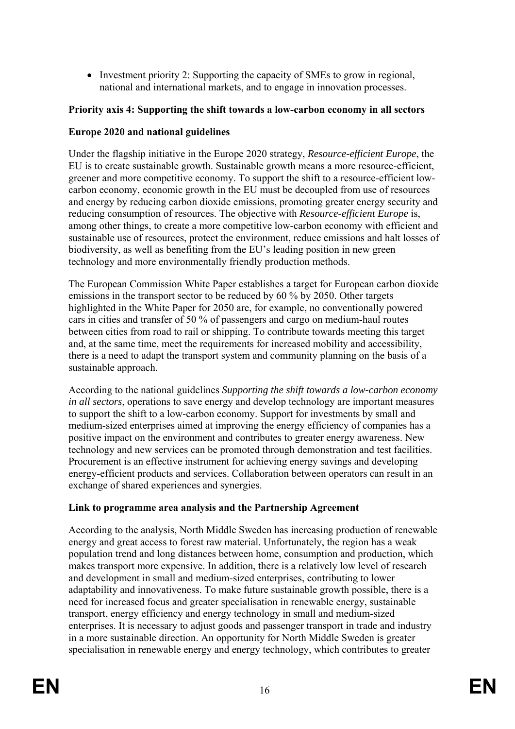- Investment priority 2: Supporting the capacity of SMEs to grow in regional, national and international markets, and to engage in innovation processes.

**Priority axis 4: Supporting the shift towards a low-carbon economy in all sectors**

**Europe 2020 and national guidelines**

Under the flagship initiative in the Europe 2020 strategy, *Resource-efficient Europe*, the EU is to create sustainable growth. Sustainable growth means a more resource-efficient, greener and more competitive economy. To support the shift to a resource-efficient low-carbon economy, economic growth in the EU must be decoupled from use of resources and energy by reducing carbon dioxide emissions, promoting greater energy security and reducing consumption of resources. The objective with *Resource-efficient Europe* is, among other things, to create a more competitive low-carbon economy with efficient and sustainable use of resources, protect the environment, reduce emissions and halt losses of biodiversity, as well as benefiting from the EU's leading position in new green technology and more environmentally friendly production methods.

The European Commission White Paper establishes a target for European carbon dioxide emissions in the transport sector to be reduced by 60 % by 2050. Other targets highlighted in the White Paper for 2050 are, for example, no conventionally powered cars in cities and transfer of 50 % of passengers and cargo on medium-haul routes between cities from road to rail or shipping. To contribute towards meeting this target and, at the same time, meet the requirements for increased mobility and accessibility, there is a need to adapt the transport system and community planning on the basis of a sustainable approach.

According to the national guidelines *Supporting the shift towards a low-carbon economy in all sectors*, operations to save energy and develop technology are important measures to support the shift to a low-carbon economy. Support for investments by small and medium-sized enterprises aimed at improving the energy efficiency of companies has a positive impact on the environment and contributes to greater energy awareness. New technology and new services can be promoted through demonstration and test facilities. Procurement is an effective instrument for achieving energy savings and developing energy-efficient products and services. Collaboration between operators can result in an exchange of shared experiences and synergies.

**Link to programme area analysis and the Partnership Agreement**

According to the analysis, North Middle Sweden has increasing production of renewable energy and great access to forest raw material. Unfortunately, the region has a weak population trend and long distances between home, consumption and production, which makes transport more expensive. In addition, there is a relatively low level of research and development in small and medium-sized enterprises, contributing to lower adaptability and innovativeness. To make future sustainable growth possible, there is a need for increased focus and greater specialisation in renewable energy, sustainable transport, energy efficiency and energy technology in small and medium-sized enterprises. It is necessary to adjust goods and passenger transport in trade and industry in a more sustainable direction. An opportunity for North Middle Sweden is greater specialisation in renewable energy and energy technology, which contributes to greater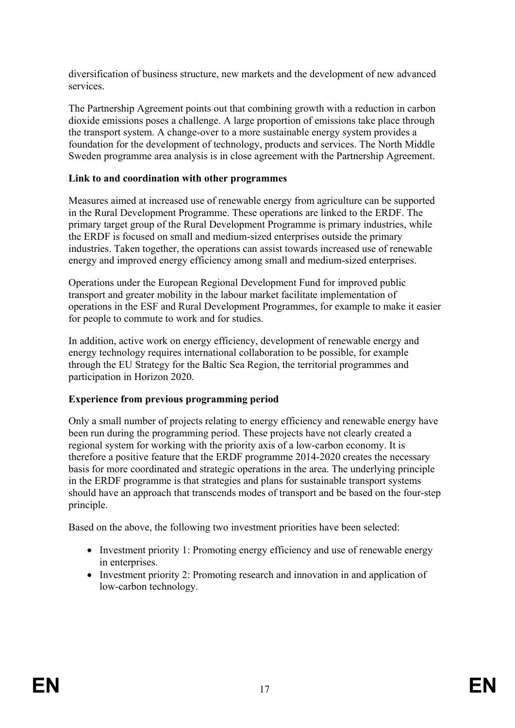diversification of business structure, new markets and the development of new advanced services.

The Partnership Agreement points out that combining growth with a reduction in carbon dioxide emissions poses a challenge. A large proportion of emissions take place through the transport system. A change-over to a more sustainable energy system provides a foundation for the development of technology, products and services. The North Middle Sweden programme area analysis is in close agreement with the Partnership Agreement.

**Link to and coordination with other programmes**

Measures aimed at increased use of renewable energy from agriculture can be supported in the Rural Development Programme. These operations are linked to the ERDF. The primary target group of the Rural Development Programme is primary industries, while the ERDF is focused on small and medium-sized enterprises outside the primary industries. Taken together, the operations can assist towards increased use of renewable energy and improved energy efficiency among small and medium-sized enterprises.

Operations under the European Regional Development Fund for improved public transport and greater mobility in the labour market facilitate implementation of operations in the ESF and Rural Development Programmes, for example to make it easier for people to commute to work and for studies.

In addition, active work on energy efficiency, development of renewable energy and energy technology requires international collaboration to be possible, for example through the EU Strategy for the Baltic Sea Region, the territorial programmes and participation in Horizon 2020.

**Experience from previous programming period**

Only a small number of projects relating to energy efficiency and renewable energy have been run during the programming period. These projects have not clearly created a regional system for working with the priority axis of a low-carbon economy. It is therefore a positive feature that the ERDF programme 2014-2020 creates the necessary basis for more coordinated and strategic operations in the area. The underlying principle in the ERDF programme is that strategies and plans for sustainable transport systems should have an approach that transcends modes of transport and be based on the four-step principle.

Based on the above, the following two investment priorities have been selected:

- Investment priority 1: Promoting energy efficiency and use of renewable energy in enterprises.
- Investment priority 2: Promoting research and innovation in and application of low-carbon technology.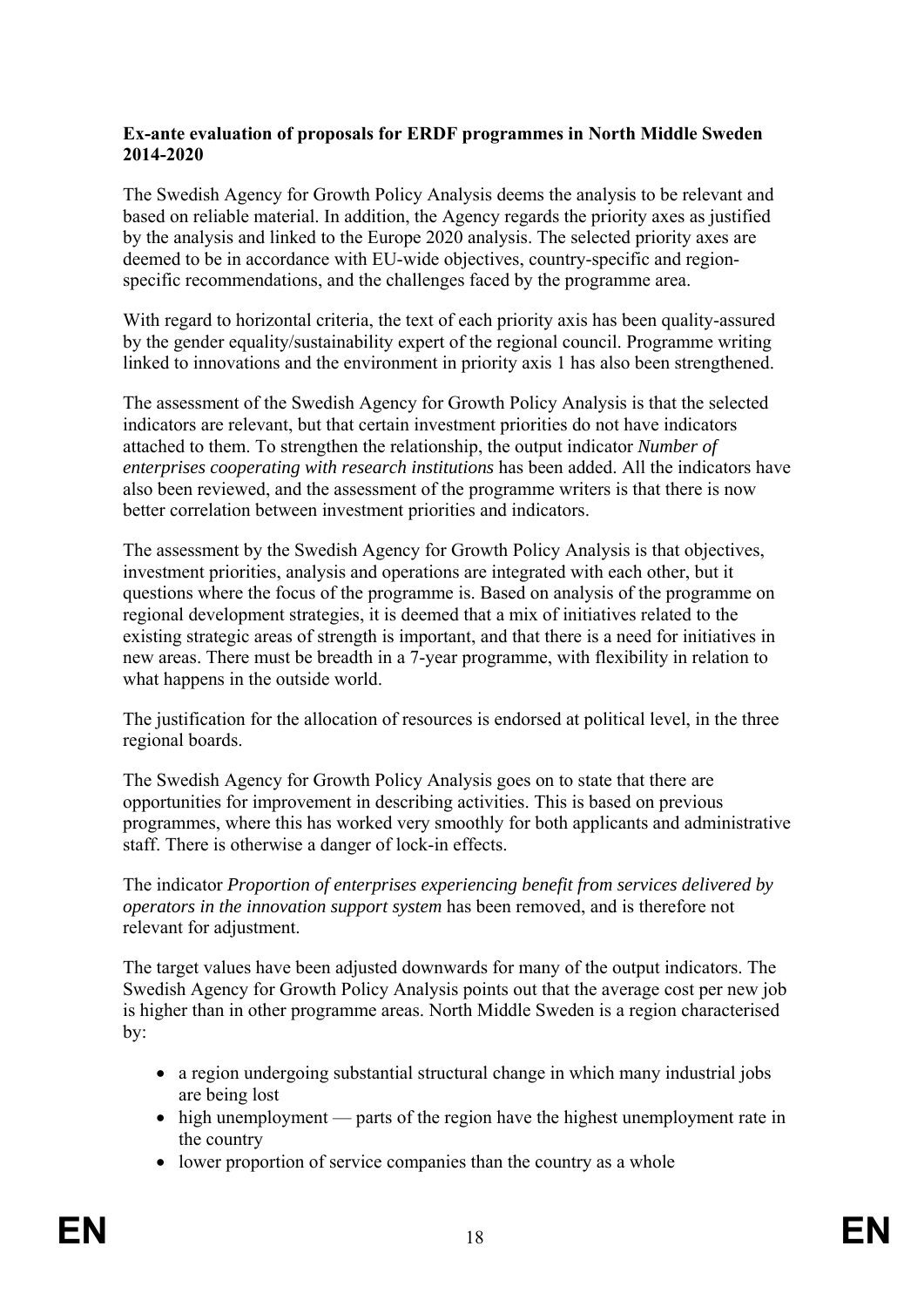**Ex-ante evaluation of proposals for ERDF programmes in North Middle Sweden 2014-2020**

The Swedish Agency for Growth Policy Analysis deems the analysis to be relevant and based on reliable material. In addition, the Agency regards the priority axes as justified by the analysis and linked to the Europe 2020 analysis. The selected priority axes are deemed to be in accordance with EU-wide objectives, country-specific and region-specific recommendations, and the challenges faced by the programme area.

With regard to horizontal criteria, the text of each priority axis has been quality-assured by the gender equality/sustainability expert of the regional council. Programme writing linked to innovations and the environment in priority axis 1 has also been strengthened.

The assessment of the Swedish Agency for Growth Policy Analysis is that the selected indicators are relevant, but that certain investment priorities do not have indicators attached to them. To strengthen the relationship, the output indicator *Number of enterprises cooperating with research institutions* has been added. All the indicators have also been reviewed, and the assessment of the programme writers is that there is now better correlation between investment priorities and indicators.

The assessment by the Swedish Agency for Growth Policy Analysis is that objectives, investment priorities, analysis and operations are integrated with each other, but it questions where the focus of the programme is. Based on analysis of the programme on regional development strategies, it is deemed that a mix of initiatives related to the existing strategic areas of strength is important, and that there is a need for initiatives in new areas. There must be breadth in a 7-year programme, with flexibility in relation to what happens in the outside world.

The justification for the allocation of resources is endorsed at political level, in the three regional boards.

The Swedish Agency for Growth Policy Analysis goes on to state that there are opportunities for improvement in describing activities. This is based on previous programmes, where this has worked very smoothly for both applicants and administrative staff. There is otherwise a danger of lock-in effects.

The indicator *Proportion of enterprises experiencing benefit from services delivered by operators in the innovation support system* has been removed, and is therefore not relevant for adjustment.

The target values have been adjusted downwards for many of the output indicators. The Swedish Agency for Growth Policy Analysis points out that the average cost per new job is higher than in other programme areas. North Middle Sweden is a region characterised by:

- a region undergoing substantial structural change in which many industrial jobs are being lost
- high unemployment — parts of the region have the highest unemployment rate in the country
- lower proportion of service companies than the country as a whole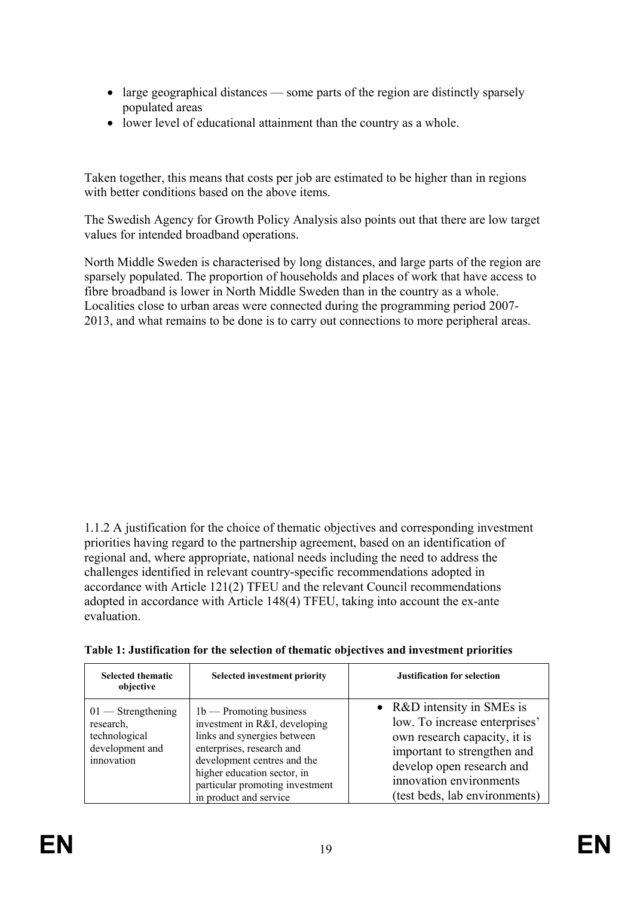- large geographical distances — some parts of the region are distinctly sparsely populated areas
- lower level of educational attainment than the country as a whole.

Taken together, this means that costs per job are estimated to be higher than in regions with better conditions based on the above items.

The Swedish Agency for Growth Policy Analysis also points out that there are low target values for intended broadband operations.

North Middle Sweden is characterised by long distances, and large parts of the region are sparsely populated. The proportion of households and places of work that have access to fibre broadband is lower in North Middle Sweden than in the country as a whole. Localities close to urban areas were connected during the programming period 2007-2013, and what remains to be done is to carry out connections to more peripheral areas.

1.1.2 A justification for the choice of thematic objectives and corresponding investment priorities having regard to the partnership agreement, based on an identification of regional and, where appropriate, national needs including the need to address the challenges identified in relevant country-specific recommendations adopted in accordance with Article 121(2) TFEU and the relevant Council recommendations adopted in accordance with Article 148(4) TFEU, taking into account the ex-ante evaluation.

**Table 1: Justification for the selection of thematic objectives and investment priorities**

| Selected thematic objective | Selected investment priority | Justification for selection |
|---|---|---|
| 01 — Strengthening research, technological development and innovation | 1b — Promoting business investment in R&I, developing links and synergies between enterprises, research and development centres and the higher education sector, in particular promoting investment in product and service | • R&D intensity in SMEs is low. To increase enterprises' own research capacity, it is important to strengthen and develop open research and innovation environments (test beds, lab environments) |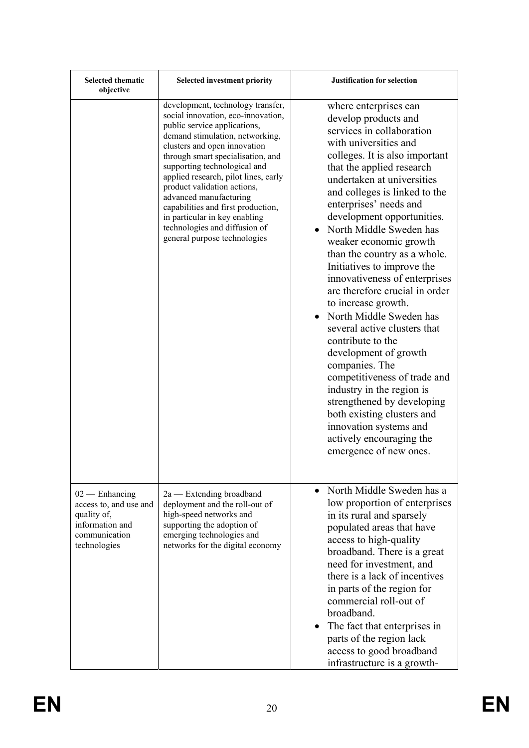| Selected thematic objective | Selected investment priority | Justification for selection |
|---|---|---|
| | development, technology transfer, social innovation, eco-innovation, public service applications, demand stimulation, networking, clusters and open innovation through smart specialisation, and supporting technological and applied research, pilot lines, early product validation actions, advanced manufacturing capabilities and first production, in particular in key enabling technologies and diffusion of general purpose technologies | where enterprises can develop products and services in collaboration with universities and colleges. It is also important that the applied research undertaken at universities and colleges is linked to the enterprises' needs and development opportunities. <br>• North Middle Sweden has weaker economic growth than the country as a whole. Initiatives to improve the innovativeness of enterprises are therefore crucial in order to increase growth. <br>• North Middle Sweden has several active clusters that contribute to the development of growth companies. The competitiveness of trade and industry in the region is strengthened by developing both existing clusters and innovation systems and actively encouraging the emergence of new ones. |
| 02 — Enhancing access to, and use and quality of, information and communication technologies | 2a — Extending broadband deployment and the roll-out of high-speed networks and supporting the adoption of emerging technologies and networks for the digital economy | • North Middle Sweden has a low proportion of enterprises in its rural and sparsely populated areas that have access to high-quality broadband. There is a great need for investment, and there is a lack of incentives in parts of the region for commercial roll-out of broadband. <br>• The fact that enterprises in parts of the region lack access to good broadband infrastructure is a growth- |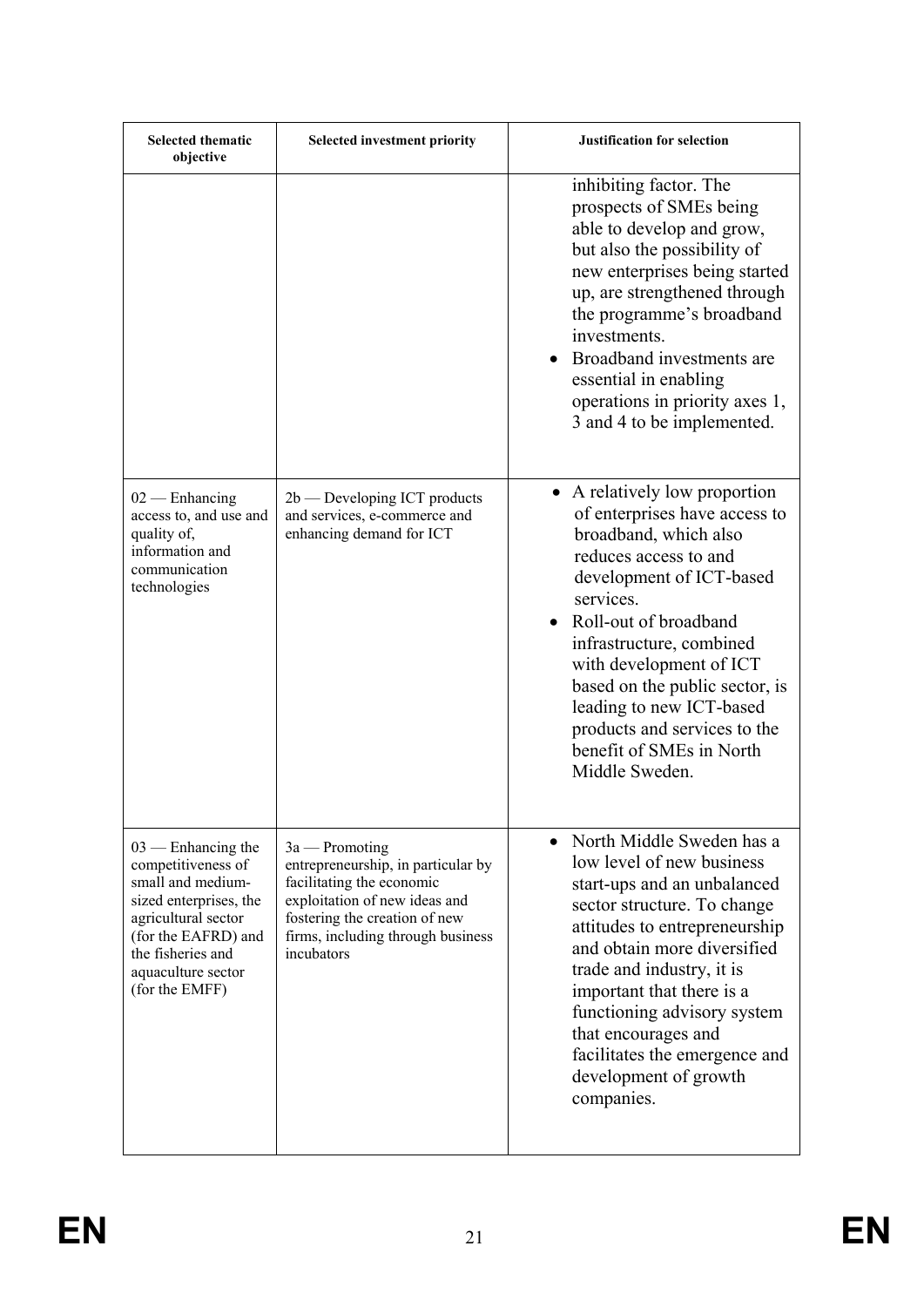| Selected thematic objective | Selected investment priority | Justification for selection |
|---|---|---|
| | | inhibiting factor. The prospects of SMEs being able to develop and grow, but also the possibility of new enterprises being started up, are strengthened through the programme's broadband investments.<br>• Broadband investments are essential in enabling operations in priority axes 1, 3 and 4 to be implemented. |
| 02 — Enhancing access to, and use and quality of, information and communication technologies | 2b — Developing ICT products and services, e-commerce and enhancing demand for ICT | • A relatively low proportion of enterprises have access to broadband, which also reduces access to and development of ICT-based services.<br>• Roll-out of broadband infrastructure, combined with development of ICT based on the public sector, is leading to new ICT-based products and services to the benefit of SMEs in North Middle Sweden. |
| 03 — Enhancing the competitiveness of small and medium-sized enterprises, the agricultural sector (for the EAFRD) and the fisheries and aquaculture sector (for the EMFF) | 3a — Promoting entrepreneurship, in particular by facilitating the economic exploitation of new ideas and fostering the creation of new firms, including through business incubators | • North Middle Sweden has a low level of new business start-ups and an unbalanced sector structure. To change attitudes to entrepreneurship and obtain more diversified trade and industry, it is important that there is a functioning advisory system that encourages and facilitates the emergence and development of growth companies. |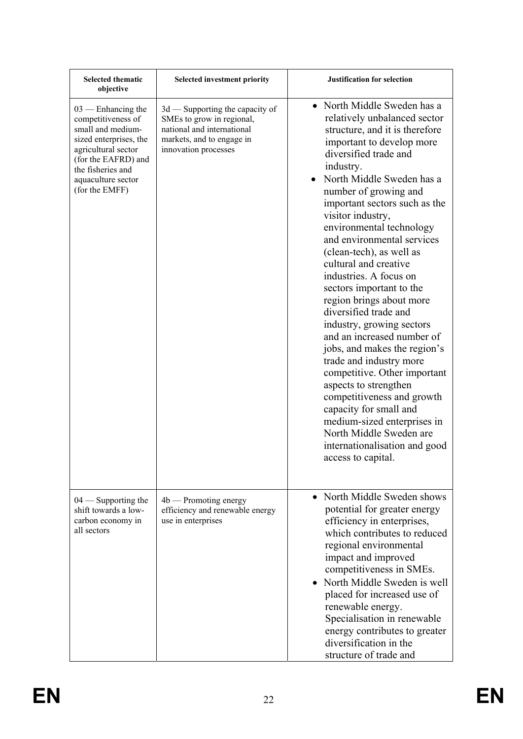| Selected thematic objective | Selected investment priority | Justification for selection |
|---|---|---|
| 03 — Enhancing the competitiveness of small and medium-sized enterprises, the agricultural sector (for the EAFRD) and the fisheries and aquaculture sector (for the EMFF) | 3d — Supporting the capacity of SMEs to grow in regional, national and international markets, and to engage in innovation processes | • North Middle Sweden has a relatively unbalanced sector structure, and it is therefore important to develop more diversified trade and industry.<br>• North Middle Sweden has a number of growing and important sectors such as the visitor industry, environmental technology and environmental services (clean-tech), as well as cultural and creative industries. A focus on sectors important to the region brings about more diversified trade and industry, growing sectors and an increased number of jobs, and makes the region's trade and industry more competitive. Other important aspects to strengthen competitiveness and growth capacity for small and medium-sized enterprises in North Middle Sweden are internationalisation and good access to capital. |
| 04 — Supporting the shift towards a low-carbon economy in all sectors | 4b — Promoting energy efficiency and renewable energy use in enterprises | • North Middle Sweden shows potential for greater energy efficiency in enterprises, which contributes to reduced regional environmental impact and improved competitiveness in SMEs.<br>• North Middle Sweden is well placed for increased use of renewable energy. Specialisation in renewable energy contributes to greater diversification in the structure of trade and |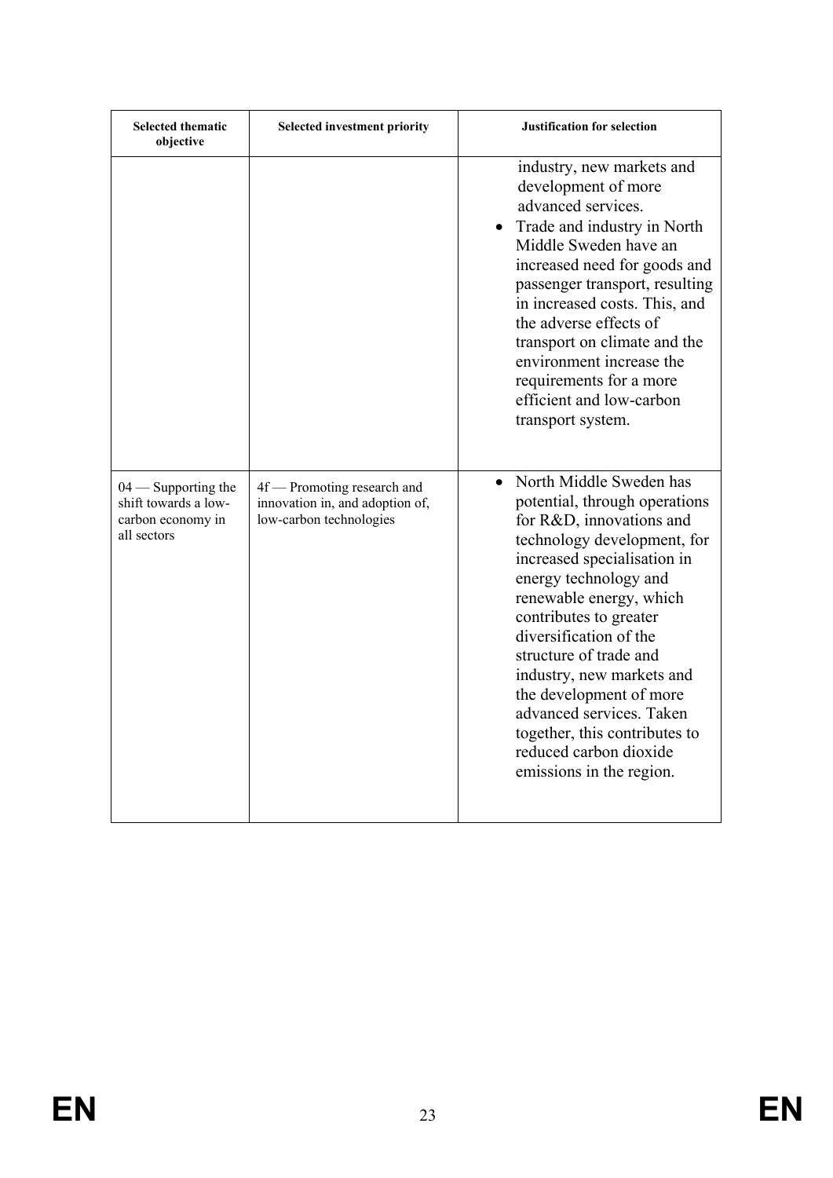| Selected thematic objective | Selected investment priority | Justification for selection |
|---|---|---|
| | | industry, new markets and development of more advanced services.<br>• Trade and industry in North Middle Sweden have an increased need for goods and passenger transport, resulting in increased costs. This, and the adverse effects of transport on climate and the environment increase the requirements for a more efficient and low-carbon transport system. |
| 04 — Supporting the shift towards a low-carbon economy in all sectors | 4f — Promoting research and innovation in, and adoption of, low-carbon technologies | • North Middle Sweden has potential, through operations for R&D, innovations and technology development, for increased specialisation in energy technology and renewable energy, which contributes to greater diversification of the structure of trade and industry, new markets and the development of more advanced services. Taken together, this contributes to reduced carbon dioxide emissions in the region. |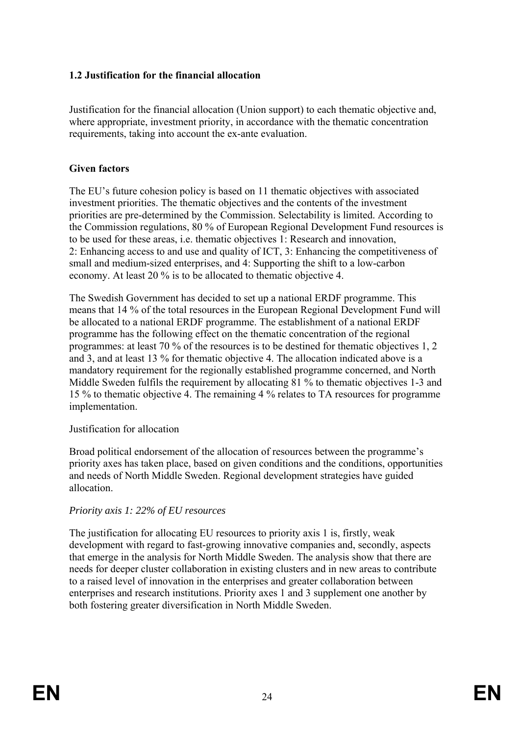## 1.2 Justification for the financial allocation

Justification for the financial allocation (Union support) to each thematic objective and, where appropriate, investment priority, in accordance with the thematic concentration requirements, taking into account the ex-ante evaluation.

### Given factors

The EU's future cohesion policy is based on 11 thematic objectives with associated investment priorities. The thematic objectives and the contents of the investment priorities are pre-determined by the Commission. Selectability is limited. According to the Commission regulations, 80 % of European Regional Development Fund resources is to be used for these areas, i.e. thematic objectives 1: Research and innovation, 2: Enhancing access to and use and quality of ICT, 3: Enhancing the competitiveness of small and medium-sized enterprises, and 4: Supporting the shift to a low-carbon economy. At least 20 % is to be allocated to thematic objective 4.

The Swedish Government has decided to set up a national ERDF programme. This means that 14 % of the total resources in the European Regional Development Fund will be allocated to a national ERDF programme. The establishment of a national ERDF programme has the following effect on the thematic concentration of the regional programmes: at least 70 % of the resources is to be destined for thematic objectives 1, 2 and 3, and at least 13 % for thematic objective 4. The allocation indicated above is a mandatory requirement for the regionally established programme concerned, and North Middle Sweden fulfils the requirement by allocating 81 % to thematic objectives 1-3 and 15 % to thematic objective 4. The remaining 4 % relates to TA resources for programme implementation.

Justification for allocation

Broad political endorsement of the allocation of resources between the programme's priority axes has taken place, based on given conditions and the conditions, opportunities and needs of North Middle Sweden. Regional development strategies have guided allocation.

*Priority axis 1: 22% of EU resources*

The justification for allocating EU resources to priority axis 1 is, firstly, weak development with regard to fast-growing innovative companies and, secondly, aspects that emerge in the analysis for North Middle Sweden. The analysis show that there are needs for deeper cluster collaboration in existing clusters and in new areas to contribute to a raised level of innovation in the enterprises and greater collaboration between enterprises and research institutions. Priority axes 1 and 3 supplement one another by both fostering greater diversification in North Middle Sweden.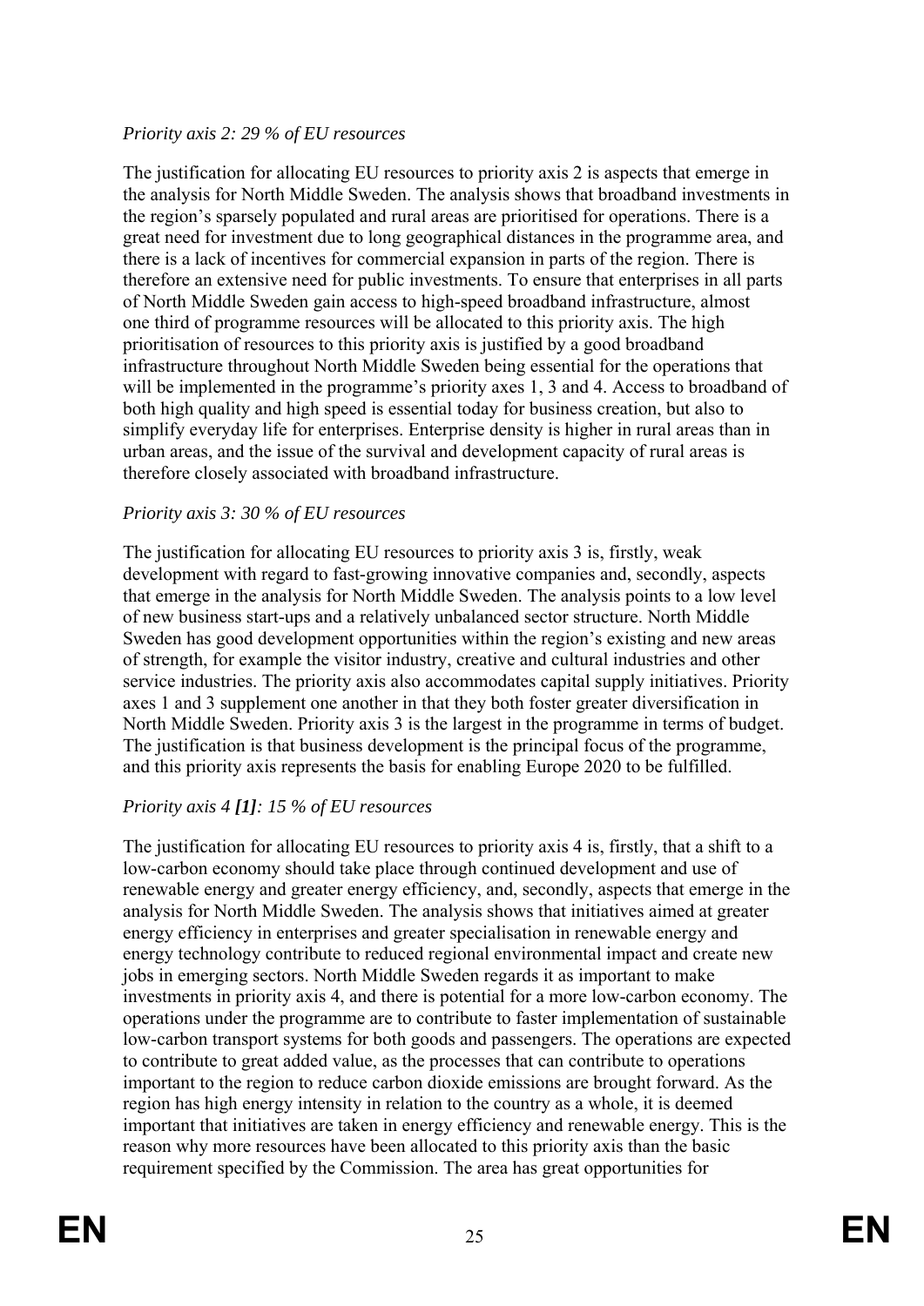*Priority axis 2: 29 % of EU resources*

The justification for allocating EU resources to priority axis 2 is aspects that emerge in the analysis for North Middle Sweden. The analysis shows that broadband investments in the region's sparsely populated and rural areas are prioritised for operations. There is a great need for investment due to long geographical distances in the programme area, and there is a lack of incentives for commercial expansion in parts of the region. There is therefore an extensive need for public investments. To ensure that enterprises in all parts of North Middle Sweden gain access to high-speed broadband infrastructure, almost one third of programme resources will be allocated to this priority axis. The high prioritisation of resources to this priority axis is justified by a good broadband infrastructure throughout North Middle Sweden being essential for the operations that will be implemented in the programme's priority axes 1, 3 and 4. Access to broadband of both high quality and high speed is essential today for business creation, but also to simplify everyday life for enterprises. Enterprise density is higher in rural areas than in urban areas, and the issue of the survival and development capacity of rural areas is therefore closely associated with broadband infrastructure.

*Priority axis 3: 30 % of EU resources*

The justification for allocating EU resources to priority axis 3 is, firstly, weak development with regard to fast-growing innovative companies and, secondly, aspects that emerge in the analysis for North Middle Sweden. The analysis points to a low level of new business start-ups and a relatively unbalanced sector structure. North Middle Sweden has good development opportunities within the region's existing and new areas of strength, for example the visitor industry, creative and cultural industries and other service industries. The priority axis also accommodates capital supply initiatives. Priority axes 1 and 3 supplement one another in that they both foster greater diversification in North Middle Sweden. Priority axis 3 is the largest in the programme in terms of budget. The justification is that business development is the principal focus of the programme, and this priority axis represents the basis for enabling Europe 2020 to be fulfilled.

*Priority axis 4* ***[1]****: 15 % of EU resources*

The justification for allocating EU resources to priority axis 4 is, firstly, that a shift to a low-carbon economy should take place through continued development and use of renewable energy and greater energy efficiency, and, secondly, aspects that emerge in the analysis for North Middle Sweden. The analysis shows that initiatives aimed at greater energy efficiency in enterprises and greater specialisation in renewable energy and energy technology contribute to reduced regional environmental impact and create new jobs in emerging sectors. North Middle Sweden regards it as important to make investments in priority axis 4, and there is potential for a more low-carbon economy. The operations under the programme are to contribute to faster implementation of sustainable low-carbon transport systems for both goods and passengers. The operations are expected to contribute to great added value, as the processes that can contribute to operations important to the region to reduce carbon dioxide emissions are brought forward. As the region has high energy intensity in relation to the country as a whole, it is deemed important that initiatives are taken in energy efficiency and renewable energy. This is the reason why more resources have been allocated to this priority axis than the basic requirement specified by the Commission. The area has great opportunities for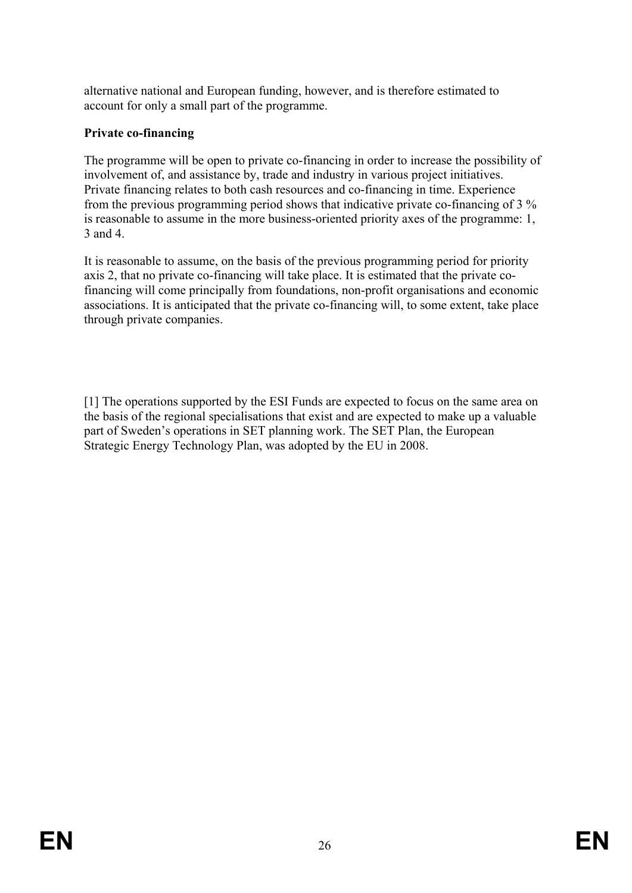alternative national and European funding, however, and is therefore estimated to account for only a small part of the programme.

**Private co-financing**

The programme will be open to private co-financing in order to increase the possibility of involvement of, and assistance by, trade and industry in various project initiatives. Private financing relates to both cash resources and co-financing in time. Experience from the previous programming period shows that indicative private co-financing of 3 % is reasonable to assume in the more business-oriented priority axes of the programme: 1, 3 and 4.

It is reasonable to assume, on the basis of the previous programming period for priority axis 2, that no private co-financing will take place. It is estimated that the private co-financing will come principally from foundations, non-profit organisations and economic associations. It is anticipated that the private co-financing will, to some extent, take place through private companies.

[1] The operations supported by the ESI Funds are expected to focus on the same area on the basis of the regional specialisations that exist and are expected to make up a valuable part of Sweden's operations in SET planning work. The SET Plan, the European Strategic Energy Technology Plan, was adopted by the EU in 2008.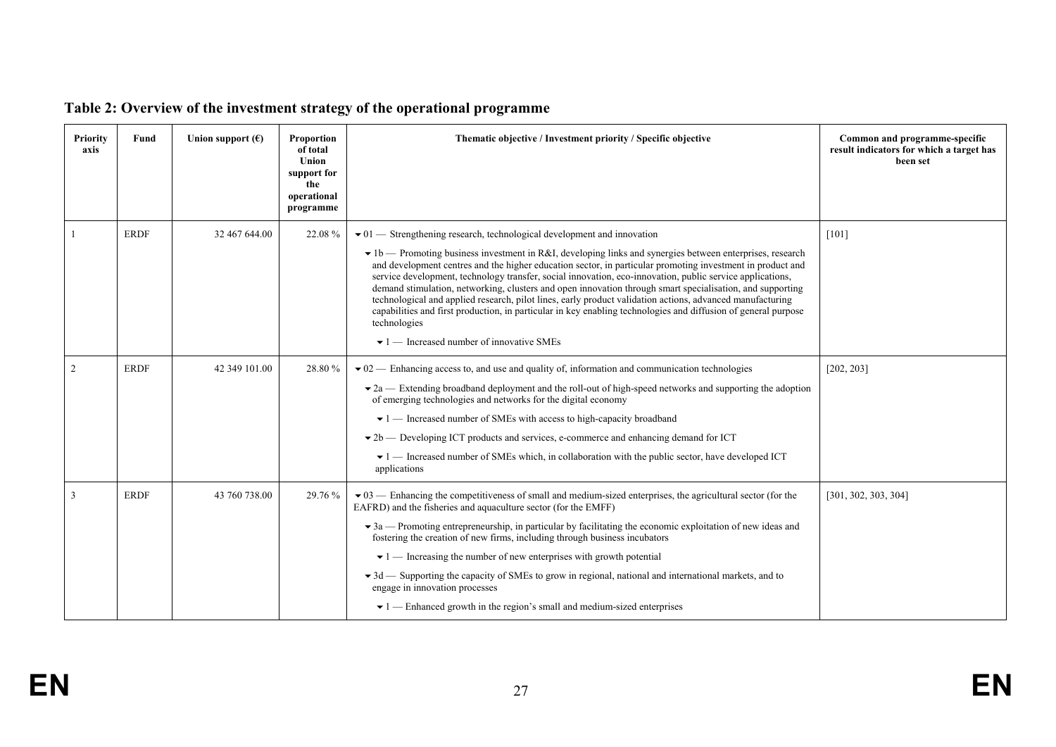## Table 2: Overview of the investment strategy of the operational programme

| Priority axis | Fund | Union support (€) | Proportion of total Union support for the operational programme | Thematic objective / Investment priority / Specific objective | Common and programme-specific result indicators for which a target has been set |
|---|---|---|---|---|---|
| 1 | ERDF | 32 467 644.00 | 22.08 % | ▾01 — Strengthening research, technological development and innovation<br>▾1b — Promoting business investment in R&I, developing links and synergies between enterprises, research and development centres and the higher education sector, in particular promoting investment in product and service development, technology transfer, social innovation, eco-innovation, public service applications, demand stimulation, networking, clusters and open innovation through smart specialisation, and supporting technological and applied research, pilot lines, early product validation actions, advanced manufacturing capabilities and first production, in particular in key enabling technologies and diffusion of general purpose technologies<br>▾1 — Increased number of innovative SMEs | [101] |
| 2 | ERDF | 42 349 101.00 | 28.80 % | ▾02 — Enhancing access to, and use and quality of, information and communication technologies<br>▾2a — Extending broadband deployment and the roll-out of high-speed networks and supporting the adoption of emerging technologies and networks for the digital economy<br>▾1 — Increased number of SMEs with access to high-capacity broadband<br>▾2b — Developing ICT products and services, e-commerce and enhancing demand for ICT<br>▾1 — Increased number of SMEs which, in collaboration with the public sector, have developed ICT applications | [202, 203] |
| 3 | ERDF | 43 760 738.00 | 29.76 % | ▾03 — Enhancing the competitiveness of small and medium-sized enterprises, the agricultural sector (for the EAFRD) and the fisheries and aquaculture sector (for the EMFF)<br>▾3a — Promoting entrepreneurship, in particular by facilitating the economic exploitation of new ideas and fostering the creation of new firms, including through business incubators<br>▾1 — Increasing the number of new enterprises with growth potential<br>▾3d — Supporting the capacity of SMEs to grow in regional, national and international markets, and to engage in innovation processes<br>▾1 — Enhanced growth in the region's small and medium-sized enterprises | [301, 302, 303, 304] |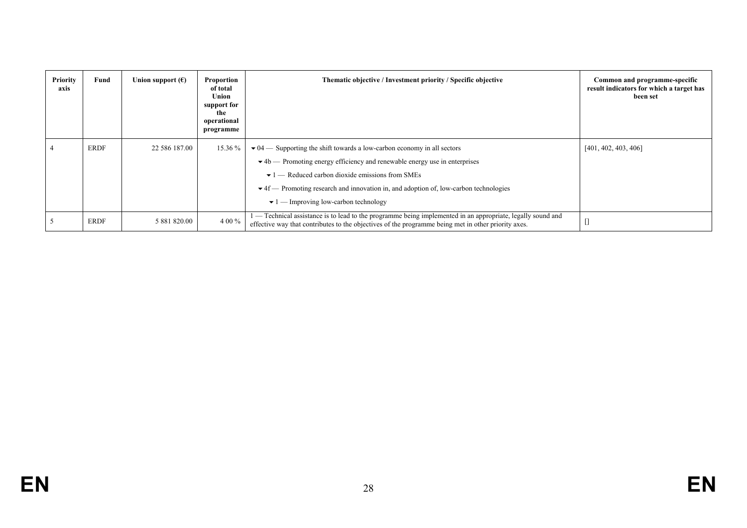| Priority axis | Fund | Union support (€) | Proportion of total Union support for the operational programme | Thematic objective / Investment priority / Specific objective | Common and programme-specific result indicators for which a target has been set |
|---|---|---|---|---|---|
| 4 | ERDF | 22 586 187.00 | 15.36 % | ▾ 04 — Supporting the shift towards a low-carbon economy in all sectors<br>▾ 4b — Promoting energy efficiency and renewable energy use in enterprises<br>▾ 1 — Reduced carbon dioxide emissions from SMEs<br>▾ 4f — Promoting research and innovation in, and adoption of, low-carbon technologies<br>▾ 1 — Improving low-carbon technology | [401, 402, 403, 406] |
| 5 | ERDF | 5 881 820.00 | 4 00 % | 1 — Technical assistance is to lead to the programme being implemented in an appropriate, legally sound and effective way that contributes to the objectives of the programme being met in other priority axes. | [] |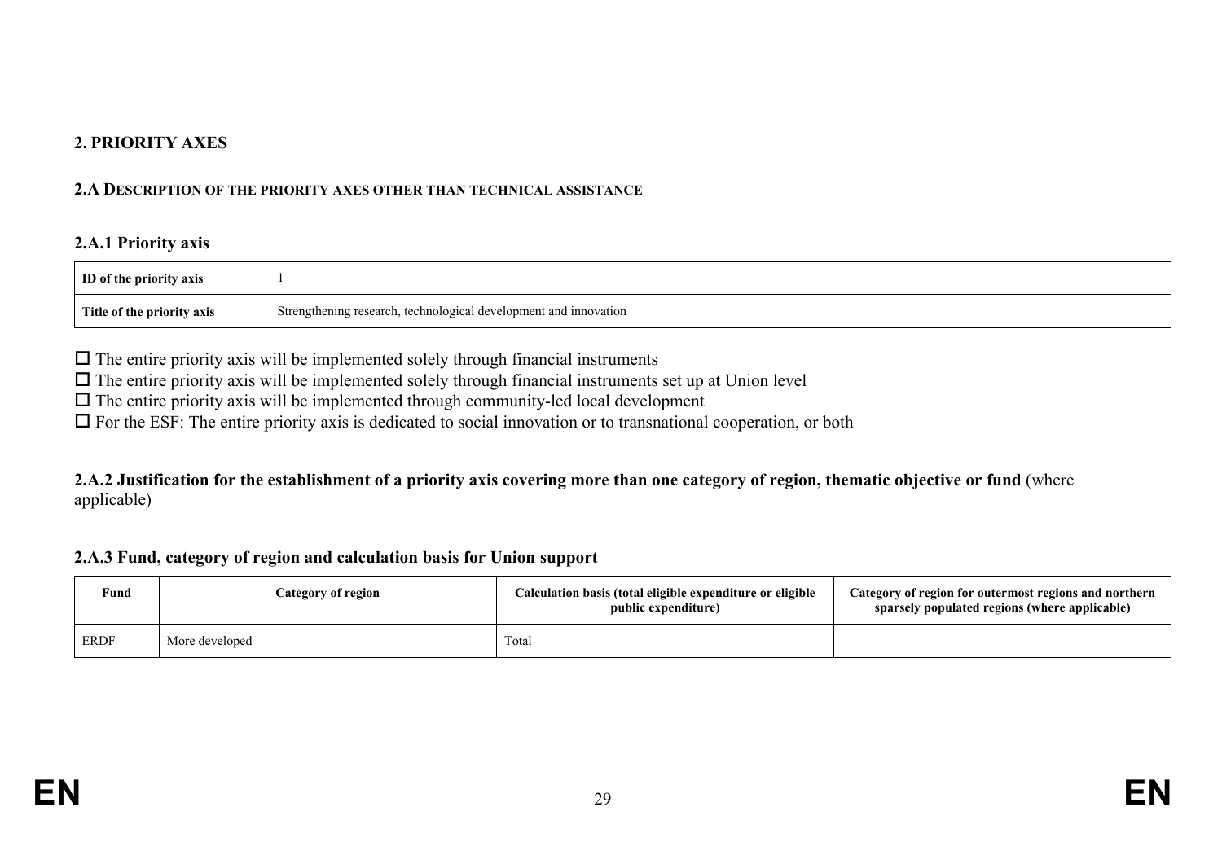## 2. PRIORITY AXES

### 2.A DESCRIPTION OF THE PRIORITY AXES OTHER THAN TECHNICAL ASSISTANCE

#### 2.A.1 Priority axis

| ID of the priority axis | 1 |
|---|---|
| Title of the priority axis | Strengthening research, technological development and innovation |

☐ The entire priority axis will be implemented solely through financial instruments

☐ The entire priority axis will be implemented solely through financial instruments set up at Union level

☐ The entire priority axis will be implemented through community-led local development

☐ For the ESF: The entire priority axis is dedicated to social innovation or to transnational cooperation, or both

#### 2.A.2 Justification for the establishment of a priority axis covering more than one category of region, thematic objective or fund (where applicable)

#### 2.A.3 Fund, category of region and calculation basis for Union support

| Fund | Category of region | Calculation basis (total eligible expenditure or eligible public expenditure) | Category of region for outermost regions and northern sparsely populated regions (where applicable) |
|---|---|---|---|
| ERDF | More developed | Total | |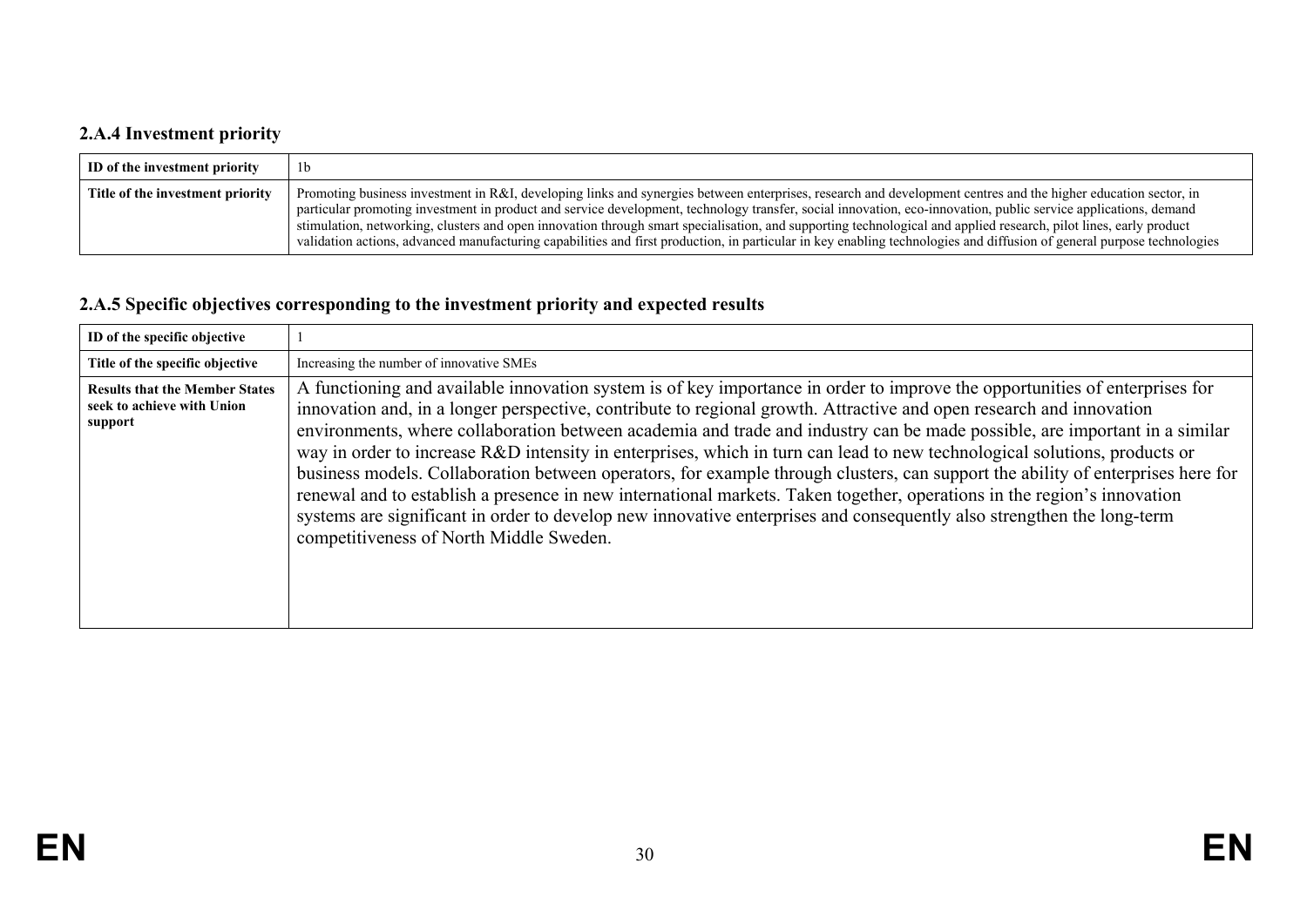### 2.A.4 Investment priority

| ID of the investment priority | 1b |
|---|---|
| Title of the investment priority | Promoting business investment in R&I, developing links and synergies between enterprises, research and development centres and the higher education sector, in particular promoting investment in product and service development, technology transfer, social innovation, eco-innovation, public service applications, demand stimulation, networking, clusters and open innovation through smart specialisation, and supporting technological and applied research, pilot lines, early product validation actions, advanced manufacturing capabilities and first production, in particular in key enabling technologies and diffusion of general purpose technologies |

### 2.A.5 Specific objectives corresponding to the investment priority and expected results

| ID of the specific objective | 1 |
|---|---|
| Title of the specific objective | Increasing the number of innovative SMEs |
| Results that the Member States seek to achieve with Union support | A functioning and available innovation system is of key importance in order to improve the opportunities of enterprises for innovation and, in a longer perspective, contribute to regional growth. Attractive and open research and innovation environments, where collaboration between academia and trade and industry can be made possible, are important in a similar way in order to increase R&D intensity in enterprises, which in turn can lead to new technological solutions, products or business models. Collaboration between operators, for example through clusters, can support the ability of enterprises here for renewal and to establish a presence in new international markets. Taken together, operations in the region's innovation systems are significant in order to develop new innovative enterprises and consequently also strengthen the long-term competitiveness of North Middle Sweden. |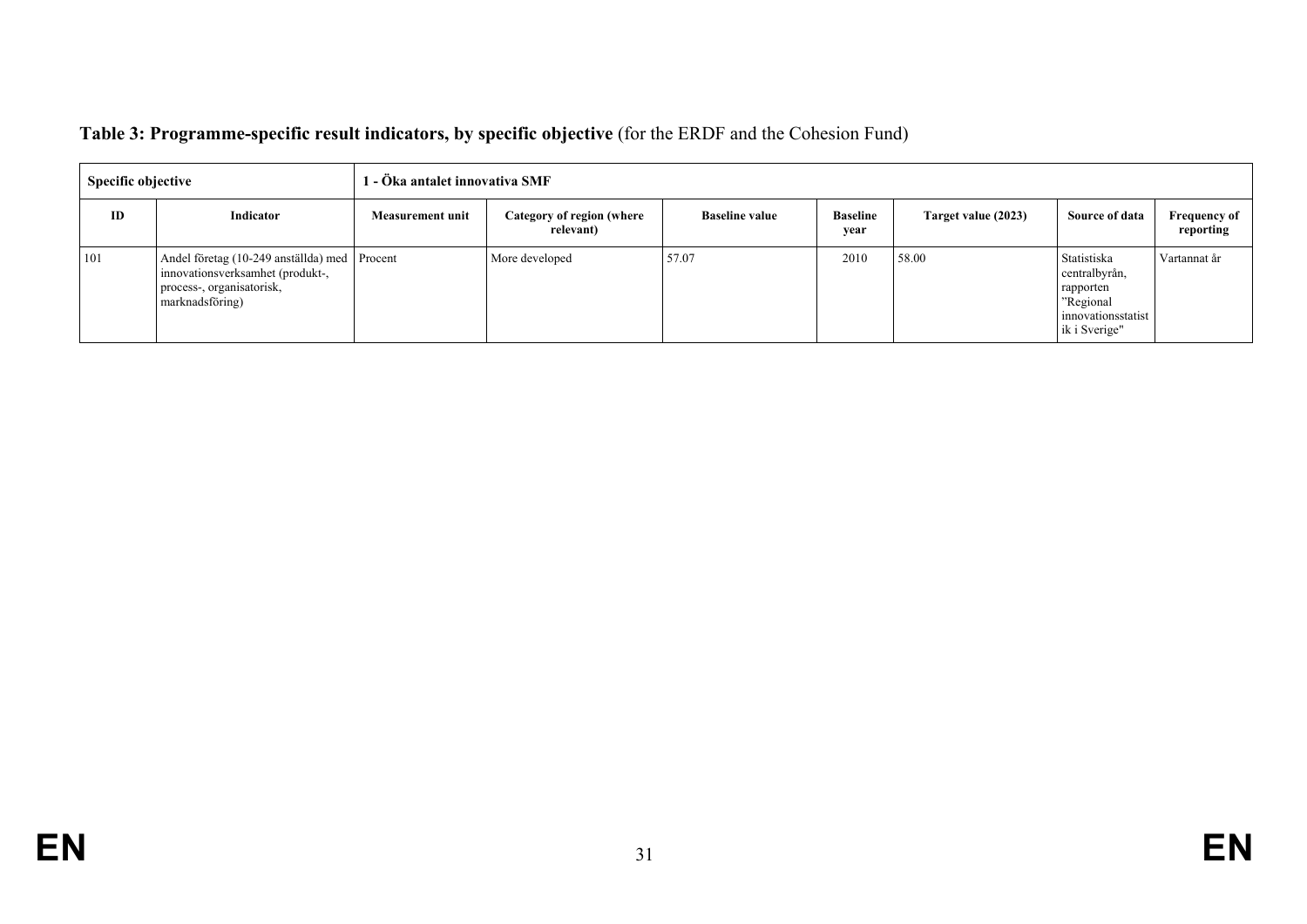**Table 3: Programme-specific result indicators, by specific objective** (for the ERDF and the Cohesion Fund)

| Specific objective | | 1 - Öka antalet innovativa SMF | | | | | | |
|---|---|---|---|---|---|---|---|---|
| **ID** | **Indicator** | **Measurement unit** | **Category of region (where relevant)** | **Baseline value** | **Baseline year** | **Target value (2023)** | **Source of data** | **Frequency of reporting** |
| 101 | Andel företag (10-249 anställda) med innovationsverksamhet (produkt-, process-, organisatorisk, marknadsföring) | Procent | More developed | 57.07 | 2010 | 58.00 | Statistiska centralbyrån, rapporten ”Regional innovationsstatistik i Sverige" | Vartannat år |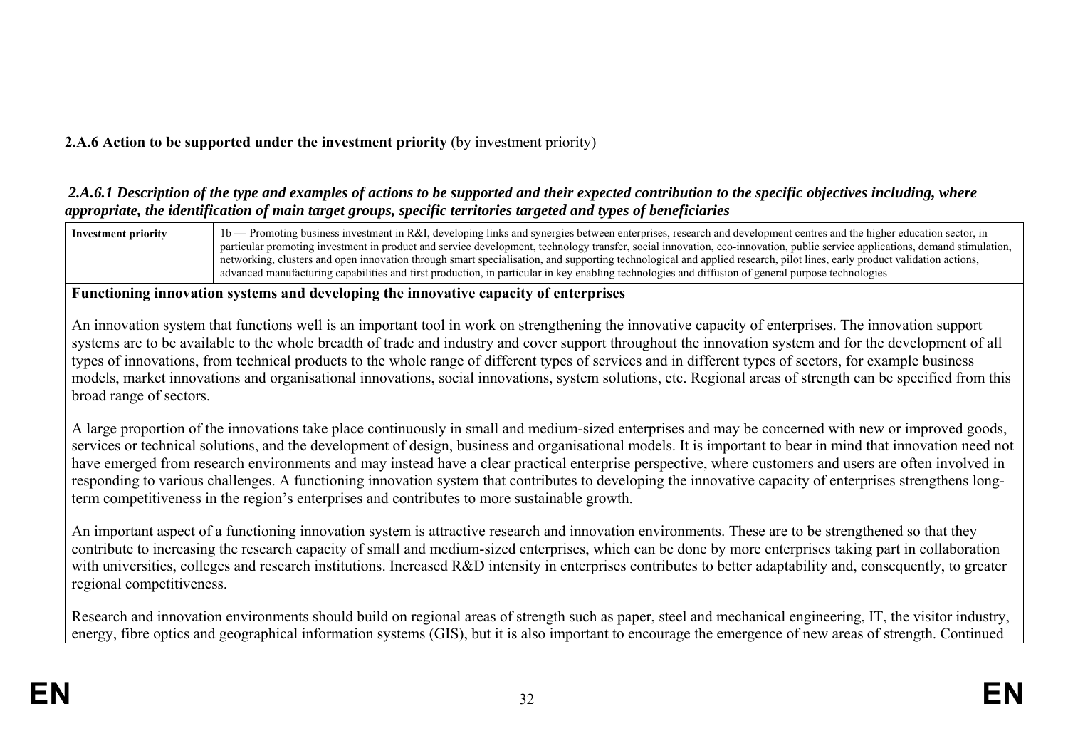**2.A.6 Action to be supported under the investment priority** (by investment priority)

***2.A.6.1 Description of the type and examples of actions to be supported and their expected contribution to the specific objectives including, where appropriate, the identification of main target groups, specific territories targeted and types of beneficiaries***

| **Investment priority** | 1b — Promoting business investment in R&I, developing links and synergies between enterprises, research and development centres and the higher education sector, in particular promoting investment in product and service development, technology transfer, social innovation, eco-innovation, public service applications, demand stimulation, networking, clusters and open innovation through smart specialisation, and supporting technological and applied research, pilot lines, early product validation actions, advanced manufacturing capabilities and first production, in particular in key enabling technologies and diffusion of general purpose technologies |
|---|---|

**Functioning innovation systems and developing the innovative capacity of enterprises**

An innovation system that functions well is an important tool in work on strengthening the innovative capacity of enterprises. The innovation support systems are to be available to the whole breadth of trade and industry and cover support throughout the innovation system and for the development of all types of innovations, from technical products to the whole range of different types of services and in different types of sectors, for example business models, market innovations and organisational innovations, social innovations, system solutions, etc. Regional areas of strength can be specified from this broad range of sectors.

A large proportion of the innovations take place continuously in small and medium-sized enterprises and may be concerned with new or improved goods, services or technical solutions, and the development of design, business and organisational models. It is important to bear in mind that innovation need not have emerged from research environments and may instead have a clear practical enterprise perspective, where customers and users are often involved in responding to various challenges. A functioning innovation system that contributes to developing the innovative capacity of enterprises strengthens long-term competitiveness in the region's enterprises and contributes to more sustainable growth.

An important aspect of a functioning innovation system is attractive research and innovation environments. These are to be strengthened so that they contribute to increasing the research capacity of small and medium-sized enterprises, which can be done by more enterprises taking part in collaboration with universities, colleges and research institutions. Increased R&D intensity in enterprises contributes to better adaptability and, consequently, to greater regional competitiveness.

Research and innovation environments should build on regional areas of strength such as paper, steel and mechanical engineering, IT, the visitor industry, energy, fibre optics and geographical information systems (GIS), but it is also important to encourage the emergence of new areas of strength. Continued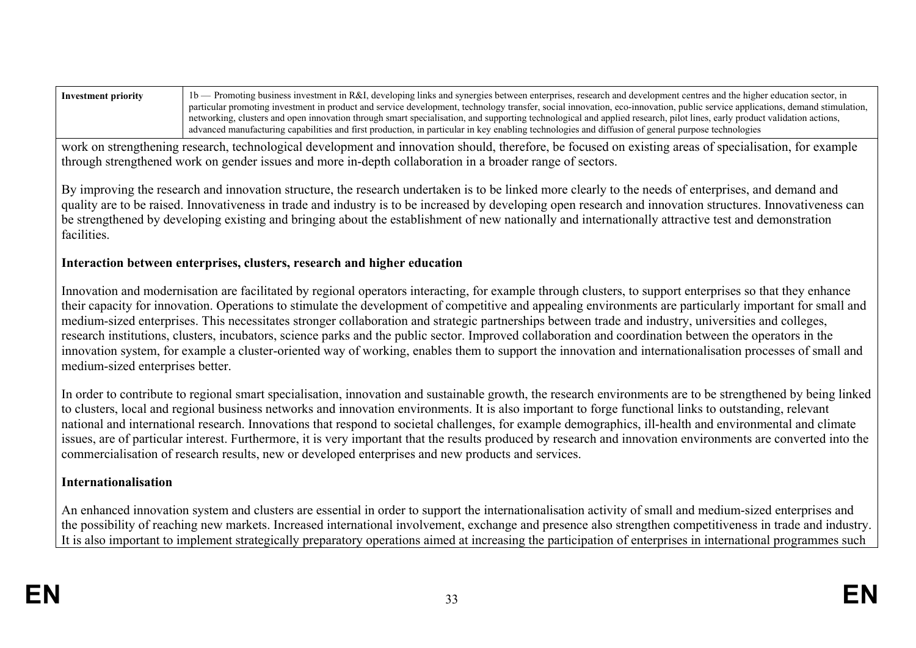| Investment priority | 1b — Promoting business investment in R&I, developing links and synergies between enterprises, research and development centres and the higher education sector, in particular promoting investment in product and service development, technology transfer, social innovation, eco-innovation, public service applications, demand stimulation, networking, clusters and open innovation through smart specialisation, and supporting technological and applied research, pilot lines, early product validation actions, advanced manufacturing capabilities and first production, in particular in key enabling technologies and diffusion of general purpose technologies |
|---|---|

work on strengthening research, technological development and innovation should, therefore, be focused on existing areas of specialisation, for example through strengthened work on gender issues and more in-depth collaboration in a broader range of sectors.

By improving the research and innovation structure, the research undertaken is to be linked more clearly to the needs of enterprises, and demand and quality are to be raised. Innovativeness in trade and industry is to be increased by developing open research and innovation structures. Innovativeness can be strengthened by developing existing and bringing about the establishment of new nationally and internationally attractive test and demonstration facilities.

**Interaction between enterprises, clusters, research and higher education**

Innovation and modernisation are facilitated by regional operators interacting, for example through clusters, to support enterprises so that they enhance their capacity for innovation. Operations to stimulate the development of competitive and appealing environments are particularly important for small and medium-sized enterprises. This necessitates stronger collaboration and strategic partnerships between trade and industry, universities and colleges, research institutions, clusters, incubators, science parks and the public sector. Improved collaboration and coordination between the operators in the innovation system, for example a cluster-oriented way of working, enables them to support the innovation and internationalisation processes of small and medium-sized enterprises better.

In order to contribute to regional smart specialisation, innovation and sustainable growth, the research environments are to be strengthened by being linked to clusters, local and regional business networks and innovation environments. It is also important to forge functional links to outstanding, relevant national and international research. Innovations that respond to societal challenges, for example demographics, ill-health and environmental and climate issues, are of particular interest. Furthermore, it is very important that the results produced by research and innovation environments are converted into the commercialisation of research results, new or developed enterprises and new products and services.

**Internationalisation**

An enhanced innovation system and clusters are essential in order to support the internationalisation activity of small and medium-sized enterprises and the possibility of reaching new markets. Increased international involvement, exchange and presence also strengthen competitiveness in trade and industry. It is also important to implement strategically preparatory operations aimed at increasing the participation of enterprises in international programmes such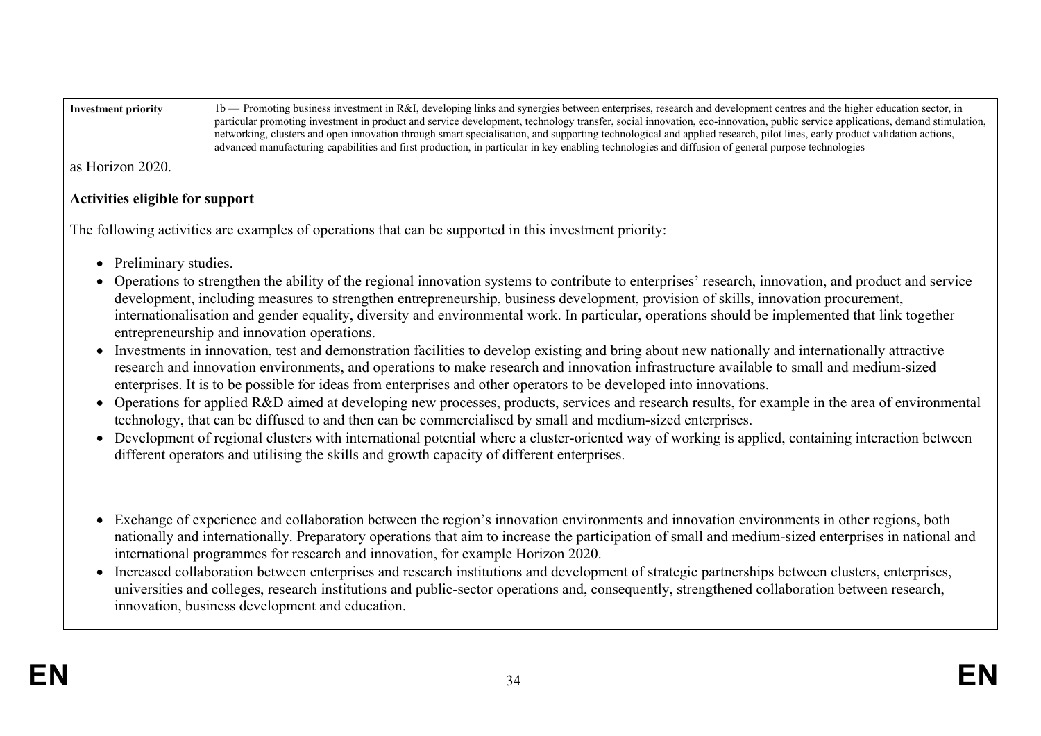| Investment priority | 1b — Promoting business investment in R&I, developing links and synergies between enterprises, research and development centres and the higher education sector, in particular promoting investment in product and service development, technology transfer, social innovation, eco-innovation, public service applications, demand stimulation, networking, clusters and open innovation through smart specialisation, and supporting technological and applied research, pilot lines, early product validation actions, advanced manufacturing capabilities and first production, in particular in key enabling technologies and diffusion of general purpose technologies |
|---|---|

as Horizon 2020.

**Activities eligible for support**

The following activities are examples of operations that can be supported in this investment priority:

- Preliminary studies.
- Operations to strengthen the ability of the regional innovation systems to contribute to enterprises' research, innovation, and product and service development, including measures to strengthen entrepreneurship, business development, provision of skills, innovation procurement, internationalisation and gender equality, diversity and environmental work. In particular, operations should be implemented that link together entrepreneurship and innovation operations.
- Investments in innovation, test and demonstration facilities to develop existing and bring about new nationally and internationally attractive research and innovation environments, and operations to make research and innovation infrastructure available to small and medium-sized enterprises. It is to be possible for ideas from enterprises and other operators to be developed into innovations.
- Operations for applied R&D aimed at developing new processes, products, services and research results, for example in the area of environmental technology, that can be diffused to and then can be commercialised by small and medium-sized enterprises.
- Development of regional clusters with international potential where a cluster-oriented way of working is applied, containing interaction between different operators and utilising the skills and growth capacity of different enterprises.
- Exchange of experience and collaboration between the region's innovation environments and innovation environments in other regions, both nationally and internationally. Preparatory operations that aim to increase the participation of small and medium-sized enterprises in national and international programmes for research and innovation, for example Horizon 2020.
- Increased collaboration between enterprises and research institutions and development of strategic partnerships between clusters, enterprises, universities and colleges, research institutions and public-sector operations and, consequently, strengthened collaboration between research, innovation, business development and education.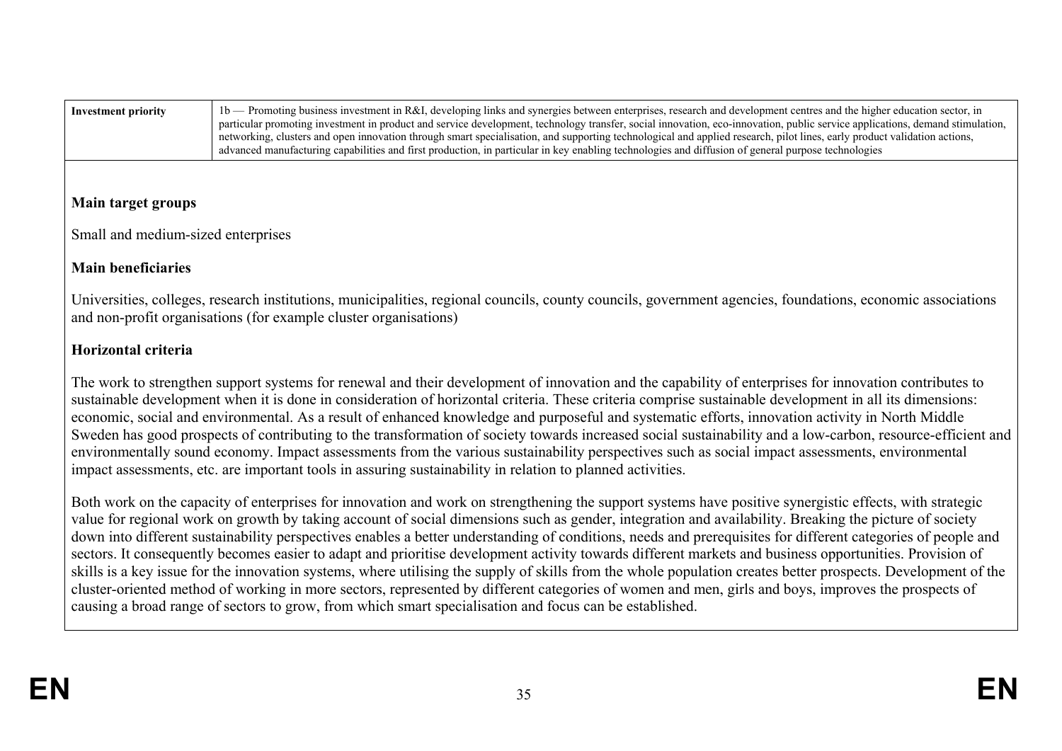| Investment priority | 1b — Promoting business investment in R&I, developing links and synergies between enterprises, research and development centres and the higher education sector, in particular promoting investment in product and service development, technology transfer, social innovation, eco-innovation, public service applications, demand stimulation, networking, clusters and open innovation through smart specialisation, and supporting technological and applied research, pilot lines, early product validation actions, advanced manufacturing capabilities and first production, in particular in key enabling technologies and diffusion of general purpose technologies |
|---|---|

**Main target groups**

Small and medium-sized enterprises

**Main beneficiaries**

Universities, colleges, research institutions, municipalities, regional councils, county councils, government agencies, foundations, economic associations and non-profit organisations (for example cluster organisations)

**Horizontal criteria**

The work to strengthen support systems for renewal and their development of innovation and the capability of enterprises for innovation contributes to sustainable development when it is done in consideration of horizontal criteria. These criteria comprise sustainable development in all its dimensions: economic, social and environmental. As a result of enhanced knowledge and purposeful and systematic efforts, innovation activity in North Middle Sweden has good prospects of contributing to the transformation of society towards increased social sustainability and a low-carbon, resource-efficient and environmentally sound economy. Impact assessments from the various sustainability perspectives such as social impact assessments, environmental impact assessments, etc. are important tools in assuring sustainability in relation to planned activities.

Both work on the capacity of enterprises for innovation and work on strengthening the support systems have positive synergistic effects, with strategic value for regional work on growth by taking account of social dimensions such as gender, integration and availability. Breaking the picture of society down into different sustainability perspectives enables a better understanding of conditions, needs and prerequisites for different categories of people and sectors. It consequently becomes easier to adapt and prioritise development activity towards different markets and business opportunities. Provision of skills is a key issue for the innovation systems, where utilising the supply of skills from the whole population creates better prospects. Development of the cluster-oriented method of working in more sectors, represented by different categories of women and men, girls and boys, improves the prospects of causing a broad range of sectors to grow, from which smart specialisation and focus can be established.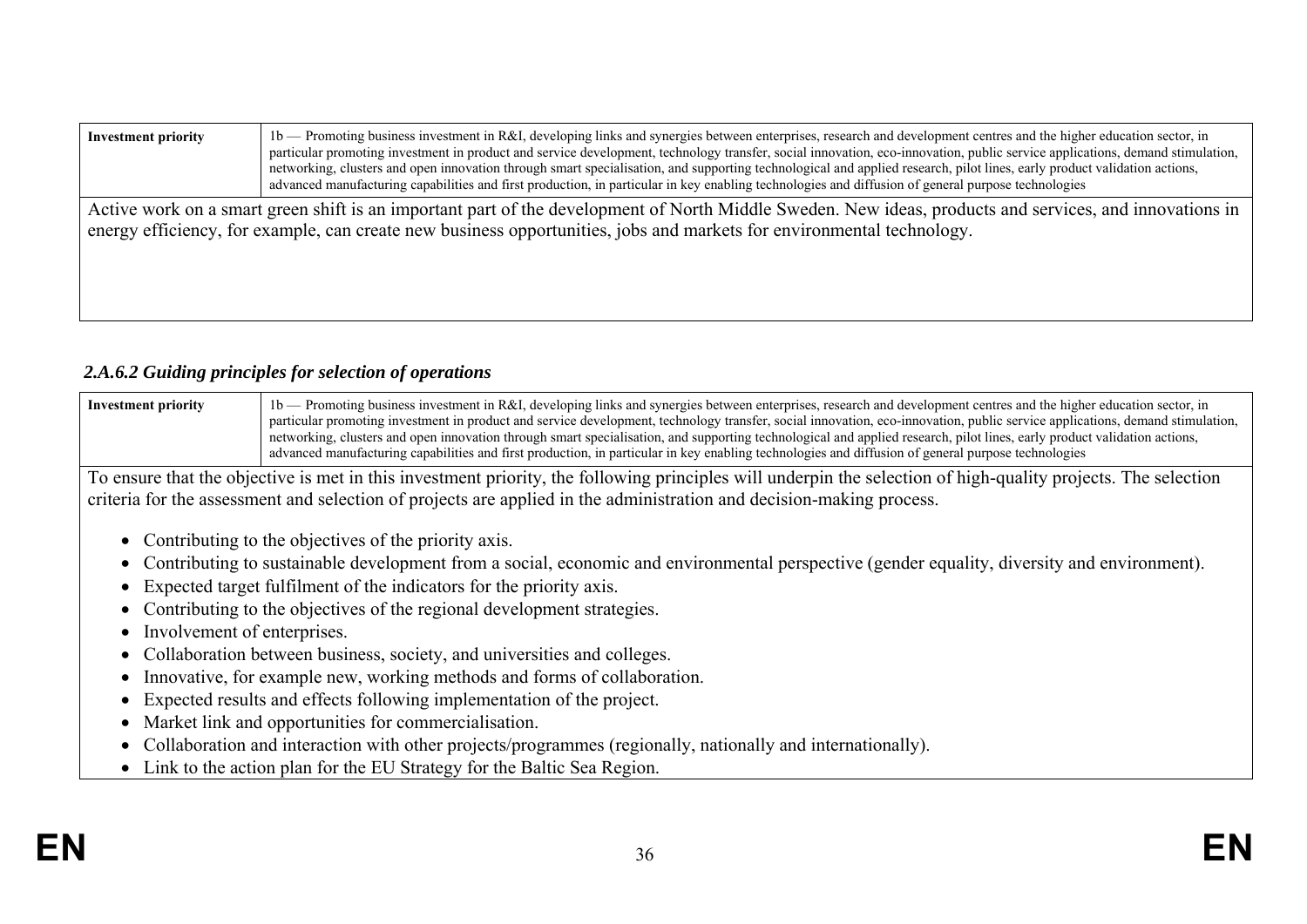| Investment priority | 1b — Promoting business investment in R&I, developing links and synergies between enterprises, research and development centres and the higher education sector, in particular promoting investment in product and service development, technology transfer, social innovation, eco-innovation, public service applications, demand stimulation, networking, clusters and open innovation through smart specialisation, and supporting technological and applied research, pilot lines, early product validation actions, advanced manufacturing capabilities and first production, in particular in key enabling technologies and diffusion of general purpose technologies |
|---|---|

Active work on a smart green shift is an important part of the development of North Middle Sweden. New ideas, products and services, and innovations in energy efficiency, for example, can create new business opportunities, jobs and markets for environmental technology.

### *2.A.6.2 Guiding principles for selection of operations*

| Investment priority | 1b — Promoting business investment in R&I, developing links and synergies between enterprises, research and development centres and the higher education sector, in particular promoting investment in product and service development, technology transfer, social innovation, eco-innovation, public service applications, demand stimulation, networking, clusters and open innovation through smart specialisation, and supporting technological and applied research, pilot lines, early product validation actions, advanced manufacturing capabilities and first production, in particular in key enabling technologies and diffusion of general purpose technologies |
|---|---|

To ensure that the objective is met in this investment priority, the following principles will underpin the selection of high-quality projects. The selection criteria for the assessment and selection of projects are applied in the administration and decision-making process.

- Contributing to the objectives of the priority axis.
- Contributing to sustainable development from a social, economic and environmental perspective (gender equality, diversity and environment).
- Expected target fulfilment of the indicators for the priority axis.
- Contributing to the objectives of the regional development strategies.
- Involvement of enterprises.
- Collaboration between business, society, and universities and colleges.
- Innovative, for example new, working methods and forms of collaboration.
- Expected results and effects following implementation of the project.
- Market link and opportunities for commercialisation.
- Collaboration and interaction with other projects/programmes (regionally, nationally and internationally).
- Link to the action plan for the EU Strategy for the Baltic Sea Region.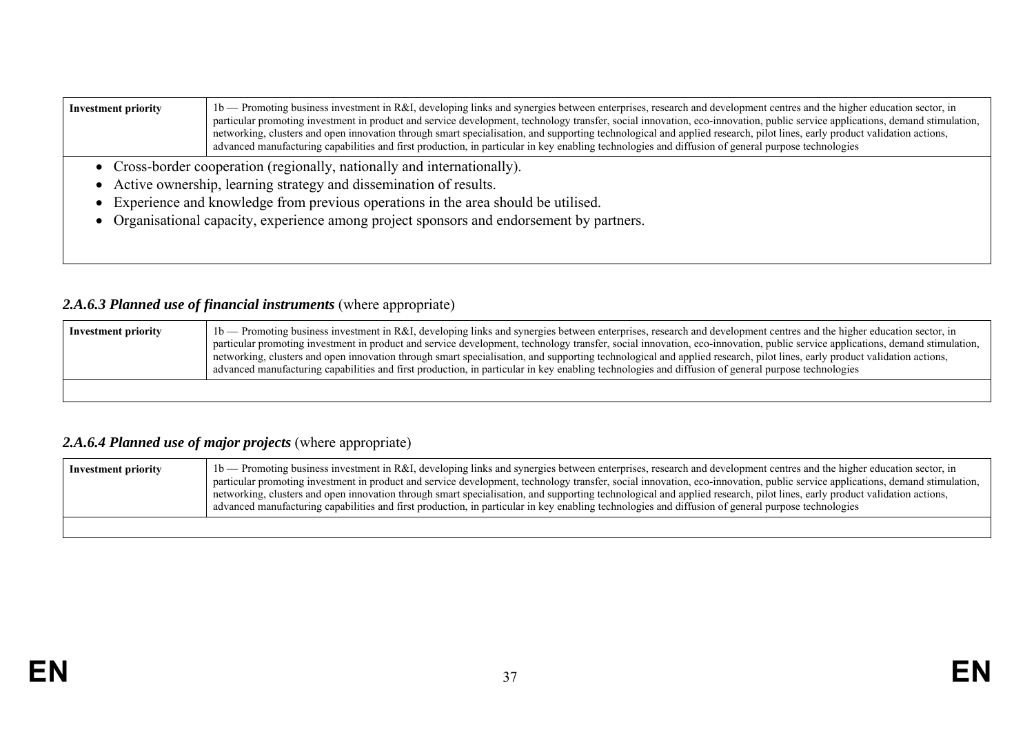| Investment priority | 1b — Promoting business investment in R&I, developing links and synergies between enterprises, research and development centres and the higher education sector, in particular promoting investment in product and service development, technology transfer, social innovation, eco-innovation, public service applications, demand stimulation, networking, clusters and open innovation through smart specialisation, and supporting technological and applied research, pilot lines, early product validation actions, advanced manufacturing capabilities and first production, in particular in key enabling technologies and diffusion of general purpose technologies |
|---|---|
| • Cross-border cooperation (regionally, nationally and internationally).<br>• Active ownership, learning strategy and dissemination of results.<br>• Experience and knowledge from previous operations in the area should be utilised.<br>• Organisational capacity, experience among project sponsors and endorsement by partners. | |

### *2.A.6.3 Planned use of financial instruments* (where appropriate)

| Investment priority | 1b — Promoting business investment in R&I, developing links and synergies between enterprises, research and development centres and the higher education sector, in particular promoting investment in product and service development, technology transfer, social innovation, eco-innovation, public service applications, demand stimulation, networking, clusters and open innovation through smart specialisation, and supporting technological and applied research, pilot lines, early product validation actions, advanced manufacturing capabilities and first production, in particular in key enabling technologies and diffusion of general purpose technologies |
|---|---|
| | |

### *2.A.6.4 Planned use of major projects* (where appropriate)

| Investment priority | 1b — Promoting business investment in R&I, developing links and synergies between enterprises, research and development centres and the higher education sector, in particular promoting investment in product and service development, technology transfer, social innovation, eco-innovation, public service applications, demand stimulation, networking, clusters and open innovation through smart specialisation, and supporting technological and applied research, pilot lines, early product validation actions, advanced manufacturing capabilities and first production, in particular in key enabling technologies and diffusion of general purpose technologies |
|---|---|
| | |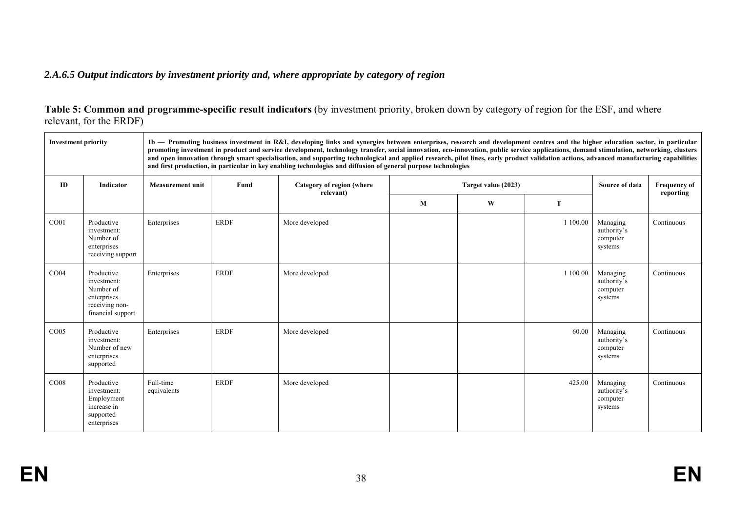### *2.A.6.5 Output indicators by investment priority and, where appropriate by category of region*

**Table 5: Common and programme-specific result indicators** (by investment priority, broken down by category of region for the ESF, and where relevant, for the ERDF)

| **Investment priority** | | **1b — Promoting business investment in R&I, developing links and synergies between enterprises, research and development centres and the higher education sector, in particular promoting investment in product and service development, technology transfer, social innovation, eco-innovation, public service applications, demand stimulation, networking, clusters and open innovation through smart specialisation, and supporting technological and applied research, pilot lines, early product validation actions, advanced manufacturing capabilities and first production, in particular in key enabling technologies and diffusion of general purpose technologies** | | | | | | | |
|---|---|---|---|---|---|---|---|---|---|
| **ID** | **Indicator** | **Measurement unit** | **Fund** | **Category of region (where relevant)** | **Target value (2023)** | | | **Source of data** | **Frequency of reporting** |
| | | | | | **M** | **W** | **T** | | |
| CO01 | Productive investment: Number of enterprises receiving support | Enterprises | ERDF | More developed | | | 1 100.00 | Managing authority's computer systems | Continuous |
| CO04 | Productive investment: Number of enterprises receiving non-financial support | Enterprises | ERDF | More developed | | | 1 100.00 | Managing authority's computer systems | Continuous |
| CO05 | Productive investment: Number of new enterprises supported | Enterprises | ERDF | More developed | | | 60.00 | Managing authority's computer systems | Continuous |
| CO08 | Productive investment: Employment increase in supported enterprises | Full-time equivalents | ERDF | More developed | | | 425.00 | Managing authority's computer systems | Continuous |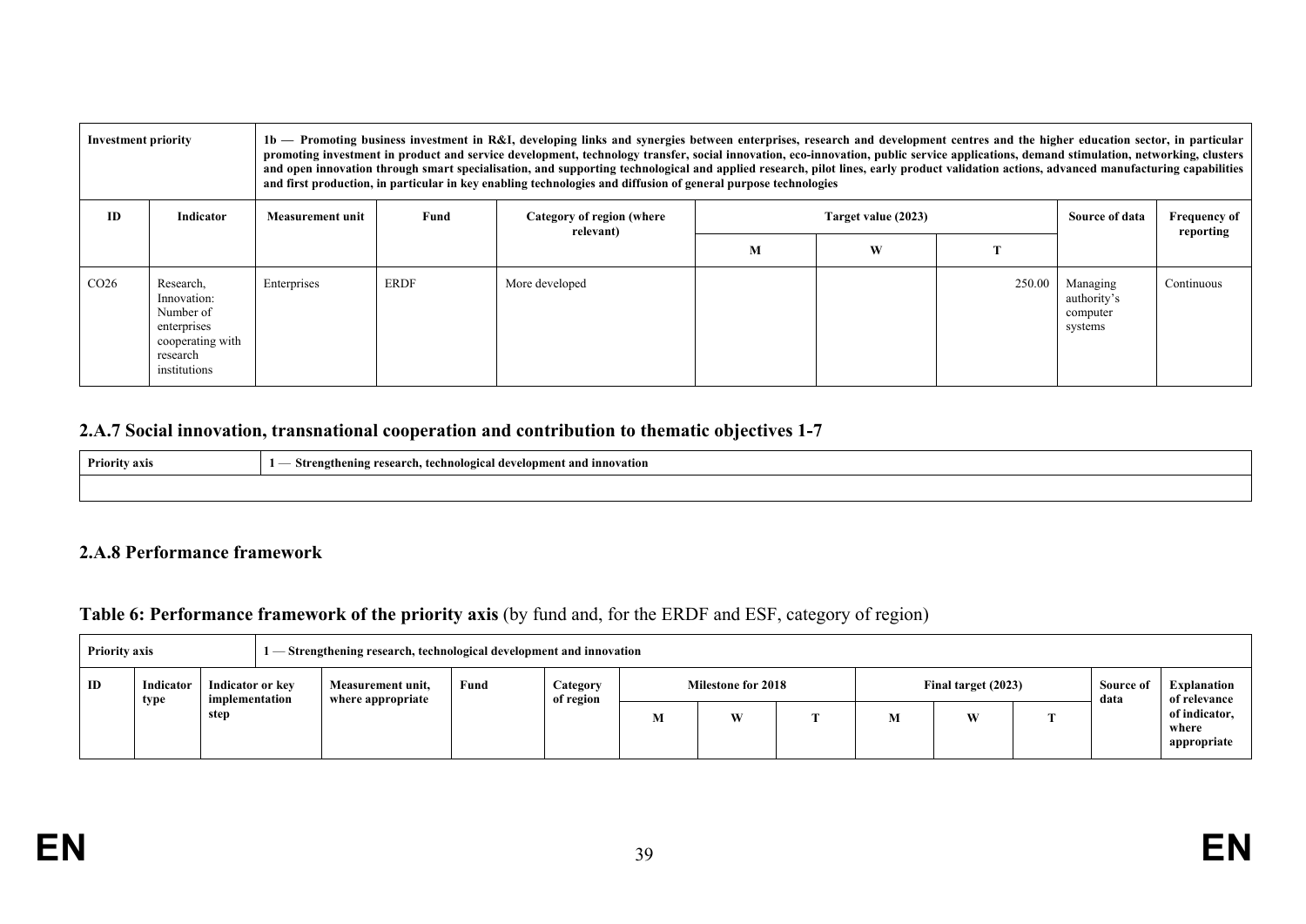| Investment priority | 1b — Promoting business investment in R&I, developing links and synergies between enterprises, research and development centres and the higher education sector, in particular promoting investment in product and service development, technology transfer, social innovation, eco-innovation, public service applications, demand stimulation, networking, clusters and open innovation through smart specialisation, and supporting technological and applied research, pilot lines, early product validation actions, advanced manufacturing capabilities and first production, in particular in key enabling technologies and diffusion of general purpose technologies | | | | | | | |
|---|---|---|---|---|---|---|---|---|
| ID | Indicator | Measurement unit | Fund | Category of region (where relevant) | Target value (2023) | | | Source of data | Frequency of reporting |
| | | | | | M | W | T | | |
| CO26 | Research, Innovation: Number of enterprises cooperating with research institutions | Enterprises | ERDF | More developed | | | 250.00 | Managing authority's computer systems | Continuous |

## 2.A.7 Social innovation, transnational cooperation and contribution to thematic objectives 1-7

| Priority axis | 1 — Strengthening research, technological development and innovation |
|---|---|
| | |

## 2.A.8 Performance framework

**Table 6: Performance framework of the priority axis** (by fund and, for the ERDF and ESF, category of region)

| Priority axis | | 1 — Strengthening research, technological development and innovation | | | | | | | | | | | |
|---|---|---|---|---|---|---|---|---|---|---|---|---|---|
| ID | Indicator type | Indicator or key implementation step | Measurement unit, where appropriate | Fund | Category of region | Milestone for 2018 | | | Final target (2023) | | | Source of data | Explanation of relevance of indicator, where appropriate |
| | | | | | | M | W | T | M | W | T | | |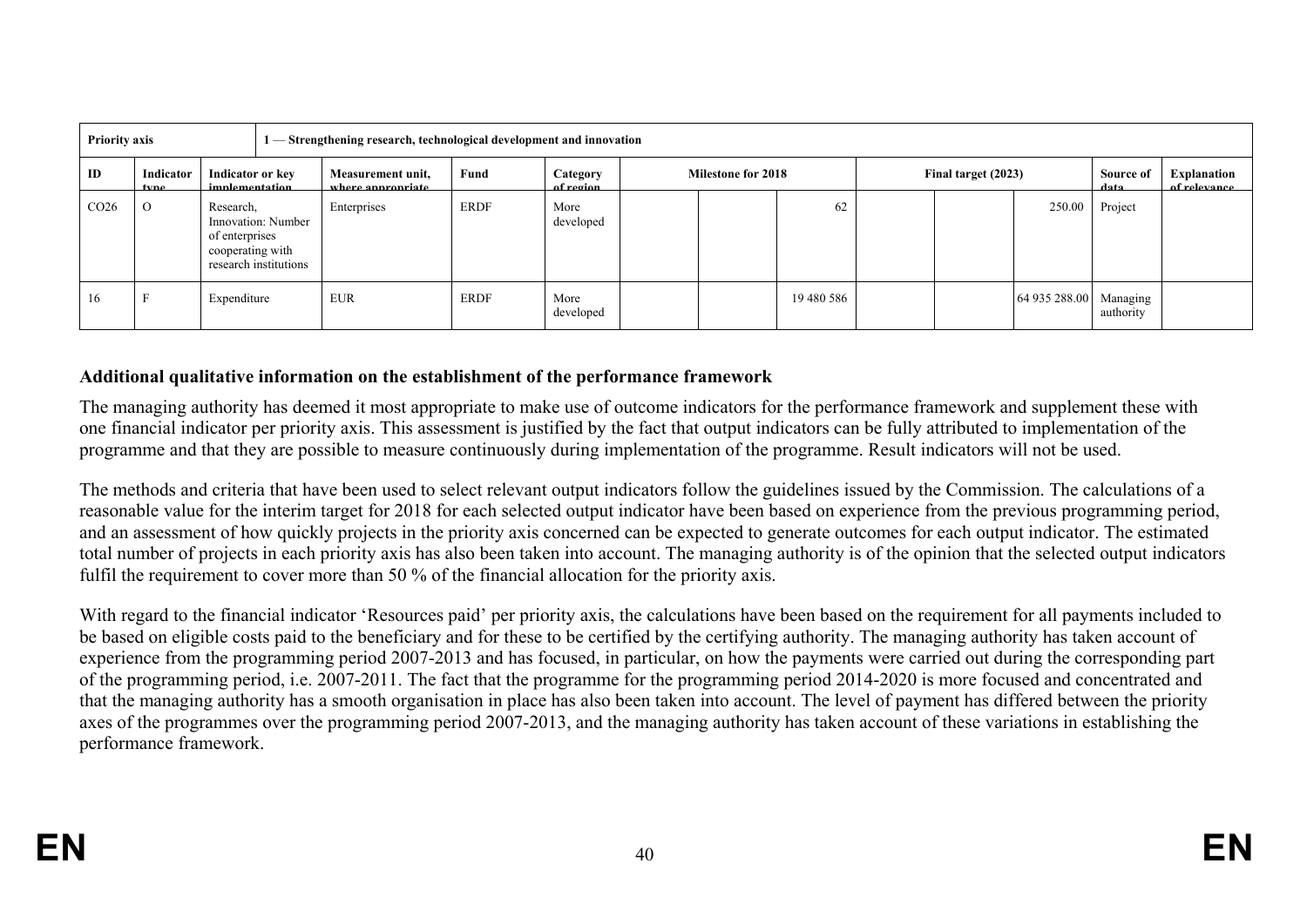| Priority axis | | 1 — Strengthening research, technological development and innovation | | | | | | | | | | | |
|---|---|---|---|---|---|---|---|---|---|---|---|---|---|
| ID | Indicator type | Indicator or key implementation | Measurement unit, where appropriate | Fund | Category of region | Milestone for 2018 | | | Final target (2023) | | | Source of data | Explanation of relevance |
| CO26 | O | Research, Innovation: Number of enterprises cooperating with research institutions | Enterprises | ERDF | More developed | | | 62 | | | 250.00 | Project | |
| 16 | F | Expenditure | EUR | ERDF | More developed | | | 19 480 586 | | | 64 935 288.00 | Managing authority | |

**Additional qualitative information on the establishment of the performance framework**

The managing authority has deemed it most appropriate to make use of outcome indicators for the performance framework and supplement these with one financial indicator per priority axis. This assessment is justified by the fact that output indicators can be fully attributed to implementation of the programme and that they are possible to measure continuously during implementation of the programme. Result indicators will not be used.

The methods and criteria that have been used to select relevant output indicators follow the guidelines issued by the Commission. The calculations of a reasonable value for the interim target for 2018 for each selected output indicator have been based on experience from the previous programming period, and an assessment of how quickly projects in the priority axis concerned can be expected to generate outcomes for each output indicator. The estimated total number of projects in each priority axis has also been taken into account. The managing authority is of the opinion that the selected output indicators fulfil the requirement to cover more than 50 % of the financial allocation for the priority axis.

With regard to the financial indicator 'Resources paid' per priority axis, the calculations have been based on the requirement for all payments included to be based on eligible costs paid to the beneficiary and for these to be certified by the certifying authority. The managing authority has taken account of experience from the programming period 2007-2013 and has focused, in particular, on how the payments were carried out during the corresponding part of the programming period, i.e. 2007-2011. The fact that the programme for the programming period 2014-2020 is more focused and concentrated and that the managing authority has a smooth organisation in place has also been taken into account. The level of payment has differed between the priority axes of the programmes over the programming period 2007-2013, and the managing authority has taken account of these variations in establishing the performance framework.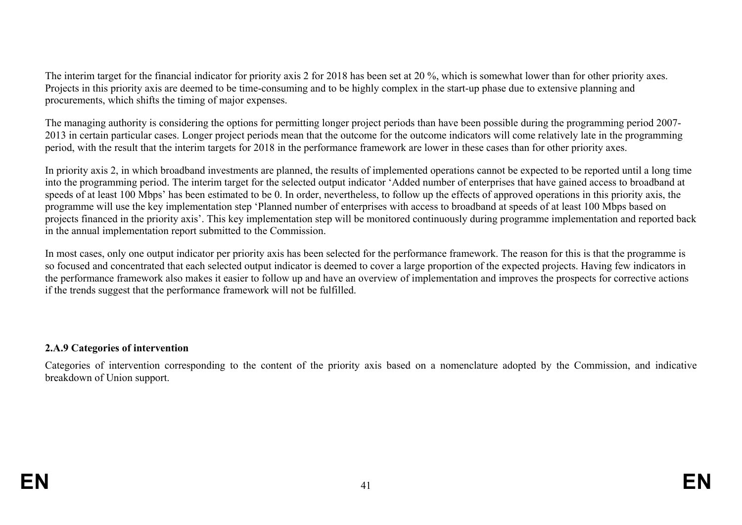The interim target for the financial indicator for priority axis 2 for 2018 has been set at 20 %, which is somewhat lower than for other priority axes. Projects in this priority axis are deemed to be time-consuming and to be highly complex in the start-up phase due to extensive planning and procurements, which shifts the timing of major expenses.

The managing authority is considering the options for permitting longer project periods than have been possible during the programming period 2007-2013 in certain particular cases. Longer project periods mean that the outcome for the outcome indicators will come relatively late in the programming period, with the result that the interim targets for 2018 in the performance framework are lower in these cases than for other priority axes.

In priority axis 2, in which broadband investments are planned, the results of implemented operations cannot be expected to be reported until a long time into the programming period. The interim target for the selected output indicator 'Added number of enterprises that have gained access to broadband at speeds of at least 100 Mbps' has been estimated to be 0. In order, nevertheless, to follow up the effects of approved operations in this priority axis, the programme will use the key implementation step 'Planned number of enterprises with access to broadband at speeds of at least 100 Mbps based on projects financed in the priority axis'. This key implementation step will be monitored continuously during programme implementation and reported back in the annual implementation report submitted to the Commission.

In most cases, only one output indicator per priority axis has been selected for the performance framework. The reason for this is that the programme is so focused and concentrated that each selected output indicator is deemed to cover a large proportion of the expected projects. Having few indicators in the performance framework also makes it easier to follow up and have an overview of implementation and improves the prospects for corrective actions if the trends suggest that the performance framework will not be fulfilled.

**2.A.9 Categories of intervention**

Categories of intervention corresponding to the content of the priority axis based on a nomenclature adopted by the Commission, and indicative breakdown of Union support.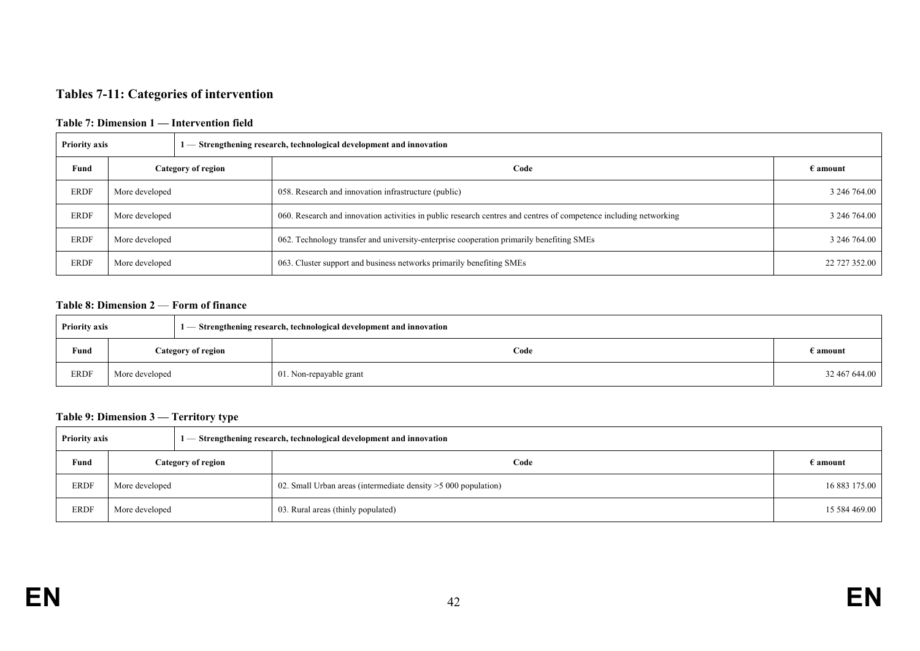## Tables 7-11: Categories of intervention

### Table 7: Dimension 1 — Intervention field

| Priority axis | | 1 — Strengthening research, technological development and innovation | |
|---|---|---|---|
| Fund | Category of region | Code | € amount |
| ERDF | More developed | 058. Research and innovation infrastructure (public) | 3 246 764.00 |
| ERDF | More developed | 060. Research and innovation activities in public research centres and centres of competence including networking | 3 246 764.00 |
| ERDF | More developed | 062. Technology transfer and university-enterprise cooperation primarily benefiting SMEs | 3 246 764.00 |
| ERDF | More developed | 063. Cluster support and business networks primarily benefiting SMEs | 22 727 352.00 |

### Table 8: Dimension 2 — Form of finance

| Priority axis | | 1 — Strengthening research, technological development and innovation | |
|---|---|---|---|
| Fund | Category of region | Code | € amount |
| ERDF | More developed | 01. Non-repayable grant | 32 467 644.00 |

### Table 9: Dimension 3 — Territory type

| Priority axis | | 1 — Strengthening research, technological development and innovation | |
|---|---|---|---|
| Fund | Category of region | Code | € amount |
| ERDF | More developed | 02. Small Urban areas (intermediate density >5 000 population) | 16 883 175.00 |
| ERDF | More developed | 03. Rural areas (thinly populated) | 15 584 469.00 |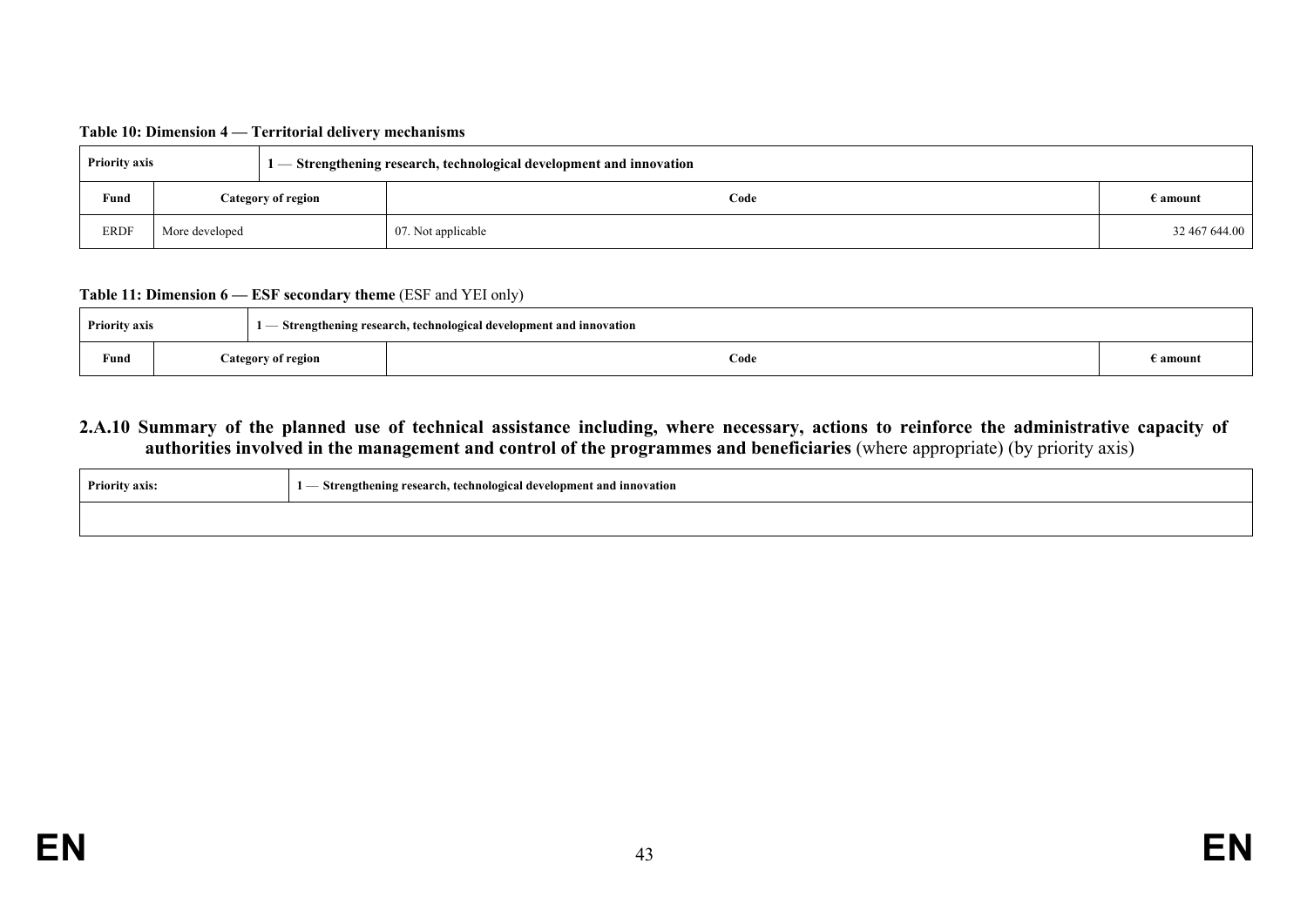**Table 10: Dimension 4 — Territorial delivery mechanisms**

| Priority axis | | 1 — Strengthening research, technological development and innovation | |
|---|---|---|---|
| **Fund** | **Category of region** | **Code** | **€ amount** |
| ERDF | More developed | 07. Not applicable | 32 467 644.00 |

**Table 11: Dimension 6 — ESF secondary theme** (ESF and YEI only)

| Priority axis | | 1 — Strengthening research, technological development and innovation | |
|---|---|---|---|
| **Fund** | **Category of region** | **Code** | **€ amount** |

### 2.A.10 Summary of the planned use of technical assistance including, where necessary, actions to reinforce the administrative capacity of authorities involved in the management and control of the programmes and beneficiaries (where appropriate) (by priority axis)

| Priority axis: | 1 — Strengthening research, technological development and innovation |
|---|---|
| | |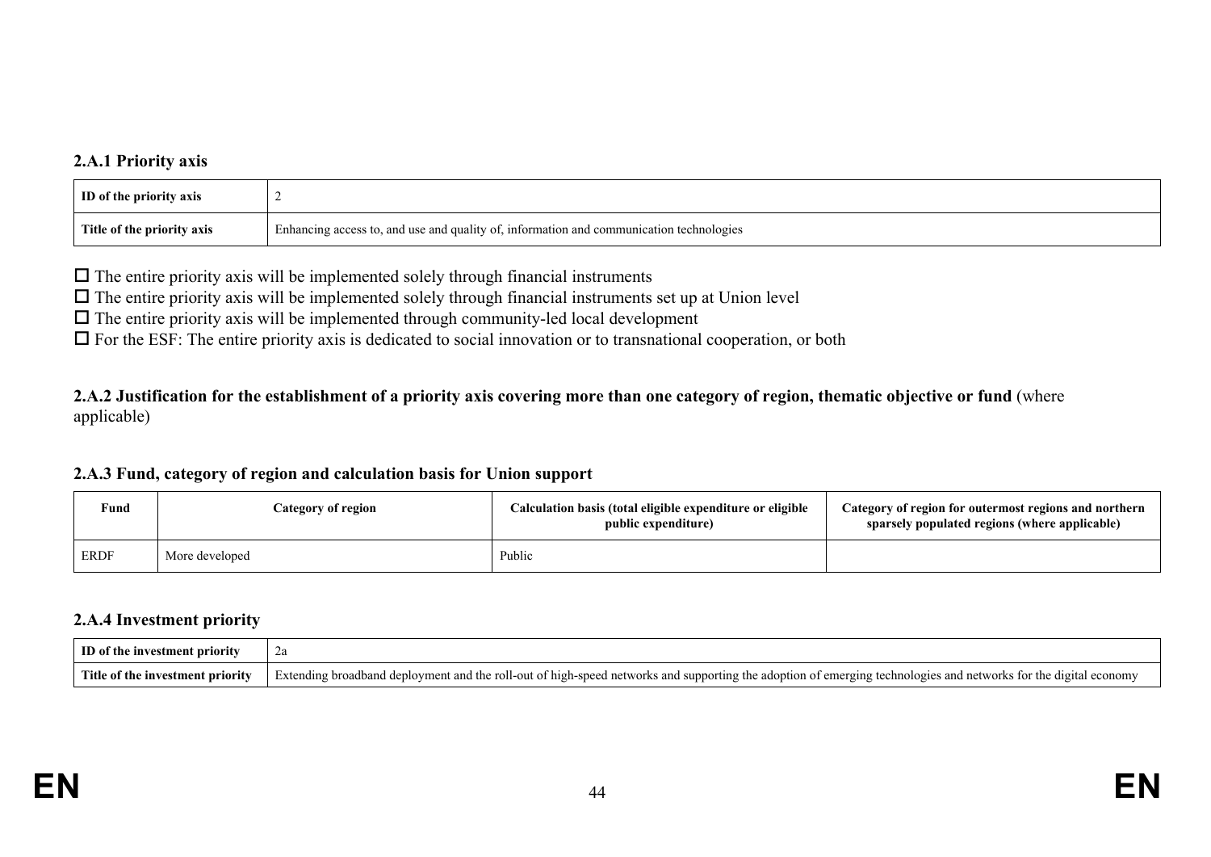### 2.A.1 Priority axis

| ID of the priority axis | 2 |
|---|---|
| Title of the priority axis | Enhancing access to, and use and quality of, information and communication technologies |

☐ The entire priority axis will be implemented solely through financial instruments
☐ The entire priority axis will be implemented solely through financial instruments set up at Union level
☐ The entire priority axis will be implemented through community-led local development
☐ For the ESF: The entire priority axis is dedicated to social innovation or to transnational cooperation, or both

### 2.A.2 Justification for the establishment of a priority axis covering more than one category of region, thematic objective or fund (where applicable)

### 2.A.3 Fund, category of region and calculation basis for Union support

| Fund | Category of region | Calculation basis (total eligible expenditure or eligible public expenditure) | Category of region for outermost regions and northern sparsely populated regions (where applicable) |
|---|---|---|---|
| ERDF | More developed | Public | |

### 2.A.4 Investment priority

| ID of the investment priority | 2a |
|---|---|
| Title of the investment priority | Extending broadband deployment and the roll-out of high-speed networks and supporting the adoption of emerging technologies and networks for the digital economy |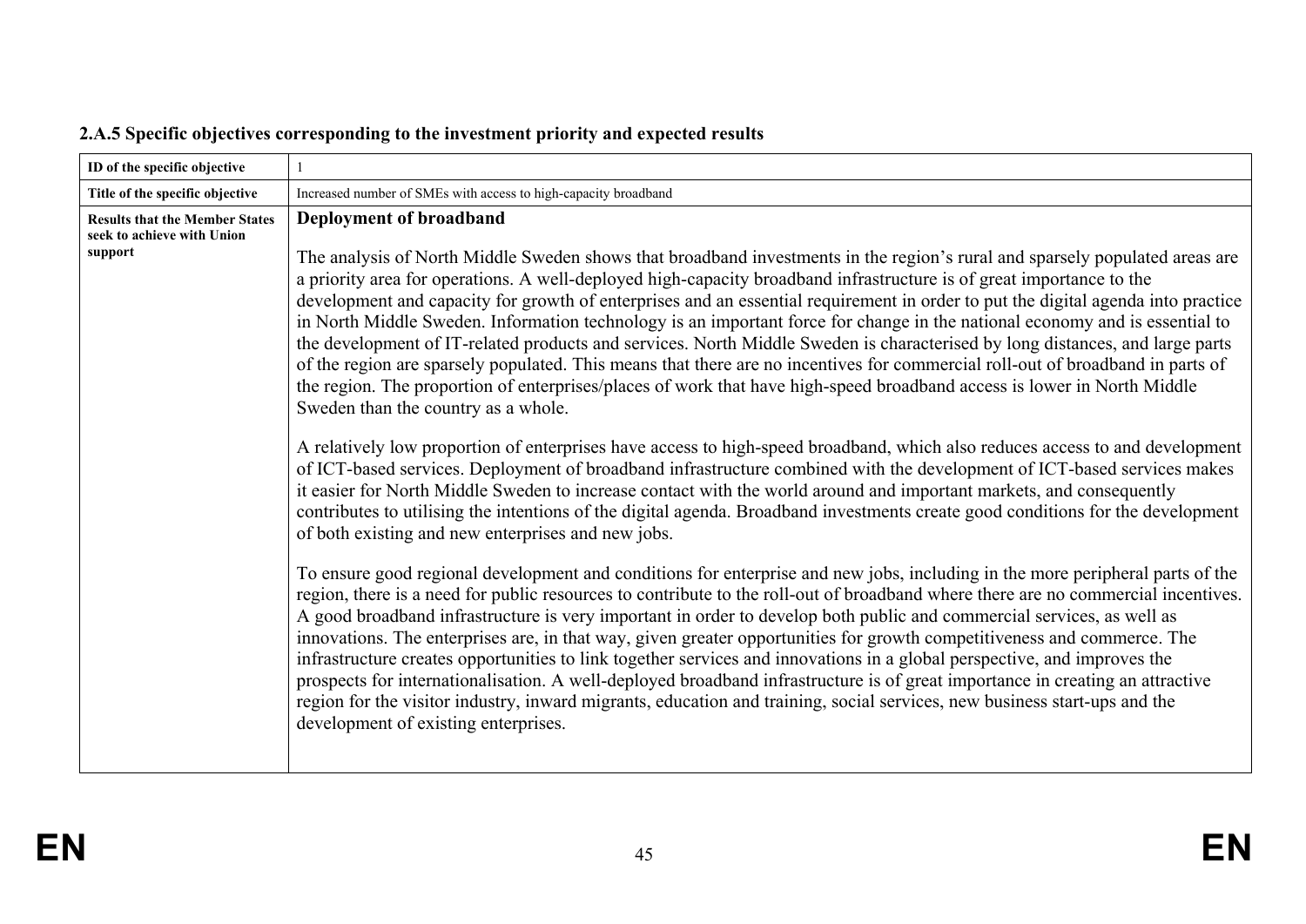### 2.A.5 Specific objectives corresponding to the investment priority and expected results

| ID of the specific objective | 1 |
|---|---|
| Title of the specific objective | Increased number of SMEs with access to high-capacity broadband |
| Results that the Member States seek to achieve with Union support | **Deployment of broadband**<br><br>The analysis of North Middle Sweden shows that broadband investments in the region's rural and sparsely populated areas are a priority area for operations. A well-deployed high-capacity broadband infrastructure is of great importance to the development and capacity for growth of enterprises and an essential requirement in order to put the digital agenda into practice in North Middle Sweden. Information technology is an important force for change in the national economy and is essential to the development of IT-related products and services. North Middle Sweden is characterised by long distances, and large parts of the region are sparsely populated. This means that there are no incentives for commercial roll-out of broadband in parts of the region. The proportion of enterprises/places of work that have high-speed broadband access is lower in North Middle Sweden than the country as a whole.<br><br>A relatively low proportion of enterprises have access to high-speed broadband, which also reduces access to and development of ICT-based services. Deployment of broadband infrastructure combined with the development of ICT-based services makes it easier for North Middle Sweden to increase contact with the world around and important markets, and consequently contributes to utilising the intentions of the digital agenda. Broadband investments create good conditions for the development of both existing and new enterprises and new jobs.<br><br>To ensure good regional development and conditions for enterprise and new jobs, including in the more peripheral parts of the region, there is a need for public resources to contribute to the roll-out of broadband where there are no commercial incentives. A good broadband infrastructure is very important in order to develop both public and commercial services, as well as innovations. The enterprises are, in that way, given greater opportunities for growth competitiveness and commerce. The infrastructure creates opportunities to link together services and innovations in a global perspective, and improves the prospects for internationalisation. A well-deployed broadband infrastructure is of great importance in creating an attractive region for the visitor industry, inward migrants, education and training, social services, new business start-ups and the development of existing enterprises. |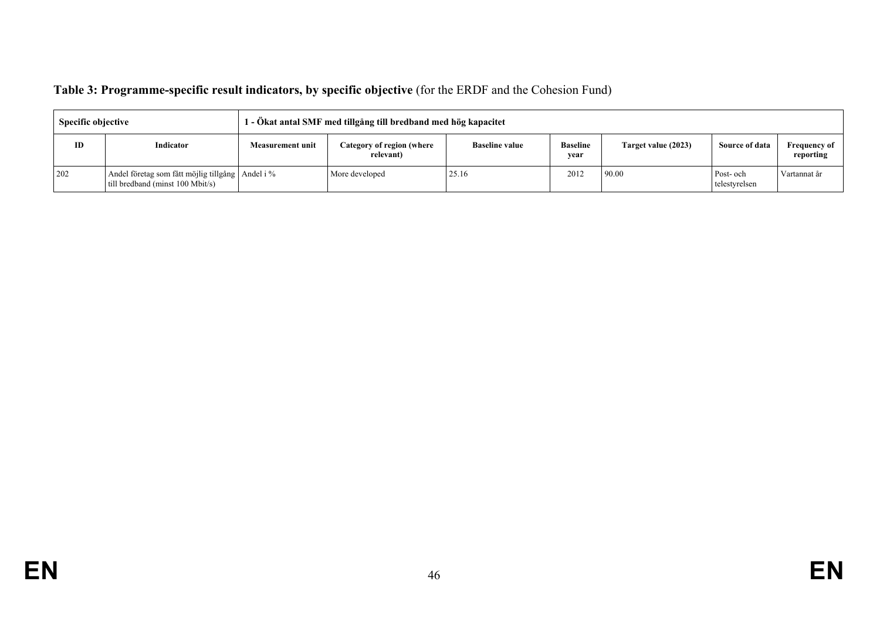**Table 3: Programme-specific result indicators, by specific objective** (for the ERDF and the Cohesion Fund)

| Specific objective | | 1 - Ökat antal SMF med tillgång till bredband med hög kapacitet | | | | | | |
|---|---|---|---|---|---|---|---|---|
| **ID** | **Indicator** | **Measurement unit** | **Category of region (where relevant)** | **Baseline value** | **Baseline year** | **Target value (2023)** | **Source of data** | **Frequency of reporting** |
| 202 | Andel företag som fått möjlig tillgång till bredband (minst 100 Mbit/s) | Andel i % | More developed | 25.16 | 2012 | 90.00 | Post- och telestyrelsen | Vartannat år |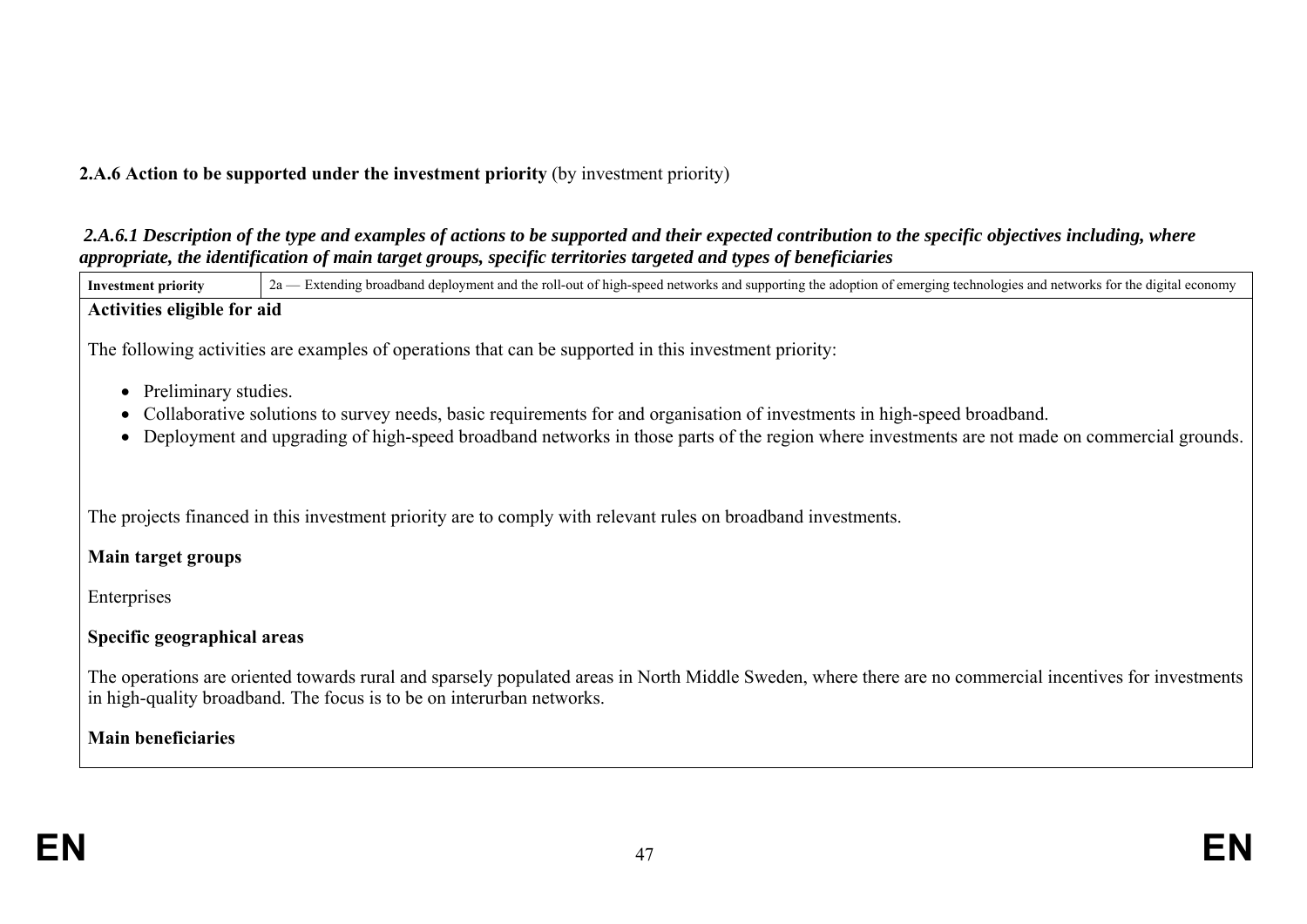**2.A.6 Action to be supported under the investment priority** (by investment priority)

***2.A.6.1 Description of the type and examples of actions to be supported and their expected contribution to the specific objectives including, where appropriate, the identification of main target groups, specific territories targeted and types of beneficiaries***

| **Investment priority** | 2a — Extending broadband deployment and the roll-out of high-speed networks and supporting the adoption of emerging technologies and networks for the digital economy |
|---|---|

**Activities eligible for aid**

The following activities are examples of operations that can be supported in this investment priority:

- Preliminary studies.
- Collaborative solutions to survey needs, basic requirements for and organisation of investments in high-speed broadband.
- Deployment and upgrading of high-speed broadband networks in those parts of the region where investments are not made on commercial grounds.

The projects financed in this investment priority are to comply with relevant rules on broadband investments.

**Main target groups**

Enterprises

**Specific geographical areas**

The operations are oriented towards rural and sparsely populated areas in North Middle Sweden, where there are no commercial incentives for investments in high-quality broadband. The focus is to be on interurban networks.

**Main beneficiaries**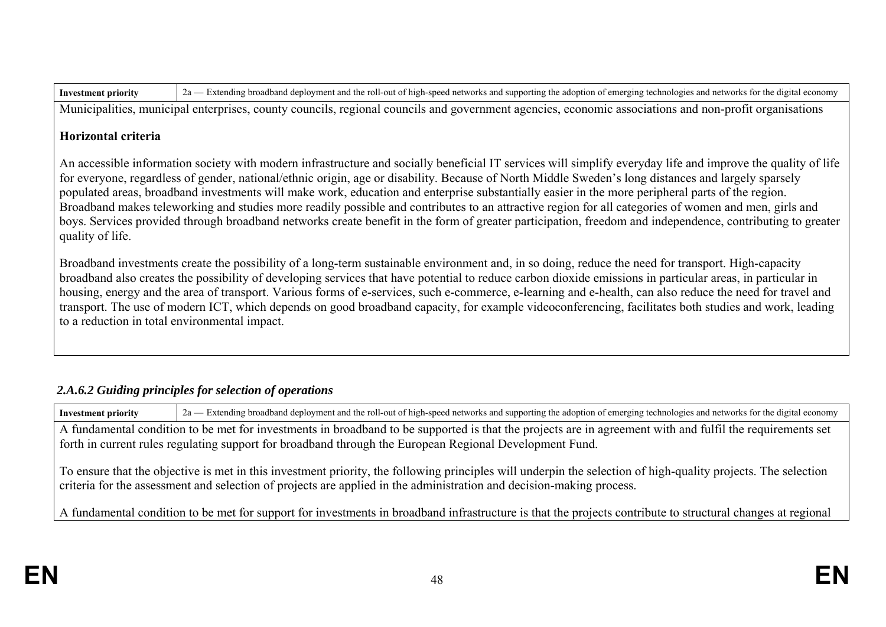| Investment priority | 2a — Extending broadband deployment and the roll-out of high-speed networks and supporting the adoption of emerging technologies and networks for the digital economy |
|---|---|

Municipalities, municipal enterprises, county councils, regional councils and government agencies, economic associations and non-profit organisations

**Horizontal criteria**

An accessible information society with modern infrastructure and socially beneficial IT services will simplify everyday life and improve the quality of life for everyone, regardless of gender, national/ethnic origin, age or disability. Because of North Middle Sweden's long distances and largely sparsely populated areas, broadband investments will make work, education and enterprise substantially easier in the more peripheral parts of the region. Broadband makes teleworking and studies more readily possible and contributes to an attractive region for all categories of women and men, girls and boys. Services provided through broadband networks create benefit in the form of greater participation, freedom and independence, contributing to greater quality of life.

Broadband investments create the possibility of a long-term sustainable environment and, in so doing, reduce the need for transport. High-capacity broadband also creates the possibility of developing services that have potential to reduce carbon dioxide emissions in particular areas, in particular in housing, energy and the area of transport. Various forms of e-services, such e-commerce, e-learning and e-health, can also reduce the need for travel and transport. The use of modern ICT, which depends on good broadband capacity, for example videoconferencing, facilitates both studies and work, leading to a reduction in total environmental impact.

### *2.A.6.2 Guiding principles for selection of operations*

| Investment priority | 2a — Extending broadband deployment and the roll-out of high-speed networks and supporting the adoption of emerging technologies and networks for the digital economy |
|---|---|

A fundamental condition to be met for investments in broadband to be supported is that the projects are in agreement with and fulfil the requirements set forth in current rules regulating support for broadband through the European Regional Development Fund.

To ensure that the objective is met in this investment priority, the following principles will underpin the selection of high-quality projects. The selection criteria for the assessment and selection of projects are applied in the administration and decision-making process.

A fundamental condition to be met for support for investments in broadband infrastructure is that the projects contribute to structural changes at regional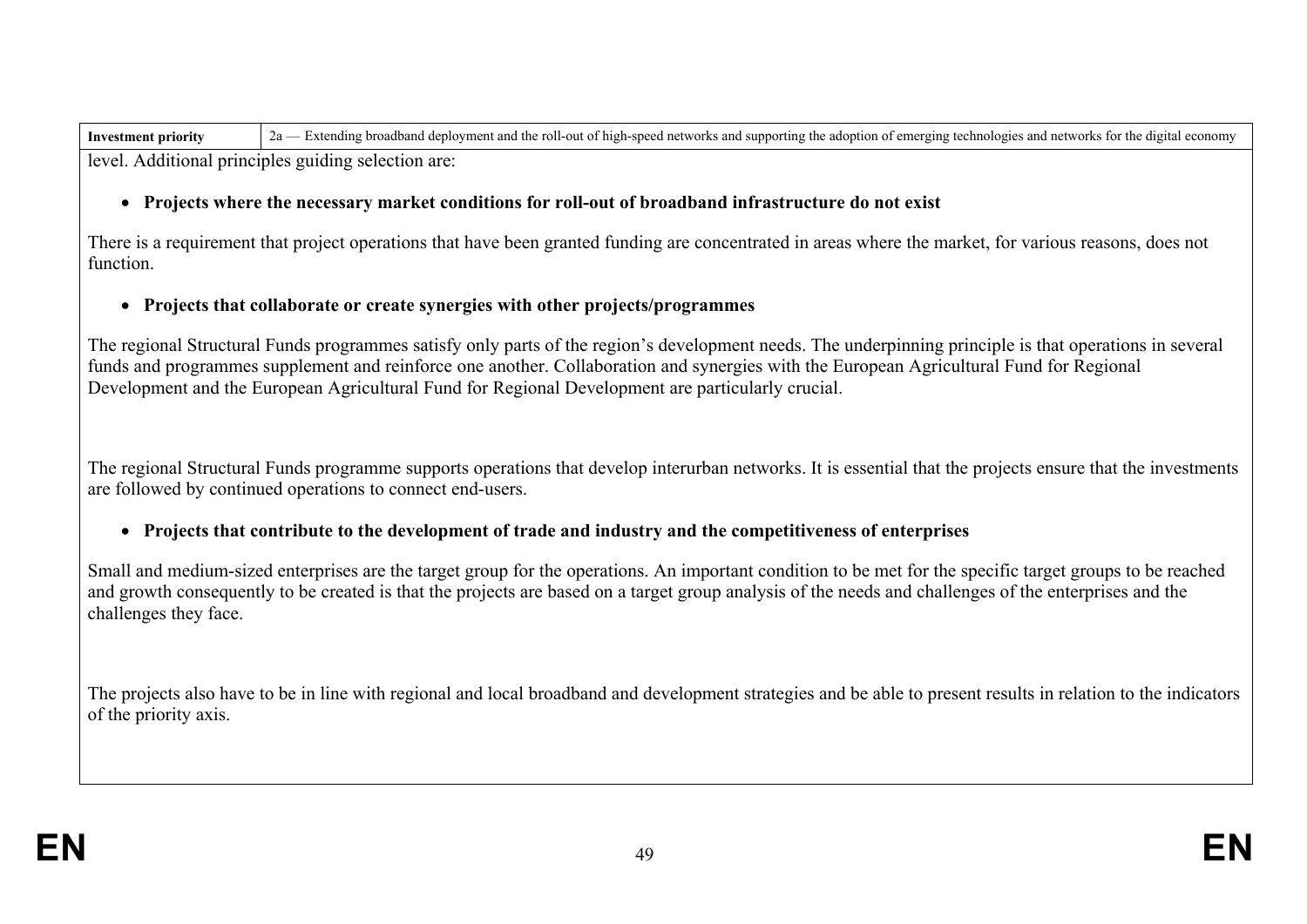| Investment priority | 2a — Extending broadband deployment and the roll-out of high-speed networks and supporting the adoption of emerging technologies and networks for the digital economy |
|---|---|

level. Additional principles guiding selection are:

- **Projects where the necessary market conditions for roll-out of broadband infrastructure do not exist**

There is a requirement that project operations that have been granted funding are concentrated in areas where the market, for various reasons, does not function.

- **Projects that collaborate or create synergies with other projects/programmes**

The regional Structural Funds programmes satisfy only parts of the region's development needs. The underpinning principle is that operations in several funds and programmes supplement and reinforce one another. Collaboration and synergies with the European Agricultural Fund for Regional Development and the European Agricultural Fund for Regional Development are particularly crucial.

The regional Structural Funds programme supports operations that develop interurban networks. It is essential that the projects ensure that the investments are followed by continued operations to connect end-users.

- **Projects that contribute to the development of trade and industry and the competitiveness of enterprises**

Small and medium-sized enterprises are the target group for the operations. An important condition to be met for the specific target groups to be reached and growth consequently to be created is that the projects are based on a target group analysis of the needs and challenges of the enterprises and the challenges they face.

The projects also have to be in line with regional and local broadband and development strategies and be able to present results in relation to the indicators of the priority axis.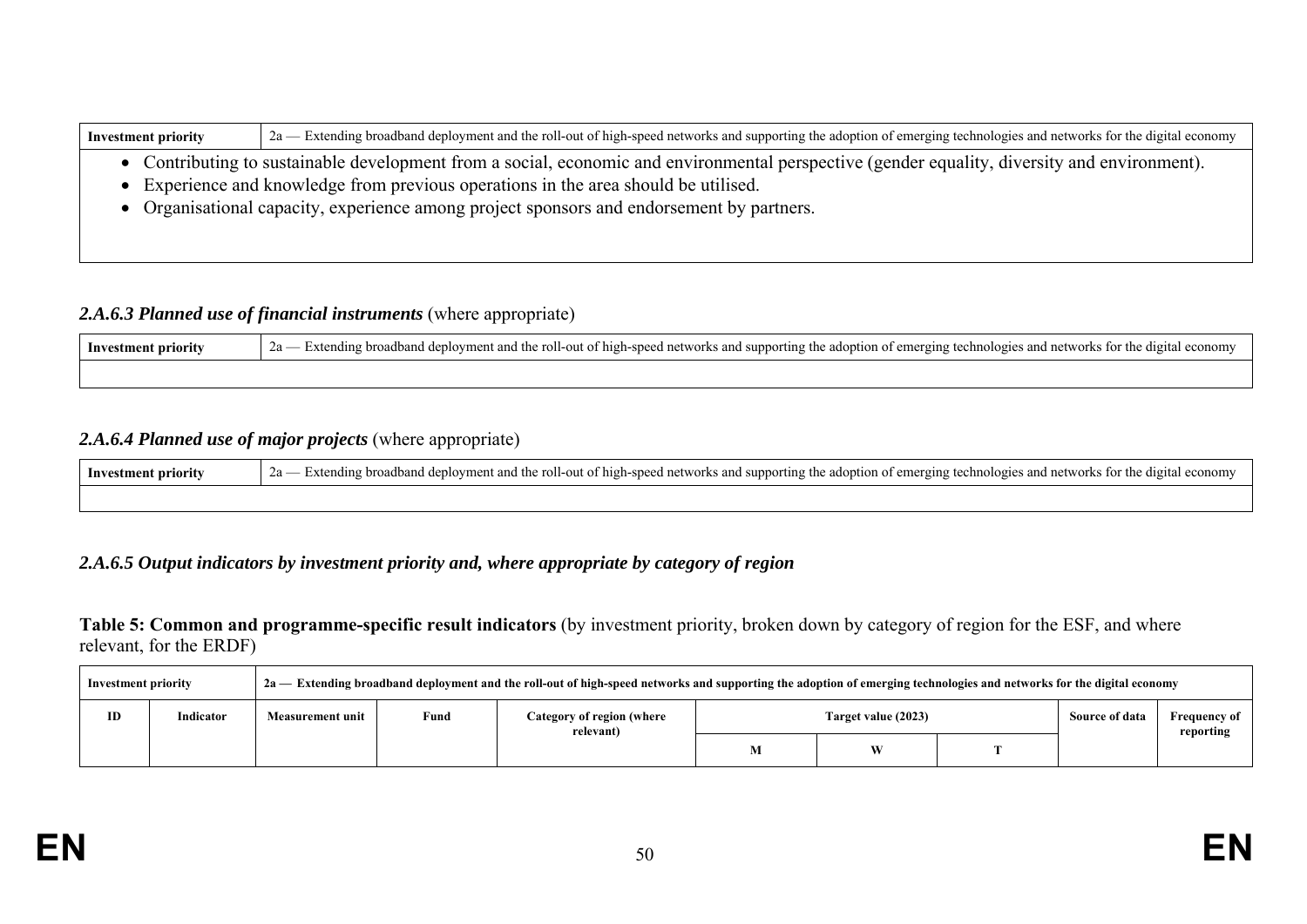| Investment priority | 2a — Extending broadband deployment and the roll-out of high-speed networks and supporting the adoption of emerging technologies and networks for the digital economy |
|---|---|

- Contributing to sustainable development from a social, economic and environmental perspective (gender equality, diversity and environment).
- Experience and knowledge from previous operations in the area should be utilised.
- Organisational capacity, experience among project sponsors and endorsement by partners.

### *2.A.6.3 Planned use of financial instruments* (where appropriate)

| Investment priority | 2a — Extending broadband deployment and the roll-out of high-speed networks and supporting the adoption of emerging technologies and networks for the digital economy |
|---|---|
| | |

### *2.A.6.4 Planned use of major projects* (where appropriate)

| Investment priority | 2a — Extending broadband deployment and the roll-out of high-speed networks and supporting the adoption of emerging technologies and networks for the digital economy |
|---|---|
| | |

### *2.A.6.5 Output indicators by investment priority and, where appropriate by category of region*

**Table 5: Common and programme-specific result indicators** (by investment priority, broken down by category of region for the ESF, and where relevant, for the ERDF)

| Investment priority | | 2a — Extending broadband deployment and the roll-out of high-speed networks and supporting the adoption of emerging technologies and networks for the digital economy | | | | | | | |
|---|---|---|---|---|---|---|---|---|---|
| ID | Indicator | Measurement unit | Fund | Category of region (where relevant) | Target value (2023) | | | Source of data | Frequency of reporting |
| | | | | | M | W | T | | |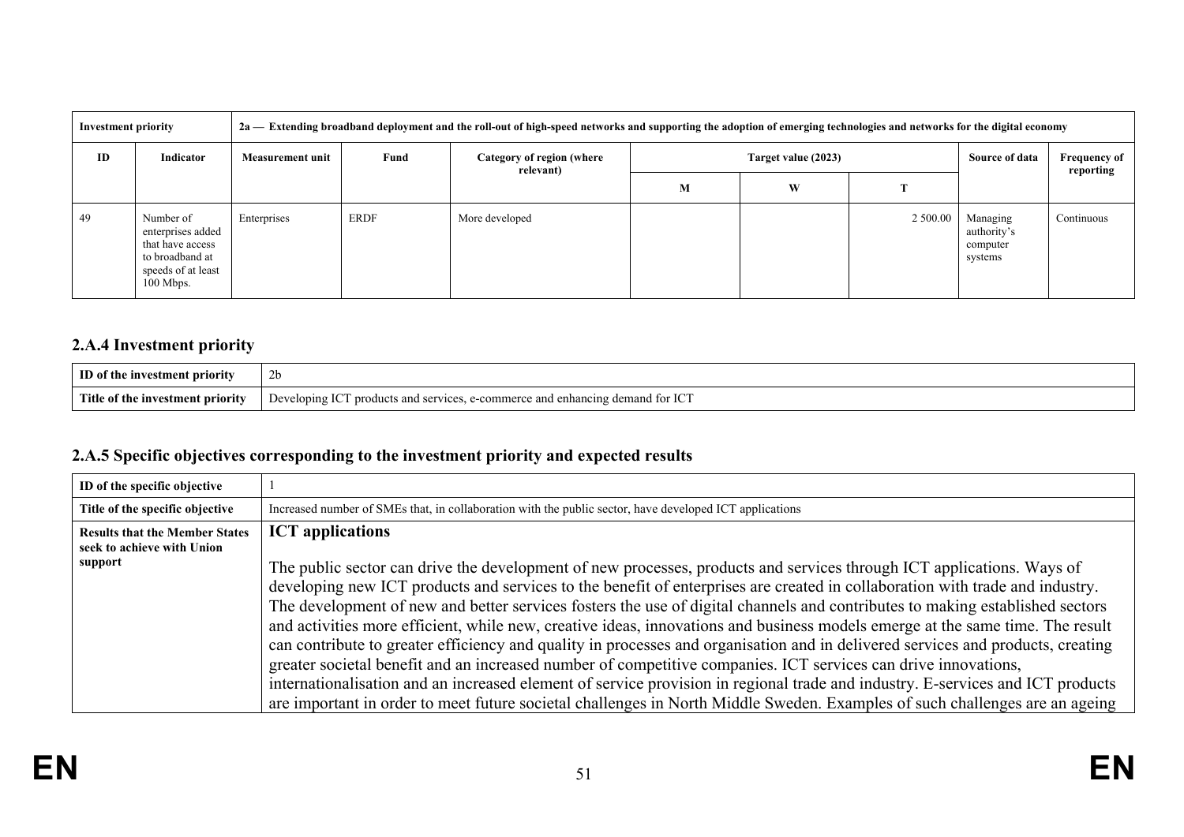| Investment priority | | 2a — Extending broadband deployment and the roll-out of high-speed networks and supporting the adoption of emerging technologies and networks for the digital economy | | | | | | | |
|---|---|---|---|---|---|---|---|---|---|
| ID | Indicator | Measurement unit | Fund | Category of region (where relevant) | Target value (2023) | | | Source of data | Frequency of reporting |
| | | | | | M | W | T | | |
| 49 | Number of enterprises added that have access to broadband at speeds of at least 100 Mbps. | Enterprises | ERDF | More developed | | | 2 500.00 | Managing authority's computer systems | Continuous |

## 2.A.4 Investment priority

| ID of the investment priority | 2b |
|---|---|
| Title of the investment priority | Developing ICT products and services, e-commerce and enhancing demand for ICT |

## 2.A.5 Specific objectives corresponding to the investment priority and expected results

| ID of the specific objective | 1 |
|---|---|
| Title of the specific objective | Increased number of SMEs that, in collaboration with the public sector, have developed ICT applications |
| Results that the Member States seek to achieve with Union support | **ICT applications**<br><br>The public sector can drive the development of new processes, products and services through ICT applications. Ways of developing new ICT products and services to the benefit of enterprises are created in collaboration with trade and industry. The development of new and better services fosters the use of digital channels and contributes to making established sectors and activities more efficient, while new, creative ideas, innovations and business models emerge at the same time. The result can contribute to greater efficiency and quality in processes and organisation and in delivered services and products, creating greater societal benefit and an increased number of competitive companies. ICT services can drive innovations, internationalisation and an increased element of service provision in regional trade and industry. E-services and ICT products are important in order to meet future societal challenges in North Middle Sweden. Examples of such challenges are an ageing |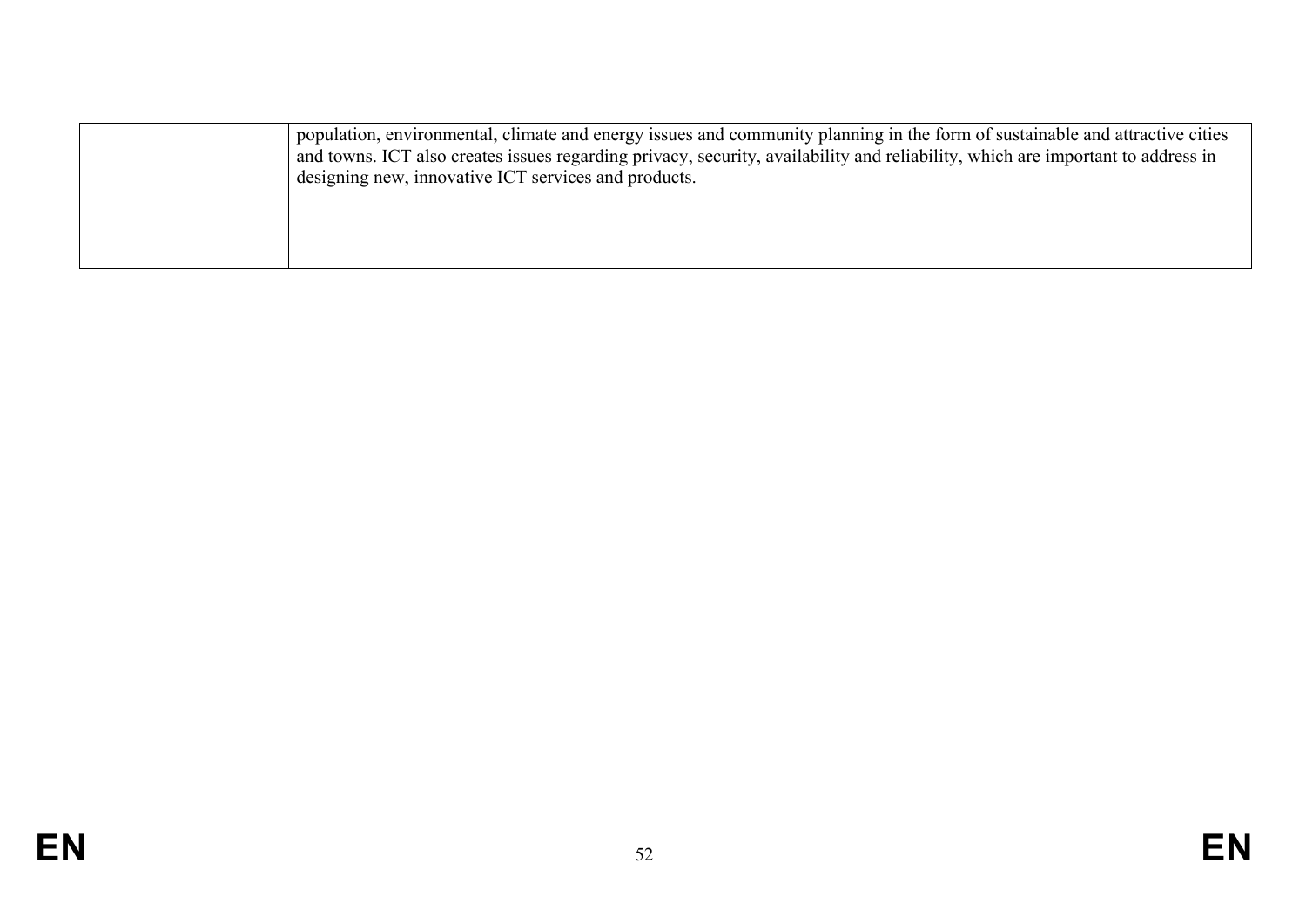|  |  |
|---|---|
|  | population, environmental, climate and energy issues and community planning in the form of sustainable and attractive cities and towns. ICT also creates issues regarding privacy, security, availability and reliability, which are important to address in designing new, innovative ICT services and products. |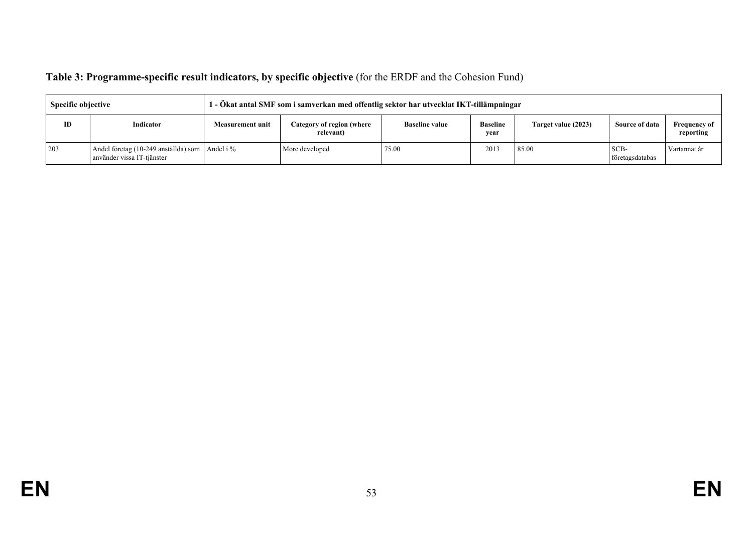**Table 3: Programme-specific result indicators, by specific objective** (for the ERDF and the Cohesion Fund)

| Specific objective | | 1 - Ökat antal SMF som i samverkan med offentlig sektor har utvecklat IKT-tillämpningar | | | | | | |
|---|---|---|---|---|---|---|---|---|
| **ID** | **Indicator** | **Measurement unit** | **Category of region (where relevant)** | **Baseline value** | **Baseline year** | **Target value (2023)** | **Source of data** | **Frequency of reporting** |
| 203 | Andel företag (10-249 anställda) som använder vissa IT-tjänster | Andel i % | More developed | 75.00 | 2013 | 85.00 | SCB-företagsdatabas | Vartannat år |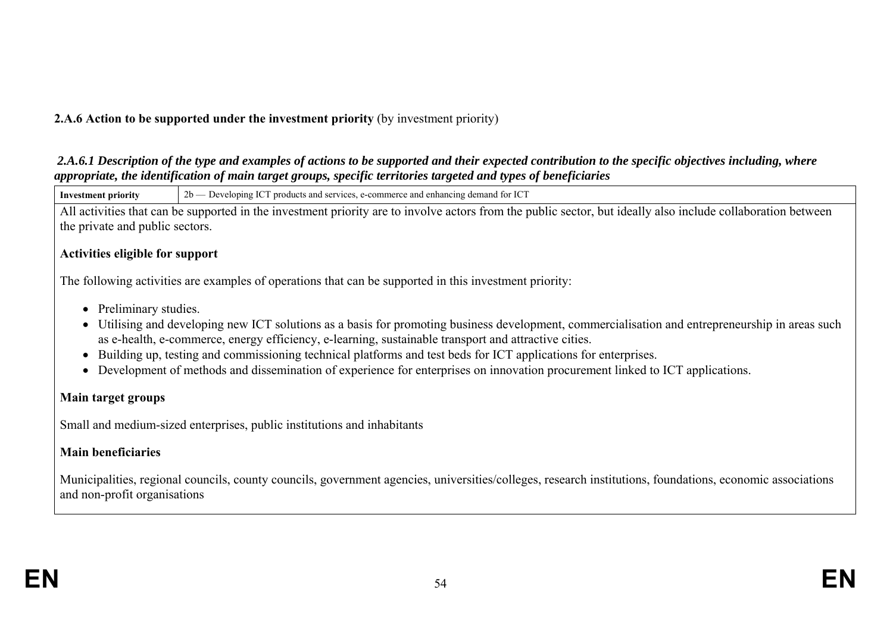**2.A.6 Action to be supported under the investment priority** (by investment priority)

***2.A.6.1 Description of the type and examples of actions to be supported and their expected contribution to the specific objectives including, where appropriate, the identification of main target groups, specific territories targeted and types of beneficiaries***

| **Investment priority** | 2b — Developing ICT products and services, e-commerce and enhancing demand for ICT |
|---|---|

All activities that can be supported in the investment priority are to involve actors from the public sector, but ideally also include collaboration between the private and public sectors.

**Activities eligible for support**

The following activities are examples of operations that can be supported in this investment priority:

- Preliminary studies.
- Utilising and developing new ICT solutions as a basis for promoting business development, commercialisation and entrepreneurship in areas such as e-health, e-commerce, energy efficiency, e-learning, sustainable transport and attractive cities.
- Building up, testing and commissioning technical platforms and test beds for ICT applications for enterprises.
- Development of methods and dissemination of experience for enterprises on innovation procurement linked to ICT applications.

**Main target groups**

Small and medium-sized enterprises, public institutions and inhabitants

**Main beneficiaries**

Municipalities, regional councils, county councils, government agencies, universities/colleges, research institutions, foundations, economic associations and non-profit organisations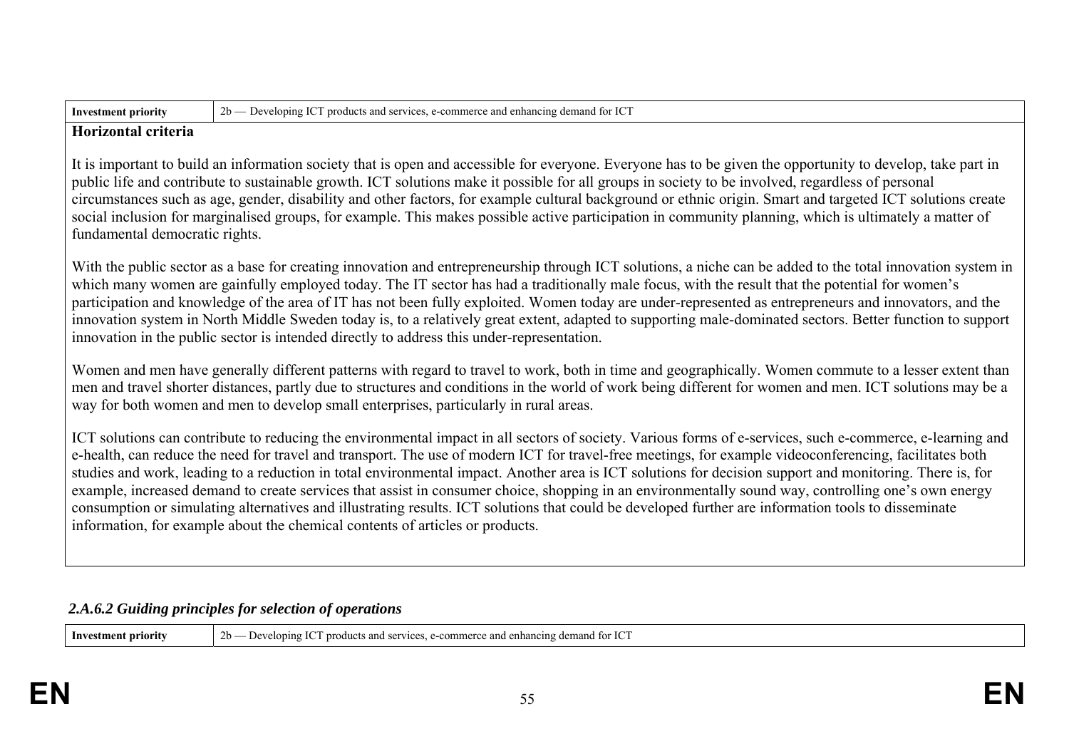| Investment priority | 2b — Developing ICT products and services, e-commerce and enhancing demand for ICT |
|---|---|

**Horizontal criteria**

It is important to build an information society that is open and accessible for everyone. Everyone has to be given the opportunity to develop, take part in public life and contribute to sustainable growth. ICT solutions make it possible for all groups in society to be involved, regardless of personal circumstances such as age, gender, disability and other factors, for example cultural background or ethnic origin. Smart and targeted ICT solutions create social inclusion for marginalised groups, for example. This makes possible active participation in community planning, which is ultimately a matter of fundamental democratic rights.

With the public sector as a base for creating innovation and entrepreneurship through ICT solutions, a niche can be added to the total innovation system in which many women are gainfully employed today. The IT sector has had a traditionally male focus, with the result that the potential for women's participation and knowledge of the area of IT has not been fully exploited. Women today are under-represented as entrepreneurs and innovators, and the innovation system in North Middle Sweden today is, to a relatively great extent, adapted to supporting male-dominated sectors. Better function to support innovation in the public sector is intended directly to address this under-representation.

Women and men have generally different patterns with regard to travel to work, both in time and geographically. Women commute to a lesser extent than men and travel shorter distances, partly due to structures and conditions in the world of work being different for women and men. ICT solutions may be a way for both women and men to develop small enterprises, particularly in rural areas.

ICT solutions can contribute to reducing the environmental impact in all sectors of society. Various forms of e-services, such e-commerce, e-learning and e-health, can reduce the need for travel and transport. The use of modern ICT for travel-free meetings, for example videoconferencing, facilitates both studies and work, leading to a reduction in total environmental impact. Another area is ICT solutions for decision support and monitoring. There is, for example, increased demand to create services that assist in consumer choice, shopping in an environmentally sound way, controlling one's own energy consumption or simulating alternatives and illustrating results. ICT solutions that could be developed further are information tools to disseminate information, for example about the chemical contents of articles or products.

### *2.A.6.2 Guiding principles for selection of operations*

| Investment priority | 2b — Developing ICT products and services, e-commerce and enhancing demand for ICT |
|---|---|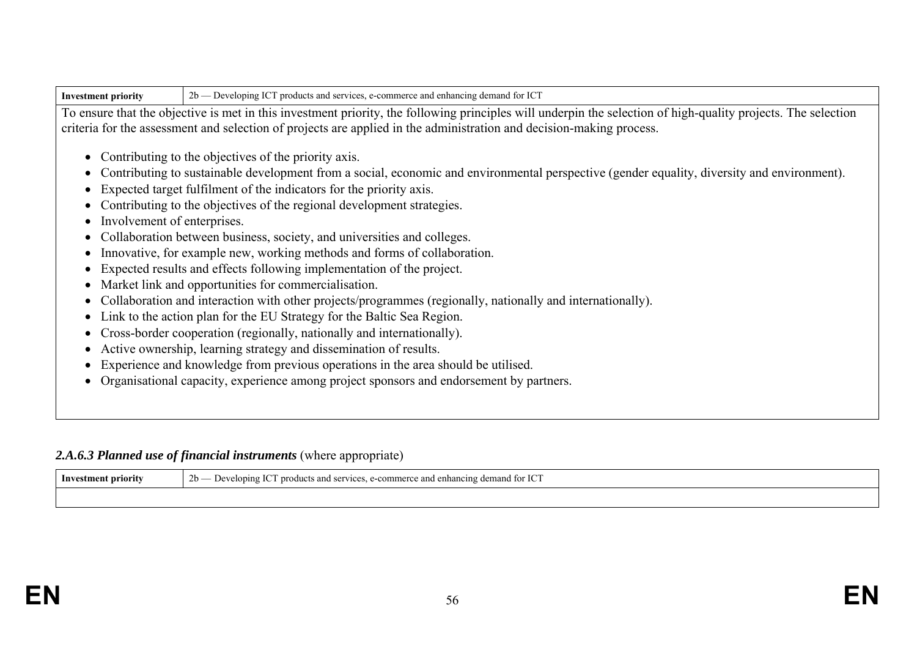| Investment priority | 2b — Developing ICT products and services, e-commerce and enhancing demand for ICT |
|---|---|

To ensure that the objective is met in this investment priority, the following principles will underpin the selection of high-quality projects. The selection criteria for the assessment and selection of projects are applied in the administration and decision-making process.

- Contributing to the objectives of the priority axis.
- Contributing to sustainable development from a social, economic and environmental perspective (gender equality, diversity and environment).
- Expected target fulfilment of the indicators for the priority axis.
- Contributing to the objectives of the regional development strategies.
- Involvement of enterprises.
- Collaboration between business, society, and universities and colleges.
- Innovative, for example new, working methods and forms of collaboration.
- Expected results and effects following implementation of the project.
- Market link and opportunities for commercialisation.
- Collaboration and interaction with other projects/programmes (regionally, nationally and internationally).
- Link to the action plan for the EU Strategy for the Baltic Sea Region.
- Cross-border cooperation (regionally, nationally and internationally).
- Active ownership, learning strategy and dissemination of results.
- Experience and knowledge from previous operations in the area should be utilised.
- Organisational capacity, experience among project sponsors and endorsement by partners.

#### *2.A.6.3 Planned use of financial instruments* (where appropriate)

| Investment priority | 2b — Developing ICT products and services, e-commerce and enhancing demand for ICT |
|---|---|
| | |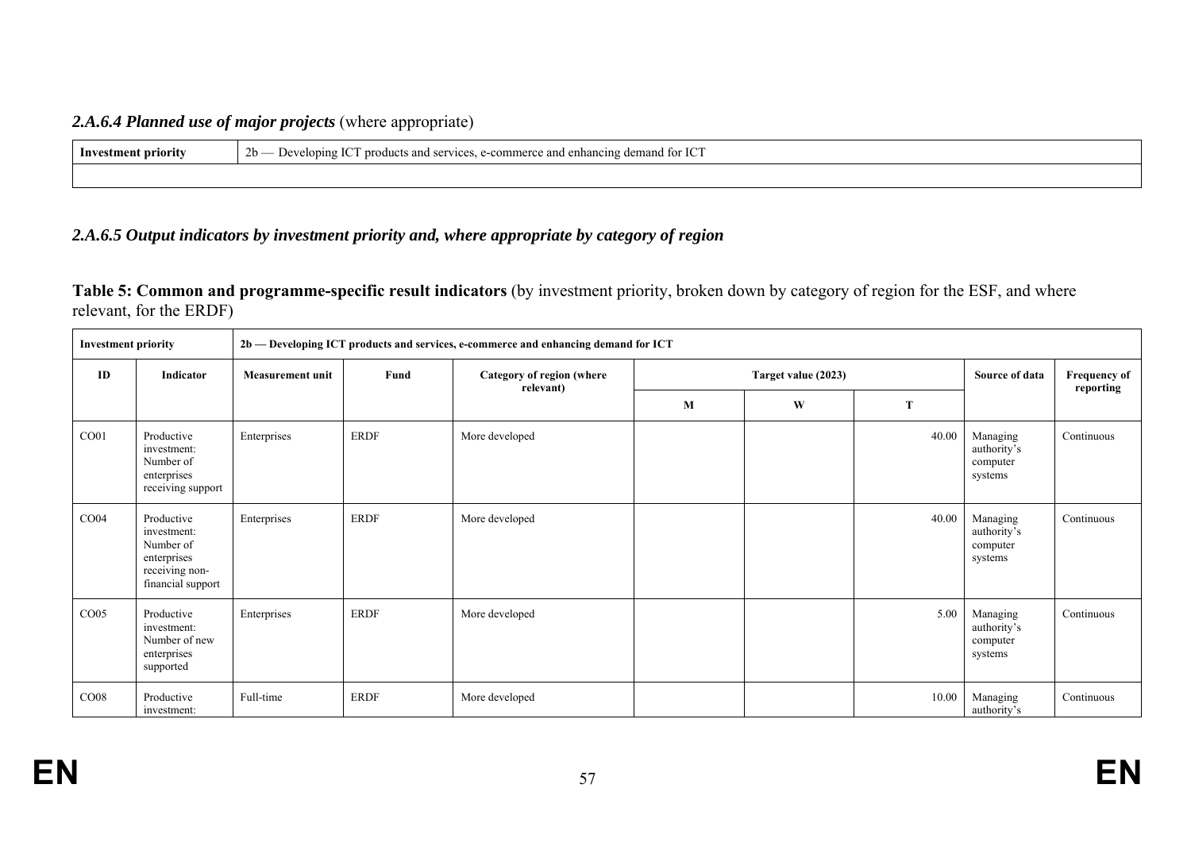### *2.A.6.4 Planned use of major projects* (where appropriate)

| **Investment priority** | 2b — Developing ICT products and services, e-commerce and enhancing demand for ICT |
|---|---|
| | |

### *2.A.6.5 Output indicators by investment priority and, where appropriate by category of region*

**Table 5: Common and programme-specific result indicators** (by investment priority, broken down by category of region for the ESF, and where relevant, for the ERDF)

| **Investment priority** | | **2b — Developing ICT products and services, e-commerce and enhancing demand for ICT** | | | | | | | |
|---|---|---|---|---|---|---|---|---|---|
| **ID** | **Indicator** | **Measurement unit** | **Fund** | **Category of region (where relevant)** | **Target value (2023)** | | | **Source of data** | **Frequency of reporting** |
| | | | | | **M** | **W** | **T** | | |
| CO01 | Productive investment: Number of enterprises receiving support | Enterprises | ERDF | More developed | | | 40.00 | Managing authority's computer systems | Continuous |
| CO04 | Productive investment: Number of enterprises receiving non-financial support | Enterprises | ERDF | More developed | | | 40.00 | Managing authority's computer systems | Continuous |
| CO05 | Productive investment: Number of new enterprises supported | Enterprises | ERDF | More developed | | | 5.00 | Managing authority's computer systems | Continuous |
| CO08 | Productive investment: | Full-time | ERDF | More developed | | | 10.00 | Managing authority's | Continuous |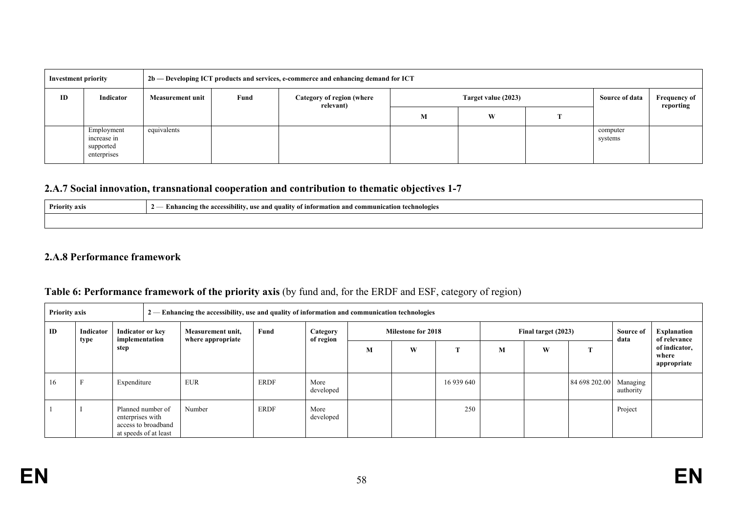| Investment priority | | 2b — Developing ICT products and services, e-commerce and enhancing demand for ICT | | | | | | | |
|---|---|---|---|---|---|---|---|---|---|
| ID | Indicator | Measurement unit | Fund | Category of region (where relevant) | Target value (2023) | | | Source of data | Frequency of reporting |
| | | | | | M | W | T | | |
| | Employment increase in supported enterprises | equivalents | | | | | | computer systems | |

### 2.A.7 Social innovation, transnational cooperation and contribution to thematic objectives 1-7

| Priority axis | 2 — Enhancing the accessibility, use and quality of information and communication technologies |
|---|---|
| | |

### 2.A.8 Performance framework

**Table 6: Performance framework of the priority axis** (by fund and, for the ERDF and ESF, category of region)

| Priority axis | | 2 — Enhancing the accessibility, use and quality of information and communication technologies | | | | | | | | | | | |
|---|---|---|---|---|---|---|---|---|---|---|---|---|---|
| ID | Indicator type | Indicator or key implementation step | Measurement unit, where appropriate | Fund | Category of region | Milestone for 2018 | | | Final target (2023) | | | Source of data | Explanation of relevance of indicator, where appropriate |
| | | | | | | M | W | T | M | W | T | | |
| 16 | F | Expenditure | EUR | ERDF | More developed | | | 16 939 640 | | | 84 698 202.00 | Managing authority | |
| 1 | I | Planned number of enterprises with access to broadband at speeds of at least | Number | ERDF | More developed | | | 250 | | | | Project | |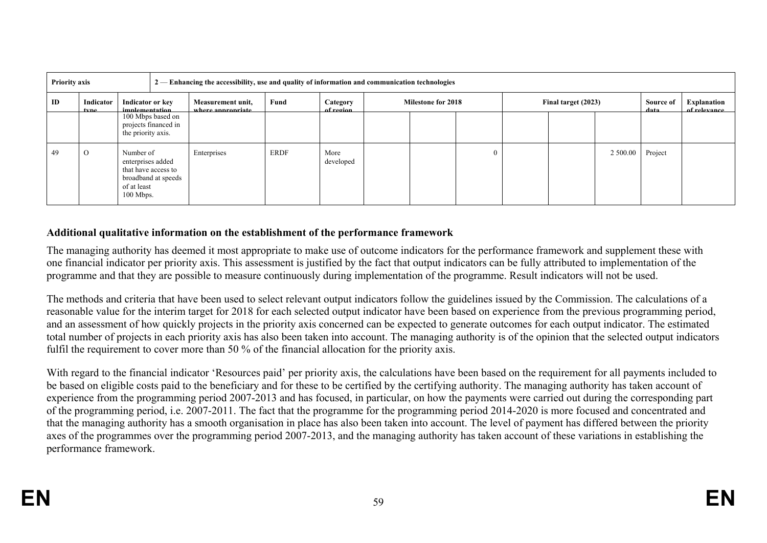| Priority axis | | 2 — Enhancing the accessibility, use and quality of information and communication technologies | | | | | | | | | | | |
|---|---|---|---|---|---|---|---|---|---|---|---|---|---|
| ID | Indicator type | Indicator or key implementation | Measurement unit, where appropriate | Fund | Category of region | Milestone for 2018 | | | Final target (2023) | | | Source of data | Explanation of relevance |
| | | 100 Mbps based on projects financed in the priority axis. | | | | | | | | | | | |
| 49 | O | Number of enterprises added that have access to broadband at speeds of at least 100 Mbps. | Enterprises | ERDF | More developed | | | 0 | | | 2 500.00 | Project | |

**Additional qualitative information on the establishment of the performance framework**

The managing authority has deemed it most appropriate to make use of outcome indicators for the performance framework and supplement these with one financial indicator per priority axis. This assessment is justified by the fact that output indicators can be fully attributed to implementation of the programme and that they are possible to measure continuously during implementation of the programme. Result indicators will not be used.

The methods and criteria that have been used to select relevant output indicators follow the guidelines issued by the Commission. The calculations of a reasonable value for the interim target for 2018 for each selected output indicator have been based on experience from the previous programming period, and an assessment of how quickly projects in the priority axis concerned can be expected to generate outcomes for each output indicator. The estimated total number of projects in each priority axis has also been taken into account. The managing authority is of the opinion that the selected output indicators fulfil the requirement to cover more than 50 % of the financial allocation for the priority axis.

With regard to the financial indicator 'Resources paid' per priority axis, the calculations have been based on the requirement for all payments included to be based on eligible costs paid to the beneficiary and for these to be certified by the certifying authority. The managing authority has taken account of experience from the programming period 2007-2013 and has focused, in particular, on how the payments were carried out during the corresponding part of the programming period, i.e. 2007-2011. The fact that the programme for the programming period 2014-2020 is more focused and concentrated and that the managing authority has a smooth organisation in place has also been taken into account. The level of payment has differed between the priority axes of the programmes over the programming period 2007-2013, and the managing authority has taken account of these variations in establishing the performance framework.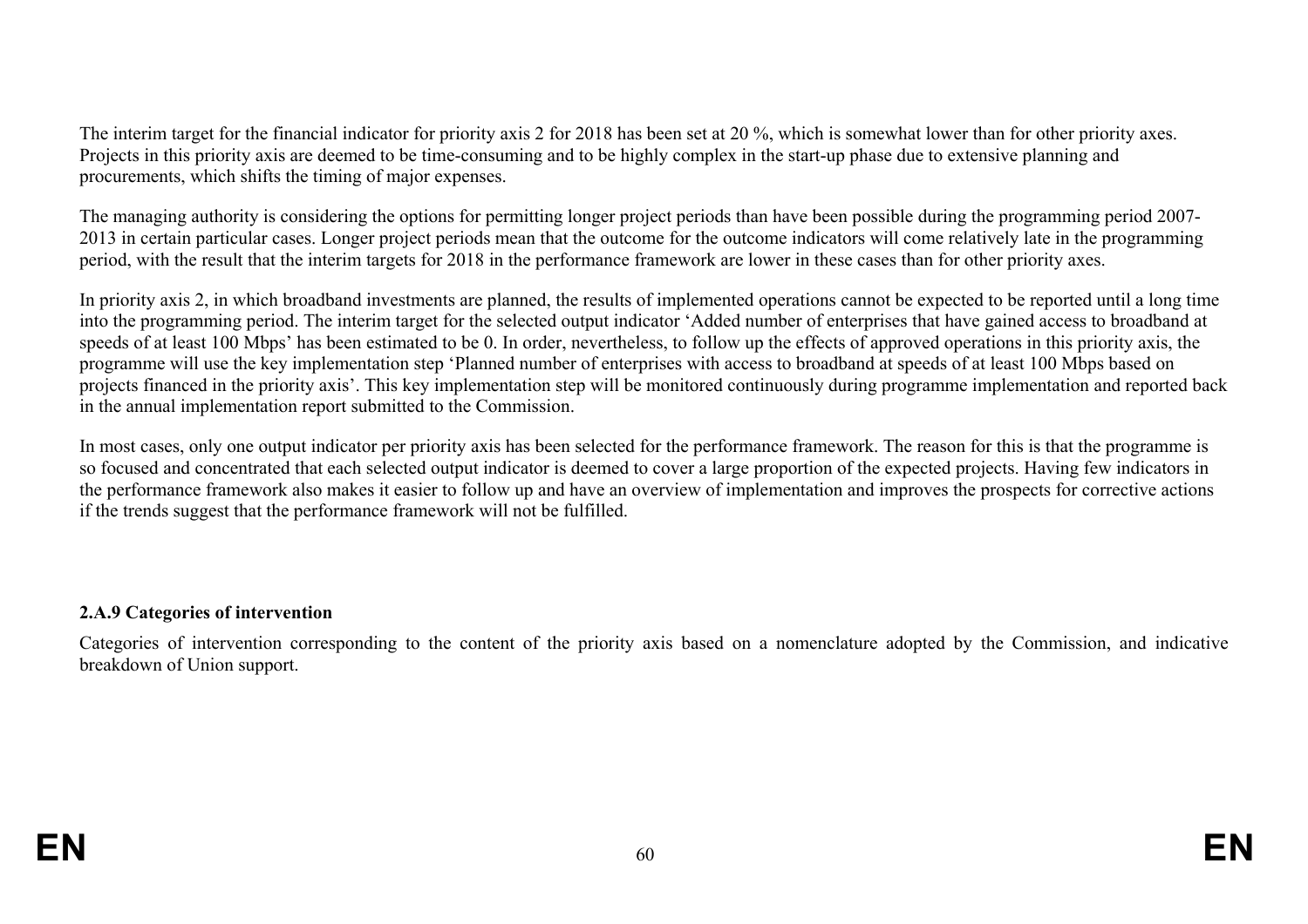The interim target for the financial indicator for priority axis 2 for 2018 has been set at 20 %, which is somewhat lower than for other priority axes. Projects in this priority axis are deemed to be time-consuming and to be highly complex in the start-up phase due to extensive planning and procurements, which shifts the timing of major expenses.

The managing authority is considering the options for permitting longer project periods than have been possible during the programming period 2007-2013 in certain particular cases. Longer project periods mean that the outcome for the outcome indicators will come relatively late in the programming period, with the result that the interim targets for 2018 in the performance framework are lower in these cases than for other priority axes.

In priority axis 2, in which broadband investments are planned, the results of implemented operations cannot be expected to be reported until a long time into the programming period. The interim target for the selected output indicator 'Added number of enterprises that have gained access to broadband at speeds of at least 100 Mbps' has been estimated to be 0. In order, nevertheless, to follow up the effects of approved operations in this priority axis, the programme will use the key implementation step 'Planned number of enterprises with access to broadband at speeds of at least 100 Mbps based on projects financed in the priority axis'. This key implementation step will be monitored continuously during programme implementation and reported back in the annual implementation report submitted to the Commission.

In most cases, only one output indicator per priority axis has been selected for the performance framework. The reason for this is that the programme is so focused and concentrated that each selected output indicator is deemed to cover a large proportion of the expected projects. Having few indicators in the performance framework also makes it easier to follow up and have an overview of implementation and improves the prospects for corrective actions if the trends suggest that the performance framework will not be fulfilled.

**2.A.9 Categories of intervention**

Categories of intervention corresponding to the content of the priority axis based on a nomenclature adopted by the Commission, and indicative breakdown of Union support.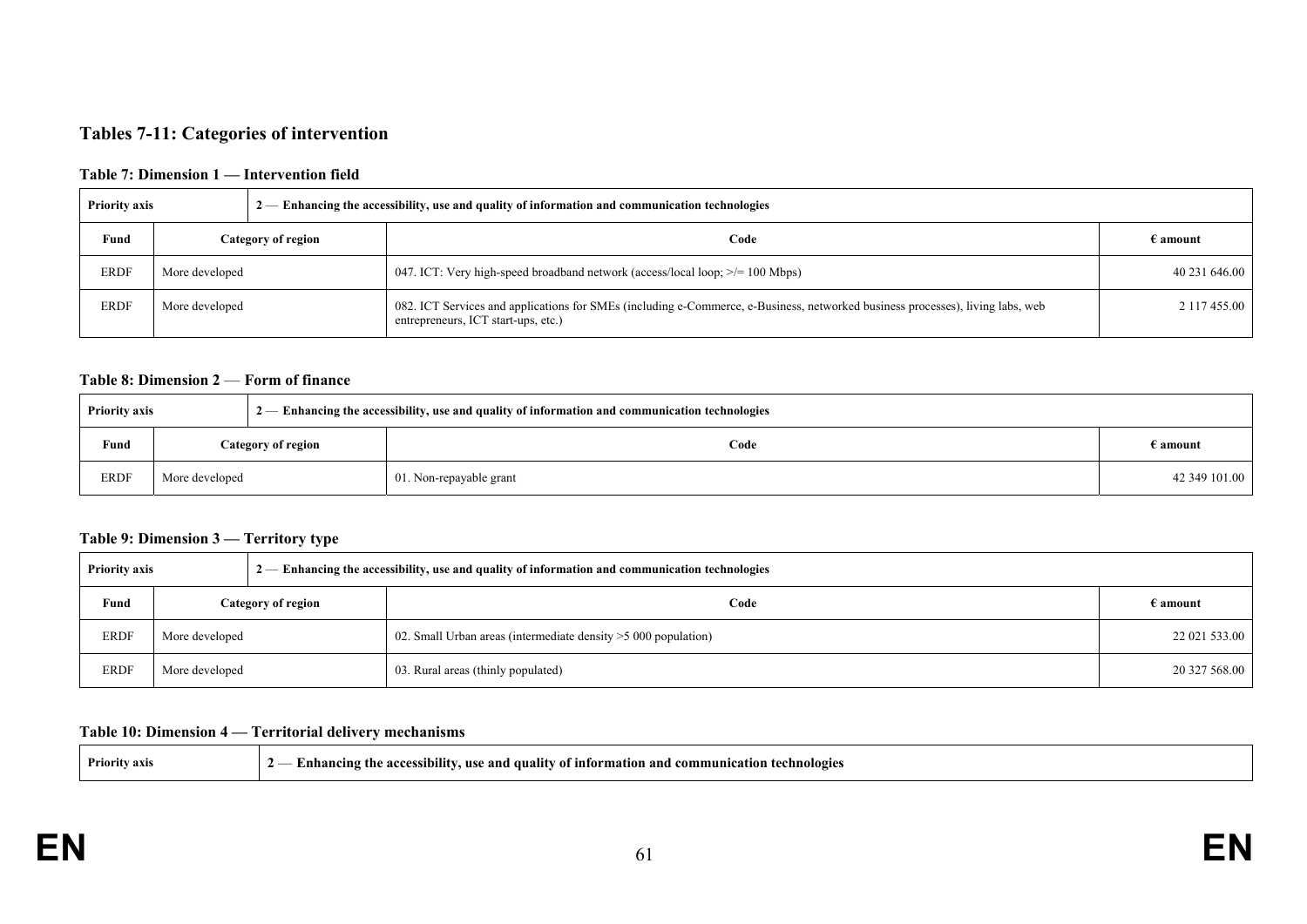## Tables 7-11: Categories of intervention

### Table 7: Dimension 1 — Intervention field

| Priority axis | | 2 — Enhancing the accessibility, use and quality of information and communication technologies | |
|---|---|---|---|
| **Fund** | **Category of region** | **Code** | **€ amount** |
| ERDF | More developed | 047. ICT: Very high-speed broadband network (access/local loop; >/= 100 Mbps) | 40 231 646.00 |
| ERDF | More developed | 082. ICT Services and applications for SMEs (including e-Commerce, e-Business, networked business processes), living labs, web entrepreneurs, ICT start-ups, etc.) | 2 117 455.00 |

### Table 8: Dimension 2 — Form of finance

| Priority axis | | 2 — Enhancing the accessibility, use and quality of information and communication technologies | |
|---|---|---|---|
| **Fund** | **Category of region** | **Code** | **€ amount** |
| ERDF | More developed | 01. Non-repayable grant | 42 349 101.00 |

### Table 9: Dimension 3 — Territory type

| Priority axis | | 2 — Enhancing the accessibility, use and quality of information and communication technologies | |
|---|---|---|---|
| **Fund** | **Category of region** | **Code** | **€ amount** |
| ERDF | More developed | 02. Small Urban areas (intermediate density >5 000 population) | 22 021 533.00 |
| ERDF | More developed | 03. Rural areas (thinly populated) | 20 327 568.00 |

### Table 10: Dimension 4 — Territorial delivery mechanisms

| Priority axis | 2 — Enhancing the accessibility, use and quality of information and communication technologies |
|---|---|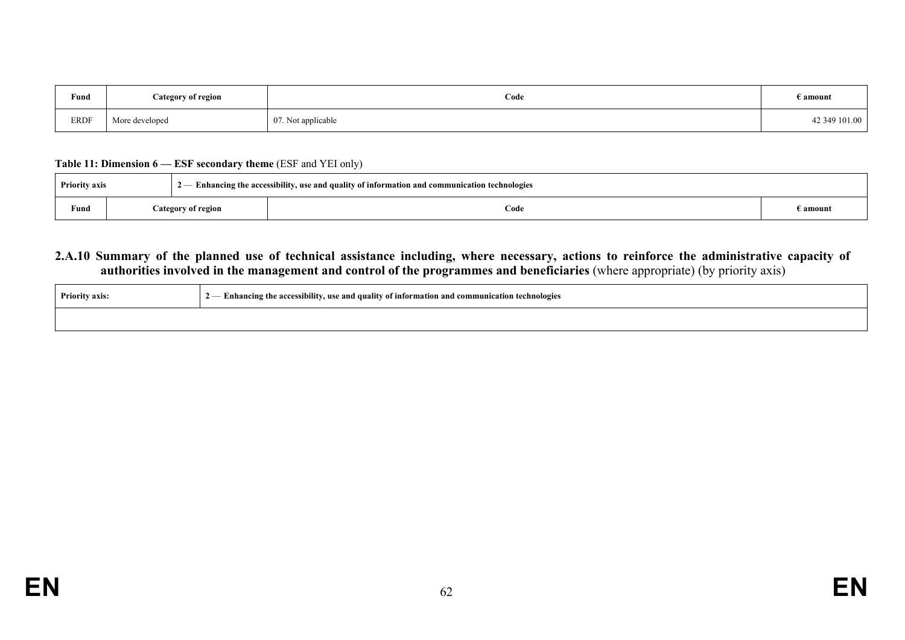| Fund | Category of region | Code | € amount |
|---|---|---|---|
| ERDF | More developed | 07. Not applicable | 42 349 101.00 |

**Table 11: Dimension 6 — ESF secondary theme** (ESF and YEI only)

| Priority axis | 2 — Enhancing the accessibility, use and quality of information and communication technologies | | |
|---|---|---|---|
| Fund | Category of region | Code | € amount |

## 2.A.10 Summary of the planned use of technical assistance including, where necessary, actions to reinforce the administrative capacity of authorities involved in the management and control of the programmes and beneficiaries (where appropriate) (by priority axis)

| Priority axis: | 2 — Enhancing the accessibility, use and quality of information and communication technologies |
|---|---|
| | |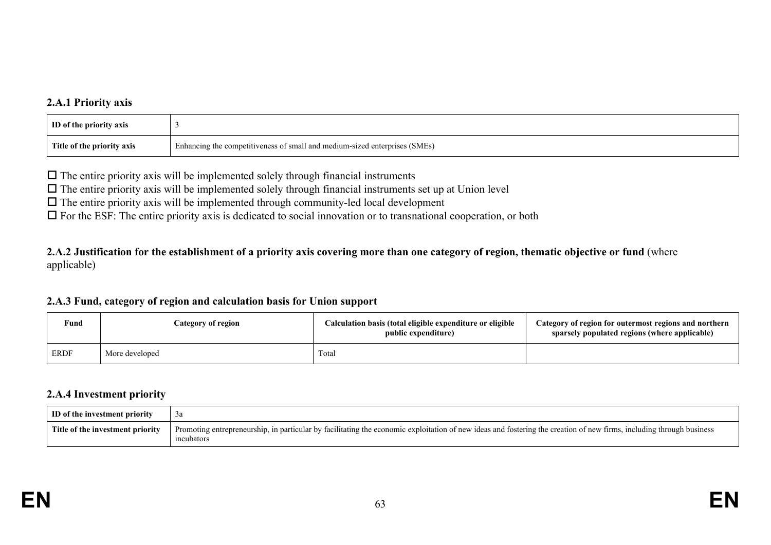### 2.A.1 Priority axis

| ID of the priority axis | 3 |
| --- | --- |
| Title of the priority axis | Enhancing the competitiveness of small and medium-sized enterprises (SMEs) |

☐ The entire priority axis will be implemented solely through financial instruments
☐ The entire priority axis will be implemented solely through financial instruments set up at Union level
☐ The entire priority axis will be implemented through community-led local development
☐ For the ESF: The entire priority axis is dedicated to social innovation or to transnational cooperation, or both

### 2.A.2 Justification for the establishment of a priority axis covering more than one category of region, thematic objective or fund (where applicable)

### 2.A.3 Fund, category of region and calculation basis for Union support

| Fund | Category of region | Calculation basis (total eligible expenditure or eligible public expenditure) | Category of region for outermost regions and northern sparsely populated regions (where applicable) |
| --- | --- | --- | --- |
| ERDF | More developed | Total | |

### 2.A.4 Investment priority

| ID of the investment priority | 3a |
| --- | --- |
| Title of the investment priority | Promoting entrepreneurship, in particular by facilitating the economic exploitation of new ideas and fostering the creation of new firms, including through business incubators |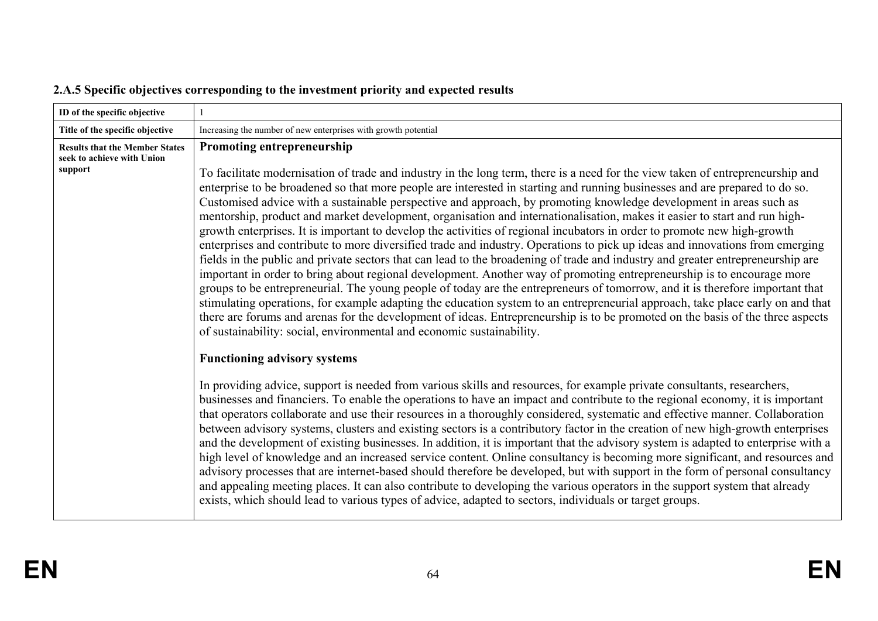### 2.A.5 Specific objectives corresponding to the investment priority and expected results

| ID of the specific objective | 1 |
|---|---|
| Title of the specific objective | Increasing the number of new enterprises with growth potential |
| Results that the Member States seek to achieve with Union support | **Promoting entrepreneurship**<br><br>To facilitate modernisation of trade and industry in the long term, there is a need for the view taken of entrepreneurship and enterprise to be broadened so that more people are interested in starting and running businesses and are prepared to do so. Customised advice with a sustainable perspective and approach, by promoting knowledge development in areas such as mentorship, product and market development, organisation and internationalisation, makes it easier to start and run high-growth enterprises. It is important to develop the activities of regional incubators in order to promote new high-growth enterprises and contribute to more diversified trade and industry. Operations to pick up ideas and innovations from emerging fields in the public and private sectors that can lead to the broadening of trade and industry and greater entrepreneurship are important in order to bring about regional development. Another way of promoting entrepreneurship is to encourage more groups to be entrepreneurial. The young people of today are the entrepreneurs of tomorrow, and it is therefore important that stimulating operations, for example adapting the education system to an entrepreneurial approach, take place early on and that there are forums and arenas for the development of ideas. Entrepreneurship is to be promoted on the basis of the three aspects of sustainability: social, environmental and economic sustainability.<br><br>**Functioning advisory systems**<br><br>In providing advice, support is needed from various skills and resources, for example private consultants, researchers, businesses and financiers. To enable the operations to have an impact and contribute to the regional economy, it is important that operators collaborate and use their resources in a thoroughly considered, systematic and effective manner. Collaboration between advisory systems, clusters and existing sectors is a contributory factor in the creation of new high-growth enterprises and the development of existing businesses. In addition, it is important that the advisory system is adapted to enterprise with a high level of knowledge and an increased service content. Online consultancy is becoming more significant, and resources and advisory processes that are internet-based should therefore be developed, but with support in the form of personal consultancy and appealing meeting places. It can also contribute to developing the various operators in the support system that already exists, which should lead to various types of advice, adapted to sectors, individuals or target groups. |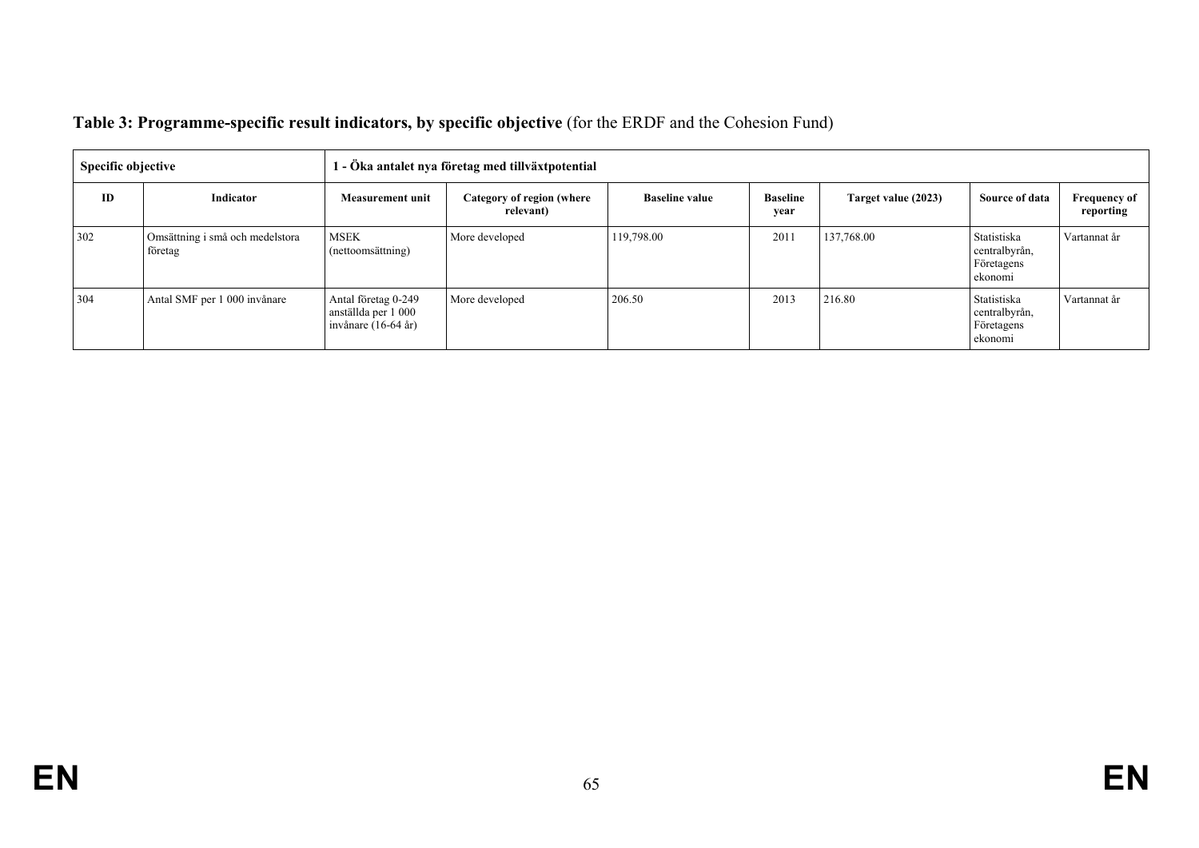**Table 3: Programme-specific result indicators, by specific objective** (for the ERDF and the Cohesion Fund)

| Specific objective | | 1 - Öka antalet nya företag med tillväxtpotential | | | | | | |
|---|---|---|---|---|---|---|---|---|
| **ID** | **Indicator** | **Measurement unit** | **Category of region (where relevant)** | **Baseline value** | **Baseline year** | **Target value (2023)** | **Source of data** | **Frequency of reporting** |
| 302 | Omsättning i små och medelstora företag | MSEK (nettoomsättning) | More developed | 119,798.00 | 2011 | 137,768.00 | Statistiska centralbyrån, Företagens ekonomi | Vartannat år |
| 304 | Antal SMF per 1 000 invånare | Antal företag 0-249 anställda per 1 000 invånare (16-64 år) | More developed | 206.50 | 2013 | 216.80 | Statistiska centralbyrån, Företagens ekonomi | Vartannat år |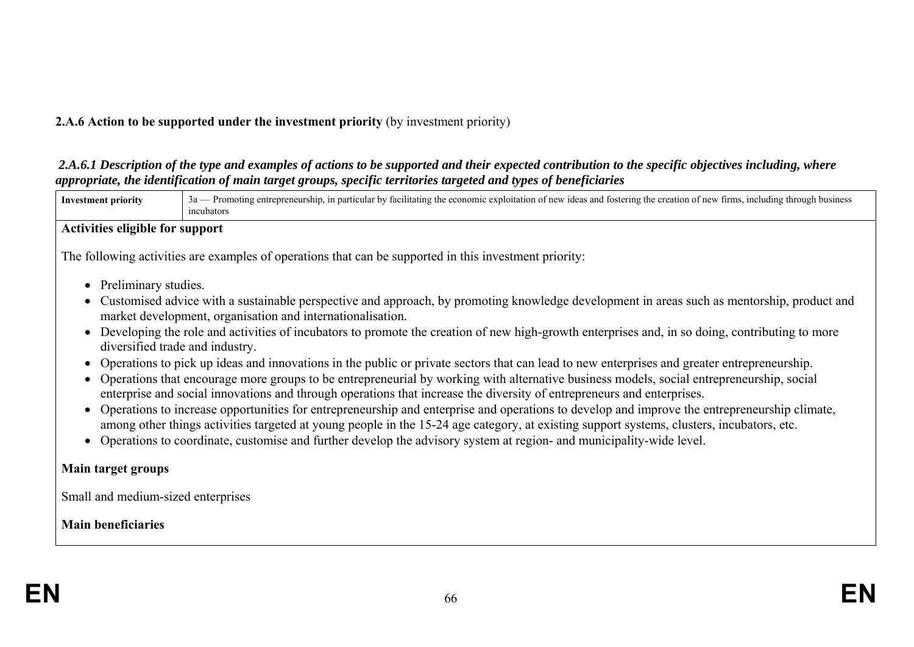**2.A.6 Action to be supported under the investment priority** (by investment priority)

***2.A.6.1 Description of the type and examples of actions to be supported and their expected contribution to the specific objectives including, where appropriate, the identification of main target groups, specific territories targeted and types of beneficiaries***

| **Investment priority** | 3a — Promoting entrepreneurship, in particular by facilitating the economic exploitation of new ideas and fostering the creation of new firms, including through business incubators |
|---|---|

**Activities eligible for support**

The following activities are examples of operations that can be supported in this investment priority:

- Preliminary studies.
- Customised advice with a sustainable perspective and approach, by promoting knowledge development in areas such as mentorship, product and market development, organisation and internationalisation.
- Developing the role and activities of incubators to promote the creation of new high-growth enterprises and, in so doing, contributing to more diversified trade and industry.
- Operations to pick up ideas and innovations in the public or private sectors that can lead to new enterprises and greater entrepreneurship.
- Operations that encourage more groups to be entrepreneurial by working with alternative business models, social entrepreneurship, social enterprise and social innovations and through operations that increase the diversity of entrepreneurs and enterprises.
- Operations to increase opportunities for entrepreneurship and enterprise and operations to develop and improve the entrepreneurship climate, among other things activities targeted at young people in the 15-24 age category, at existing support systems, clusters, incubators, etc.
- Operations to coordinate, customise and further develop the advisory system at region- and municipality-wide level.

**Main target groups**

Small and medium-sized enterprises

**Main beneficiaries**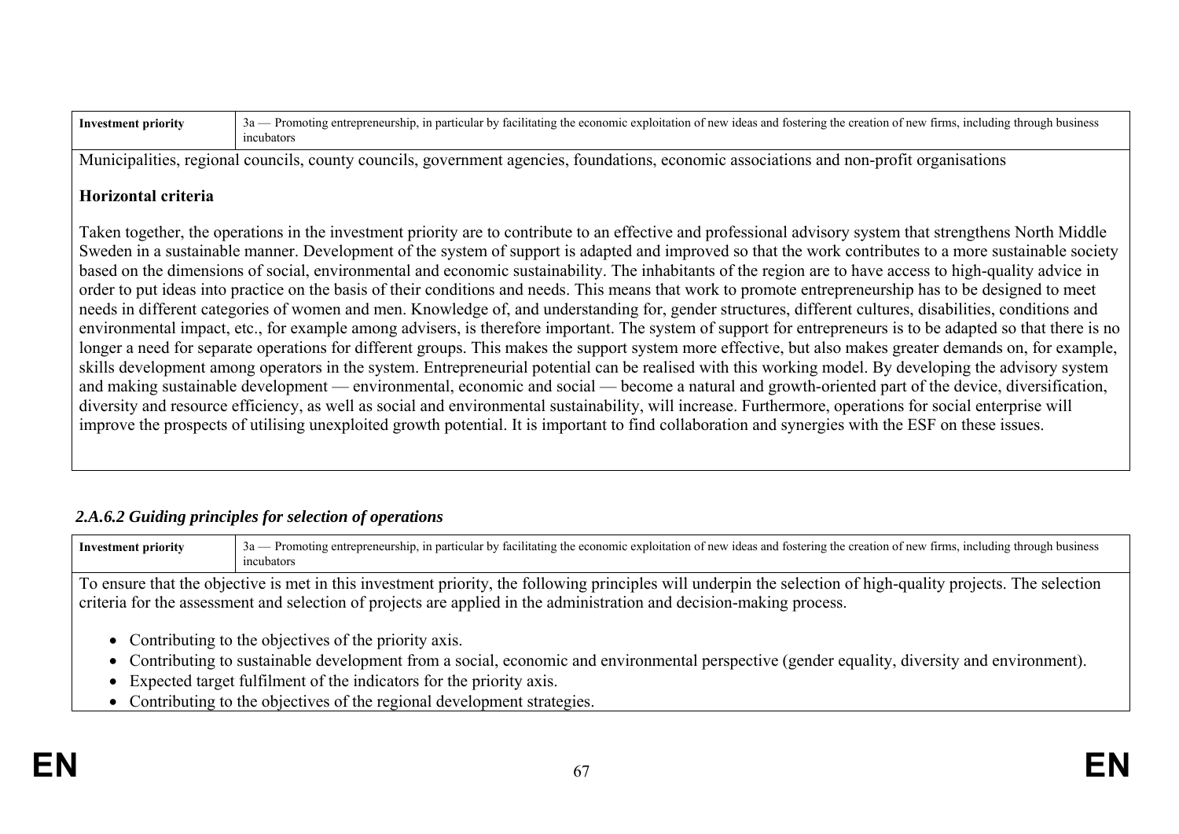| Investment priority | 3a — Promoting entrepreneurship, in particular by facilitating the economic exploitation of new ideas and fostering the creation of new firms, including through business incubators |
| --- | --- |

Municipalities, regional councils, county councils, government agencies, foundations, economic associations and non-profit organisations

**Horizontal criteria**

Taken together, the operations in the investment priority are to contribute to an effective and professional advisory system that strengthens North Middle Sweden in a sustainable manner. Development of the system of support is adapted and improved so that the work contributes to a more sustainable society based on the dimensions of social, environmental and economic sustainability. The inhabitants of the region are to have access to high-quality advice in order to put ideas into practice on the basis of their conditions and needs. This means that work to promote entrepreneurship has to be designed to meet needs in different categories of women and men. Knowledge of, and understanding for, gender structures, different cultures, disabilities, conditions and environmental impact, etc., for example among advisers, is therefore important. The system of support for entrepreneurs is to be adapted so that there is no longer a need for separate operations for different groups. This makes the support system more effective, but also makes greater demands on, for example, skills development among operators in the system. Entrepreneurial potential can be realised with this working model. By developing the advisory system and making sustainable development — environmental, economic and social — become a natural and growth-oriented part of the device, diversification, diversity and resource efficiency, as well as social and environmental sustainability, will increase. Furthermore, operations for social enterprise will improve the prospects of utilising unexploited growth potential. It is important to find collaboration and synergies with the ESF on these issues.

### *2.A.6.2 Guiding principles for selection of operations*

| Investment priority | 3a — Promoting entrepreneurship, in particular by facilitating the economic exploitation of new ideas and fostering the creation of new firms, including through business incubators |
| --- | --- |

To ensure that the objective is met in this investment priority, the following principles will underpin the selection of high-quality projects. The selection criteria for the assessment and selection of projects are applied in the administration and decision-making process.

- Contributing to the objectives of the priority axis.
- Contributing to sustainable development from a social, economic and environmental perspective (gender equality, diversity and environment).
- Expected target fulfilment of the indicators for the priority axis.
- Contributing to the objectives of the regional development strategies.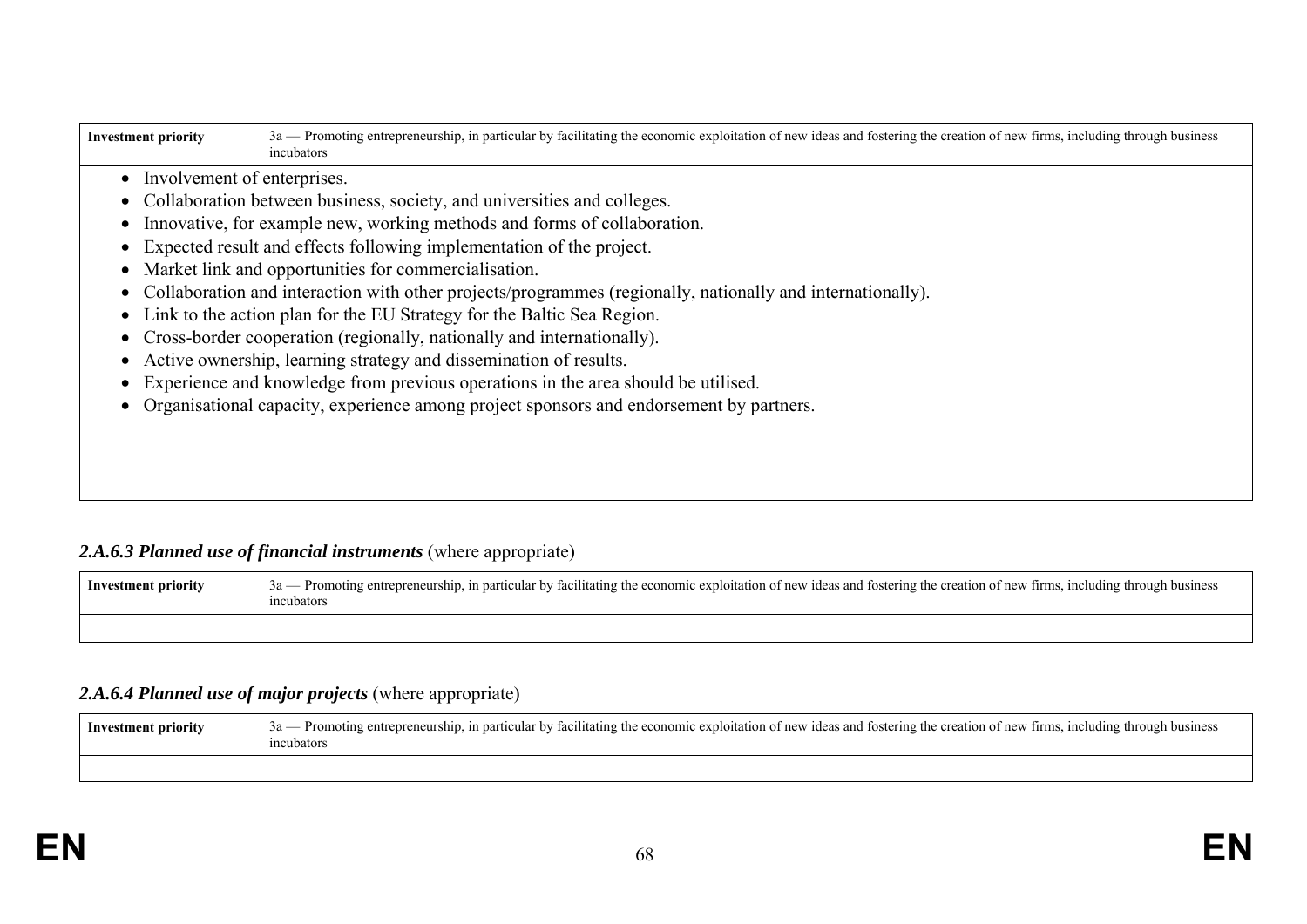| Investment priority | 3a — Promoting entrepreneurship, in particular by facilitating the economic exploitation of new ideas and fostering the creation of new firms, including through business incubators |
|---|---|

- Involvement of enterprises.
- Collaboration between business, society, and universities and colleges.
- Innovative, for example new, working methods and forms of collaboration.
- Expected result and effects following implementation of the project.
- Market link and opportunities for commercialisation.
- Collaboration and interaction with other projects/programmes (regionally, nationally and internationally).
- Link to the action plan for the EU Strategy for the Baltic Sea Region.
- Cross-border cooperation (regionally, nationally and internationally).
- Active ownership, learning strategy and dissemination of results.
- Experience and knowledge from previous operations in the area should be utilised.
- Organisational capacity, experience among project sponsors and endorsement by partners.

#### *2.A.6.3 Planned use of financial instruments* (where appropriate)

| Investment priority | 3a — Promoting entrepreneurship, in particular by facilitating the economic exploitation of new ideas and fostering the creation of new firms, including through business incubators |
|---|---|
| | |

#### *2.A.6.4 Planned use of major projects* (where appropriate)

| Investment priority | 3a — Promoting entrepreneurship, in particular by facilitating the economic exploitation of new ideas and fostering the creation of new firms, including through business incubators |
|---|---|
| | |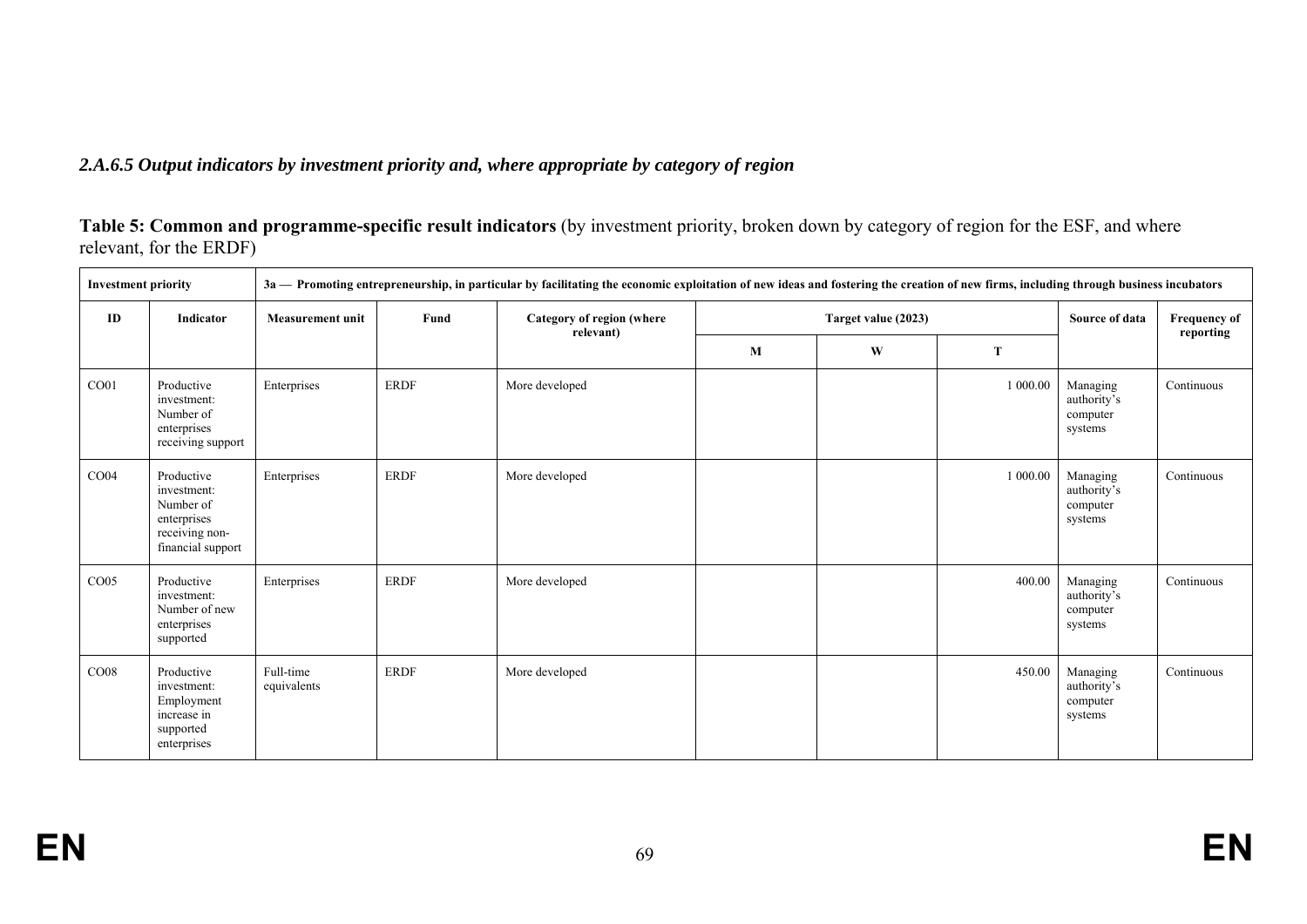*2.A.6.5 Output indicators by investment priority and, where appropriate by category of region*

**Table 5: Common and programme-specific result indicators** (by investment priority, broken down by category of region for the ESF, and where relevant, for the ERDF)

| Investment priority | | 3a — Promoting entrepreneurship, in particular by facilitating the economic exploitation of new ideas and fostering the creation of new firms, including through business incubators | | | | | | | |
|---|---|---|---|---|---|---|---|---|---|
| ID | Indicator | Measurement unit | Fund | Category of region (where relevant) | Target value (2023) | | | Source of data | Frequency of reporting |
| | | | | | M | W | T | | |
| CO01 | Productive investment: Number of enterprises receiving support | Enterprises | ERDF | More developed | | | 1 000.00 | Managing authority's computer systems | Continuous |
| CO04 | Productive investment: Number of enterprises receiving non-financial support | Enterprises | ERDF | More developed | | | 1 000.00 | Managing authority's computer systems | Continuous |
| CO05 | Productive investment: Number of new enterprises supported | Enterprises | ERDF | More developed | | | 400.00 | Managing authority's computer systems | Continuous |
| CO08 | Productive investment: Employment increase in supported enterprises | Full-time equivalents | ERDF | More developed | | | 450.00 | Managing authority's computer systems | Continuous |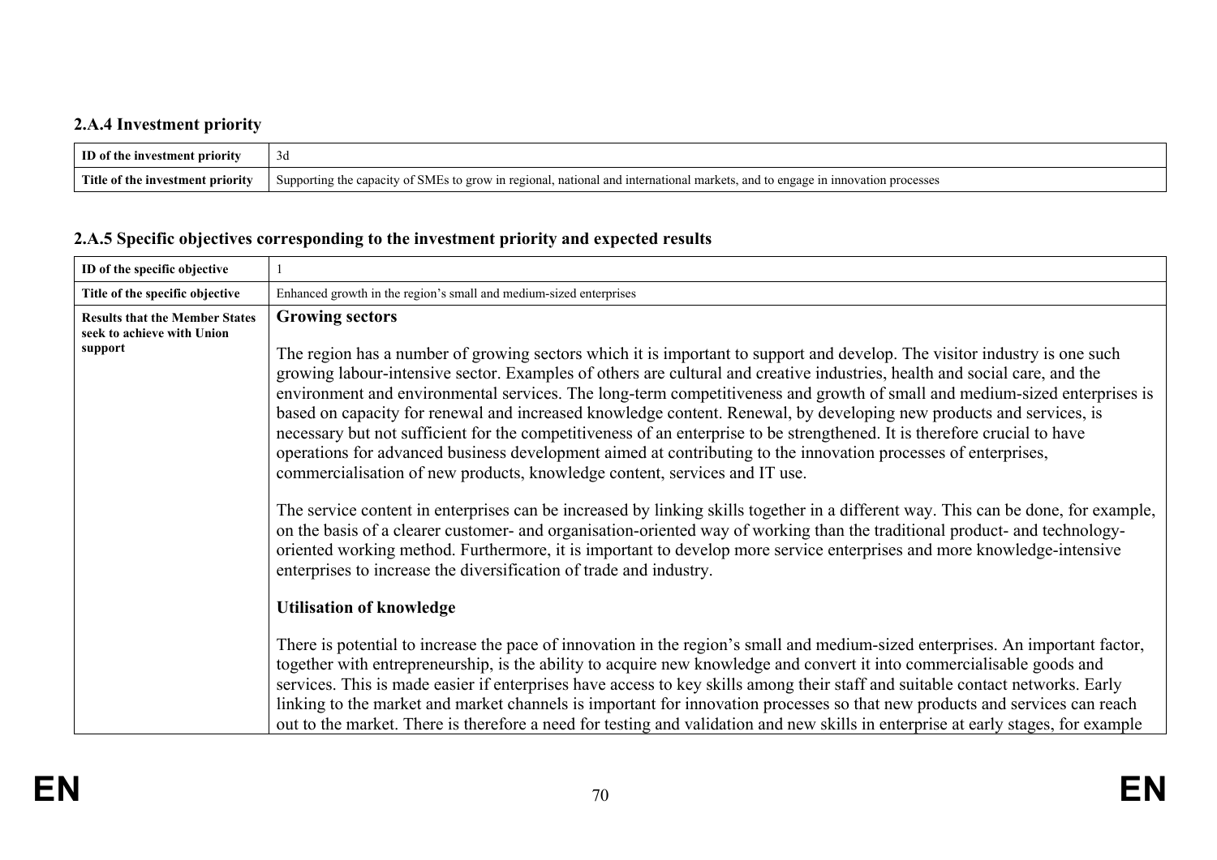### 2.A.4 Investment priority

| ID of the investment priority | 3d |
|---|---|
| Title of the investment priority | Supporting the capacity of SMEs to grow in regional, national and international markets, and to engage in innovation processes |

### 2.A.5 Specific objectives corresponding to the investment priority and expected results

| ID of the specific objective | 1 |
|---|---|
| Title of the specific objective | Enhanced growth in the region's small and medium-sized enterprises |
| Results that the Member States seek to achieve with Union support | **Growing sectors**<br><br>The region has a number of growing sectors which it is important to support and develop. The visitor industry is one such growing labour-intensive sector. Examples of others are cultural and creative industries, health and social care, and the environment and environmental services. The long-term competitiveness and growth of small and medium-sized enterprises is based on capacity for renewal and increased knowledge content. Renewal, by developing new products and services, is necessary but not sufficient for the competitiveness of an enterprise to be strengthened. It is therefore crucial to have operations for advanced business development aimed at contributing to the innovation processes of enterprises, commercialisation of new products, knowledge content, services and IT use.<br><br>The service content in enterprises can be increased by linking skills together in a different way. This can be done, for example, on the basis of a clearer customer- and organisation-oriented way of working than the traditional product- and technology-oriented working method. Furthermore, it is important to develop more service enterprises and more knowledge-intensive enterprises to increase the diversification of trade and industry.<br><br>**Utilisation of knowledge**<br><br>There is potential to increase the pace of innovation in the region's small and medium-sized enterprises. An important factor, together with entrepreneurship, is the ability to acquire new knowledge and convert it into commercialisable goods and services. This is made easier if enterprises have access to key skills among their staff and suitable contact networks. Early linking to the market and market channels is important for innovation processes so that new products and services can reach out to the market. There is therefore a need for testing and validation and new skills in enterprise at early stages, for example |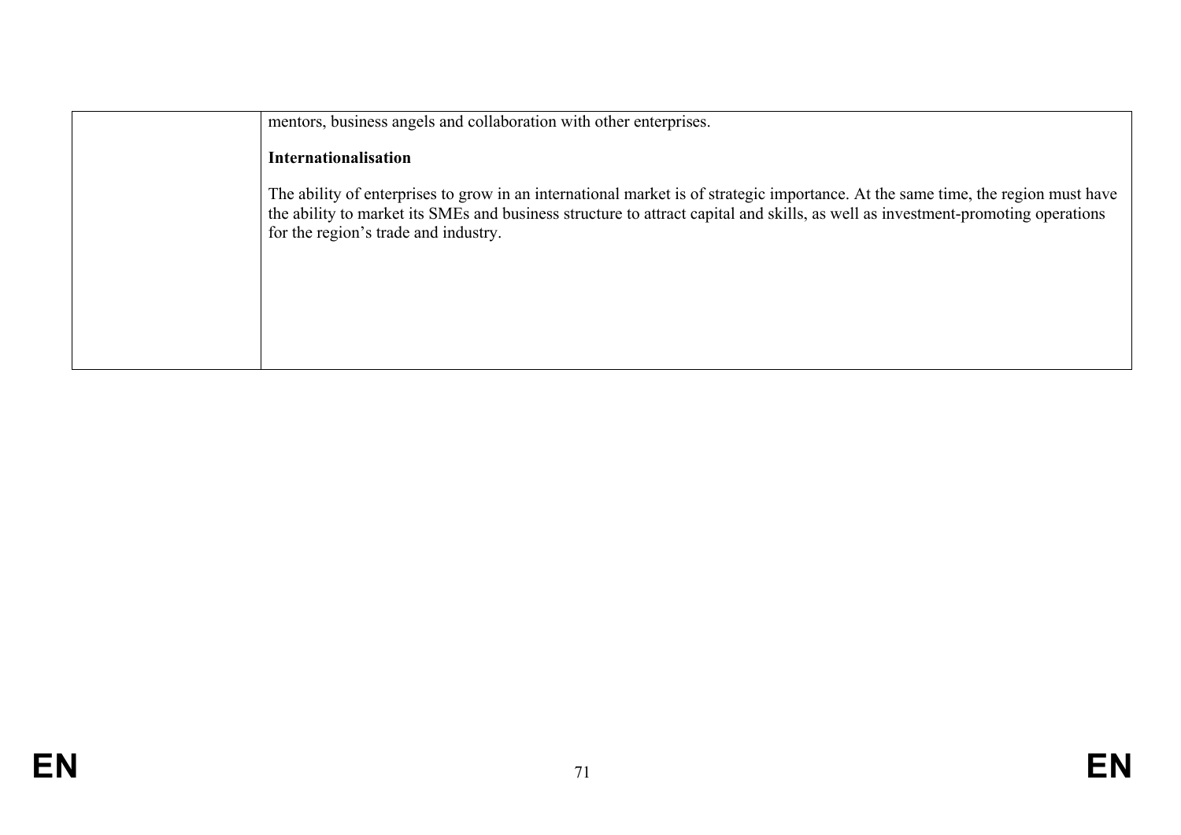| | |
|---|---|
| | mentors, business angels and collaboration with other enterprises.<br><br>**Internationalisation**<br><br>The ability of enterprises to grow in an international market is of strategic importance. At the same time, the region must have the ability to market its SMEs and business structure to attract capital and skills, as well as investment-promoting operations for the region's trade and industry. |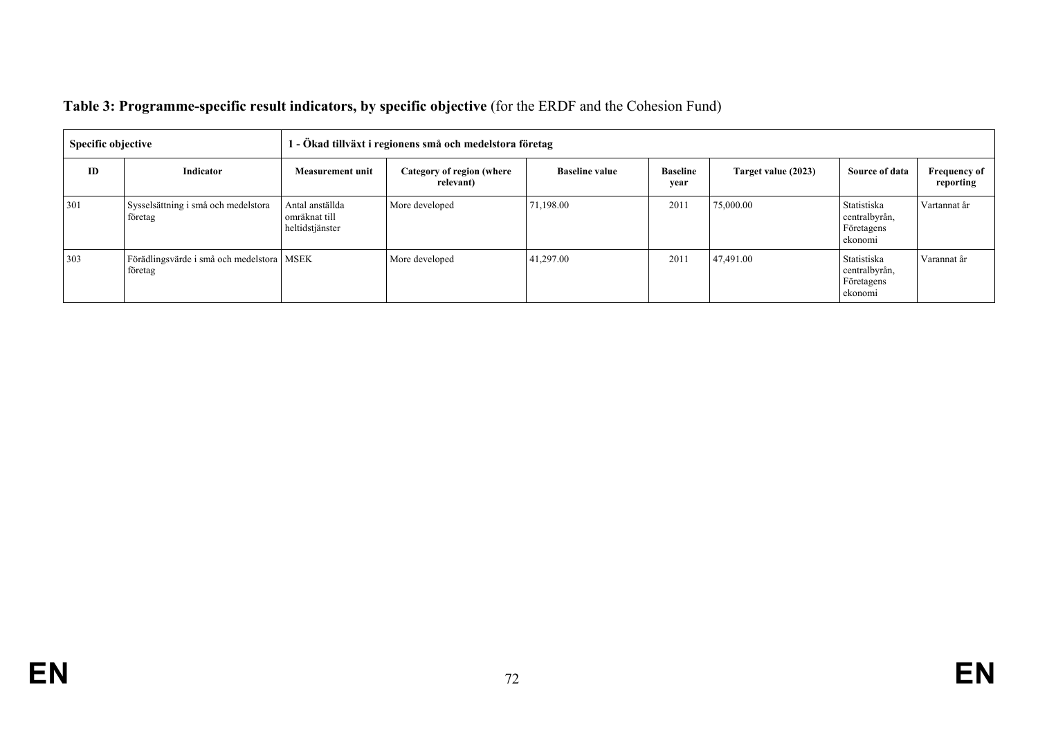**Table 3: Programme-specific result indicators, by specific objective** (for the ERDF and the Cohesion Fund)

| Specific objective | | 1 - Ökad tillväxt i regionens små och medelstora företag | | | | | | |
|---|---|---|---|---|---|---|---|---|
| **ID** | **Indicator** | **Measurement unit** | **Category of region (where relevant)** | **Baseline value** | **Baseline year** | **Target value (2023)** | **Source of data** | **Frequency of reporting** |
| 301 | Sysselsättning i små och medelstora företag | Antal anställda omräknat till heltidstjänster | More developed | 71,198.00 | 2011 | 75,000.00 | Statistiska centralbyrån, Företagens ekonomi | Vartannat år |
| 303 | Förädlingsvärde i små och medelstora företag | MSEK | More developed | 41,297.00 | 2011 | 47,491.00 | Statistiska centralbyrån, Företagens ekonomi | Varannat år |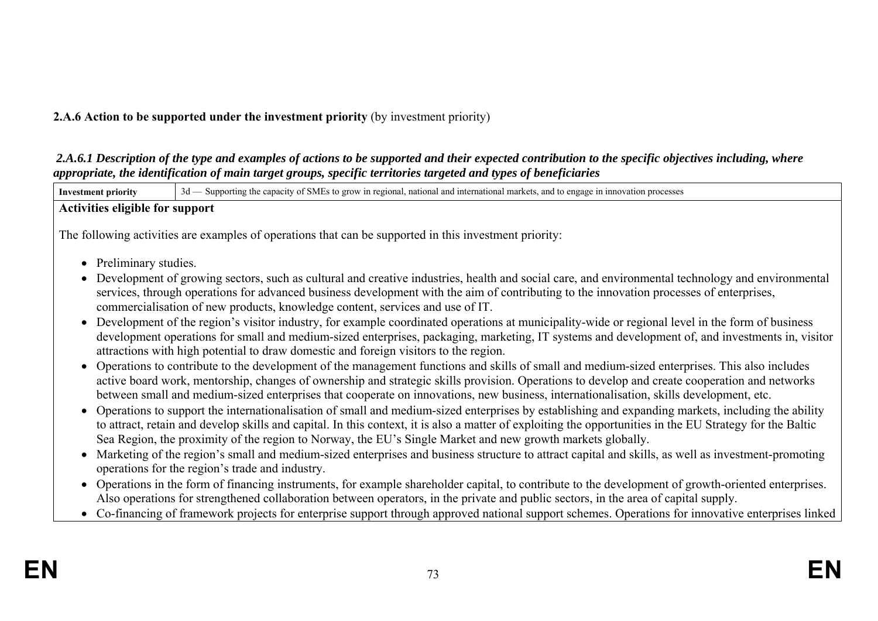**2.A.6 Action to be supported under the investment priority** (by investment priority)

***2.A.6.1 Description of the type and examples of actions to be supported and their expected contribution to the specific objectives including, where appropriate, the identification of main target groups, specific territories targeted and types of beneficiaries***

| **Investment priority** | 3d — Supporting the capacity of SMEs to grow in regional, national and international markets, and to engage in innovation processes |
|---|---|

**Activities eligible for support**

The following activities are examples of operations that can be supported in this investment priority:

- Preliminary studies.
- Development of growing sectors, such as cultural and creative industries, health and social care, and environmental technology and environmental services, through operations for advanced business development with the aim of contributing to the innovation processes of enterprises, commercialisation of new products, knowledge content, services and use of IT.
- Development of the region's visitor industry, for example coordinated operations at municipality-wide or regional level in the form of business development operations for small and medium-sized enterprises, packaging, marketing, IT systems and development of, and investments in, visitor attractions with high potential to draw domestic and foreign visitors to the region.
- Operations to contribute to the development of the management functions and skills of small and medium-sized enterprises. This also includes active board work, mentorship, changes of ownership and strategic skills provision. Operations to develop and create cooperation and networks between small and medium-sized enterprises that cooperate on innovations, new business, internationalisation, skills development, etc.
- Operations to support the internationalisation of small and medium-sized enterprises by establishing and expanding markets, including the ability to attract, retain and develop skills and capital. In this context, it is also a matter of exploiting the opportunities in the EU Strategy for the Baltic Sea Region, the proximity of the region to Norway, the EU's Single Market and new growth markets globally.
- Marketing of the region's small and medium-sized enterprises and business structure to attract capital and skills, as well as investment-promoting operations for the region's trade and industry.
- Operations in the form of financing instruments, for example shareholder capital, to contribute to the development of growth-oriented enterprises. Also operations for strengthened collaboration between operators, in the private and public sectors, in the area of capital supply.
- Co-financing of framework projects for enterprise support through approved national support schemes. Operations for innovative enterprises linked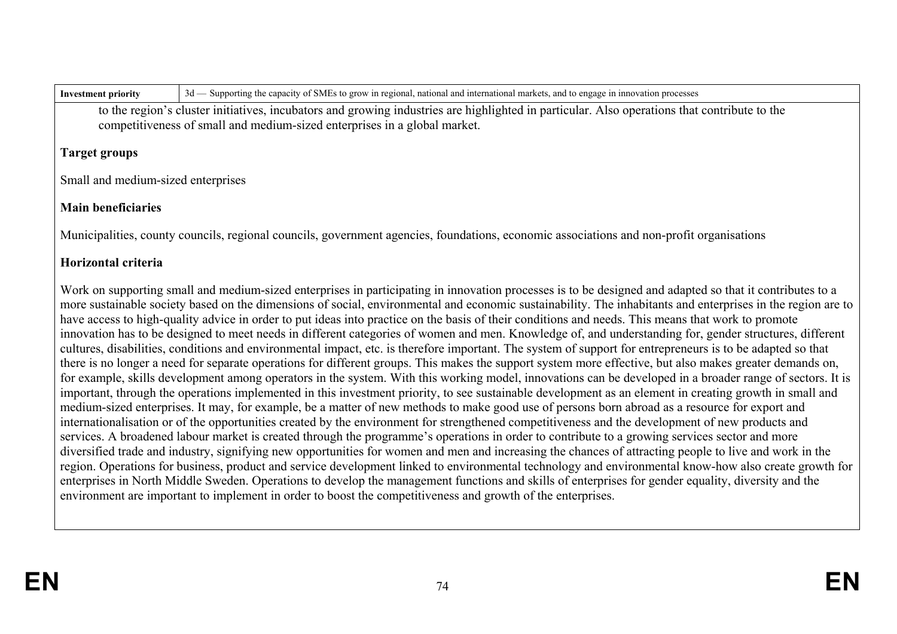| Investment priority | 3d — Supporting the capacity of SMEs to grow in regional, national and international markets, and to engage in innovation processes |
|---|---|

to the region's cluster initiatives, incubators and growing industries are highlighted in particular. Also operations that contribute to the competitiveness of small and medium-sized enterprises in a global market.

**Target groups**

Small and medium-sized enterprises

**Main beneficiaries**

Municipalities, county councils, regional councils, government agencies, foundations, economic associations and non-profit organisations

**Horizontal criteria**

Work on supporting small and medium-sized enterprises in participating in innovation processes is to be designed and adapted so that it contributes to a more sustainable society based on the dimensions of social, environmental and economic sustainability. The inhabitants and enterprises in the region are to have access to high-quality advice in order to put ideas into practice on the basis of their conditions and needs. This means that work to promote innovation has to be designed to meet needs in different categories of women and men. Knowledge of, and understanding for, gender structures, different cultures, disabilities, conditions and environmental impact, etc. is therefore important. The system of support for entrepreneurs is to be adapted so that there is no longer a need for separate operations for different groups. This makes the support system more effective, but also makes greater demands on, for example, skills development among operators in the system. With this working model, innovations can be developed in a broader range of sectors. It is important, through the operations implemented in this investment priority, to see sustainable development as an element in creating growth in small and medium-sized enterprises. It may, for example, be a matter of new methods to make good use of persons born abroad as a resource for export and internationalisation or of the opportunities created by the environment for strengthened competitiveness and the development of new products and services. A broadened labour market is created through the programme's operations in order to contribute to a growing services sector and more diversified trade and industry, signifying new opportunities for women and men and increasing the chances of attracting people to live and work in the region. Operations for business, product and service development linked to environmental technology and environmental know-how also create growth for enterprises in North Middle Sweden. Operations to develop the management functions and skills of enterprises for gender equality, diversity and the environment are important to implement in order to boost the competitiveness and growth of the enterprises.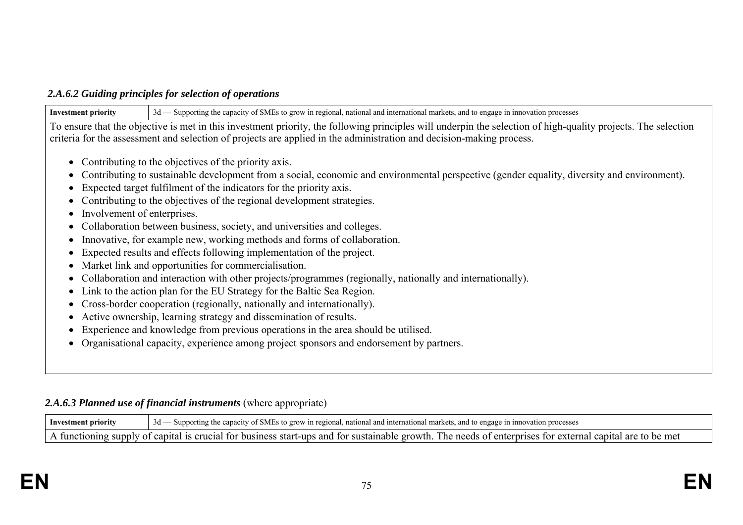### *2.A.6.2 Guiding principles for selection of operations*

| **Investment priority** | 3d — Supporting the capacity of SMEs to grow in regional, national and international markets, and to engage in innovation processes |
|---|---|

To ensure that the objective is met in this investment priority, the following principles will underpin the selection of high-quality projects. The selection criteria for the assessment and selection of projects are applied in the administration and decision-making process.

- Contributing to the objectives of the priority axis.
- Contributing to sustainable development from a social, economic and environmental perspective (gender equality, diversity and environment).
- Expected target fulfilment of the indicators for the priority axis.
- Contributing to the objectives of the regional development strategies.
- Involvement of enterprises.
- Collaboration between business, society, and universities and colleges.
- Innovative, for example new, working methods and forms of collaboration.
- Expected results and effects following implementation of the project.
- Market link and opportunities for commercialisation.
- Collaboration and interaction with other projects/programmes (regionally, nationally and internationally).
- Link to the action plan for the EU Strategy for the Baltic Sea Region.
- Cross-border cooperation (regionally, nationally and internationally).
- Active ownership, learning strategy and dissemination of results.
- Experience and knowledge from previous operations in the area should be utilised.
- Organisational capacity, experience among project sponsors and endorsement by partners.

### *2.A.6.3 Planned use of financial instruments* (where appropriate)

| **Investment priority** | 3d — Supporting the capacity of SMEs to grow in regional, national and international markets, and to engage in innovation processes |
|---|---|

A functioning supply of capital is crucial for business start-ups and for sustainable growth. The needs of enterprises for external capital are to be met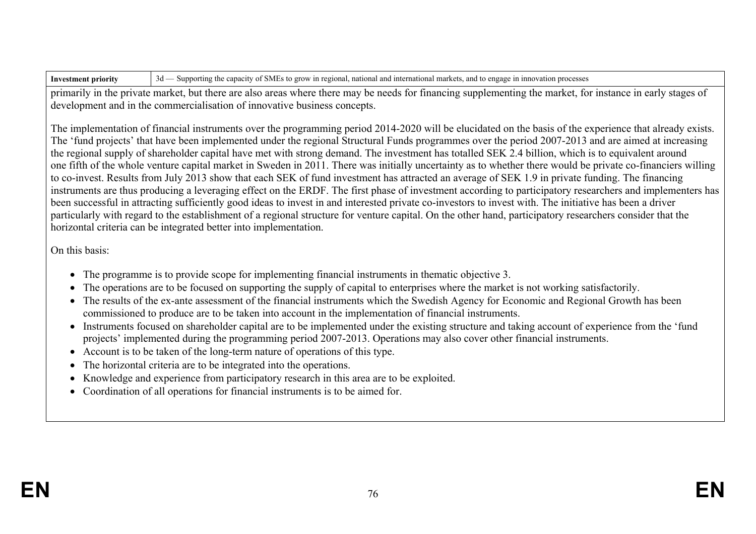| Investment priority | 3d — Supporting the capacity of SMEs to grow in regional, national and international markets, and to engage in innovation processes |
|---|---|

primarily in the private market, but there are also areas where there may be needs for financing supplementing the market, for instance in early stages of development and in the commercialisation of innovative business concepts.

The implementation of financial instruments over the programming period 2014-2020 will be elucidated on the basis of the experience that already exists. The 'fund projects' that have been implemented under the regional Structural Funds programmes over the period 2007-2013 and are aimed at increasing the regional supply of shareholder capital have met with strong demand. The investment has totalled SEK 2.4 billion, which is to equivalent around one fifth of the whole venture capital market in Sweden in 2011. There was initially uncertainty as to whether there would be private co-financiers willing to co-invest. Results from July 2013 show that each SEK of fund investment has attracted an average of SEK 1.9 in private funding. The financing instruments are thus producing a leveraging effect on the ERDF. The first phase of investment according to participatory researchers and implementers has been successful in attracting sufficiently good ideas to invest in and interested private co-investors to invest with. The initiative has been a driver particularly with regard to the establishment of a regional structure for venture capital. On the other hand, participatory researchers consider that the horizontal criteria can be integrated better into implementation.

On this basis:

- The programme is to provide scope for implementing financial instruments in thematic objective 3.
- The operations are to be focused on supporting the supply of capital to enterprises where the market is not working satisfactorily.
- The results of the ex-ante assessment of the financial instruments which the Swedish Agency for Economic and Regional Growth has been commissioned to produce are to be taken into account in the implementation of financial instruments.
- Instruments focused on shareholder capital are to be implemented under the existing structure and taking account of experience from the 'fund projects' implemented during the programming period 2007-2013. Operations may also cover other financial instruments.
- Account is to be taken of the long-term nature of operations of this type.
- The horizontal criteria are to be integrated into the operations.
- Knowledge and experience from participatory research in this area are to be exploited.
- Coordination of all operations for financial instruments is to be aimed for.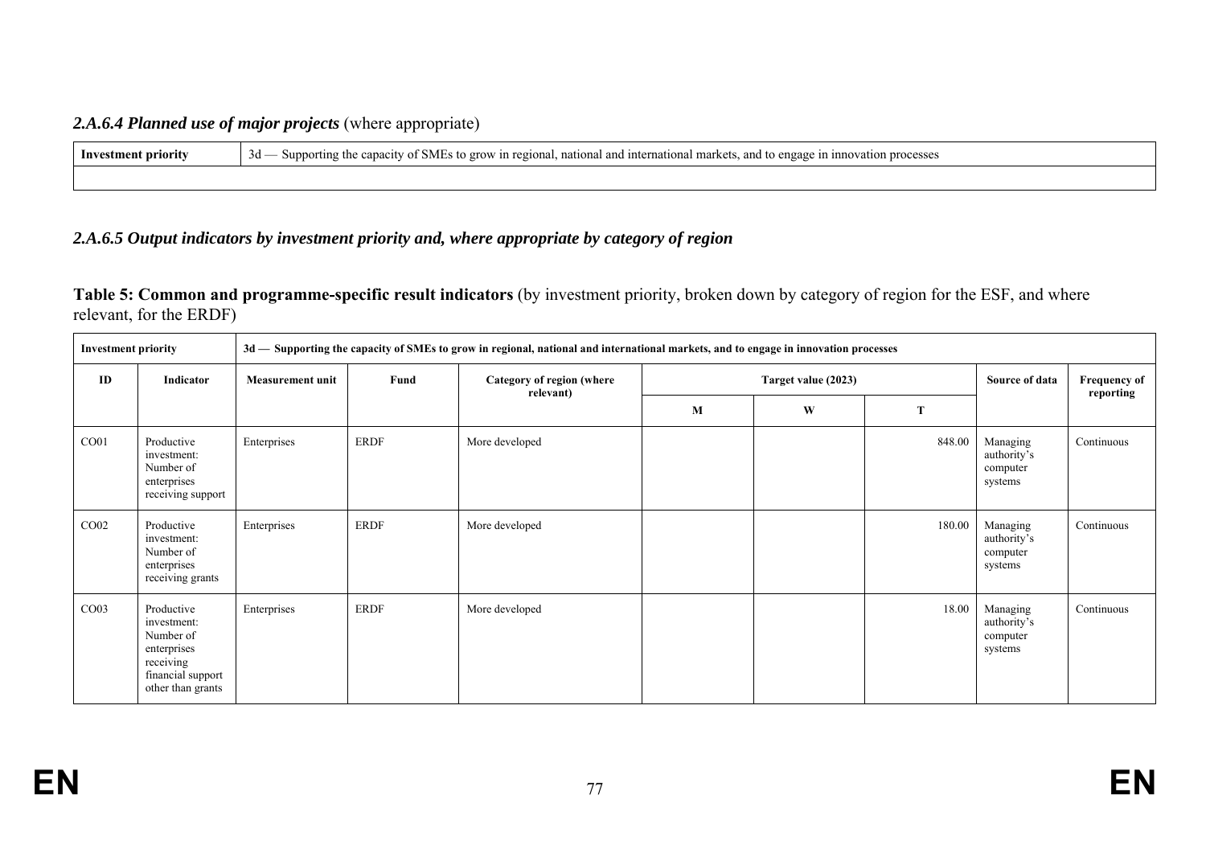### *2.A.6.4 Planned use of major projects* (where appropriate)

| Investment priority | 3d — Supporting the capacity of SMEs to grow in regional, national and international markets, and to engage in innovation processes |
|---|---|
| | |

### *2.A.6.5 Output indicators by investment priority and, where appropriate by category of region*

**Table 5: Common and programme-specific result indicators** (by investment priority, broken down by category of region for the ESF, and where relevant, for the ERDF)

| Investment priority | | 3d — Supporting the capacity of SMEs to grow in regional, national and international markets, and to engage in innovation processes | | | | | | | |
|---|---|---|---|---|---|---|---|---|---|
| ID | Indicator | Measurement unit | Fund | Category of region (where relevant) | Target value (2023) | | | Source of data | Frequency of reporting |
| | | | | | M | W | T | | |
| CO01 | Productive investment: Number of enterprises receiving support | Enterprises | ERDF | More developed | | | 848.00 | Managing authority's computer systems | Continuous |
| CO02 | Productive investment: Number of enterprises receiving grants | Enterprises | ERDF | More developed | | | 180.00 | Managing authority's computer systems | Continuous |
| CO03 | Productive investment: Number of enterprises receiving financial support other than grants | Enterprises | ERDF | More developed | | | 18.00 | Managing authority's computer systems | Continuous |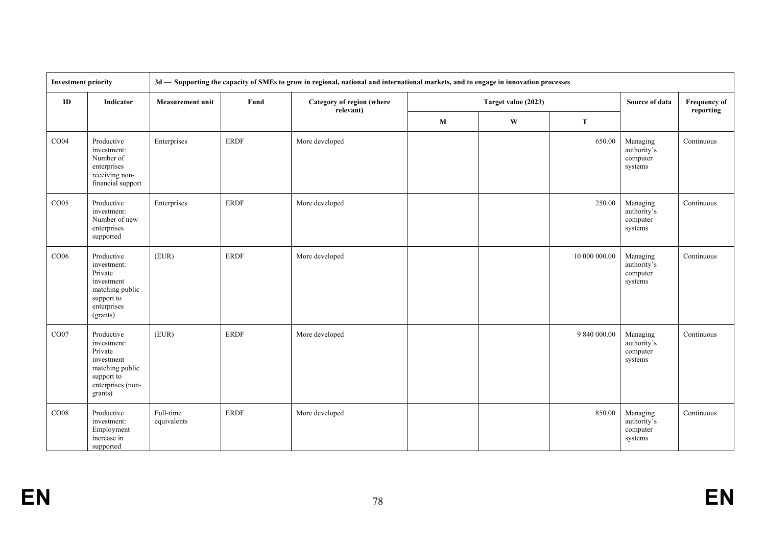| Investment priority | | 3d — Supporting the capacity of SMEs to grow in regional, national and international markets, and to engage in innovation processes | | | | | | | |
|---|---|---|---|---|---|---|---|---|---|
| ID | Indicator | Measurement unit | Fund | Category of region (where relevant) | Target value (2023) | | | Source of data | Frequency of reporting |
| | | | | | M | W | T | | |
| CO04 | Productive investment: Number of enterprises receiving non-financial support | Enterprises | ERDF | More developed | | | 650.00 | Managing authority's computer systems | Continuous |
| CO05 | Productive investment: Number of new enterprises supported | Enterprises | ERDF | More developed | | | 250.00 | Managing authority's computer systems | Continuous |
| CO06 | Productive investment: Private investment matching public support to enterprises (grants) | (EUR) | ERDF | More developed | | | 10 000 000.00 | Managing authority's computer systems | Continuous |
| CO07 | Productive investment: Private investment matching public support to enterprises (non-grants) | (EUR) | ERDF | More developed | | | 9 840 000.00 | Managing authority's computer systems | Continuous |
| CO08 | Productive investment: Employment increase in supported | Full-time equivalents | ERDF | More developed | | | 850.00 | Managing authority's computer systems | Continuous |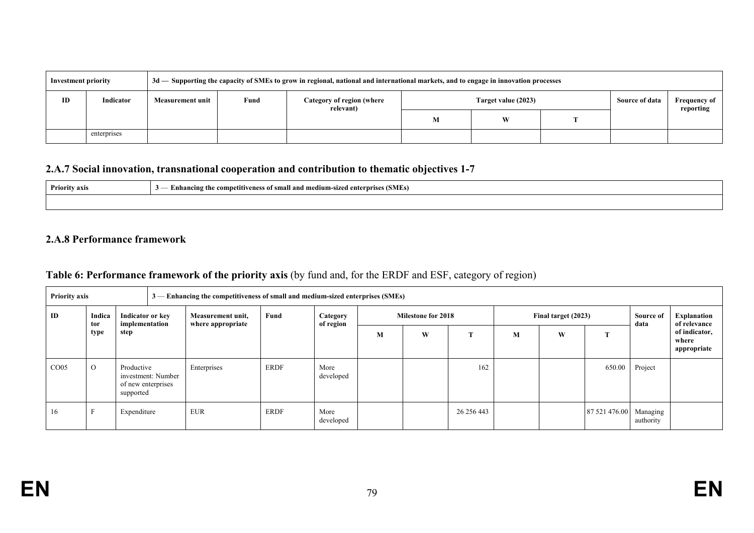| Investment priority | | 3d — Supporting the capacity of SMEs to grow in regional, national and international markets, and to engage in innovation processes | | | | | | | |
|---|---|---|---|---|---|---|---|---|---|
| ID | Indicator | Measurement unit | Fund | Category of region (where relevant) | Target value (2023) | | | Source of data | Frequency of reporting |
| | | | | | M | W | T | | |
| | enterprises | | | | | | | | |

## 2.A.7 Social innovation, transnational cooperation and contribution to thematic objectives 1-7

| Priority axis | 3 — Enhancing the competitiveness of small and medium-sized enterprises (SMEs) |
|---|---|
| | |

## 2.A.8 Performance framework

**Table 6: Performance framework of the priority axis** (by fund and, for the ERDF and ESF, category of region)

| Priority axis | | 3 — Enhancing the competitiveness of small and medium-sized enterprises (SMEs) | | | | | | | | | | | |
|---|---|---|---|---|---|---|---|---|---|---|---|---|---|
| ID | Indicator type | Indicator or key implementation step | Measurement unit, where appropriate | Fund | Category of region | Milestone for 2018 | | | Final target (2023) | | | Source of data | Explanation of relevance of indicator, where appropriate |
| | | | | | | M | W | T | M | W | T | | |
| CO05 | O | Productive investment: Number of new enterprises supported | Enterprises | ERDF | More developed | | | 162 | | | 650.00 | Project | |
| 16 | F | Expenditure | EUR | ERDF | More developed | | | 26 256 443 | | | 87 521 476.00 | Managing authority | |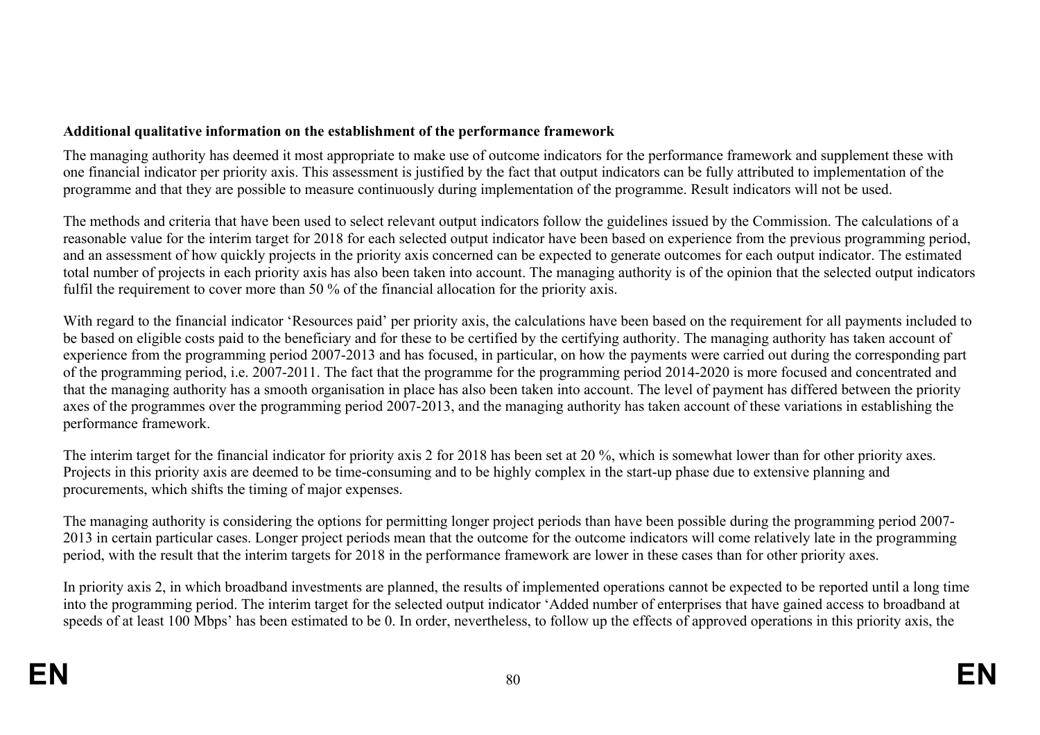**Additional qualitative information on the establishment of the performance framework**

The managing authority has deemed it most appropriate to make use of outcome indicators for the performance framework and supplement these with one financial indicator per priority axis. This assessment is justified by the fact that output indicators can be fully attributed to implementation of the programme and that they are possible to measure continuously during implementation of the programme. Result indicators will not be used.

The methods and criteria that have been used to select relevant output indicators follow the guidelines issued by the Commission. The calculations of a reasonable value for the interim target for 2018 for each selected output indicator have been based on experience from the previous programming period, and an assessment of how quickly projects in the priority axis concerned can be expected to generate outcomes for each output indicator. The estimated total number of projects in each priority axis has also been taken into account. The managing authority is of the opinion that the selected output indicators fulfil the requirement to cover more than 50 % of the financial allocation for the priority axis.

With regard to the financial indicator 'Resources paid' per priority axis, the calculations have been based on the requirement for all payments included to be based on eligible costs paid to the beneficiary and for these to be certified by the certifying authority. The managing authority has taken account of experience from the programming period 2007-2013 and has focused, in particular, on how the payments were carried out during the corresponding part of the programming period, i.e. 2007-2011. The fact that the programme for the programming period 2014-2020 is more focused and concentrated and that the managing authority has a smooth organisation in place has also been taken into account. The level of payment has differed between the priority axes of the programmes over the programming period 2007-2013, and the managing authority has taken account of these variations in establishing the performance framework.

The interim target for the financial indicator for priority axis 2 for 2018 has been set at 20 %, which is somewhat lower than for other priority axes. Projects in this priority axis are deemed to be time-consuming and to be highly complex in the start-up phase due to extensive planning and procurements, which shifts the timing of major expenses.

The managing authority is considering the options for permitting longer project periods than have been possible during the programming period 2007-2013 in certain particular cases. Longer project periods mean that the outcome for the outcome indicators will come relatively late in the programming period, with the result that the interim targets for 2018 in the performance framework are lower in these cases than for other priority axes.

In priority axis 2, in which broadband investments are planned, the results of implemented operations cannot be expected to be reported until a long time into the programming period. The interim target for the selected output indicator 'Added number of enterprises that have gained access to broadband at speeds of at least 100 Mbps' has been estimated to be 0. In order, nevertheless, to follow up the effects of approved operations in this priority axis, the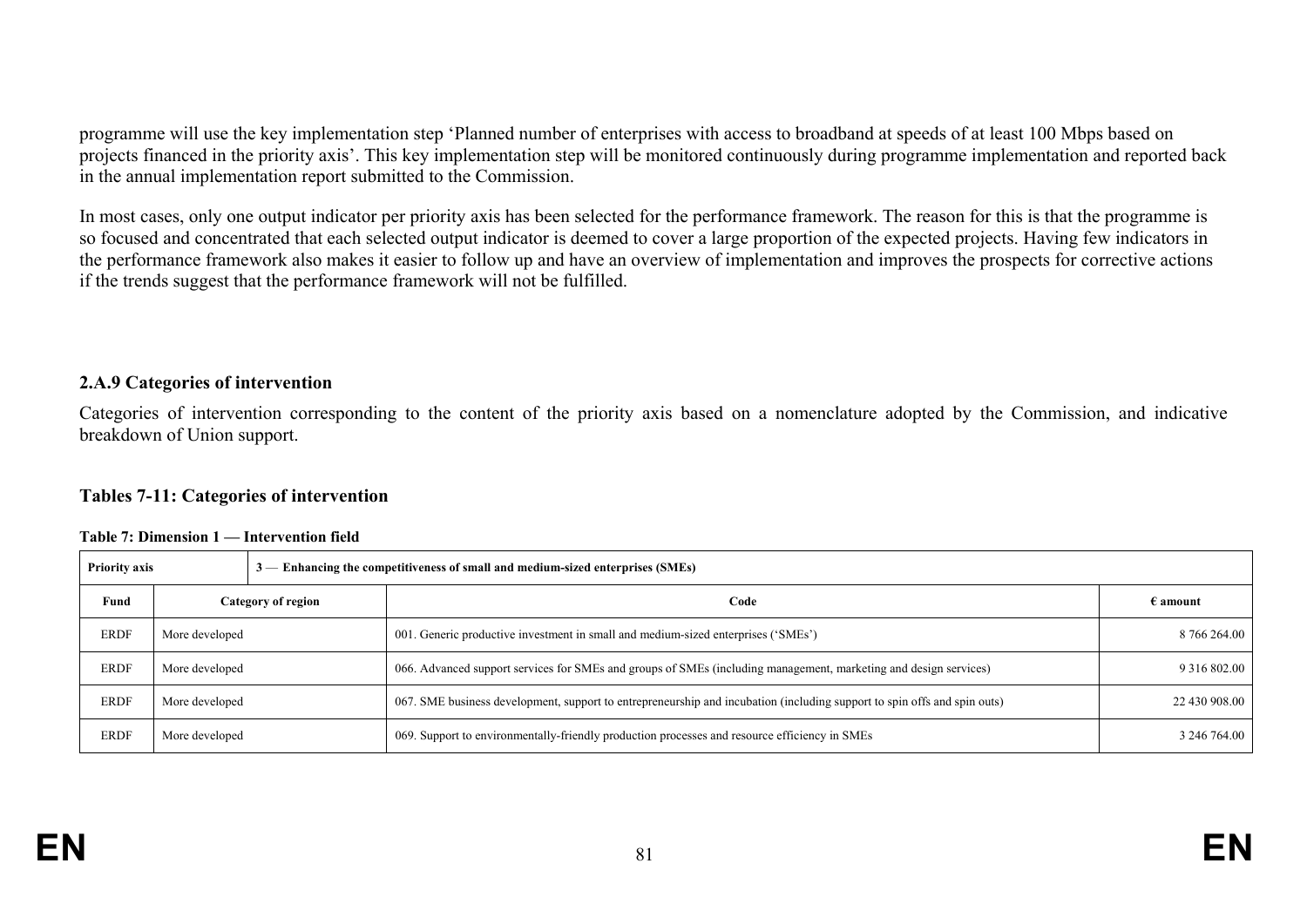programme will use the key implementation step 'Planned number of enterprises with access to broadband at speeds of at least 100 Mbps based on projects financed in the priority axis'. This key implementation step will be monitored continuously during programme implementation and reported back in the annual implementation report submitted to the Commission.

In most cases, only one output indicator per priority axis has been selected for the performance framework. The reason for this is that the programme is so focused and concentrated that each selected output indicator is deemed to cover a large proportion of the expected projects. Having few indicators in the performance framework also makes it easier to follow up and have an overview of implementation and improves the prospects for corrective actions if the trends suggest that the performance framework will not be fulfilled.

### 2.A.9 Categories of intervention

Categories of intervention corresponding to the content of the priority axis based on a nomenclature adopted by the Commission, and indicative breakdown of Union support.

### Tables 7-11: Categories of intervention

**Table 7: Dimension 1 — Intervention field**

| **Priority axis** | **3 — Enhancing the competitiveness of small and medium-sized enterprises (SMEs)** | | |
|---|---|---|---|
| **Fund** | **Category of region** | **Code** | **€ amount** |
| ERDF | More developed | 001. Generic productive investment in small and medium-sized enterprises ('SMEs') | 8 766 264.00 |
| ERDF | More developed | 066. Advanced support services for SMEs and groups of SMEs (including management, marketing and design services) | 9 316 802.00 |
| ERDF | More developed | 067. SME business development, support to entrepreneurship and incubation (including support to spin offs and spin outs) | 22 430 908.00 |
| ERDF | More developed | 069. Support to environmentally-friendly production processes and resource efficiency in SMEs | 3 246 764.00 |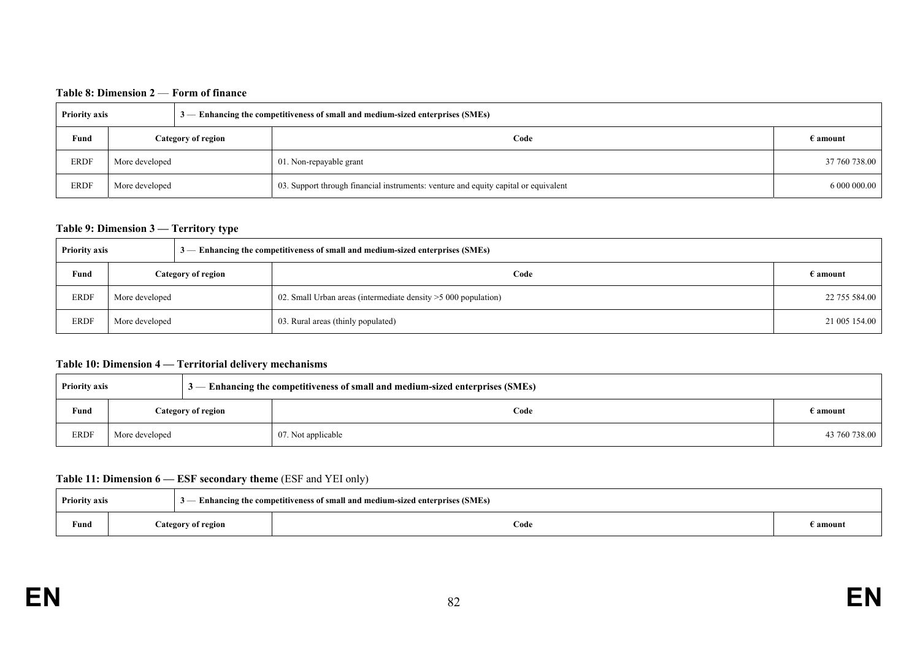**Table 8: Dimension 2 — Form of finance**

| Priority axis | 3 — Enhancing the competitiveness of small and medium-sized enterprises (SMEs) | | |
|---|---|---|---|
| Fund | Category of region | Code | € amount |
| ERDF | More developed | 01. Non-repayable grant | 37 760 738.00 |
| ERDF | More developed | 03. Support through financial instruments: venture and equity capital or equivalent | 6 000 000.00 |

**Table 9: Dimension 3 — Territory type**

| Priority axis | 3 — Enhancing the competitiveness of small and medium-sized enterprises (SMEs) | | |
|---|---|---|---|
| Fund | Category of region | Code | € amount |
| ERDF | More developed | 02. Small Urban areas (intermediate density >5 000 population) | 22 755 584.00 |
| ERDF | More developed | 03. Rural areas (thinly populated) | 21 005 154.00 |

**Table 10: Dimension 4 — Territorial delivery mechanisms**

| Priority axis | 3 — Enhancing the competitiveness of small and medium-sized enterprises (SMEs) | | |
|---|---|---|---|
| Fund | Category of region | Code | € amount |
| ERDF | More developed | 07. Not applicable | 43 760 738.00 |

**Table 11: Dimension 6 — ESF secondary theme** (ESF and YEI only)

| Priority axis | 3 — Enhancing the competitiveness of small and medium-sized enterprises (SMEs) | | |
|---|---|---|---|
| Fund | Category of region | Code | € amount |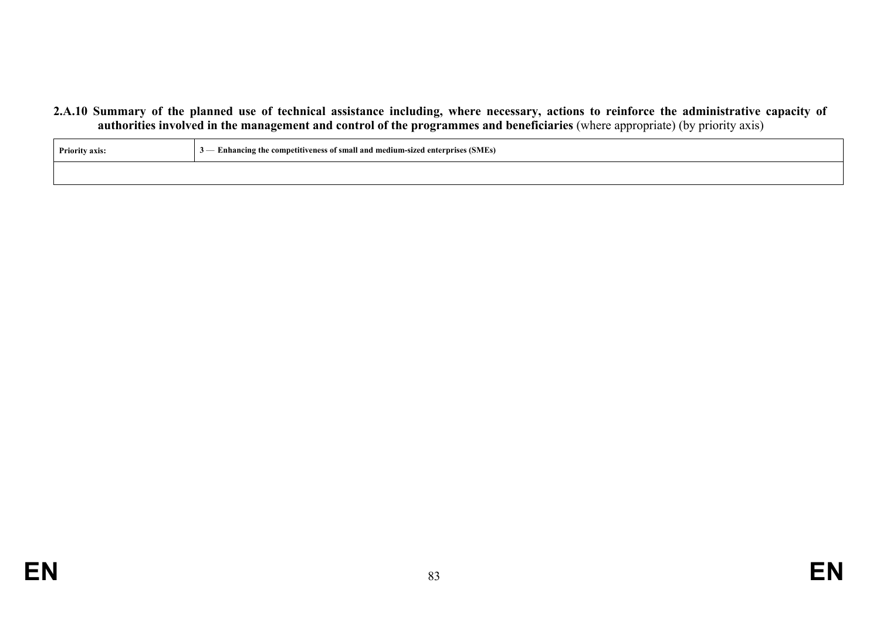**2.A.10 Summary of the planned use of technical assistance including, where necessary, actions to reinforce the administrative capacity of authorities involved in the management and control of the programmes and beneficiaries** (where appropriate) (by priority axis)

| Priority axis: | 3 — Enhancing the competitiveness of small and medium-sized enterprises (SMEs) |
|---|---|
| | |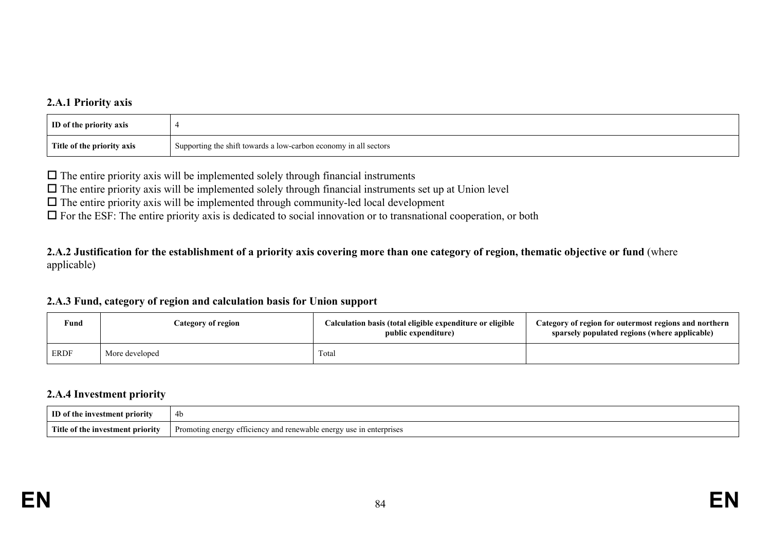### 2.A.1 Priority axis

| ID of the priority axis | 4 |
|---|---|
| Title of the priority axis | Supporting the shift towards a low-carbon economy in all sectors |

☐ The entire priority axis will be implemented solely through financial instruments
☐ The entire priority axis will be implemented solely through financial instruments set up at Union level
☐ The entire priority axis will be implemented through community-led local development
☐ For the ESF: The entire priority axis is dedicated to social innovation or to transnational cooperation, or both

### 2.A.2 Justification for the establishment of a priority axis covering more than one category of region, thematic objective or fund (where applicable)

### 2.A.3 Fund, category of region and calculation basis for Union support

| Fund | Category of region | Calculation basis (total eligible expenditure or eligible public expenditure) | Category of region for outermost regions and northern sparsely populated regions (where applicable) |
|---|---|---|---|
| ERDF | More developed | Total | |

### 2.A.4 Investment priority

| ID of the investment priority | 4b |
|---|---|
| Title of the investment priority | Promoting energy efficiency and renewable energy use in enterprises |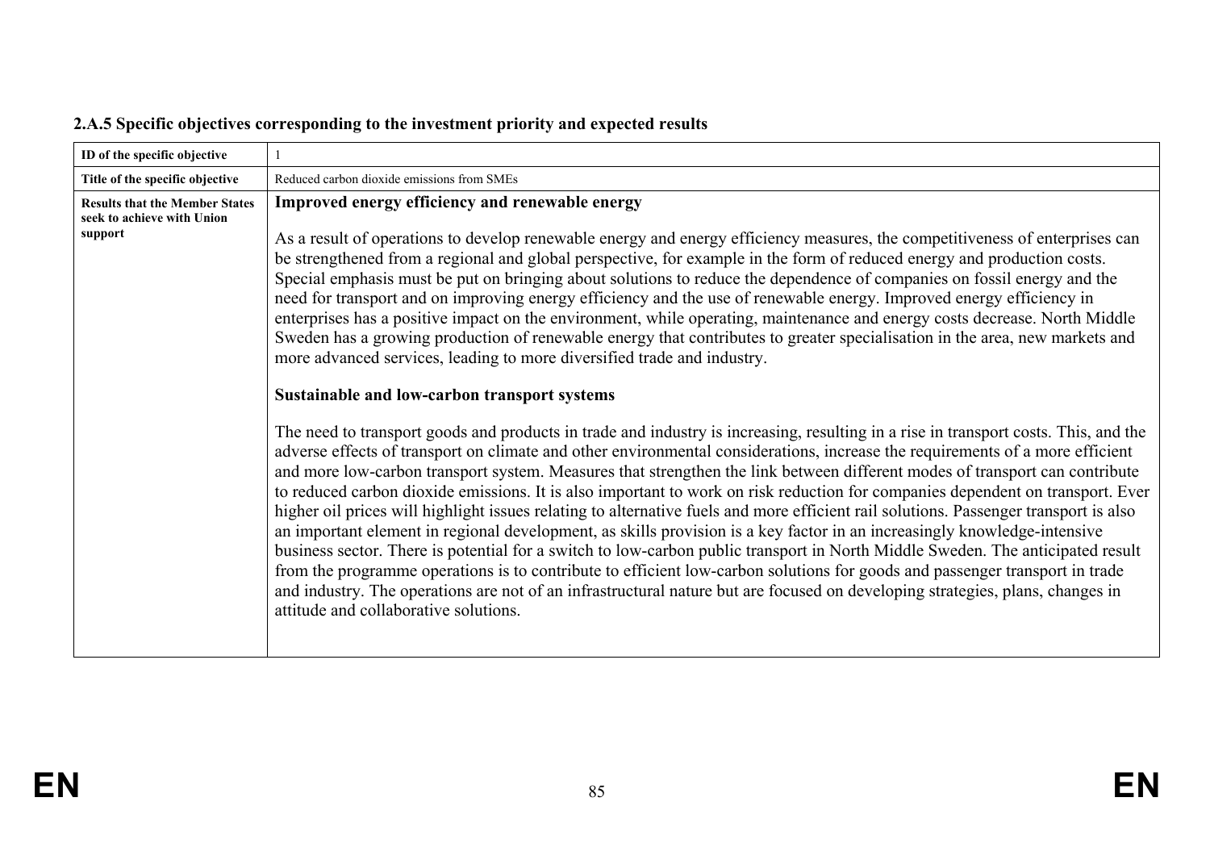### 2.A.5 Specific objectives corresponding to the investment priority and expected results

| ID of the specific objective | 1 |
|---|---|
| Title of the specific objective | Reduced carbon dioxide emissions from SMEs |
| Results that the Member States seek to achieve with Union support | **Improved energy efficiency and renewable energy**<br><br>As a result of operations to develop renewable energy and energy efficiency measures, the competitiveness of enterprises can be strengthened from a regional and global perspective, for example in the form of reduced energy and production costs. Special emphasis must be put on bringing about solutions to reduce the dependence of companies on fossil energy and the need for transport and on improving energy efficiency and the use of renewable energy. Improved energy efficiency in enterprises has a positive impact on the environment, while operating, maintenance and energy costs decrease. North Middle Sweden has a growing production of renewable energy that contributes to greater specialisation in the area, new markets and more advanced services, leading to more diversified trade and industry.<br><br>**Sustainable and low-carbon transport systems**<br><br>The need to transport goods and products in trade and industry is increasing, resulting in a rise in transport costs. This, and the adverse effects of transport on climate and other environmental considerations, increase the requirements of a more efficient and more low-carbon transport system. Measures that strengthen the link between different modes of transport can contribute to reduced carbon dioxide emissions. It is also important to work on risk reduction for companies dependent on transport. Ever higher oil prices will highlight issues relating to alternative fuels and more efficient rail solutions. Passenger transport is also an important element in regional development, as skills provision is a key factor in an increasingly knowledge-intensive business sector. There is potential for a switch to low-carbon public transport in North Middle Sweden. The anticipated result from the programme operations is to contribute to efficient low-carbon solutions for goods and passenger transport in trade and industry. The operations are not of an infrastructural nature but are focused on developing strategies, plans, changes in attitude and collaborative solutions. |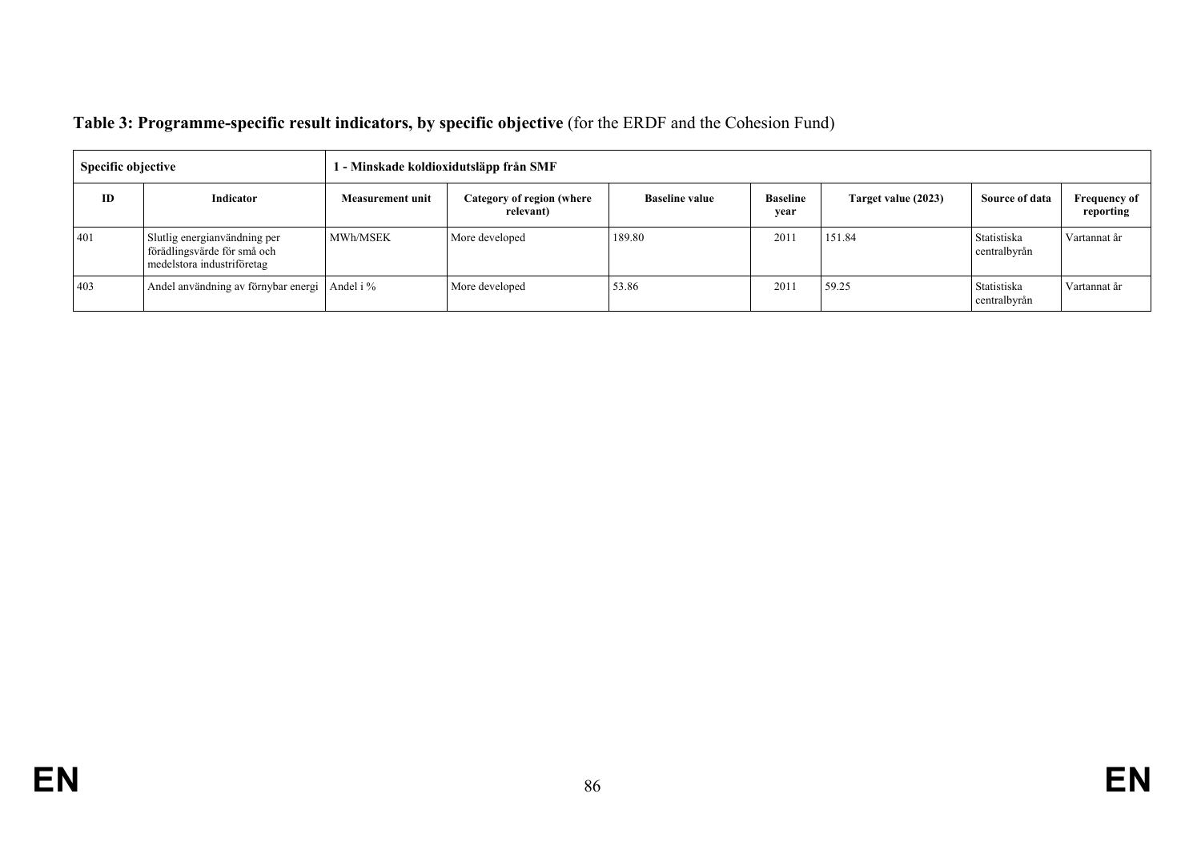**Table 3: Programme-specific result indicators, by specific objective** (for the ERDF and the Cohesion Fund)

| Specific objective | | 1 - Minskade koldioxidutsläpp från SMF | | | | | | |
|---|---|---|---|---|---|---|---|---|
| **ID** | **Indicator** | **Measurement unit** | **Category of region (where relevant)** | **Baseline value** | **Baseline year** | **Target value (2023)** | **Source of data** | **Frequency of reporting** |
| 401 | Slutlig energianvändning per förädlingsvärde för små och medelstora industriföretag | MWh/MSEK | More developed | 189.80 | 2011 | 151.84 | Statistiska centralbyrån | Vartannat år |
| 403 | Andel användning av förnybar energi | Andel i % | More developed | 53.86 | 2011 | 59.25 | Statistiska centralbyrån | Vartannat år |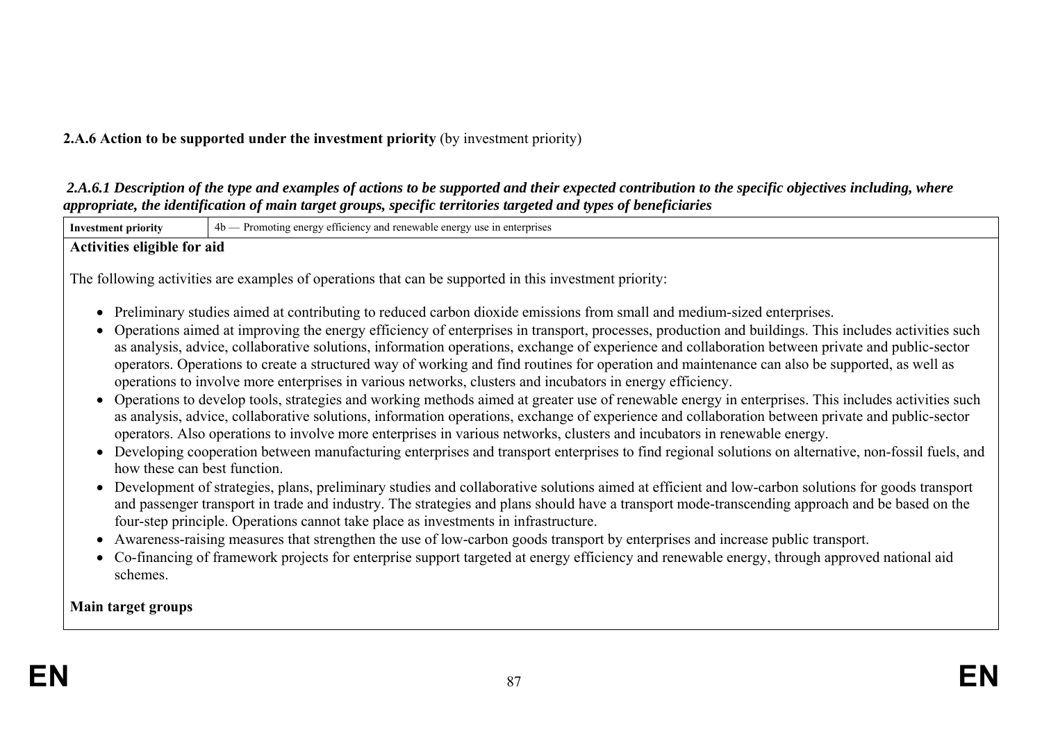**2.A.6 Action to be supported under the investment priority** (by investment priority)

***2.A.6.1 Description of the type and examples of actions to be supported and their expected contribution to the specific objectives including, where appropriate, the identification of main target groups, specific territories targeted and types of beneficiaries***

| **Investment priority** | 4b — Promoting energy efficiency and renewable energy use in enterprises |
|---|---|

**Activities eligible for aid**

The following activities are examples of operations that can be supported in this investment priority:

- Preliminary studies aimed at contributing to reduced carbon dioxide emissions from small and medium-sized enterprises.
- Operations aimed at improving the energy efficiency of enterprises in transport, processes, production and buildings. This includes activities such as analysis, advice, collaborative solutions, information operations, exchange of experience and collaboration between private and public-sector operators. Operations to create a structured way of working and find routines for operation and maintenance can also be supported, as well as operations to involve more enterprises in various networks, clusters and incubators in energy efficiency.
- Operations to develop tools, strategies and working methods aimed at greater use of renewable energy in enterprises. This includes activities such as analysis, advice, collaborative solutions, information operations, exchange of experience and collaboration between private and public-sector operators. Also operations to involve more enterprises in various networks, clusters and incubators in renewable energy.
- Developing cooperation between manufacturing enterprises and transport enterprises to find regional solutions on alternative, non-fossil fuels, and how these can best function.
- Development of strategies, plans, preliminary studies and collaborative solutions aimed at efficient and low-carbon solutions for goods transport and passenger transport in trade and industry. The strategies and plans should have a transport mode-transcending approach and be based on the four-step principle. Operations cannot take place as investments in infrastructure.
- Awareness-raising measures that strengthen the use of low-carbon goods transport by enterprises and increase public transport.
- Co-financing of framework projects for enterprise support targeted at energy efficiency and renewable energy, through approved national aid schemes.

**Main target groups**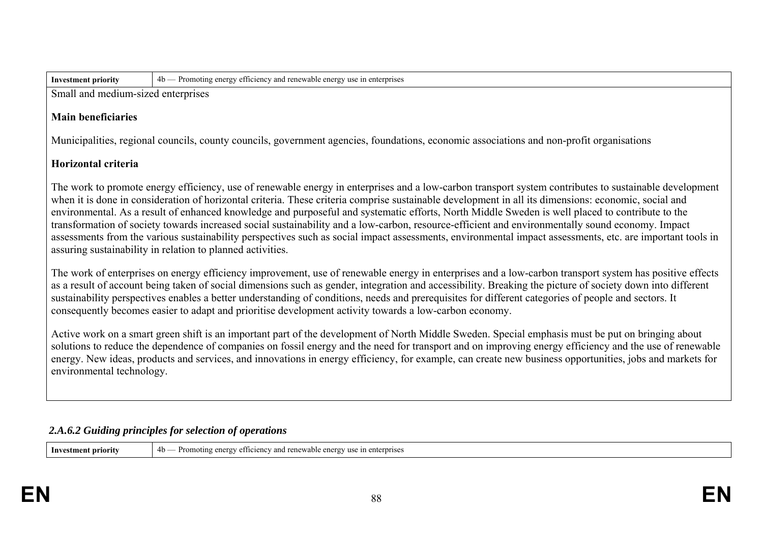| Investment priority | 4b — Promoting energy efficiency and renewable energy use in enterprises |
| --- | --- |

Small and medium-sized enterprises

**Main beneficiaries**

Municipalities, regional councils, county councils, government agencies, foundations, economic associations and non-profit organisations

**Horizontal criteria**

The work to promote energy efficiency, use of renewable energy in enterprises and a low-carbon transport system contributes to sustainable development when it is done in consideration of horizontal criteria. These criteria comprise sustainable development in all its dimensions: economic, social and environmental. As a result of enhanced knowledge and purposeful and systematic efforts, North Middle Sweden is well placed to contribute to the transformation of society towards increased social sustainability and a low-carbon, resource-efficient and environmentally sound economy. Impact assessments from the various sustainability perspectives such as social impact assessments, environmental impact assessments, etc. are important tools in assuring sustainability in relation to planned activities.

The work of enterprises on energy efficiency improvement, use of renewable energy in enterprises and a low-carbon transport system has positive effects as a result of account being taken of social dimensions such as gender, integration and accessibility. Breaking the picture of society down into different sustainability perspectives enables a better understanding of conditions, needs and prerequisites for different categories of people and sectors. It consequently becomes easier to adapt and prioritise development activity towards a low-carbon economy.

Active work on a smart green shift is an important part of the development of North Middle Sweden. Special emphasis must be put on bringing about solutions to reduce the dependence of companies on fossil energy and the need for transport and on improving energy efficiency and the use of renewable energy. New ideas, products and services, and innovations in energy efficiency, for example, can create new business opportunities, jobs and markets for environmental technology.

### *2.A.6.2 Guiding principles for selection of operations*

| Investment priority | 4b — Promoting energy efficiency and renewable energy use in enterprises |
| --- | --- |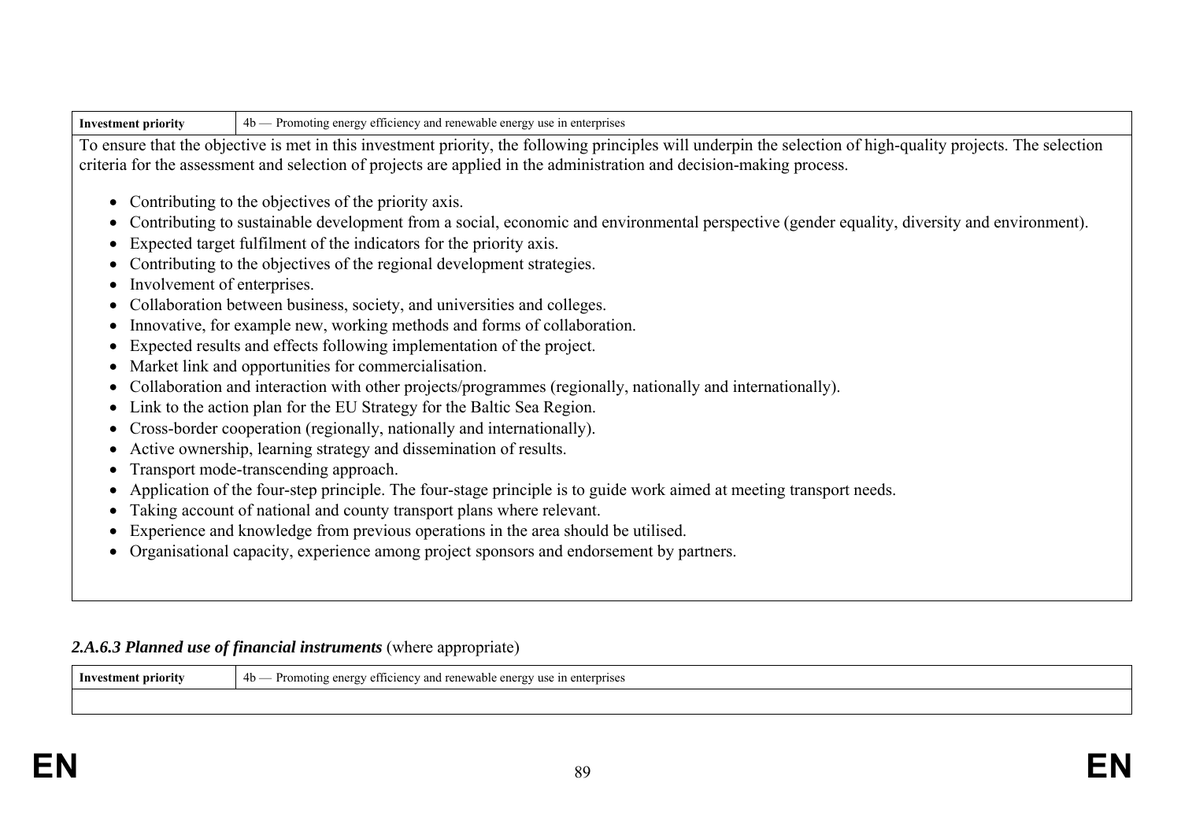| Investment priority | 4b — Promoting energy efficiency and renewable energy use in enterprises |
|---|---|

To ensure that the objective is met in this investment priority, the following principles will underpin the selection of high-quality projects. The selection criteria for the assessment and selection of projects are applied in the administration and decision-making process.

- Contributing to the objectives of the priority axis.
- Contributing to sustainable development from a social, economic and environmental perspective (gender equality, diversity and environment).
- Expected target fulfilment of the indicators for the priority axis.
- Contributing to the objectives of the regional development strategies.
- Involvement of enterprises.
- Collaboration between business, society, and universities and colleges.
- Innovative, for example new, working methods and forms of collaboration.
- Expected results and effects following implementation of the project.
- Market link and opportunities for commercialisation.
- Collaboration and interaction with other projects/programmes (regionally, nationally and internationally).
- Link to the action plan for the EU Strategy for the Baltic Sea Region.
- Cross-border cooperation (regionally, nationally and internationally).
- Active ownership, learning strategy and dissemination of results.
- Transport mode-transcending approach.
- Application of the four-step principle. The four-stage principle is to guide work aimed at meeting transport needs.
- Taking account of national and county transport plans where relevant.
- Experience and knowledge from previous operations in the area should be utilised.
- Organisational capacity, experience among project sponsors and endorsement by partners.

#### *2.A.6.3 Planned use of financial instruments* (where appropriate)

| Investment priority | 4b — Promoting energy efficiency and renewable energy use in enterprises |
|---|---|
| | |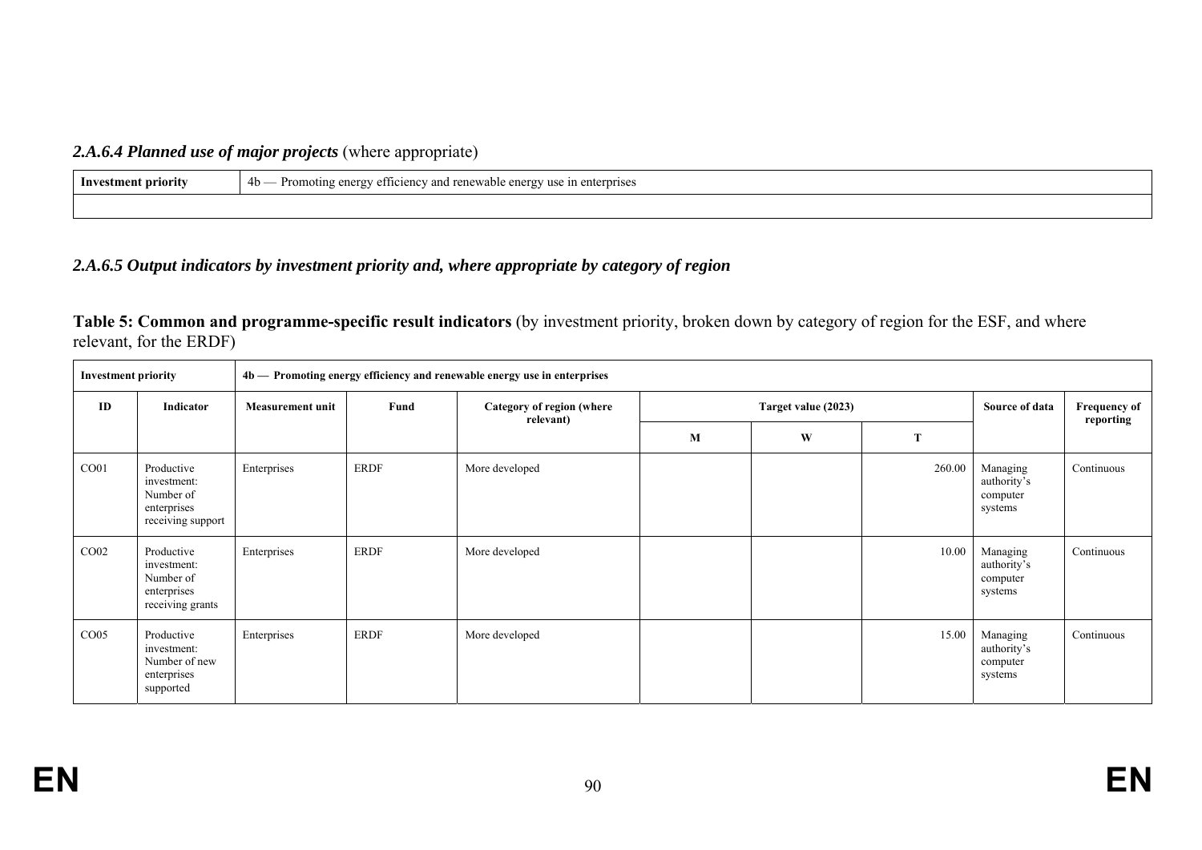#### *2.A.6.4 Planned use of major projects* (where appropriate)

| **Investment priority** | 4b — Promoting energy efficiency and renewable energy use in enterprises |
|---|---|
| | |

#### *2.A.6.5 Output indicators by investment priority and, where appropriate by category of region*

**Table 5: Common and programme-specific result indicators** (by investment priority, broken down by category of region for the ESF, and where relevant, for the ERDF)

| **Investment priority** | | **4b — Promoting energy efficiency and renewable energy use in enterprises** | | | | | | | |
|---|---|---|---|---|---|---|---|---|---|
| **ID** | **Indicator** | **Measurement unit** | **Fund** | **Category of region (where relevant)** | **Target value (2023)** | | | **Source of data** | **Frequency of reporting** |
| | | | | | **M** | **W** | **T** | | |
| CO01 | Productive investment: Number of enterprises receiving support | Enterprises | ERDF | More developed | | | 260.00 | Managing authority's computer systems | Continuous |
| CO02 | Productive investment: Number of enterprises receiving grants | Enterprises | ERDF | More developed | | | 10.00 | Managing authority's computer systems | Continuous |
| CO05 | Productive investment: Number of new enterprises supported | Enterprises | ERDF | More developed | | | 15.00 | Managing authority's computer systems | Continuous |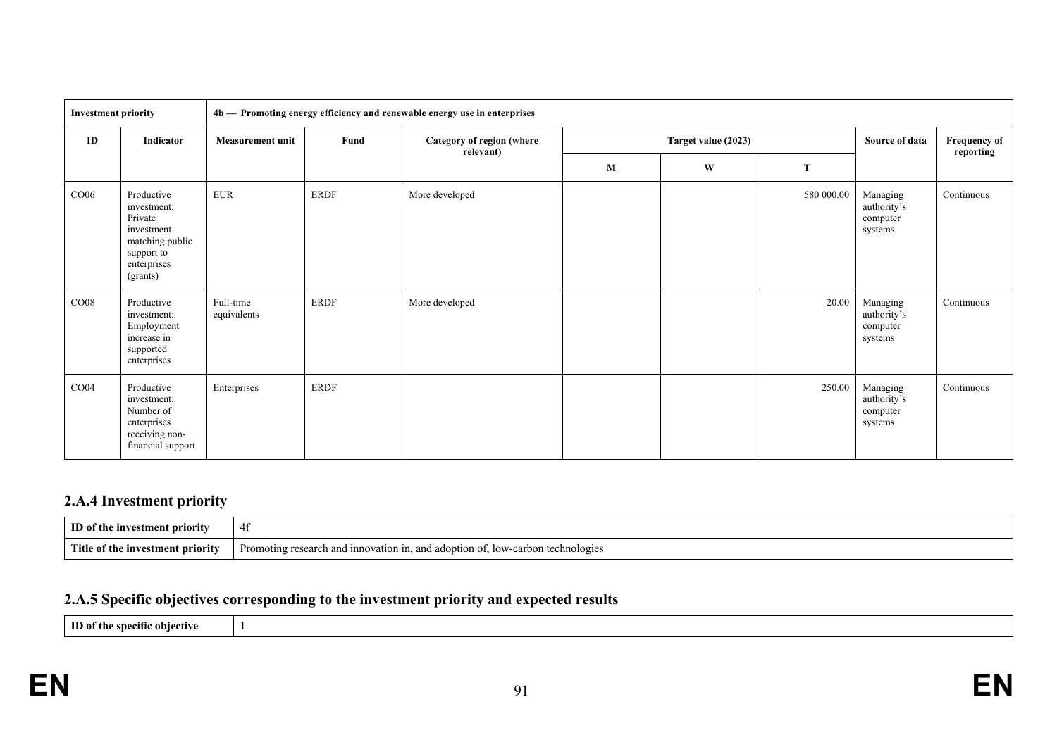| Investment priority | | 4b — Promoting energy efficiency and renewable energy use in enterprises | | | | | | | |
|---|---|---|---|---|---|---|---|---|---|
| ID | Indicator | Measurement unit | Fund | Category of region (where relevant) | Target value (2023) | | | Source of data | Frequency of reporting |
| | | | | | M | W | T | | |
| CO06 | Productive investment: Private investment matching public support to enterprises (grants) | EUR | ERDF | More developed | | | 580 000.00 | Managing authority's computer systems | Continuous |
| CO08 | Productive investment: Employment increase in supported enterprises | Full-time equivalents | ERDF | More developed | | | 20.00 | Managing authority's computer systems | Continuous |
| CO04 | Productive investment: Number of enterprises receiving non-financial support | Enterprises | ERDF | | | | 250.00 | Managing authority's computer systems | Continuous |

## 2.A.4 Investment priority

| ID of the investment priority | 4f |
|---|---|
| Title of the investment priority | Promoting research and innovation in, and adoption of, low-carbon technologies |

## 2.A.5 Specific objectives corresponding to the investment priority and expected results

| ID of the specific objective | 1 |
|---|---|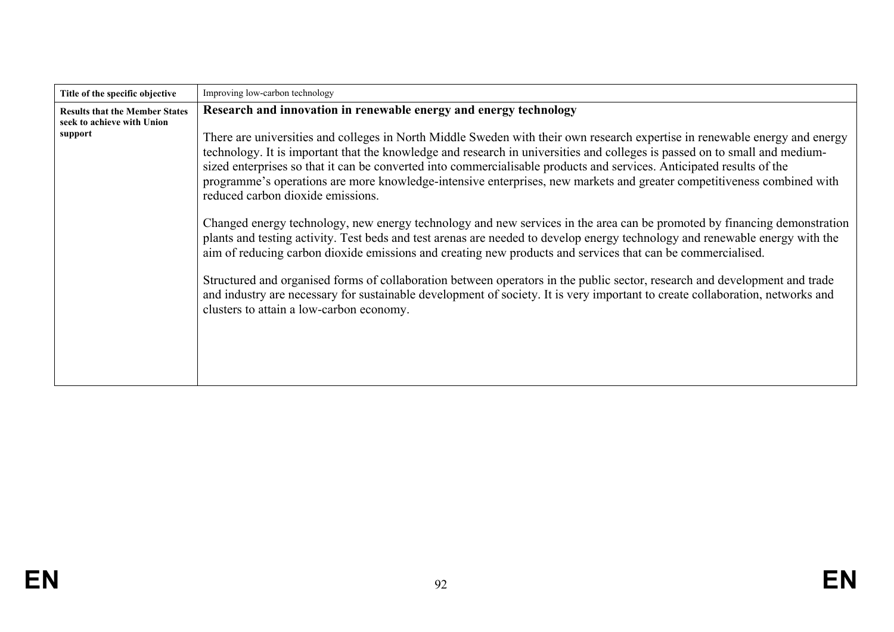| | |
|---|---|
| **Title of the specific objective** | Improving low-carbon technology |
| **Results that the Member States seek to achieve with Union support** | **Research and innovation in renewable energy and energy technology**<br><br>There are universities and colleges in North Middle Sweden with their own research expertise in renewable energy and energy technology. It is important that the knowledge and research in universities and colleges is passed on to small and medium-sized enterprises so that it can be converted into commercialisable products and services. Anticipated results of the programme's operations are more knowledge-intensive enterprises, new markets and greater competitiveness combined with reduced carbon dioxide emissions.<br><br>Changed energy technology, new energy technology and new services in the area can be promoted by financing demonstration plants and testing activity. Test beds and test arenas are needed to develop energy technology and renewable energy with the aim of reducing carbon dioxide emissions and creating new products and services that can be commercialised.<br><br>Structured and organised forms of collaboration between operators in the public sector, research and development and trade and industry are necessary for sustainable development of society. It is very important to create collaboration, networks and clusters to attain a low-carbon economy. |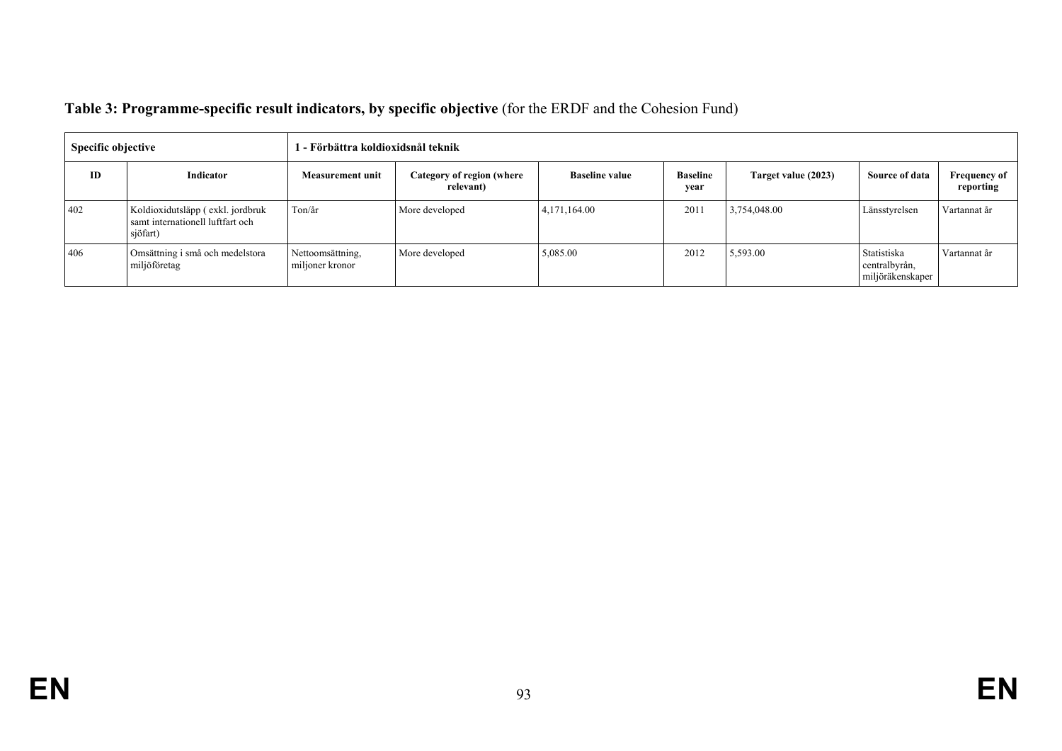**Table 3: Programme-specific result indicators, by specific objective** (for the ERDF and the Cohesion Fund)

| Specific objective | | 1 - Förbättra koldioxidsnål teknik | | | | | | |
|---|---|---|---|---|---|---|---|---|
| **ID** | **Indicator** | **Measurement unit** | **Category of region (where relevant)** | **Baseline value** | **Baseline year** | **Target value (2023)** | **Source of data** | **Frequency of reporting** |
| 402 | Koldioxidutsläpp ( exkl. jordbruk samt internationell luftfart och sjöfart) | Ton/år | More developed | 4,171,164.00 | 2011 | 3,754,048.00 | Länsstyrelsen | Vartannat år |
| 406 | Omsättning i små och medelstora miljöföretag | Nettoomsättning, miljoner kronor | More developed | 5,085.00 | 2012 | 5,593.00 | Statistiska centralbyrån, miljöräkenskaper | Vartannat år |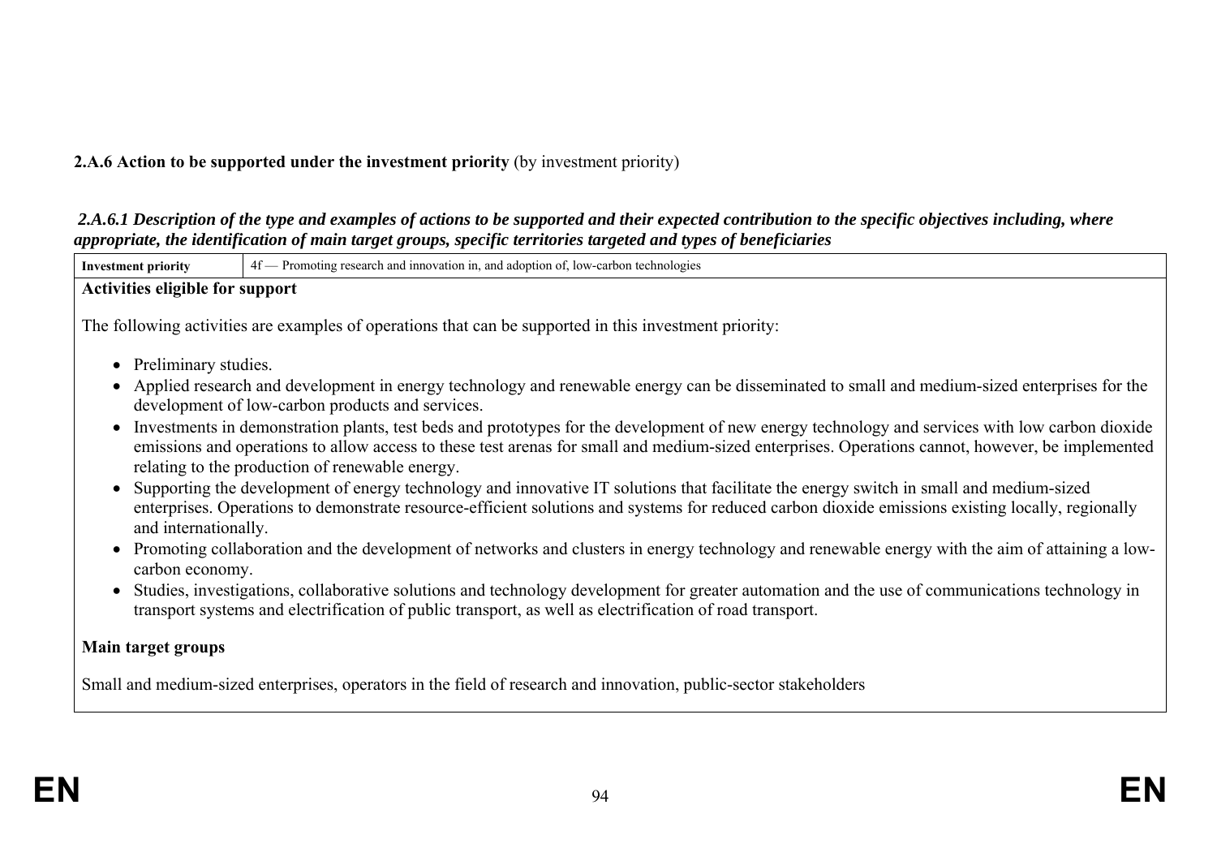**2.A.6 Action to be supported under the investment priority** (by investment priority)

***2.A.6.1 Description of the type and examples of actions to be supported and their expected contribution to the specific objectives including, where appropriate, the identification of main target groups, specific territories targeted and types of beneficiaries***

| **Investment priority** | 4f — Promoting research and innovation in, and adoption of, low-carbon technologies |
| --- | --- |

**Activities eligible for support**

The following activities are examples of operations that can be supported in this investment priority:

- Preliminary studies.
- Applied research and development in energy technology and renewable energy can be disseminated to small and medium-sized enterprises for the development of low-carbon products and services.
- Investments in demonstration plants, test beds and prototypes for the development of new energy technology and services with low carbon dioxide emissions and operations to allow access to these test arenas for small and medium-sized enterprises. Operations cannot, however, be implemented relating to the production of renewable energy.
- Supporting the development of energy technology and innovative IT solutions that facilitate the energy switch in small and medium-sized enterprises. Operations to demonstrate resource-efficient solutions and systems for reduced carbon dioxide emissions existing locally, regionally and internationally.
- Promoting collaboration and the development of networks and clusters in energy technology and renewable energy with the aim of attaining a low-carbon economy.
- Studies, investigations, collaborative solutions and technology development for greater automation and the use of communications technology in transport systems and electrification of public transport, as well as electrification of road transport.

**Main target groups**

Small and medium-sized enterprises, operators in the field of research and innovation, public-sector stakeholders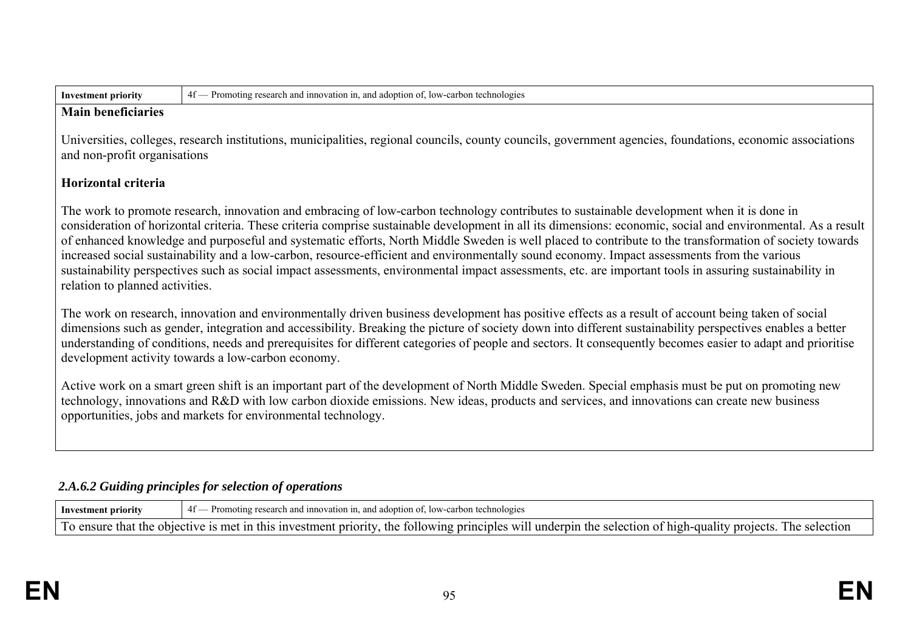| Investment priority | 4f — Promoting research and innovation in, and adoption of, low-carbon technologies |
|---|---|

**Main beneficiaries**

Universities, colleges, research institutions, municipalities, regional councils, county councils, government agencies, foundations, economic associations and non-profit organisations

**Horizontal criteria**

The work to promote research, innovation and embracing of low-carbon technology contributes to sustainable development when it is done in consideration of horizontal criteria. These criteria comprise sustainable development in all its dimensions: economic, social and environmental. As a result of enhanced knowledge and purposeful and systematic efforts, North Middle Sweden is well placed to contribute to the transformation of society towards increased social sustainability and a low-carbon, resource-efficient and environmentally sound economy. Impact assessments from the various sustainability perspectives such as social impact assessments, environmental impact assessments, etc. are important tools in assuring sustainability in relation to planned activities.

The work on research, innovation and environmentally driven business development has positive effects as a result of account being taken of social dimensions such as gender, integration and accessibility. Breaking the picture of society down into different sustainability perspectives enables a better understanding of conditions, needs and prerequisites for different categories of people and sectors. It consequently becomes easier to adapt and prioritise development activity towards a low-carbon economy.

Active work on a smart green shift is an important part of the development of North Middle Sweden. Special emphasis must be put on promoting new technology, innovations and R&D with low carbon dioxide emissions. New ideas, products and services, and innovations can create new business opportunities, jobs and markets for environmental technology.

### *2.A.6.2 Guiding principles for selection of operations*

| Investment priority | 4f — Promoting research and innovation in, and adoption of, low-carbon technologies |
|---|---|

To ensure that the objective is met in this investment priority, the following principles will underpin the selection of high-quality projects. The selection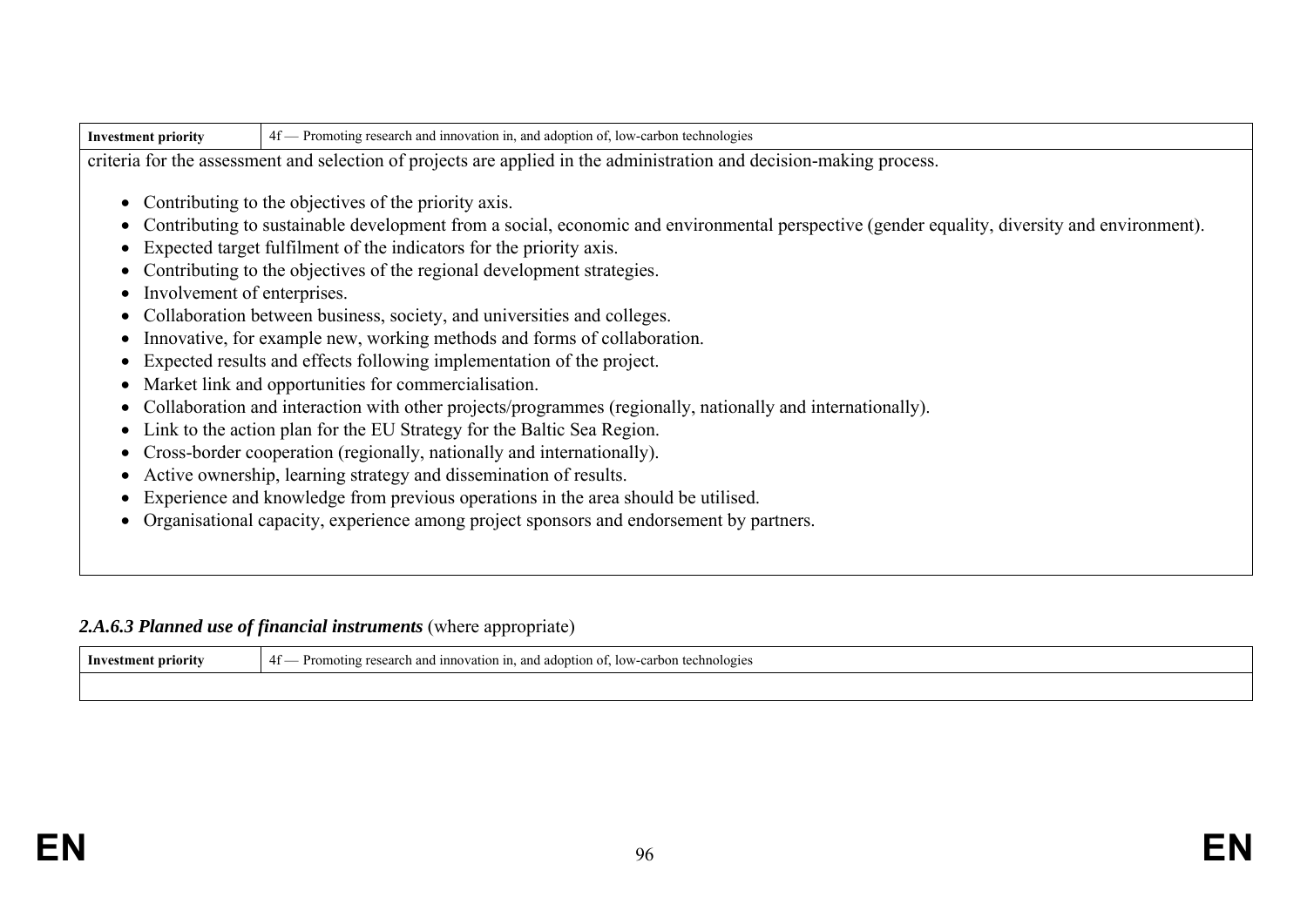| Investment priority | 4f — Promoting research and innovation in, and adoption of, low-carbon technologies |
|---|---|

criteria for the assessment and selection of projects are applied in the administration and decision-making process.

- Contributing to the objectives of the priority axis.
- Contributing to sustainable development from a social, economic and environmental perspective (gender equality, diversity and environment).
- Expected target fulfilment of the indicators for the priority axis.
- Contributing to the objectives of the regional development strategies.
- Involvement of enterprises.
- Collaboration between business, society, and universities and colleges.
- Innovative, for example new, working methods and forms of collaboration.
- Expected results and effects following implementation of the project.
- Market link and opportunities for commercialisation.
- Collaboration and interaction with other projects/programmes (regionally, nationally and internationally).
- Link to the action plan for the EU Strategy for the Baltic Sea Region.
- Cross-border cooperation (regionally, nationally and internationally).
- Active ownership, learning strategy and dissemination of results.
- Experience and knowledge from previous operations in the area should be utilised.
- Organisational capacity, experience among project sponsors and endorsement by partners.

#### *2.A.6.3 Planned use of financial instruments* (where appropriate)

| Investment priority | 4f — Promoting research and innovation in, and adoption of, low-carbon technologies |
|---|---|
| | |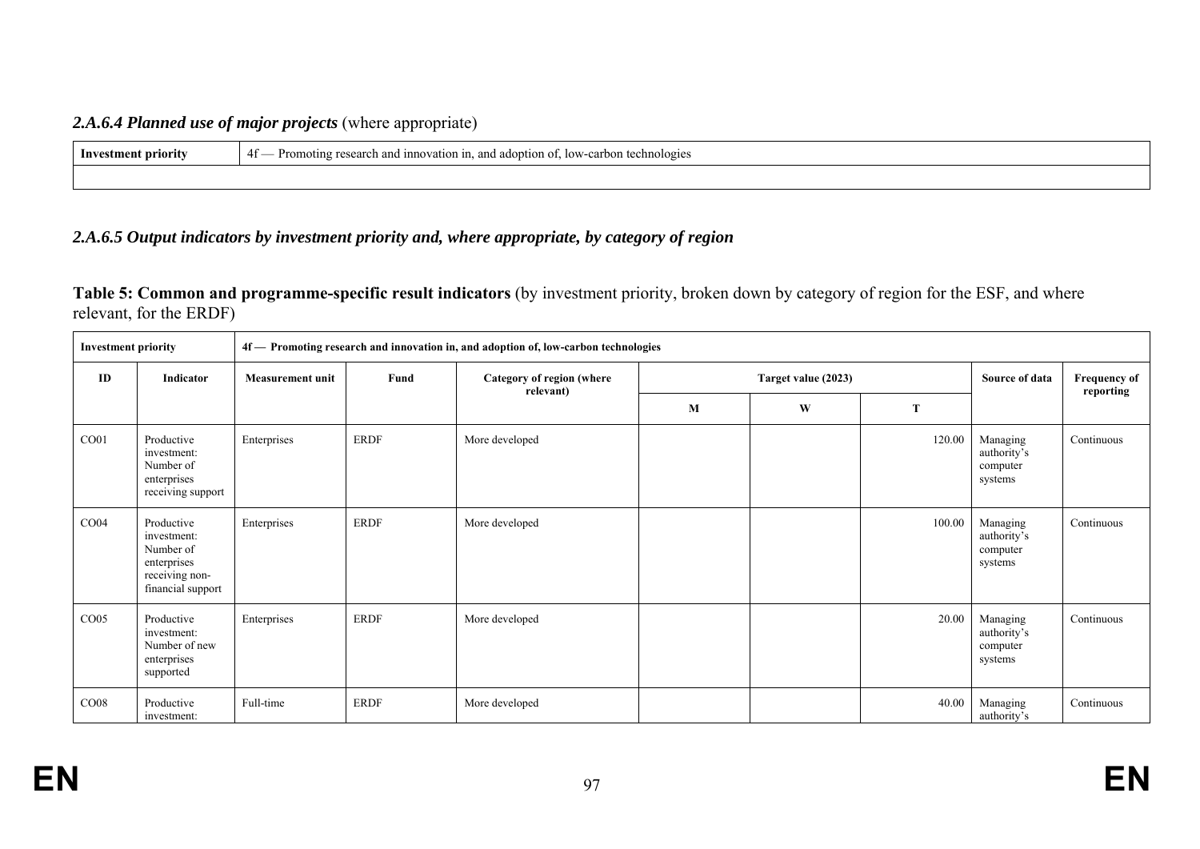### *2.A.6.4 Planned use of major projects* (where appropriate)

| **Investment priority** | 4f — Promoting research and innovation in, and adoption of, low-carbon technologies |
|---|---|
| | |

### *2.A.6.5 Output indicators by investment priority and, where appropriate, by category of region*

**Table 5: Common and programme-specific result indicators** (by investment priority, broken down by category of region for the ESF, and where relevant, for the ERDF)

| **Investment priority** | | **4f — Promoting research and innovation in, and adoption of, low-carbon technologies** | | | | | | | |
|---|---|---|---|---|---|---|---|---|---|
| **ID** | **Indicator** | **Measurement unit** | **Fund** | **Category of region (where relevant)** | **Target value (2023)** | | | **Source of data** | **Frequency of reporting** |
| | | | | | **M** | **W** | **T** | | |
| CO01 | Productive investment: Number of enterprises receiving support | Enterprises | ERDF | More developed | | | 120.00 | Managing authority's computer systems | Continuous |
| CO04 | Productive investment: Number of enterprises receiving non-financial support | Enterprises | ERDF | More developed | | | 100.00 | Managing authority's computer systems | Continuous |
| CO05 | Productive investment: Number of new enterprises supported | Enterprises | ERDF | More developed | | | 20.00 | Managing authority's computer systems | Continuous |
| CO08 | Productive investment: | Full-time | ERDF | More developed | | | 40.00 | Managing authority's | Continuous |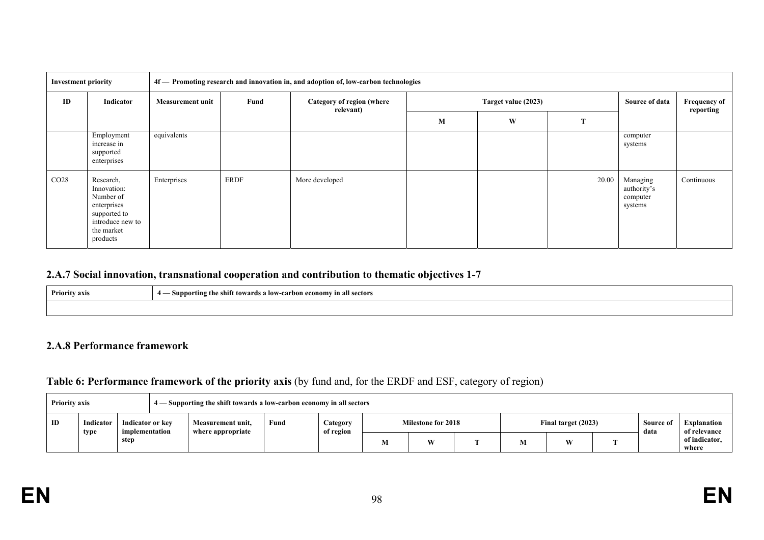| Investment priority | | 4f — Promoting research and innovation in, and adoption of, low-carbon technologies | | | | | | | |
|---|---|---|---|---|---|---|---|---|---|
| ID | Indicator | Measurement unit | Fund | Category of region (where relevant) | Target value (2023) | | | Source of data | Frequency of reporting |
| | | | | | M | W | T | | |
| | Employment increase in supported enterprises | equivalents | | | | | | computer systems | |
| CO28 | Research, Innovation: Number of enterprises supported to introduce new to the market products | Enterprises | ERDF | More developed | | | 20.00 | Managing authority's computer systems | Continuous |

## 2.A.7 Social innovation, transnational cooperation and contribution to thematic objectives 1-7

| Priority axis | 4 — Supporting the shift towards a low-carbon economy in all sectors |
|---|---|
| | |

## 2.A.8 Performance framework

### Table 6: Performance framework of the priority axis (by fund and, for the ERDF and ESF, category of region)

| Priority axis | | 4 — Supporting the shift towards a low-carbon economy in all sectors | | | | | | | | | | | |
|---|---|---|---|---|---|---|---|---|---|---|---|---|---|
| ID | Indicator type | Indicator or key implementation step | Measurement unit, where appropriate | Fund | Category of region | Milestone for 2018 | | | Final target (2023) | | | Source of data | Explanation of relevance of indicator, where |
| | | | | | | M | W | T | M | W | T | | |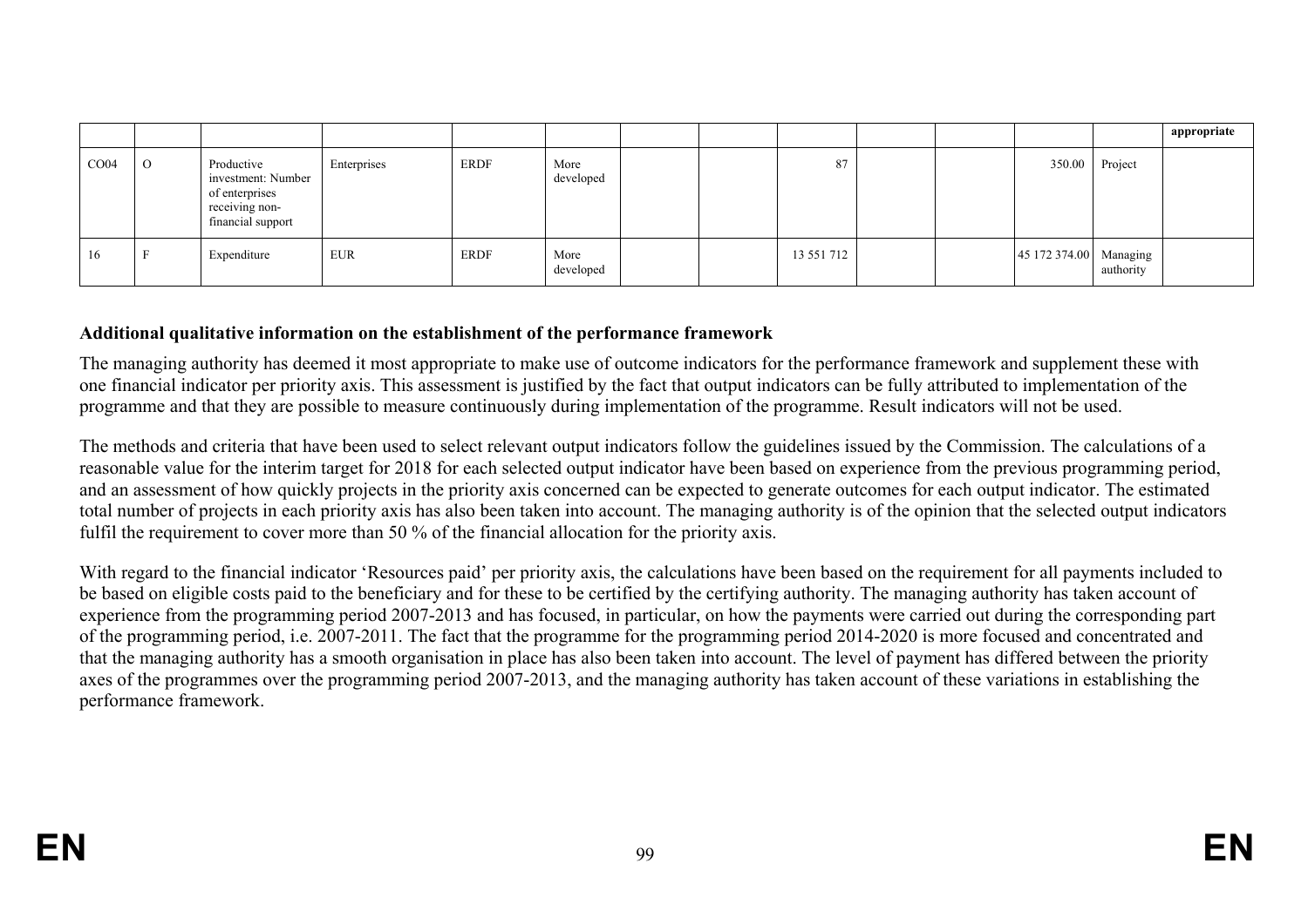| | | | | | | | | | | | | | **appropriate** |
|---|---|---|---|---|---|---|---|---|---|---|---|---|---|
| CO04 | O | Productive investment: Number of enterprises receiving non-financial support | Enterprises | ERDF | More developed | | | 87 | | | 350.00 | Project | |
| 16 | F | Expenditure | EUR | ERDF | More developed | | | 13 551 712 | | | 45 172 374.00 | Managing authority | |

**Additional qualitative information on the establishment of the performance framework**

The managing authority has deemed it most appropriate to make use of outcome indicators for the performance framework and supplement these with one financial indicator per priority axis. This assessment is justified by the fact that output indicators can be fully attributed to implementation of the programme and that they are possible to measure continuously during implementation of the programme. Result indicators will not be used.

The methods and criteria that have been used to select relevant output indicators follow the guidelines issued by the Commission. The calculations of a reasonable value for the interim target for 2018 for each selected output indicator have been based on experience from the previous programming period, and an assessment of how quickly projects in the priority axis concerned can be expected to generate outcomes for each output indicator. The estimated total number of projects in each priority axis has also been taken into account. The managing authority is of the opinion that the selected output indicators fulfil the requirement to cover more than 50 % of the financial allocation for the priority axis.

With regard to the financial indicator 'Resources paid' per priority axis, the calculations have been based on the requirement for all payments included to be based on eligible costs paid to the beneficiary and for these to be certified by the certifying authority. The managing authority has taken account of experience from the programming period 2007-2013 and has focused, in particular, on how the payments were carried out during the corresponding part of the programming period, i.e. 2007-2011. The fact that the programme for the programming period 2014-2020 is more focused and concentrated and that the managing authority has a smooth organisation in place has also been taken into account. The level of payment has differed between the priority axes of the programmes over the programming period 2007-2013, and the managing authority has taken account of these variations in establishing the performance framework.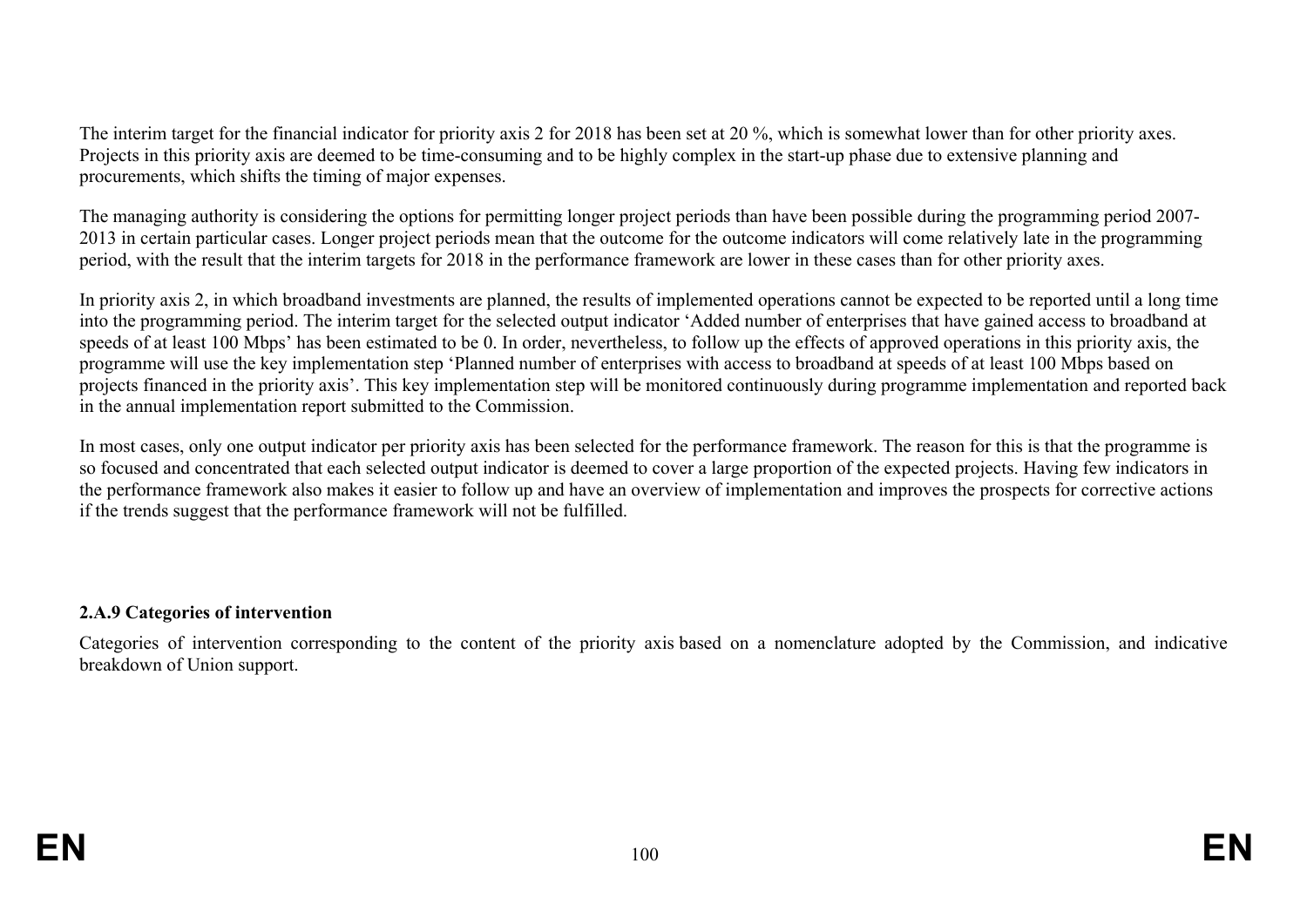The interim target for the financial indicator for priority axis 2 for 2018 has been set at 20 %, which is somewhat lower than for other priority axes. Projects in this priority axis are deemed to be time-consuming and to be highly complex in the start-up phase due to extensive planning and procurements, which shifts the timing of major expenses.

The managing authority is considering the options for permitting longer project periods than have been possible during the programming period 2007-2013 in certain particular cases. Longer project periods mean that the outcome for the outcome indicators will come relatively late in the programming period, with the result that the interim targets for 2018 in the performance framework are lower in these cases than for other priority axes.

In priority axis 2, in which broadband investments are planned, the results of implemented operations cannot be expected to be reported until a long time into the programming period. The interim target for the selected output indicator 'Added number of enterprises that have gained access to broadband at speeds of at least 100 Mbps' has been estimated to be 0. In order, nevertheless, to follow up the effects of approved operations in this priority axis, the programme will use the key implementation step 'Planned number of enterprises with access to broadband at speeds of at least 100 Mbps based on projects financed in the priority axis'. This key implementation step will be monitored continuously during programme implementation and reported back in the annual implementation report submitted to the Commission.

In most cases, only one output indicator per priority axis has been selected for the performance framework. The reason for this is that the programme is so focused and concentrated that each selected output indicator is deemed to cover a large proportion of the expected projects. Having few indicators in the performance framework also makes it easier to follow up and have an overview of implementation and improves the prospects for corrective actions if the trends suggest that the performance framework will not be fulfilled.

**2.A.9 Categories of intervention**

Categories of intervention corresponding to the content of the priority axis based on a nomenclature adopted by the Commission, and indicative breakdown of Union support.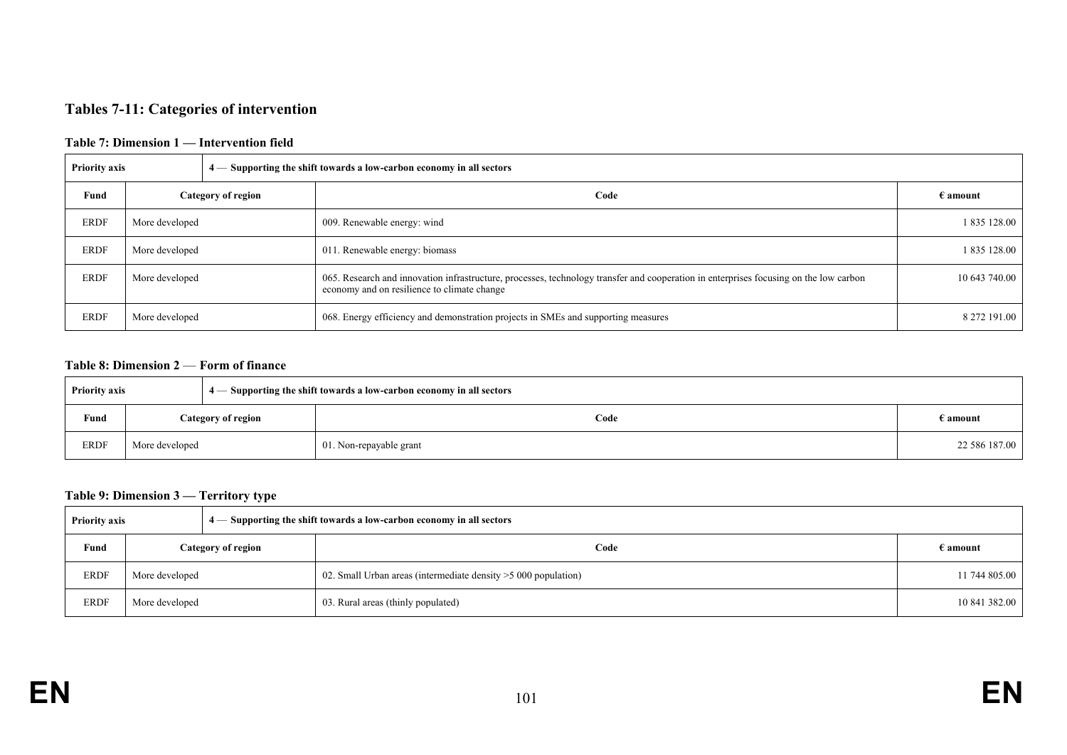## Tables 7-11: Categories of intervention

### Table 7: Dimension 1 — Intervention field

| Priority axis | | 4 — Supporting the shift towards a low-carbon economy in all sectors | |
|---|---|---|---|
| **Fund** | **Category of region** | **Code** | **€ amount** |
| ERDF | More developed | 009. Renewable energy: wind | 1 835 128.00 |
| ERDF | More developed | 011. Renewable energy: biomass | 1 835 128.00 |
| ERDF | More developed | 065. Research and innovation infrastructure, processes, technology transfer and cooperation in enterprises focusing on the low carbon economy and on resilience to climate change | 10 643 740.00 |
| ERDF | More developed | 068. Energy efficiency and demonstration projects in SMEs and supporting measures | 8 272 191.00 |

### Table 8: Dimension 2 — Form of finance

| Priority axis | | 4 — Supporting the shift towards a low-carbon economy in all sectors | |
|---|---|---|---|
| **Fund** | **Category of region** | **Code** | **€ amount** |
| ERDF | More developed | 01. Non-repayable grant | 22 586 187.00 |

### Table 9: Dimension 3 — Territory type

| Priority axis | | 4 — Supporting the shift towards a low-carbon economy in all sectors | |
|---|---|---|---|
| **Fund** | **Category of region** | **Code** | **€ amount** |
| ERDF | More developed | 02. Small Urban areas (intermediate density >5 000 population) | 11 744 805.00 |
| ERDF | More developed | 03. Rural areas (thinly populated) | 10 841 382.00 |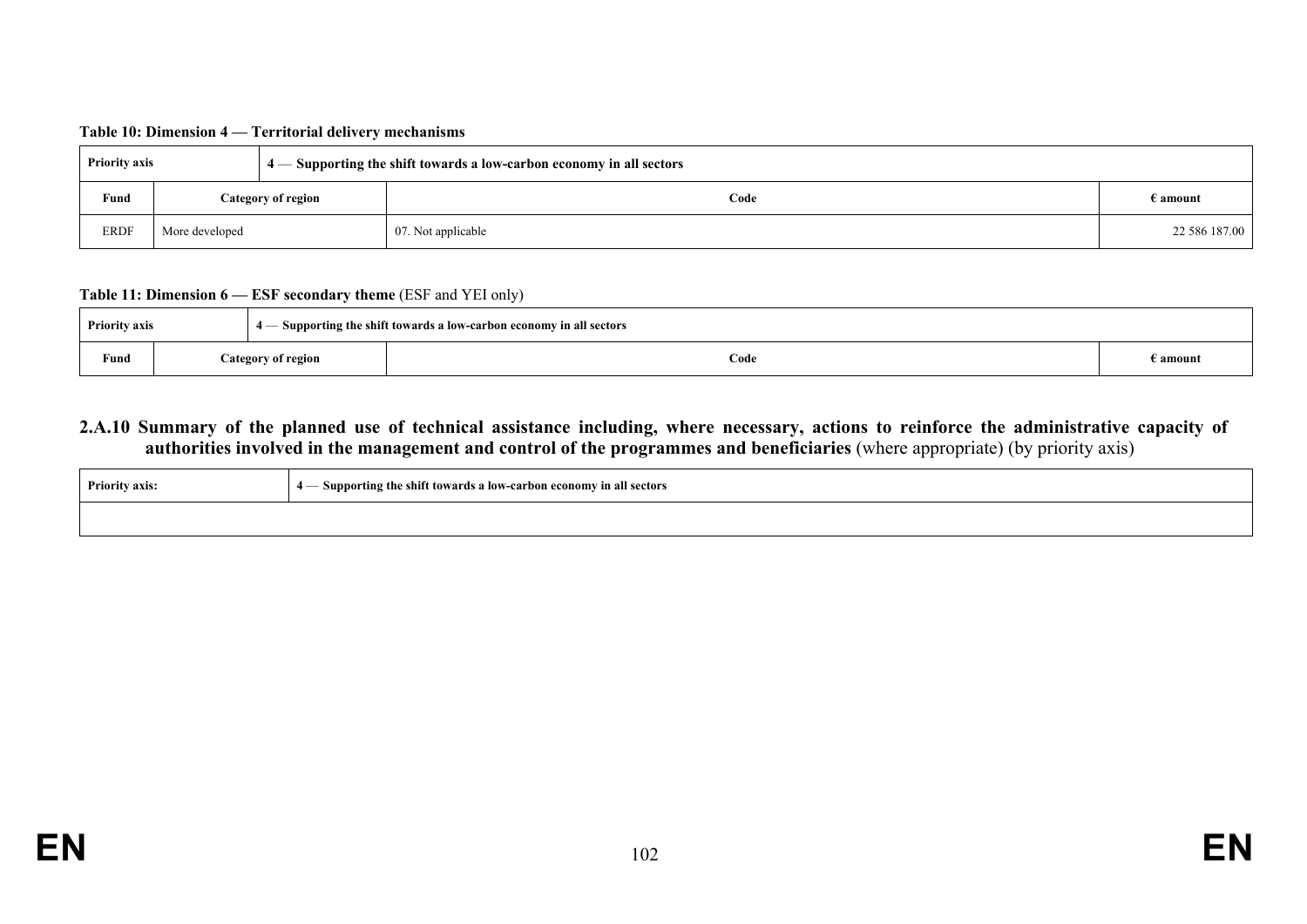**Table 10: Dimension 4 — Territorial delivery mechanisms**

| Priority axis | | 4 — Supporting the shift towards a low-carbon economy in all sectors | |
|---|---|---|---|
| **Fund** | **Category of region** | **Code** | **€ amount** |
| ERDF | More developed | 07. Not applicable | 22 586 187.00 |

**Table 11: Dimension 6 — ESF secondary theme** (ESF and YEI only)

| Priority axis | | 4 — Supporting the shift towards a low-carbon economy in all sectors | |
|---|---|---|---|
| **Fund** | **Category of region** | **Code** | **€ amount** |

### 2.A.10 Summary of the planned use of technical assistance including, where necessary, actions to reinforce the administrative capacity of authorities involved in the management and control of the programmes and beneficiaries (where appropriate) (by priority axis)

| Priority axis: | 4 — Supporting the shift towards a low-carbon economy in all sectors |
|---|---|
| | |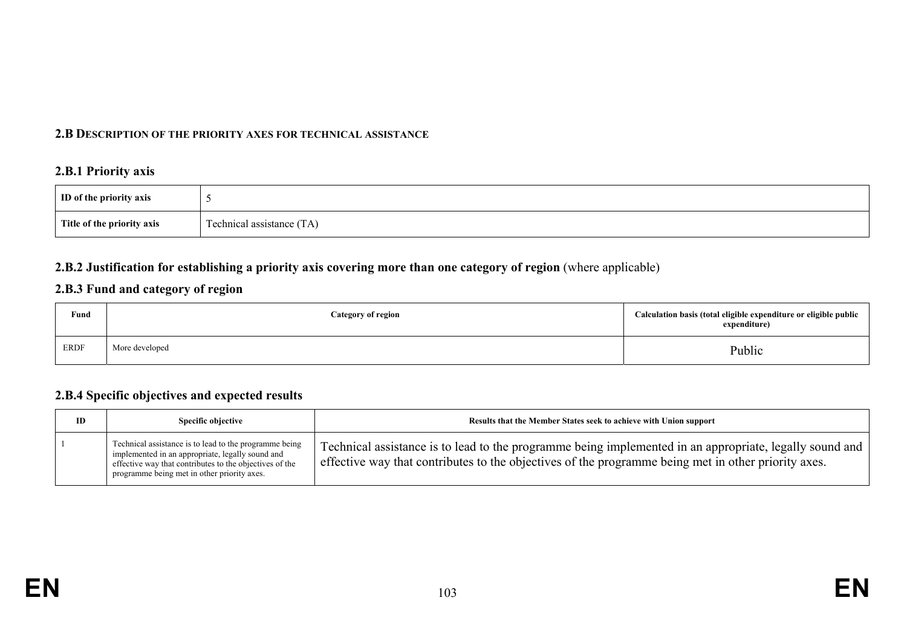## 2.B DESCRIPTION OF THE PRIORITY AXES FOR TECHNICAL ASSISTANCE

### 2.B.1 Priority axis

| ID of the priority axis | 5 |
| --- | --- |
| Title of the priority axis | Technical assistance (TA) |

### 2.B.2 Justification for establishing a priority axis covering more than one category of region (where applicable)

### 2.B.3 Fund and category of region

| Fund | Category of region | Calculation basis (total eligible expenditure or eligible public expenditure) |
| --- | --- | --- |
| ERDF | More developed | Public |

### 2.B.4 Specific objectives and expected results

| ID | Specific objective | Results that the Member States seek to achieve with Union support |
| --- | --- | --- |
| 1 | Technical assistance is to lead to the programme being implemented in an appropriate, legally sound and effective way that contributes to the objectives of the programme being met in other priority axes. | Technical assistance is to lead to the programme being implemented in an appropriate, legally sound and effective way that contributes to the objectives of the programme being met in other priority axes. |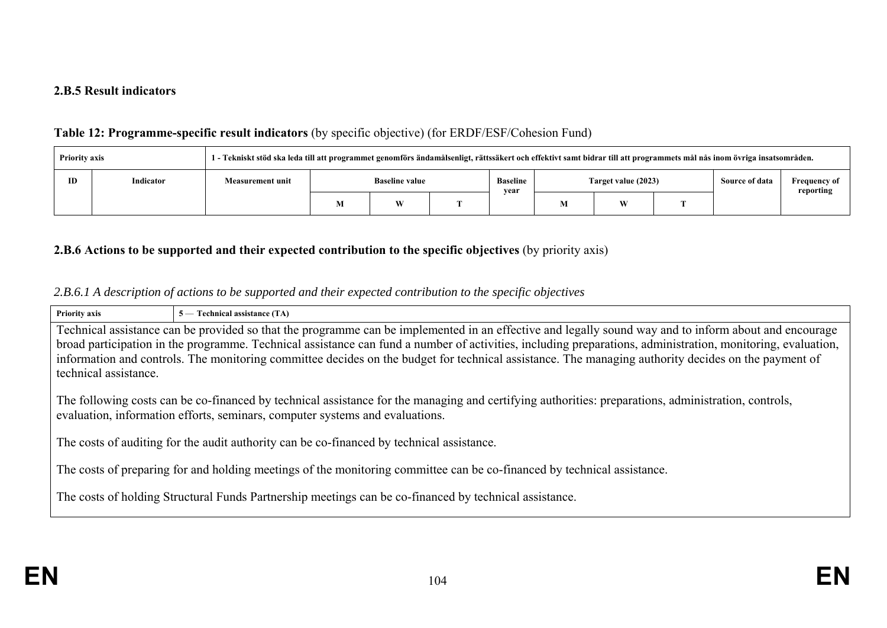### 2.B.5 Result indicators

**Table 12: Programme-specific result indicators** (by specific objective) (for ERDF/ESF/Cohesion Fund)

| Priority axis | | 1 - Tekniskt stöd ska leda till att programmet genomförs ändamålsenligt, rättssäkert och effektivt samt bidrar till att programmets mål nås inom övriga insatsområden. | | | | | | | | | |
|---|---|---|---|---|---|---|---|---|---|---|---|
| ID | Indicator | Measurement unit | Baseline value | | | Baseline year | Target value (2023) | | | Source of data | Frequency of reporting |
| | | | M | W | T | | M | W | T | | |

### 2.B.6 Actions to be supported and their expected contribution to the specific objectives (by priority axis)

*2.B.6.1 A description of actions to be supported and their expected contribution to the specific objectives*

| Priority axis | 5 — Technical assistance (TA) |
|---|---|

Technical assistance can be provided so that the programme can be implemented in an effective and legally sound way and to inform about and encourage broad participation in the programme. Technical assistance can fund a number of activities, including preparations, administration, monitoring, evaluation, information and controls. The monitoring committee decides on the budget for technical assistance. The managing authority decides on the payment of technical assistance.

The following costs can be co-financed by technical assistance for the managing and certifying authorities: preparations, administration, controls, evaluation, information efforts, seminars, computer systems and evaluations.

The costs of auditing for the audit authority can be co-financed by technical assistance.

The costs of preparing for and holding meetings of the monitoring committee can be co-financed by technical assistance.

The costs of holding Structural Funds Partnership meetings can be co-financed by technical assistance.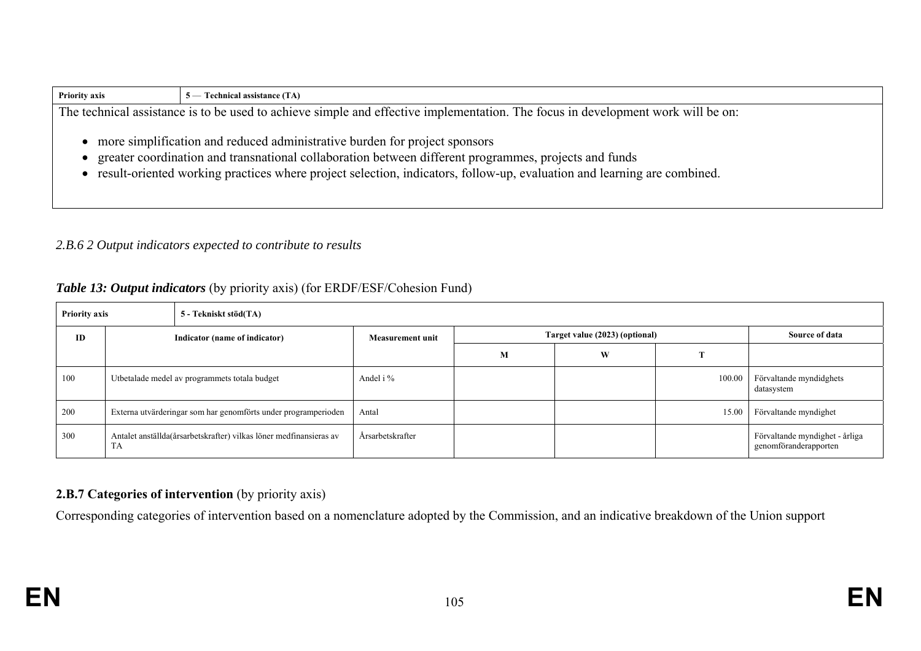| Priority axis | 5 — Technical assistance (TA) |
|---|---|
| The technical assistance is to be used to achieve simple and effective implementation. The focus in development work will be on:<br><br>• more simplification and reduced administrative burden for project sponsors<br>• greater coordination and transnational collaboration between different programmes, projects and funds<br>• result-oriented working practices where project selection, indicators, follow-up, evaluation and learning are combined. | |

*2.B.6 2 Output indicators expected to contribute to results*

***Table 13: Output indicators*** (by priority axis) (for ERDF/ESF/Cohesion Fund)

| Priority axis | 5 - Tekniskt stöd(TA) | | | | | |
|---|---|---|---|---|---|---|
| ID | Indicator (name of indicator) | Measurement unit | Target value (2023) (optional) | | | Source of data |
| | | | M | W | T | |
| 100 | Utbetalade medel av programmets totala budget | Andel i % | | | 100.00 | Förvaltande myndidghets datasystem |
| 200 | Externa utvärderingar som har genomförts under programperioden | Antal | | | 15.00 | Förvaltande myndighet |
| 300 | Antalet anställda(årsarbetskrafter) vilkas löner medfinansieras av TA | Årsarbetskrafter | | | | Förvaltande myndighet - årliga genomföranderapporten |

**2.B.7 Categories of intervention** (by priority axis)

Corresponding categories of intervention based on a nomenclature adopted by the Commission, and an indicative breakdown of the Union support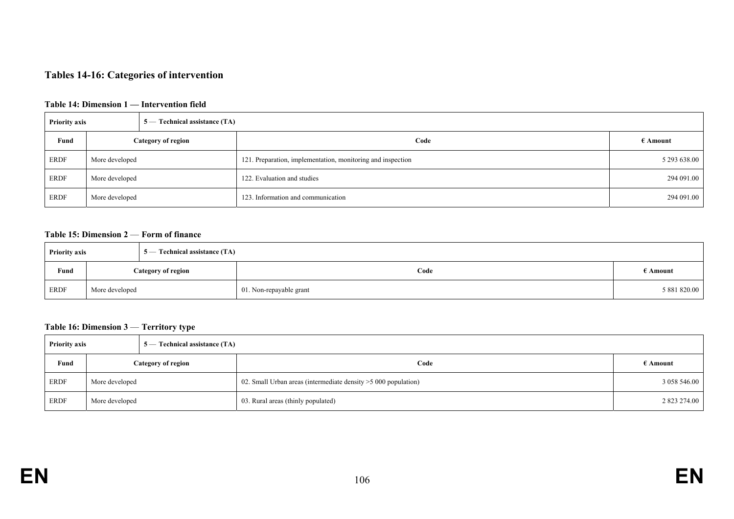## Tables 14-16: Categories of intervention

### Table 14: Dimension 1 — Intervention field

| Priority axis | 5 — Technical assistance (TA) | | |
|---|---|---|---|
| **Fund** | **Category of region** | **Code** | **€ Amount** |
| ERDF | More developed | 121. Preparation, implementation, monitoring and inspection | 5 293 638.00 |
| ERDF | More developed | 122. Evaluation and studies | 294 091.00 |
| ERDF | More developed | 123. Information and communication | 294 091.00 |

### Table 15: Dimension 2 — Form of finance

| Priority axis | 5 — Technical assistance (TA) | | |
|---|---|---|---|
| **Fund** | **Category of region** | **Code** | **€ Amount** |
| ERDF | More developed | 01. Non-repayable grant | 5 881 820.00 |

### Table 16: Dimension 3 — Territory type

| Priority axis | 5 — Technical assistance (TA) | | |
|---|---|---|---|
| **Fund** | **Category of region** | **Code** | **€ Amount** |
| ERDF | More developed | 02. Small Urban areas (intermediate density >5 000 population) | 3 058 546.00 |
| ERDF | More developed | 03. Rural areas (thinly populated) | 2 823 274.00 |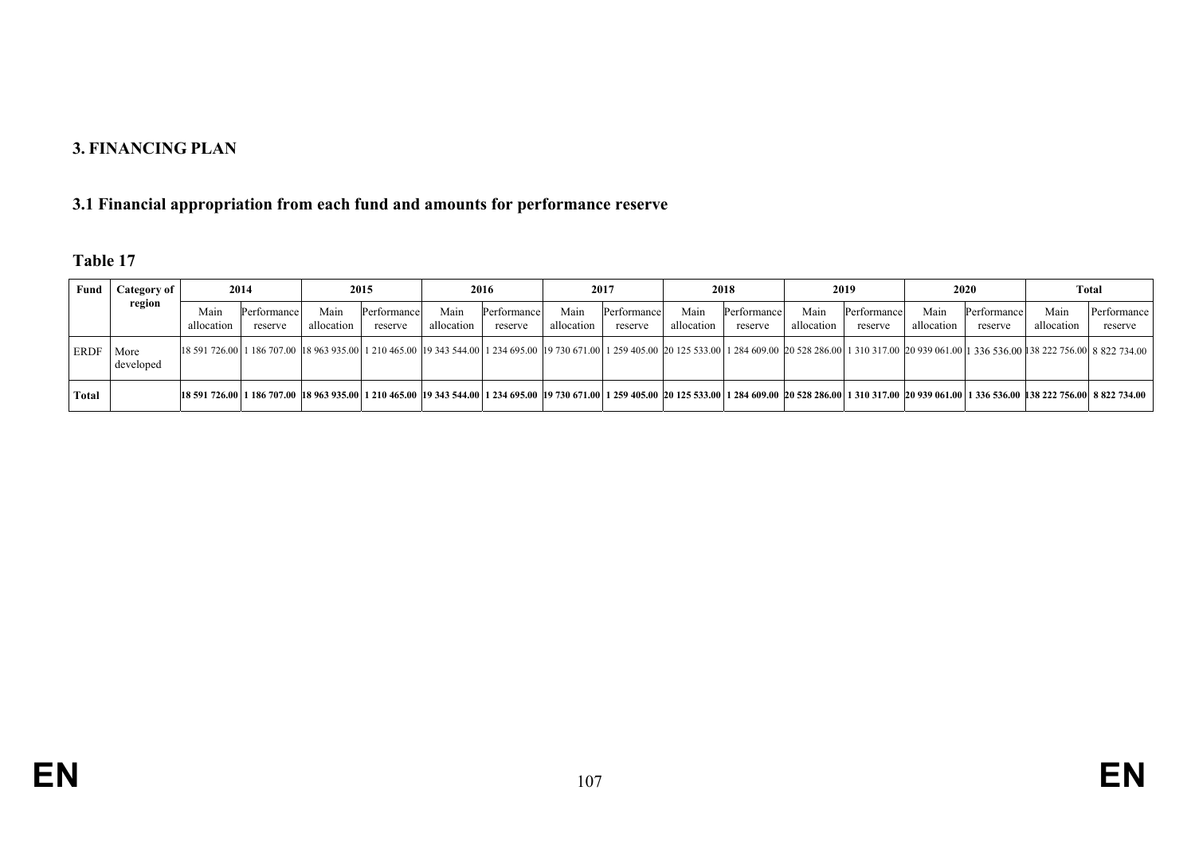## 3. FINANCING PLAN

### 3.1 Financial appropriation from each fund and amounts for performance reserve

**Table 17**

| Fund | Category of region | 2014 | | 2015 | | 2016 | | 2017 | | 2018 | | 2019 | | 2020 | | Total | |
|---|---|---|---|---|---|---|---|---|---|---|---|---|---|---|---|---|---|
| | | Main allocation | Performance reserve | Main allocation | Performance reserve | Main allocation | Performance reserve | Main allocation | Performance reserve | Main allocation | Performance reserve | Main allocation | Performance reserve | Main allocation | Performance reserve | Main allocation | Performance reserve |
| ERDF | More developed | 18 591 726.00 | 1 186 707.00 | 18 963 935.00 | 1 210 465.00 | 19 343 544.00 | 1 234 695.00 | 19 730 671.00 | 1 259 405.00 | 20 125 533.00 | 1 284 609.00 | 20 528 286.00 | 1 310 317.00 | 20 939 061.00 | 1 336 536.00 | 138 222 756.00 | 8 822 734.00 |
| **Total** | | **18 591 726.00** | **1 186 707.00** | **18 963 935.00** | **1 210 465.00** | **19 343 544.00** | **1 234 695.00** | **19 730 671.00** | **1 259 405.00** | **20 125 533.00** | **1 284 609.00** | **20 528 286.00** | **1 310 317.00** | **20 939 061.00** | **1 336 536.00** | **138 222 756.00** | **8 822 734.00** |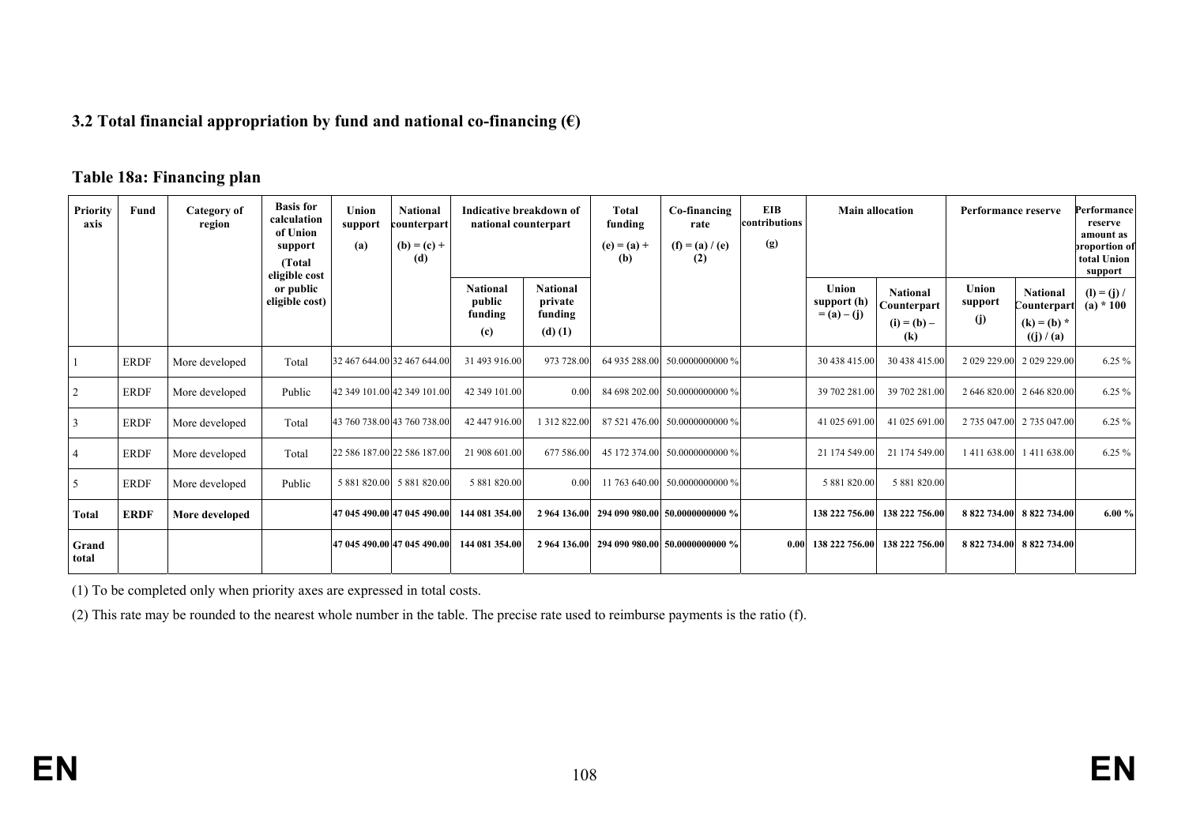## 3.2 Total financial appropriation by fund and national co-financing (€)

### Table 18a: Financing plan

| Priority axis | Fund | Category of region | Basis for calculation of Union support (Total eligible cost or public eligible cost) | Union support (a) | National counterpart (b) = (c) + (d) | Indicative breakdown of national counterpart | | Total funding (e) = (a) + (b) | Co-financing rate (f) = (a) / (e) (2) | EIB contributions (g) | Main allocation | | Performance reserve | | Performance reserve amount as proportion of total Union support |
|---|---|---|---|---|---|---|---|---|---|---|---|---|---|---|---|
| | | | | | | National public funding (c) | National private funding (d) (1) | | | | Union support (h) = (a) – (j) | National Counterpart (i) = (b) – (k) | Union support (j) | National Counterpart (k) = (b) * ((j) / (a) | (l) = (j) / (a) * 100 |
| 1 | ERDF | More developed | Total | 32 467 644.00 | 32 467 644.00 | 31 493 916.00 | 973 728.00 | 64 935 288.00 | 50.0000000000 % | | 30 438 415.00 | 30 438 415.00 | 2 029 229.00 | 2 029 229.00 | 6.25 % |
| 2 | ERDF | More developed | Public | 42 349 101.00 | 42 349 101.00 | 42 349 101.00 | 0.00 | 84 698 202.00 | 50.0000000000 % | | 39 702 281.00 | 39 702 281.00 | 2 646 820.00 | 2 646 820.00 | 6.25 % |
| 3 | ERDF | More developed | Total | 43 760 738.00 | 43 760 738.00 | 42 447 916.00 | 1 312 822.00 | 87 521 476.00 | 50.0000000000 % | | 41 025 691.00 | 41 025 691.00 | 2 735 047.00 | 2 735 047.00 | 6.25 % |
| 4 | ERDF | More developed | Total | 22 586 187.00 | 22 586 187.00 | 21 908 601.00 | 677 586.00 | 45 172 374.00 | 50.0000000000 % | | 21 174 549.00 | 21 174 549.00 | 1 411 638.00 | 1 411 638.00 | 6.25 % |
| 5 | ERDF | More developed | Public | 5 881 820.00 | 5 881 820.00 | 5 881 820.00 | 0.00 | 11 763 640.00 | 50.0000000000 % | | 5 881 820.00 | 5 881 820.00 | | | |
| **Total** | **ERDF** | **More developed** | | **147 045 490.00** | **147 045 490.00** | **144 081 354.00** | **2 964 136.00** | **294 090 980.00** | **50.0000000000 %** | | **138 222 756.00** | **138 222 756.00** | **8 822 734.00** | **8 822 734.00** | **6.00 %** |
| **Grand total** | | | | **147 045 490.00** | **147 045 490.00** | **144 081 354.00** | **2 964 136.00** | **294 090 980.00** | **50.0000000000 %** | **0.00** | **138 222 756.00** | **138 222 756.00** | **8 822 734.00** | **8 822 734.00** | |

(1) To be completed only when priority axes are expressed in total costs.

(2) This rate may be rounded to the nearest whole number in the table. The precise rate used to reimburse payments is the ratio (f).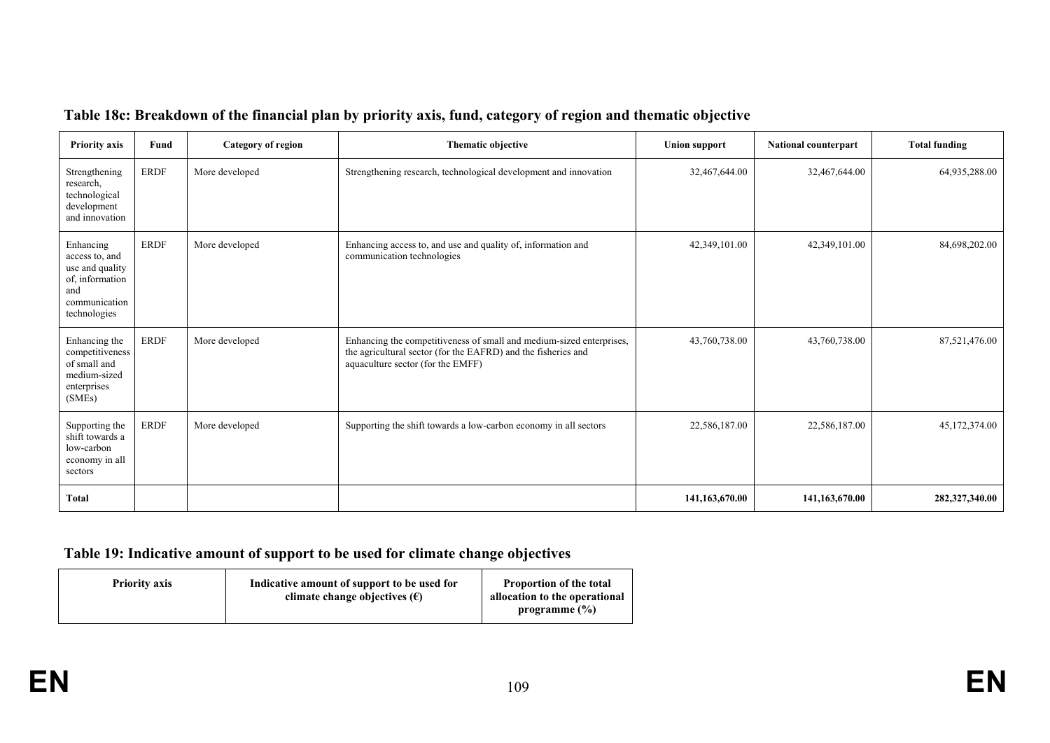## Table 18c: Breakdown of the financial plan by priority axis, fund, category of region and thematic objective

| Priority axis | Fund | Category of region | Thematic objective | Union support | National counterpart | Total funding |
|---|---|---|---|---|---|---|
| Strengthening research, technological development and innovation | ERDF | More developed | Strengthening research, technological development and innovation | 32,467,644.00 | 32,467,644.00 | 64,935,288.00 |
| Enhancing access to, and use and quality of, information and communication technologies | ERDF | More developed | Enhancing access to, and use and quality of, information and communication technologies | 42,349,101.00 | 42,349,101.00 | 84,698,202.00 |
| Enhancing the competitiveness of small and medium-sized enterprises (SMEs) | ERDF | More developed | Enhancing the competitiveness of small and medium-sized enterprises, the agricultural sector (for the EAFRD) and the fisheries and aquaculture sector (for the EMFF) | 43,760,738.00 | 43,760,738.00 | 87,521,476.00 |
| Supporting the shift towards a low-carbon economy in all sectors | ERDF | More developed | Supporting the shift towards a low-carbon economy in all sectors | 22,586,187.00 | 22,586,187.00 | 45,172,374.00 |
| **Total** | | | | **141,163,670.00** | **141,163,670.00** | **282,327,340.00** |

## Table 19: Indicative amount of support to be used for climate change objectives

| Priority axis | Indicative amount of support to be used for climate change objectives (€) | Proportion of the total allocation to the operational programme (%) |
|---|---|---|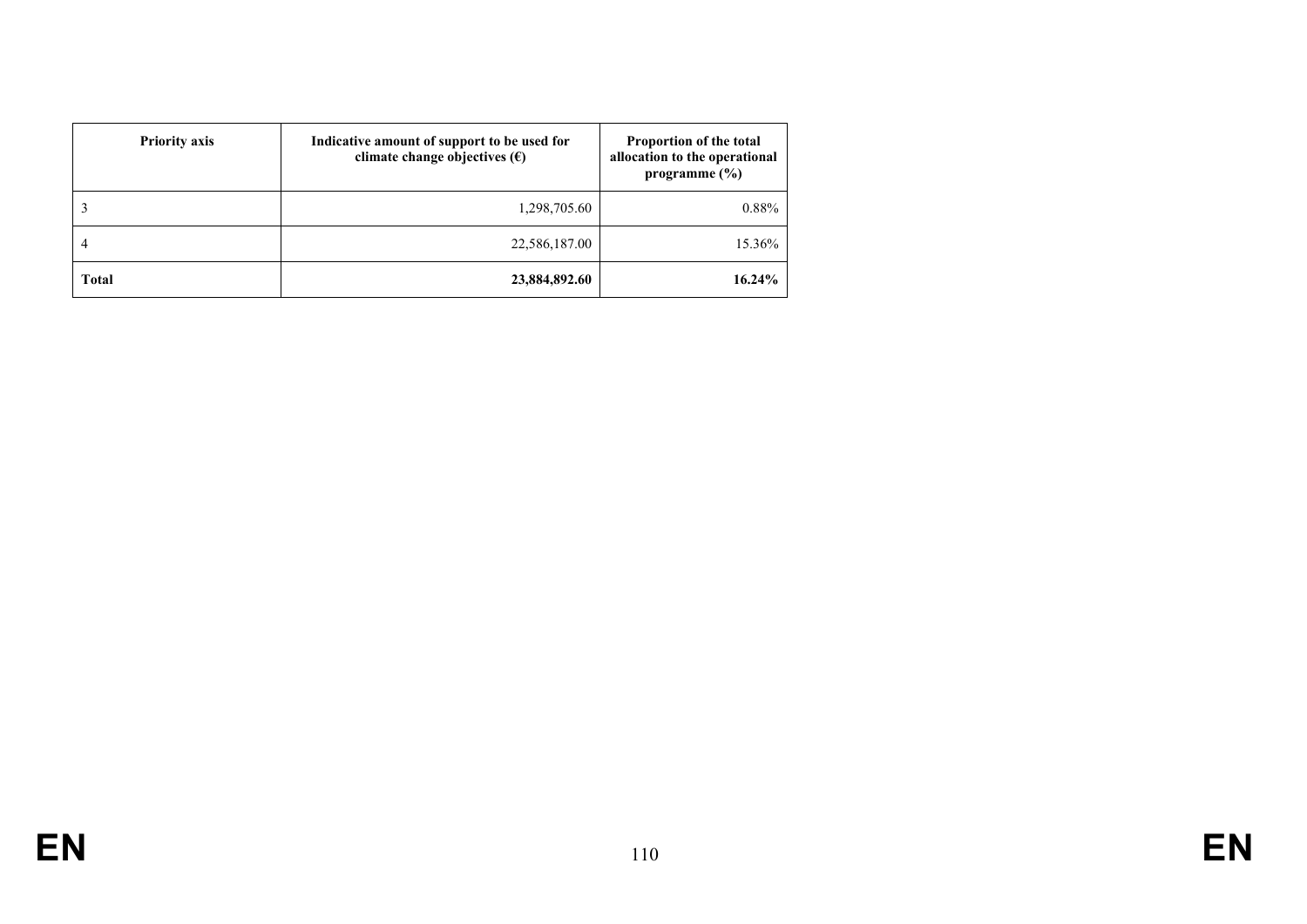| Priority axis | Indicative amount of support to be used for climate change objectives (€) | Proportion of the total allocation to the operational programme (%) |
|---|---|---|
| 3 | 1,298,705.60 | 0.88% |
| 4 | 22,586,187.00 | 15.36% |
| **Total** | **23,884,892.60** | **16.24%** |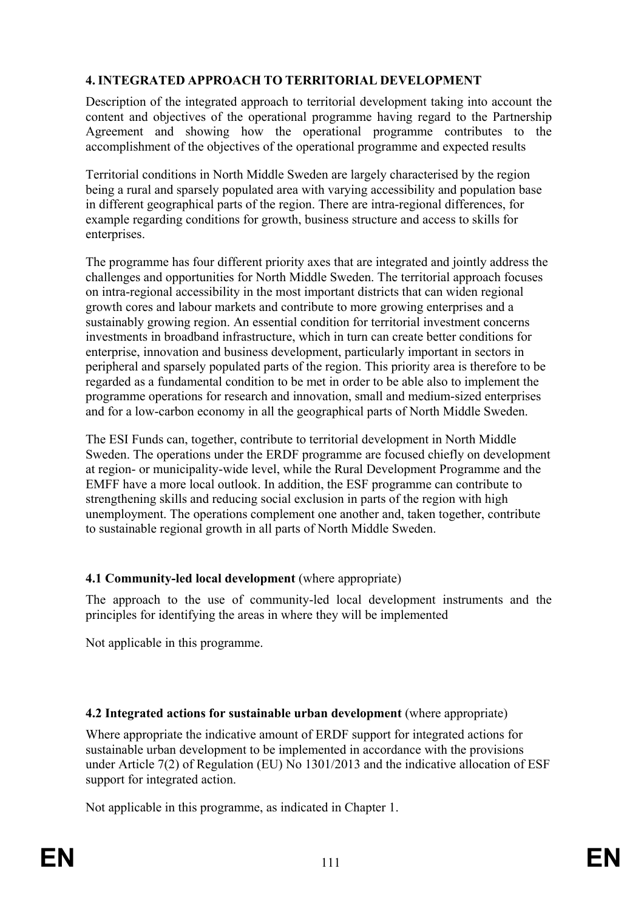## 4. INTEGRATED APPROACH TO TERRITORIAL DEVELOPMENT

Description of the integrated approach to territorial development taking into account the content and objectives of the operational programme having regard to the Partnership Agreement and showing how the operational programme contributes to the accomplishment of the objectives of the operational programme and expected results

Territorial conditions in North Middle Sweden are largely characterised by the region being a rural and sparsely populated area with varying accessibility and population base in different geographical parts of the region. There are intra-regional differences, for example regarding conditions for growth, business structure and access to skills for enterprises.

The programme has four different priority axes that are integrated and jointly address the challenges and opportunities for North Middle Sweden. The territorial approach focuses on intra-regional accessibility in the most important districts that can widen regional growth cores and labour markets and contribute to more growing enterprises and a sustainably growing region. An essential condition for territorial investment concerns investments in broadband infrastructure, which in turn can create better conditions for enterprise, innovation and business development, particularly important in sectors in peripheral and sparsely populated parts of the region. This priority area is therefore to be regarded as a fundamental condition to be met in order to be able also to implement the programme operations for research and innovation, small and medium-sized enterprises and for a low-carbon economy in all the geographical parts of North Middle Sweden.

The ESI Funds can, together, contribute to territorial development in North Middle Sweden. The operations under the ERDF programme are focused chiefly on development at region- or municipality-wide level, while the Rural Development Programme and the EMFF have a more local outlook. In addition, the ESF programme can contribute to strengthening skills and reducing social exclusion in parts of the region with high unemployment. The operations complement one another and, taken together, contribute to sustainable regional growth in all parts of North Middle Sweden.

### 4.1 Community-led local development (where appropriate)

The approach to the use of community-led local development instruments and the principles for identifying the areas in where they will be implemented

Not applicable in this programme.

### 4.2 Integrated actions for sustainable urban development (where appropriate)

Where appropriate the indicative amount of ERDF support for integrated actions for sustainable urban development to be implemented in accordance with the provisions under Article 7(2) of Regulation (EU) No 1301/2013 and the indicative allocation of ESF support for integrated action.

Not applicable in this programme, as indicated in Chapter 1.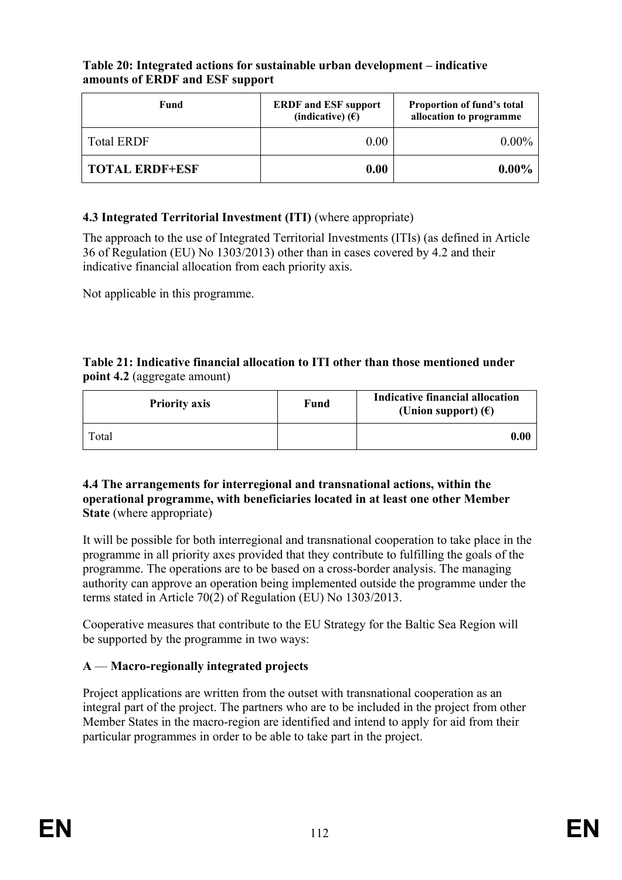**Table 20: Integrated actions for sustainable urban development – indicative amounts of ERDF and ESF support**

| Fund | ERDF and ESF support (indicative) (€) | Proportion of fund's total allocation to programme |
|---|---|---|
| Total ERDF | 0.00 | 0.00% |
| **TOTAL ERDF+ESF** | **0.00** | **0.00%** |

### 4.3 Integrated Territorial Investment (ITI) (where appropriate)

The approach to the use of Integrated Territorial Investments (ITIs) (as defined in Article 36 of Regulation (EU) No 1303/2013) other than in cases covered by 4.2 and their indicative financial allocation from each priority axis.

Not applicable in this programme.

**Table 21: Indicative financial allocation to ITI other than those mentioned under point 4.2** (aggregate amount)

| Priority axis | Fund | Indicative financial allocation (Union support) (€) |
|---|---|---|
| Total | | **0.00** |

### 4.4 The arrangements for interregional and transnational actions, within the operational programme, with beneficiaries located in at least one other Member State (where appropriate)

It will be possible for both interregional and transnational cooperation to take place in the programme in all priority axes provided that they contribute to fulfilling the goals of the programme. The operations are to be based on a cross-border analysis. The managing authority can approve an operation being implemented outside the programme under the terms stated in Article 70(2) of Regulation (EU) No 1303/2013.

Cooperative measures that contribute to the EU Strategy for the Baltic Sea Region will be supported by the programme in two ways:

**A — Macro-regionally integrated projects**

Project applications are written from the outset with transnational cooperation as an integral part of the project. The partners who are to be included in the project from other Member States in the macro-region are identified and intend to apply for aid from their particular programmes in order to be able to take part in the project.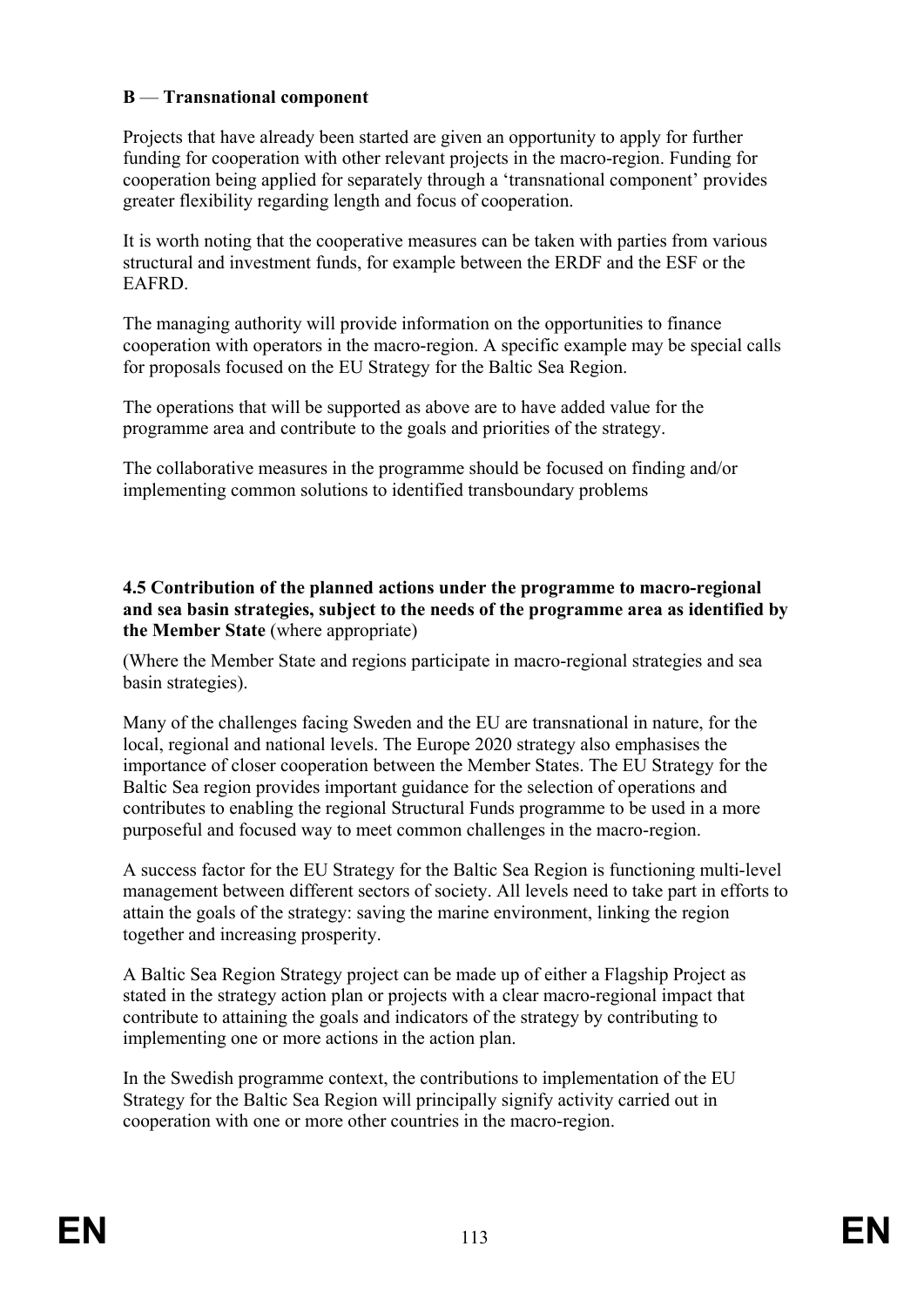**B — Transnational component**

Projects that have already been started are given an opportunity to apply for further funding for cooperation with other relevant projects in the macro-region. Funding for cooperation being applied for separately through a 'transnational component' provides greater flexibility regarding length and focus of cooperation.

It is worth noting that the cooperative measures can be taken with parties from various structural and investment funds, for example between the ERDF and the ESF or the EAFRD.

The managing authority will provide information on the opportunities to finance cooperation with operators in the macro-region. A specific example may be special calls for proposals focused on the EU Strategy for the Baltic Sea Region.

The operations that will be supported as above are to have added value for the programme area and contribute to the goals and priorities of the strategy.

The collaborative measures in the programme should be focused on finding and/or implementing common solutions to identified transboundary problems

### 4.5 Contribution of the planned actions under the programme to macro-regional and sea basin strategies, subject to the needs of the programme area as identified by the Member State (where appropriate)

(Where the Member State and regions participate in macro-regional strategies and sea basin strategies).

Many of the challenges facing Sweden and the EU are transnational in nature, for the local, regional and national levels. The Europe 2020 strategy also emphasises the importance of closer cooperation between the Member States. The EU Strategy for the Baltic Sea region provides important guidance for the selection of operations and contributes to enabling the regional Structural Funds programme to be used in a more purposeful and focused way to meet common challenges in the macro-region.

A success factor for the EU Strategy for the Baltic Sea Region is functioning multi-level management between different sectors of society. All levels need to take part in efforts to attain the goals of the strategy: saving the marine environment, linking the region together and increasing prosperity.

A Baltic Sea Region Strategy project can be made up of either a Flagship Project as stated in the strategy action plan or projects with a clear macro-regional impact that contribute to attaining the goals and indicators of the strategy by contributing to implementing one or more actions in the action plan.

In the Swedish programme context, the contributions to implementation of the EU Strategy for the Baltic Sea Region will principally signify activity carried out in cooperation with one or more other countries in the macro-region.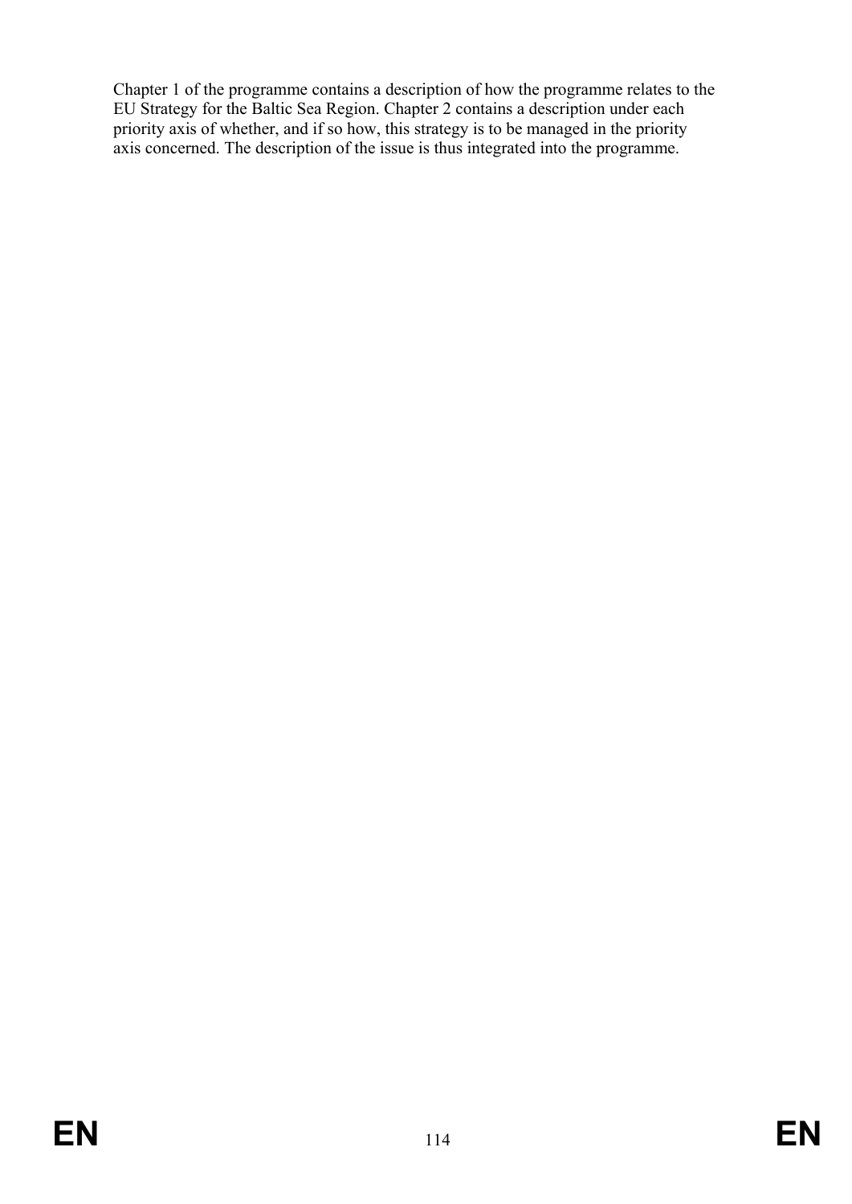Chapter 1 of the programme contains a description of how the programme relates to the EU Strategy for the Baltic Sea Region. Chapter 2 contains a description under each priority axis of whether, and if so how, this strategy is to be managed in the priority axis concerned. The description of the issue is thus integrated into the programme.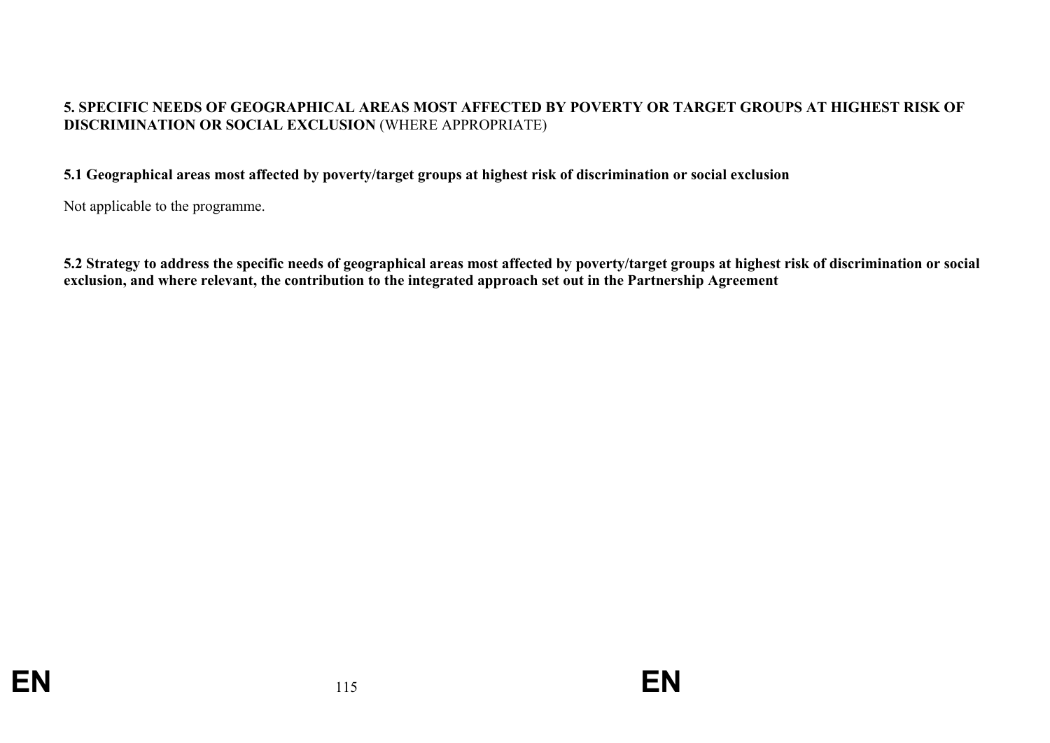## 5. SPECIFIC NEEDS OF GEOGRAPHICAL AREAS MOST AFFECTED BY POVERTY OR TARGET GROUPS AT HIGHEST RISK OF DISCRIMINATION OR SOCIAL EXCLUSION (WHERE APPROPRIATE)

### 5.1 Geographical areas most affected by poverty/target groups at highest risk of discrimination or social exclusion

Not applicable to the programme.

### 5.2 Strategy to address the specific needs of geographical areas most affected by poverty/target groups at highest risk of discrimination or social exclusion, and where relevant, the contribution to the integrated approach set out in the Partnership Agreement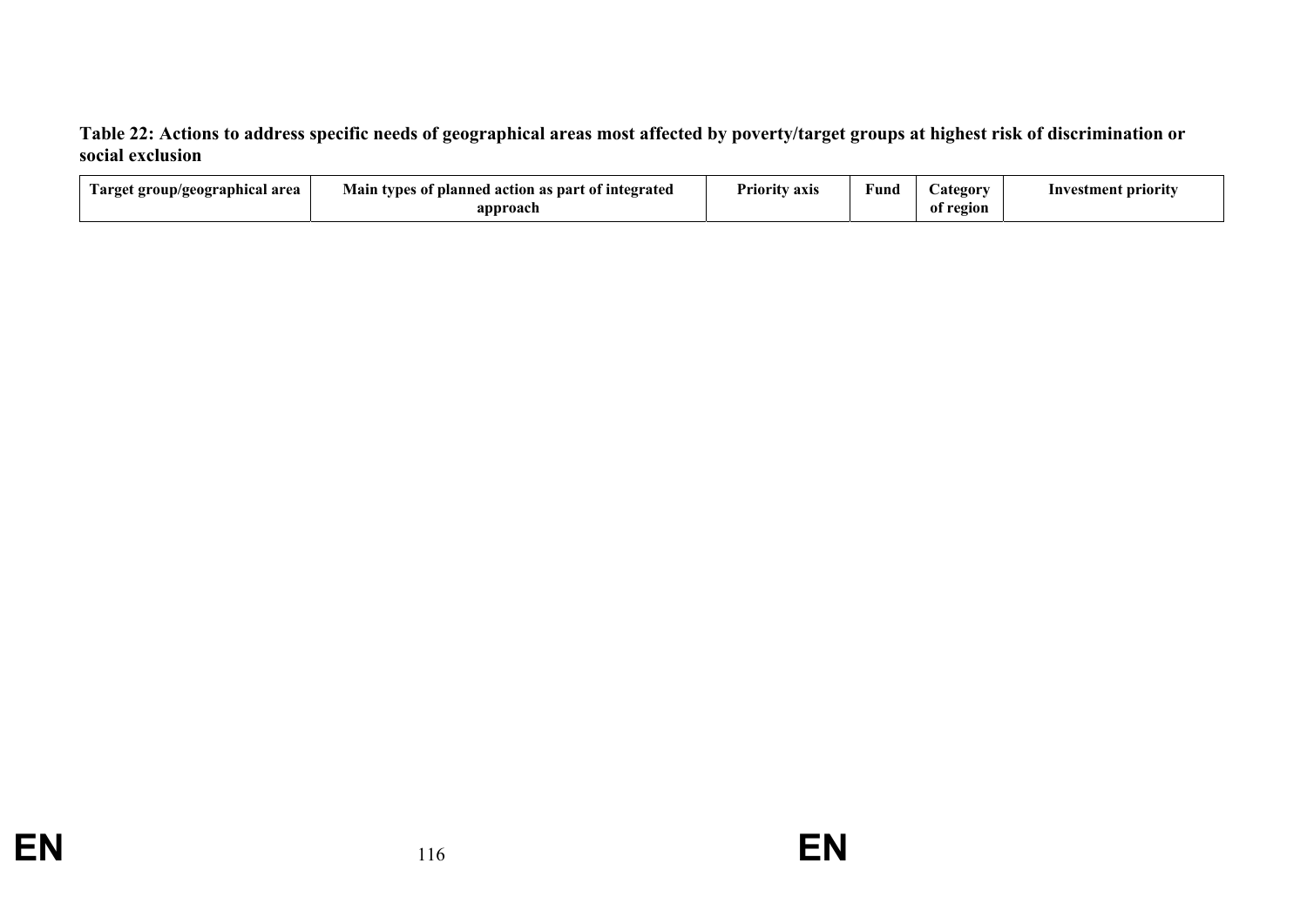**Table 22: Actions to address specific needs of geographical areas most affected by poverty/target groups at highest risk of discrimination or social exclusion**

| Target group/geographical area | Main types of planned action as part of integrated approach | Priority axis | Fund | Category of region | Investment priority |
|---|---|---|---|---|---|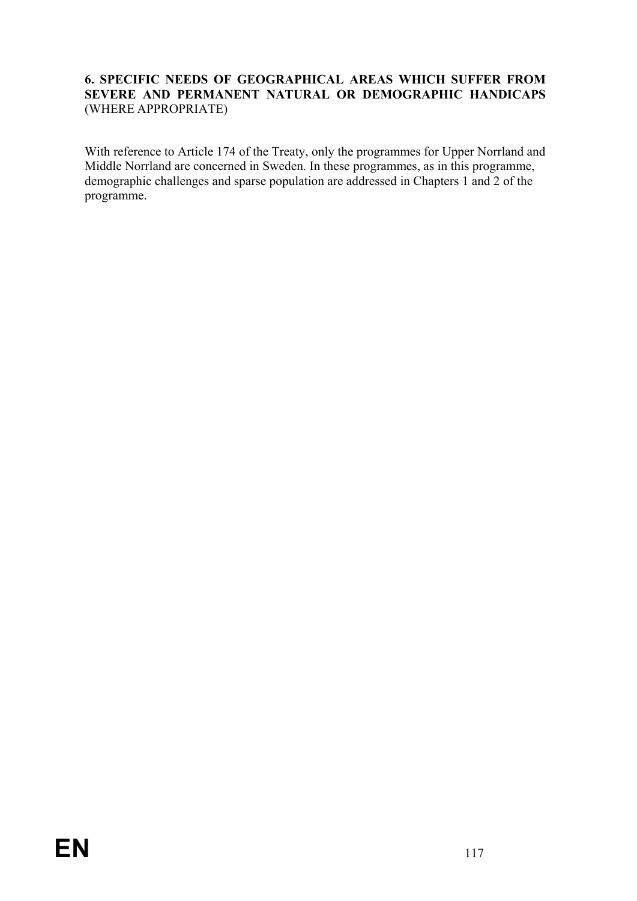## 6. SPECIFIC NEEDS OF GEOGRAPHICAL AREAS WHICH SUFFER FROM SEVERE AND PERMANENT NATURAL OR DEMOGRAPHIC HANDICAPS (WHERE APPROPRIATE)

With reference to Article 174 of the Treaty, only the programmes for Upper Norrland and Middle Norrland are concerned in Sweden. In these programmes, as in this programme, demographic challenges and sparse population are addressed in Chapters 1 and 2 of the programme.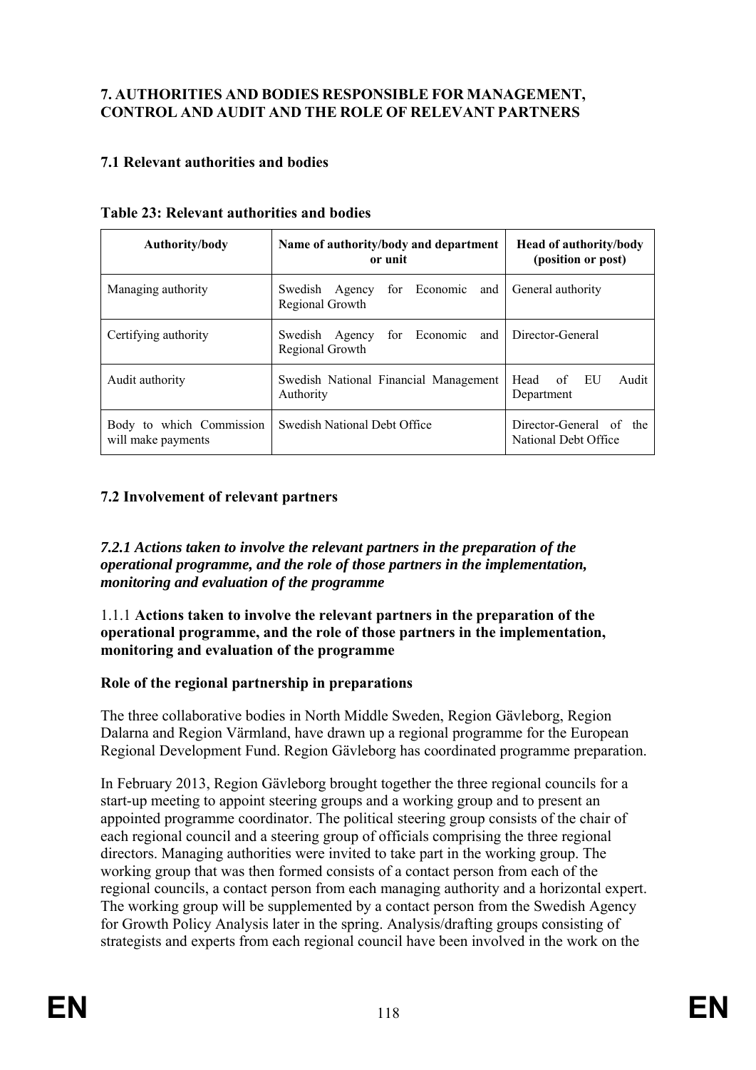## 7. AUTHORITIES AND BODIES RESPONSIBLE FOR MANAGEMENT, CONTROL AND AUDIT AND THE ROLE OF RELEVANT PARTNERS

### 7.1 Relevant authorities and bodies

**Table 23: Relevant authorities and bodies**

| Authority/body | Name of authority/body and department or unit | Head of authority/body (position or post) |
|---|---|---|
| Managing authority | Swedish Agency for Economic and Regional Growth | General authority |
| Certifying authority | Swedish Agency for Economic and Regional Growth | Director-General |
| Audit authority | Swedish National Financial Management Authority | Head of EU Audit Department |
| Body to which Commission will make payments | Swedish National Debt Office | Director-General of the National Debt Office |

### 7.2 Involvement of relevant partners

#### *7.2.1 Actions taken to involve the relevant partners in the preparation of the operational programme, and the role of those partners in the implementation, monitoring and evaluation of the programme*

1.1.1 **Actions taken to involve the relevant partners in the preparation of the operational programme, and the role of those partners in the implementation, monitoring and evaluation of the programme**

**Role of the regional partnership in preparations**

The three collaborative bodies in North Middle Sweden, Region Gävleborg, Region Dalarna and Region Värmland, have drawn up a regional programme for the European Regional Development Fund. Region Gävleborg has coordinated programme preparation.

In February 2013, Region Gävleborg brought together the three regional councils for a start-up meeting to appoint steering groups and a working group and to present an appointed programme coordinator. The political steering group consists of the chair of each regional council and a steering group of officials comprising the three regional directors. Managing authorities were invited to take part in the working group. The working group that was then formed consists of a contact person from each of the regional councils, a contact person from each managing authority and a horizontal expert. The working group will be supplemented by a contact person from the Swedish Agency for Growth Policy Analysis later in the spring. Analysis/drafting groups consisting of strategists and experts from each regional council have been involved in the work on the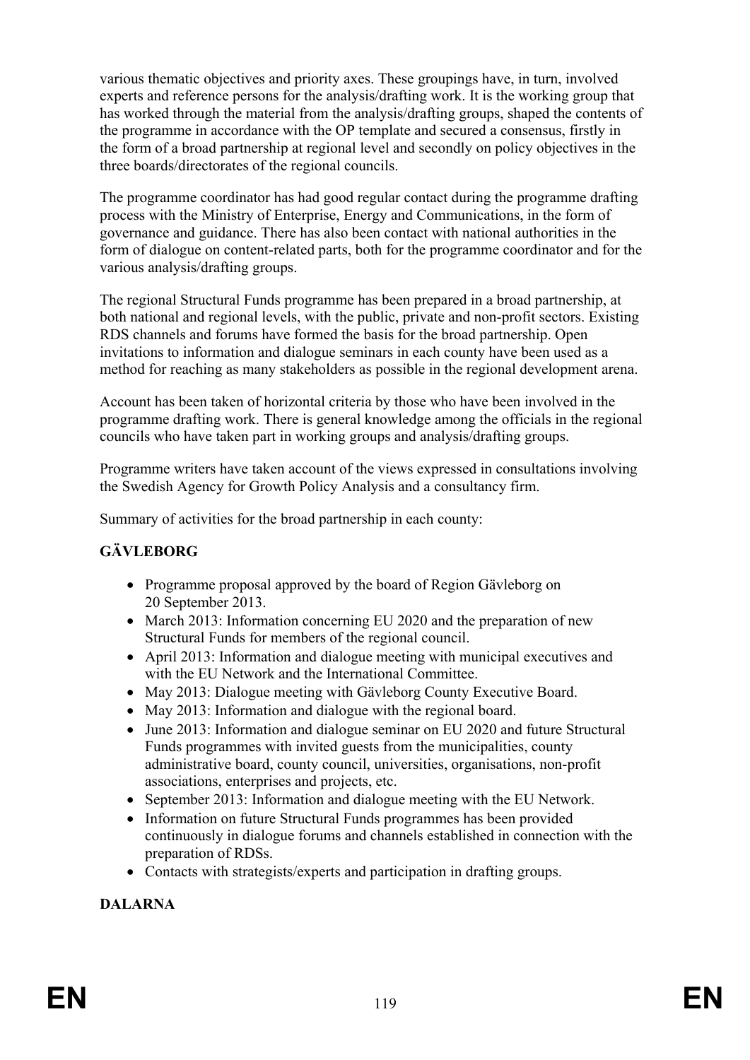various thematic objectives and priority axes. These groupings have, in turn, involved experts and reference persons for the analysis/drafting work. It is the working group that has worked through the material from the analysis/drafting groups, shaped the contents of the programme in accordance with the OP template and secured a consensus, firstly in the form of a broad partnership at regional level and secondly on policy objectives in the three boards/directorates of the regional councils.

The programme coordinator has had good regular contact during the programme drafting process with the Ministry of Enterprise, Energy and Communications, in the form of governance and guidance. There has also been contact with national authorities in the form of dialogue on content-related parts, both for the programme coordinator and for the various analysis/drafting groups.

The regional Structural Funds programme has been prepared in a broad partnership, at both national and regional levels, with the public, private and non-profit sectors. Existing RDS channels and forums have formed the basis for the broad partnership. Open invitations to information and dialogue seminars in each county have been used as a method for reaching as many stakeholders as possible in the regional development arena.

Account has been taken of horizontal criteria by those who have been involved in the programme drafting work. There is general knowledge among the officials in the regional councils who have taken part in working groups and analysis/drafting groups.

Programme writers have taken account of the views expressed in consultations involving the Swedish Agency for Growth Policy Analysis and a consultancy firm.

Summary of activities for the broad partnership in each county:

**GÄVLEBORG**

- Programme proposal approved by the board of Region Gävleborg on 20 September 2013.
- March 2013: Information concerning EU 2020 and the preparation of new Structural Funds for members of the regional council.
- April 2013: Information and dialogue meeting with municipal executives and with the EU Network and the International Committee.
- May 2013: Dialogue meeting with Gävleborg County Executive Board.
- May 2013: Information and dialogue with the regional board.
- June 2013: Information and dialogue seminar on EU 2020 and future Structural Funds programmes with invited guests from the municipalities, county administrative board, county council, universities, organisations, non-profit associations, enterprises and projects, etc.
- September 2013: Information and dialogue meeting with the EU Network.
- Information on future Structural Funds programmes has been provided continuously in dialogue forums and channels established in connection with the preparation of RDSs.
- Contacts with strategists/experts and participation in drafting groups.

**DALARNA**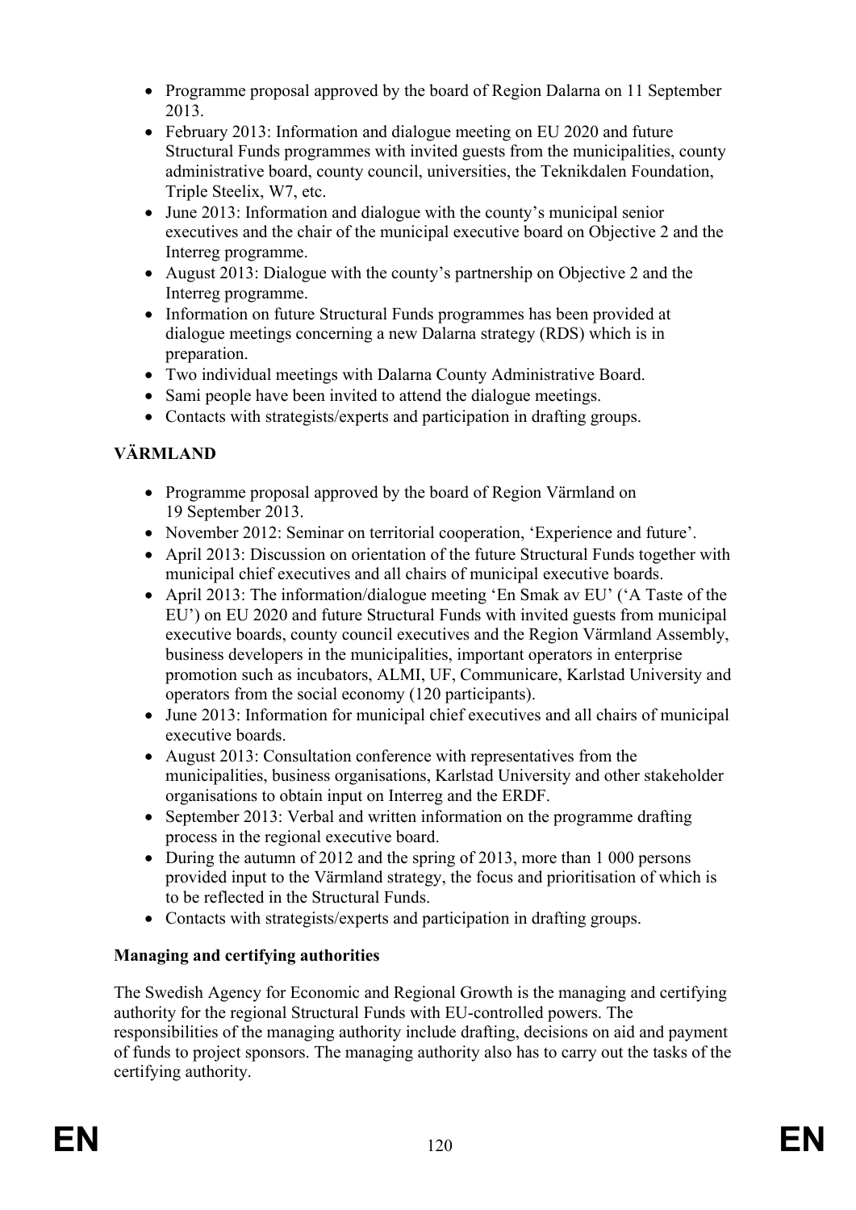- Programme proposal approved by the board of Region Dalarna on 11 September 2013.
- February 2013: Information and dialogue meeting on EU 2020 and future Structural Funds programmes with invited guests from the municipalities, county administrative board, county council, universities, the Teknikdalen Foundation, Triple Steelix, W7, etc.
- June 2013: Information and dialogue with the county's municipal senior executives and the chair of the municipal executive board on Objective 2 and the Interreg programme.
- August 2013: Dialogue with the county's partnership on Objective 2 and the Interreg programme.
- Information on future Structural Funds programmes has been provided at dialogue meetings concerning a new Dalarna strategy (RDS) which is in preparation.
- Two individual meetings with Dalarna County Administrative Board.
- Sami people have been invited to attend the dialogue meetings.
- Contacts with strategists/experts and participation in drafting groups.

## VÄRMLAND

- Programme proposal approved by the board of Region Värmland on 19 September 2013.
- November 2012: Seminar on territorial cooperation, 'Experience and future'.
- April 2013: Discussion on orientation of the future Structural Funds together with municipal chief executives and all chairs of municipal executive boards.
- April 2013: The information/dialogue meeting 'En Smak av EU' ('A Taste of the EU') on EU 2020 and future Structural Funds with invited guests from municipal executive boards, county council executives and the Region Värmland Assembly, business developers in the municipalities, important operators in enterprise promotion such as incubators, ALMI, UF, Communicare, Karlstad University and operators from the social economy (120 participants).
- June 2013: Information for municipal chief executives and all chairs of municipal executive boards.
- August 2013: Consultation conference with representatives from the municipalities, business organisations, Karlstad University and other stakeholder organisations to obtain input on Interreg and the ERDF.
- September 2013: Verbal and written information on the programme drafting process in the regional executive board.
- During the autumn of 2012 and the spring of 2013, more than 1 000 persons provided input to the Värmland strategy, the focus and prioritisation of which is to be reflected in the Structural Funds.
- Contacts with strategists/experts and participation in drafting groups.

**Managing and certifying authorities**

The Swedish Agency for Economic and Regional Growth is the managing and certifying authority for the regional Structural Funds with EU-controlled powers. The responsibilities of the managing authority include drafting, decisions on aid and payment of funds to project sponsors. The managing authority also has to carry out the tasks of the certifying authority.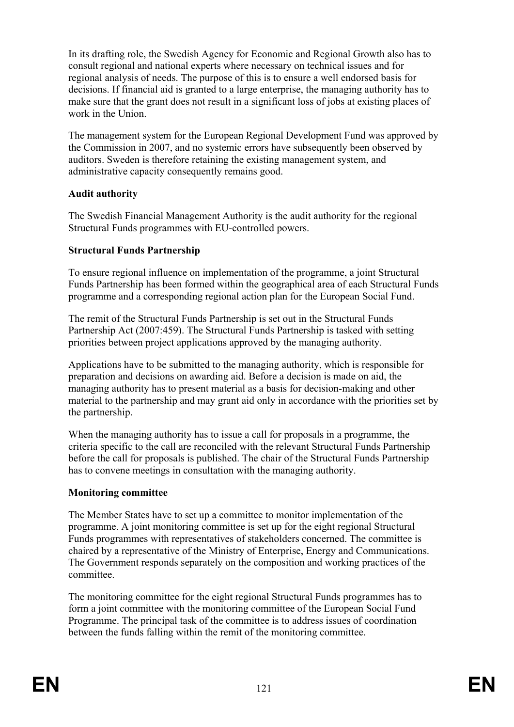In its drafting role, the Swedish Agency for Economic and Regional Growth also has to consult regional and national experts where necessary on technical issues and for regional analysis of needs. The purpose of this is to ensure a well endorsed basis for decisions. If financial aid is granted to a large enterprise, the managing authority has to make sure that the grant does not result in a significant loss of jobs at existing places of work in the Union.

The management system for the European Regional Development Fund was approved by the Commission in 2007, and no systemic errors have subsequently been observed by auditors. Sweden is therefore retaining the existing management system, and administrative capacity consequently remains good.

**Audit authority**

The Swedish Financial Management Authority is the audit authority for the regional Structural Funds programmes with EU-controlled powers.

**Structural Funds Partnership**

To ensure regional influence on implementation of the programme, a joint Structural Funds Partnership has been formed within the geographical area of each Structural Funds programme and a corresponding regional action plan for the European Social Fund.

The remit of the Structural Funds Partnership is set out in the Structural Funds Partnership Act (2007:459). The Structural Funds Partnership is tasked with setting priorities between project applications approved by the managing authority.

Applications have to be submitted to the managing authority, which is responsible for preparation and decisions on awarding aid. Before a decision is made on aid, the managing authority has to present material as a basis for decision-making and other material to the partnership and may grant aid only in accordance with the priorities set by the partnership.

When the managing authority has to issue a call for proposals in a programme, the criteria specific to the call are reconciled with the relevant Structural Funds Partnership before the call for proposals is published. The chair of the Structural Funds Partnership has to convene meetings in consultation with the managing authority.

**Monitoring committee**

The Member States have to set up a committee to monitor implementation of the programme. A joint monitoring committee is set up for the eight regional Structural Funds programmes with representatives of stakeholders concerned. The committee is chaired by a representative of the Ministry of Enterprise, Energy and Communications. The Government responds separately on the composition and working practices of the committee.

The monitoring committee for the eight regional Structural Funds programmes has to form a joint committee with the monitoring committee of the European Social Fund Programme. The principal task of the committee is to address issues of coordination between the funds falling within the remit of the monitoring committee.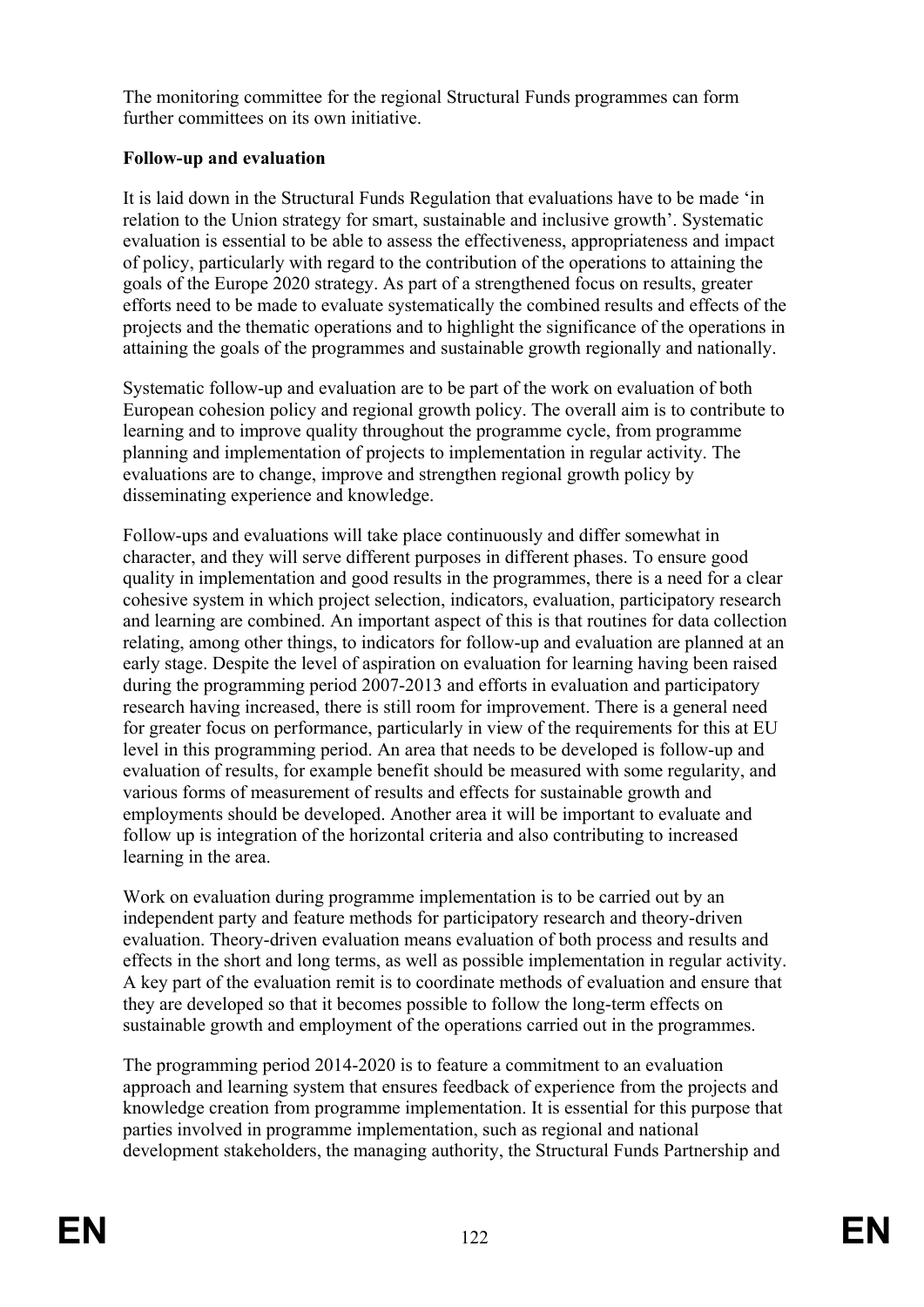The monitoring committee for the regional Structural Funds programmes can form further committees on its own initiative.

**Follow-up and evaluation**

It is laid down in the Structural Funds Regulation that evaluations have to be made 'in relation to the Union strategy for smart, sustainable and inclusive growth'. Systematic evaluation is essential to be able to assess the effectiveness, appropriateness and impact of policy, particularly with regard to the contribution of the operations to attaining the goals of the Europe 2020 strategy. As part of a strengthened focus on results, greater efforts need to be made to evaluate systematically the combined results and effects of the projects and the thematic operations and to highlight the significance of the operations in attaining the goals of the programmes and sustainable growth regionally and nationally.

Systematic follow-up and evaluation are to be part of the work on evaluation of both European cohesion policy and regional growth policy. The overall aim is to contribute to learning and to improve quality throughout the programme cycle, from programme planning and implementation of projects to implementation in regular activity. The evaluations are to change, improve and strengthen regional growth policy by disseminating experience and knowledge.

Follow-ups and evaluations will take place continuously and differ somewhat in character, and they will serve different purposes in different phases. To ensure good quality in implementation and good results in the programmes, there is a need for a clear cohesive system in which project selection, indicators, evaluation, participatory research and learning are combined. An important aspect of this is that routines for data collection relating, among other things, to indicators for follow-up and evaluation are planned at an early stage. Despite the level of aspiration on evaluation for learning having been raised during the programming period 2007-2013 and efforts in evaluation and participatory research having increased, there is still room for improvement. There is a general need for greater focus on performance, particularly in view of the requirements for this at EU level in this programming period. An area that needs to be developed is follow-up and evaluation of results, for example benefit should be measured with some regularity, and various forms of measurement of results and effects for sustainable growth and employments should be developed. Another area it will be important to evaluate and follow up is integration of the horizontal criteria and also contributing to increased learning in the area.

Work on evaluation during programme implementation is to be carried out by an independent party and feature methods for participatory research and theory-driven evaluation. Theory-driven evaluation means evaluation of both process and results and effects in the short and long terms, as well as possible implementation in regular activity. A key part of the evaluation remit is to coordinate methods of evaluation and ensure that they are developed so that it becomes possible to follow the long-term effects on sustainable growth and employment of the operations carried out in the programmes.

The programming period 2014-2020 is to feature a commitment to an evaluation approach and learning system that ensures feedback of experience from the projects and knowledge creation from programme implementation. It is essential for this purpose that parties involved in programme implementation, such as regional and national development stakeholders, the managing authority, the Structural Funds Partnership and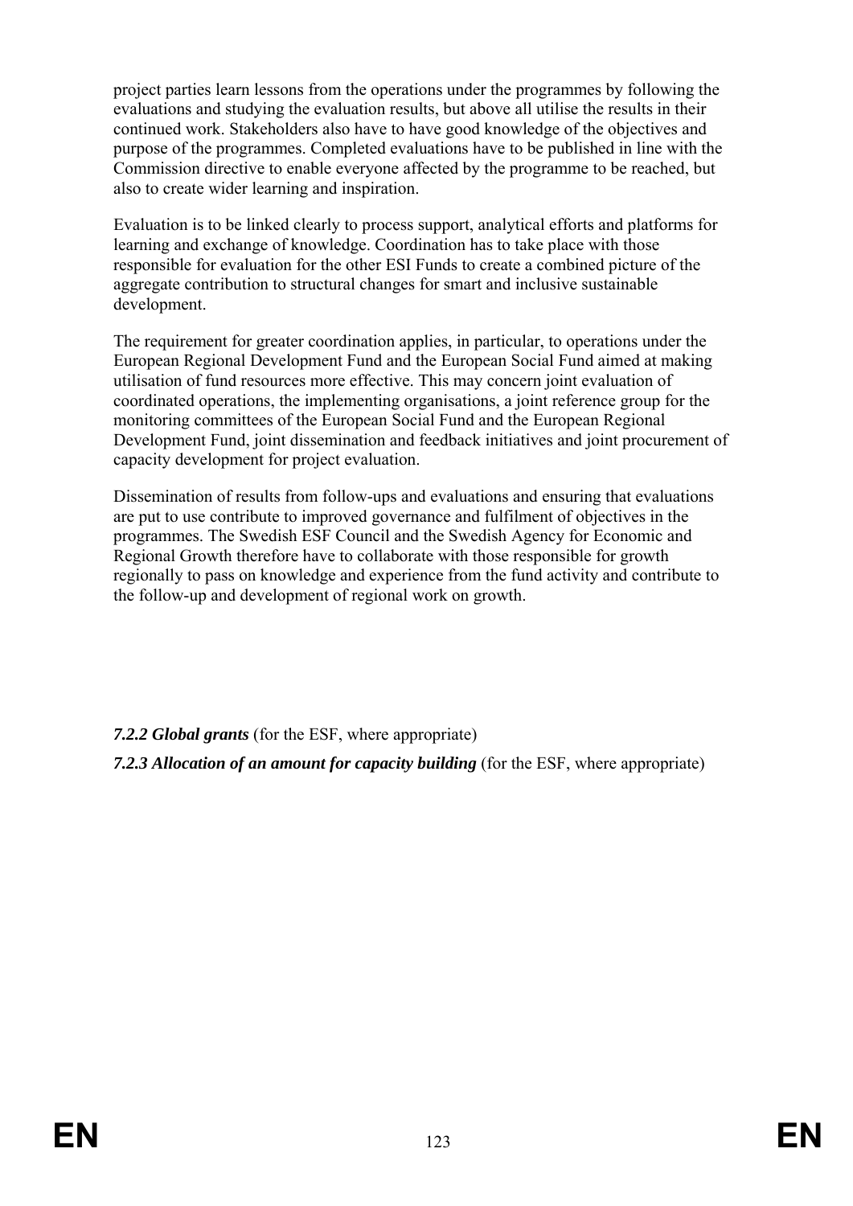project parties learn lessons from the operations under the programmes by following the evaluations and studying the evaluation results, but above all utilise the results in their continued work. Stakeholders also have to have good knowledge of the objectives and purpose of the programmes. Completed evaluations have to be published in line with the Commission directive to enable everyone affected by the programme to be reached, but also to create wider learning and inspiration.

Evaluation is to be linked clearly to process support, analytical efforts and platforms for learning and exchange of knowledge. Coordination has to take place with those responsible for evaluation for the other ESI Funds to create a combined picture of the aggregate contribution to structural changes for smart and inclusive sustainable development.

The requirement for greater coordination applies, in particular, to operations under the European Regional Development Fund and the European Social Fund aimed at making utilisation of fund resources more effective. This may concern joint evaluation of coordinated operations, the implementing organisations, a joint reference group for the monitoring committees of the European Social Fund and the European Regional Development Fund, joint dissemination and feedback initiatives and joint procurement of capacity development for project evaluation.

Dissemination of results from follow-ups and evaluations and ensuring that evaluations are put to use contribute to improved governance and fulfilment of objectives in the programmes. The Swedish ESF Council and the Swedish Agency for Economic and Regional Growth therefore have to collaborate with those responsible for growth regionally to pass on knowledge and experience from the fund activity and contribute to the follow-up and development of regional work on growth.

***7.2.2 Global grants*** (for the ESF, where appropriate)

***7.2.3 Allocation of an amount for capacity building*** (for the ESF, where appropriate)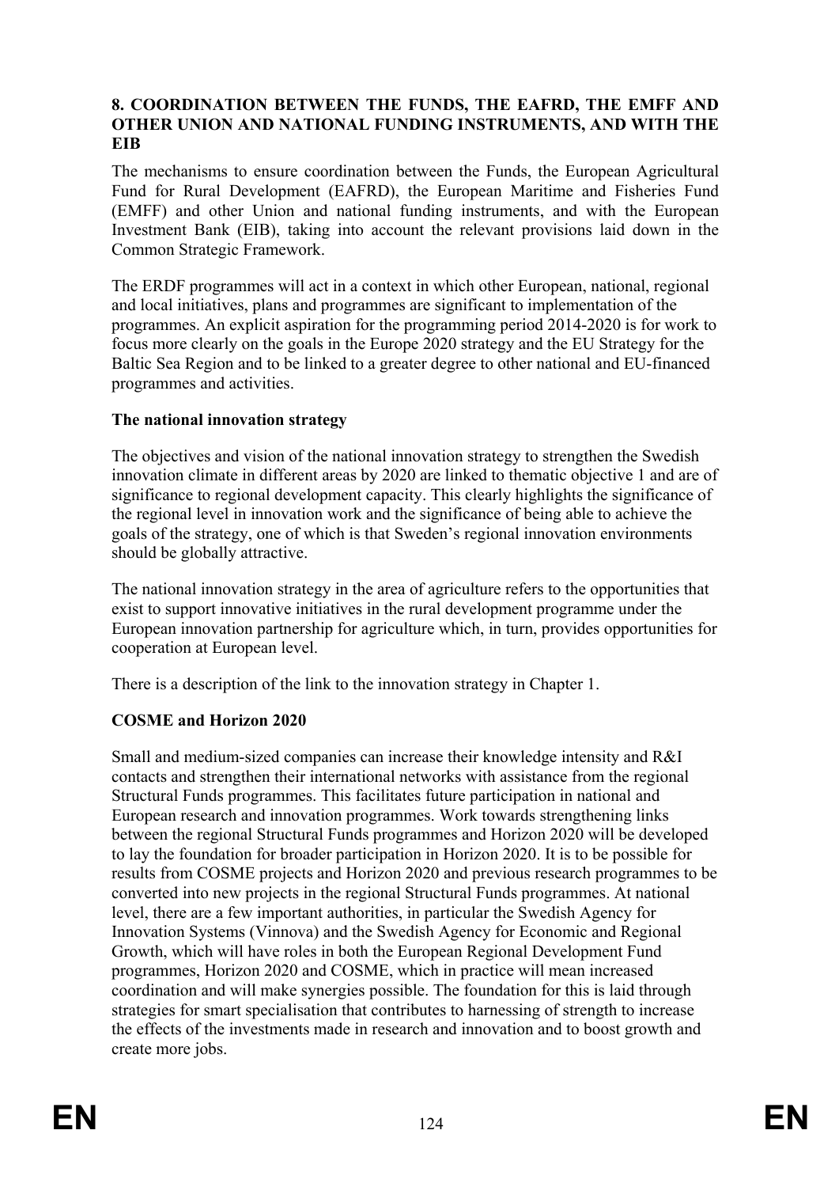## 8. COORDINATION BETWEEN THE FUNDS, THE EAFRD, THE EMFF AND OTHER UNION AND NATIONAL FUNDING INSTRUMENTS, AND WITH THE EIB

The mechanisms to ensure coordination between the Funds, the European Agricultural Fund for Rural Development (EAFRD), the European Maritime and Fisheries Fund (EMFF) and other Union and national funding instruments, and with the European Investment Bank (EIB), taking into account the relevant provisions laid down in the Common Strategic Framework.

The ERDF programmes will act in a context in which other European, national, regional and local initiatives, plans and programmes are significant to implementation of the programmes. An explicit aspiration for the programming period 2014-2020 is for work to focus more clearly on the goals in the Europe 2020 strategy and the EU Strategy for the Baltic Sea Region and to be linked to a greater degree to other national and EU-financed programmes and activities.

**The national innovation strategy**

The objectives and vision of the national innovation strategy to strengthen the Swedish innovation climate in different areas by 2020 are linked to thematic objective 1 and are of significance to regional development capacity. This clearly highlights the significance of the regional level in innovation work and the significance of being able to achieve the goals of the strategy, one of which is that Sweden's regional innovation environments should be globally attractive.

The national innovation strategy in the area of agriculture refers to the opportunities that exist to support innovative initiatives in the rural development programme under the European innovation partnership for agriculture which, in turn, provides opportunities for cooperation at European level.

There is a description of the link to the innovation strategy in Chapter 1.

**COSME and Horizon 2020**

Small and medium-sized companies can increase their knowledge intensity and R&I contacts and strengthen their international networks with assistance from the regional Structural Funds programmes. This facilitates future participation in national and European research and innovation programmes. Work towards strengthening links between the regional Structural Funds programmes and Horizon 2020 will be developed to lay the foundation for broader participation in Horizon 2020. It is to be possible for results from COSME projects and Horizon 2020 and previous research programmes to be converted into new projects in the regional Structural Funds programmes. At national level, there are a few important authorities, in particular the Swedish Agency for Innovation Systems (Vinnova) and the Swedish Agency for Economic and Regional Growth, which will have roles in both the European Regional Development Fund programmes, Horizon 2020 and COSME, which in practice will mean increased coordination and will make synergies possible. The foundation for this is laid through strategies for smart specialisation that contributes to harnessing of strength to increase the effects of the investments made in research and innovation and to boost growth and create more jobs.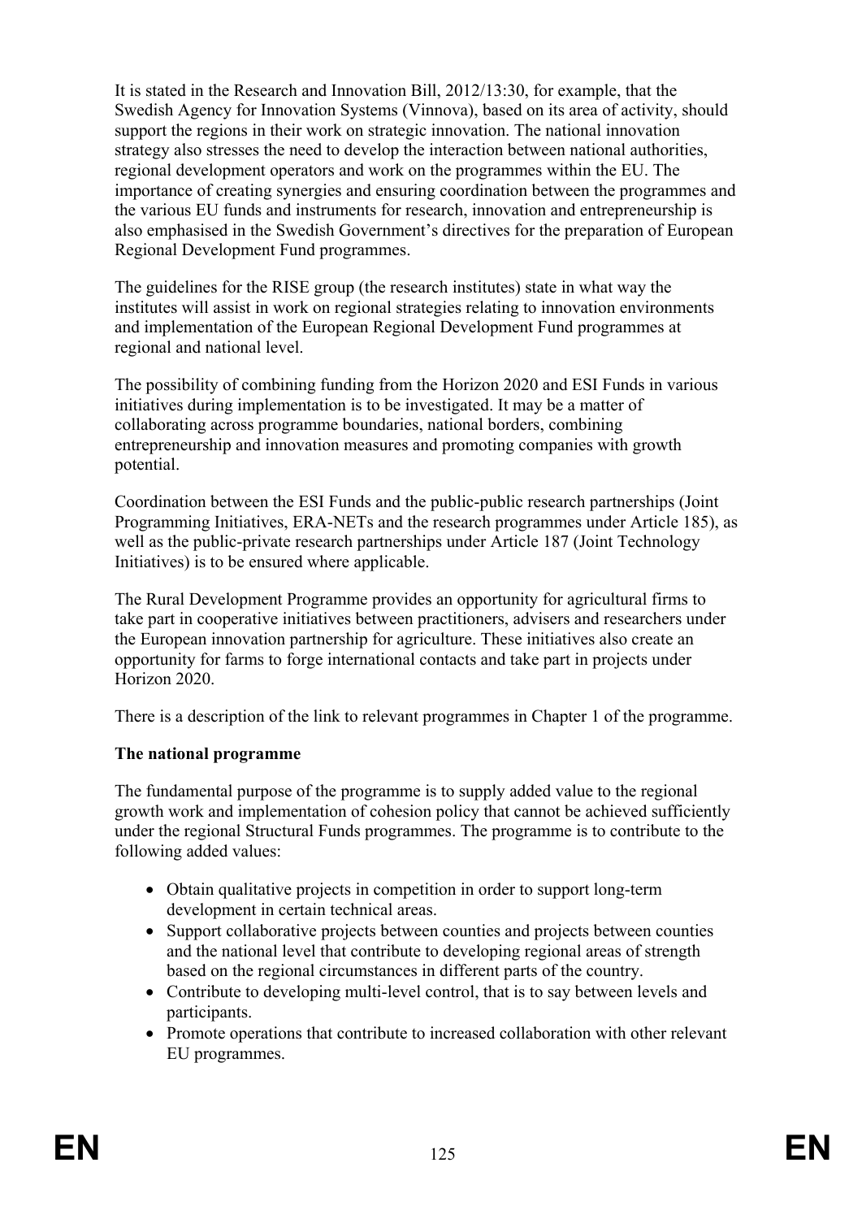It is stated in the Research and Innovation Bill, 2012/13:30, for example, that the Swedish Agency for Innovation Systems (Vinnova), based on its area of activity, should support the regions in their work on strategic innovation. The national innovation strategy also stresses the need to develop the interaction between national authorities, regional development operators and work on the programmes within the EU. The importance of creating synergies and ensuring coordination between the programmes and the various EU funds and instruments for research, innovation and entrepreneurship is also emphasised in the Swedish Government's directives for the preparation of European Regional Development Fund programmes.

The guidelines for the RISE group (the research institutes) state in what way the institutes will assist in work on regional strategies relating to innovation environments and implementation of the European Regional Development Fund programmes at regional and national level.

The possibility of combining funding from the Horizon 2020 and ESI Funds in various initiatives during implementation is to be investigated. It may be a matter of collaborating across programme boundaries, national borders, combining entrepreneurship and innovation measures and promoting companies with growth potential.

Coordination between the ESI Funds and the public-public research partnerships (Joint Programming Initiatives, ERA-NETs and the research programmes under Article 185), as well as the public-private research partnerships under Article 187 (Joint Technology Initiatives) is to be ensured where applicable.

The Rural Development Programme provides an opportunity for agricultural firms to take part in cooperative initiatives between practitioners, advisers and researchers under the European innovation partnership for agriculture. These initiatives also create an opportunity for farms to forge international contacts and take part in projects under Horizon 2020.

There is a description of the link to relevant programmes in Chapter 1 of the programme.

**The national programme**

The fundamental purpose of the programme is to supply added value to the regional growth work and implementation of cohesion policy that cannot be achieved sufficiently under the regional Structural Funds programmes. The programme is to contribute to the following added values:

- Obtain qualitative projects in competition in order to support long-term development in certain technical areas.
- Support collaborative projects between counties and projects between counties and the national level that contribute to developing regional areas of strength based on the regional circumstances in different parts of the country.
- Contribute to developing multi-level control, that is to say between levels and participants.
- Promote operations that contribute to increased collaboration with other relevant EU programmes.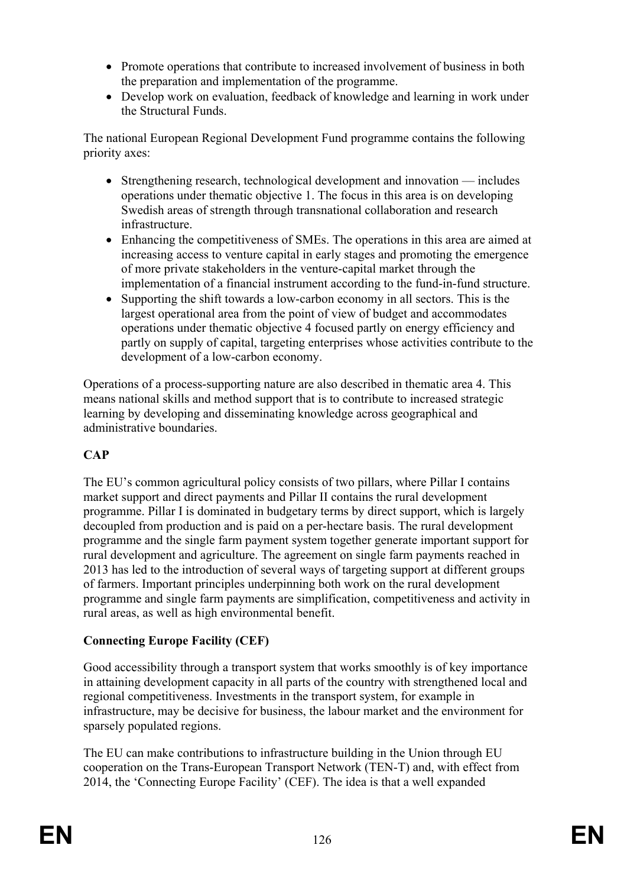- Promote operations that contribute to increased involvement of business in both the preparation and implementation of the programme.
- Develop work on evaluation, feedback of knowledge and learning in work under the Structural Funds.

The national European Regional Development Fund programme contains the following priority axes:

- Strengthening research, technological development and innovation — includes operations under thematic objective 1. The focus in this area is on developing Swedish areas of strength through transnational collaboration and research infrastructure.
- Enhancing the competitiveness of SMEs. The operations in this area are aimed at increasing access to venture capital in early stages and promoting the emergence of more private stakeholders in the venture-capital market through the implementation of a financial instrument according to the fund-in-fund structure.
- Supporting the shift towards a low-carbon economy in all sectors. This is the largest operational area from the point of view of budget and accommodates operations under thematic objective 4 focused partly on energy efficiency and partly on supply of capital, targeting enterprises whose activities contribute to the development of a low-carbon economy.

Operations of a process-supporting nature are also described in thematic area 4. This means national skills and method support that is to contribute to increased strategic learning by developing and disseminating knowledge across geographical and administrative boundaries.

**CAP**

The EU's common agricultural policy consists of two pillars, where Pillar I contains market support and direct payments and Pillar II contains the rural development programme. Pillar I is dominated in budgetary terms by direct support, which is largely decoupled from production and is paid on a per-hectare basis. The rural development programme and the single farm payment system together generate important support for rural development and agriculture. The agreement on single farm payments reached in 2013 has led to the introduction of several ways of targeting support at different groups of farmers. Important principles underpinning both work on the rural development programme and single farm payments are simplification, competitiveness and activity in rural areas, as well as high environmental benefit.

**Connecting Europe Facility (CEF)**

Good accessibility through a transport system that works smoothly is of key importance in attaining development capacity in all parts of the country with strengthened local and regional competitiveness. Investments in the transport system, for example in infrastructure, may be decisive for business, the labour market and the environment for sparsely populated regions.

The EU can make contributions to infrastructure building in the Union through EU cooperation on the Trans-European Transport Network (TEN-T) and, with effect from 2014, the 'Connecting Europe Facility' (CEF). The idea is that a well expanded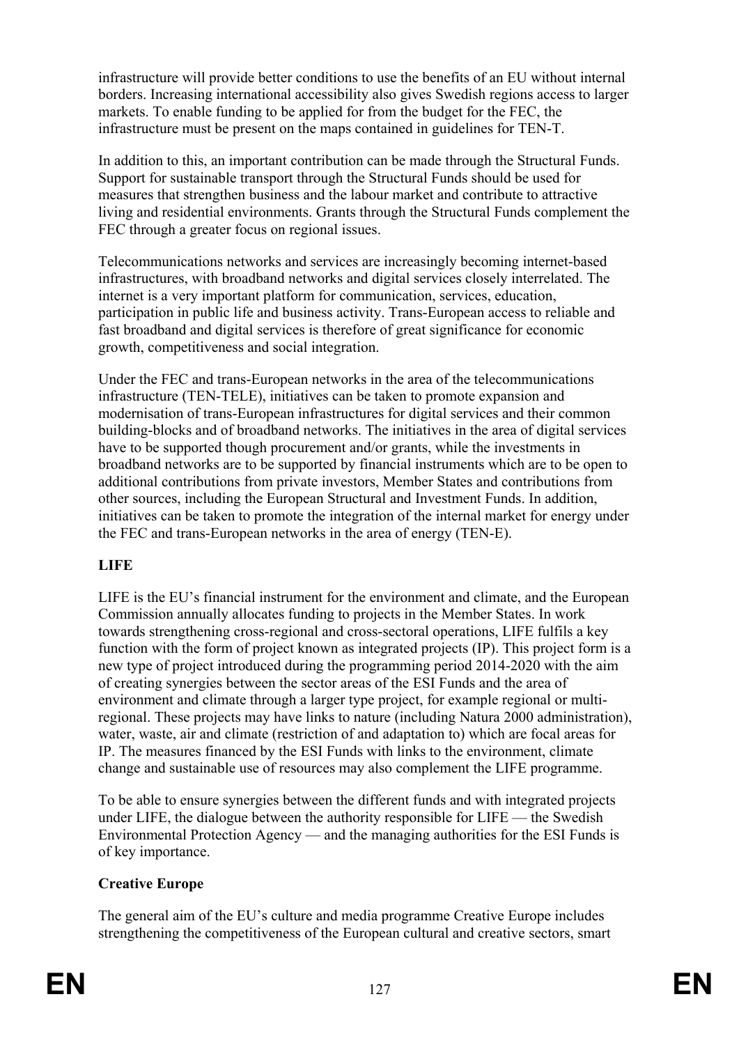infrastructure will provide better conditions to use the benefits of an EU without internal borders. Increasing international accessibility also gives Swedish regions access to larger markets. To enable funding to be applied for from the budget for the FEC, the infrastructure must be present on the maps contained in guidelines for TEN-T.

In addition to this, an important contribution can be made through the Structural Funds. Support for sustainable transport through the Structural Funds should be used for measures that strengthen business and the labour market and contribute to attractive living and residential environments. Grants through the Structural Funds complement the FEC through a greater focus on regional issues.

Telecommunications networks and services are increasingly becoming internet-based infrastructures, with broadband networks and digital services closely interrelated. The internet is a very important platform for communication, services, education, participation in public life and business activity. Trans-European access to reliable and fast broadband and digital services is therefore of great significance for economic growth, competitiveness and social integration.

Under the FEC and trans-European networks in the area of the telecommunications infrastructure (TEN-TELE), initiatives can be taken to promote expansion and modernisation of trans-European infrastructures for digital services and their common building-blocks and of broadband networks. The initiatives in the area of digital services have to be supported though procurement and/or grants, while the investments in broadband networks are to be supported by financial instruments which are to be open to additional contributions from private investors, Member States and contributions from other sources, including the European Structural and Investment Funds. In addition, initiatives can be taken to promote the integration of the internal market for energy under the FEC and trans-European networks in the area of energy (TEN-E).

**LIFE**

LIFE is the EU's financial instrument for the environment and climate, and the European Commission annually allocates funding to projects in the Member States. In work towards strengthening cross-regional and cross-sectoral operations, LIFE fulfils a key function with the form of project known as integrated projects (IP). This project form is a new type of project introduced during the programming period 2014-2020 with the aim of creating synergies between the sector areas of the ESI Funds and the area of environment and climate through a larger type project, for example regional or multi-regional. These projects may have links to nature (including Natura 2000 administration), water, waste, air and climate (restriction of and adaptation to) which are focal areas for IP. The measures financed by the ESI Funds with links to the environment, climate change and sustainable use of resources may also complement the LIFE programme.

To be able to ensure synergies between the different funds and with integrated projects under LIFE, the dialogue between the authority responsible for LIFE — the Swedish Environmental Protection Agency — and the managing authorities for the ESI Funds is of key importance.

**Creative Europe**

The general aim of the EU's culture and media programme Creative Europe includes strengthening the competitiveness of the European cultural and creative sectors, smart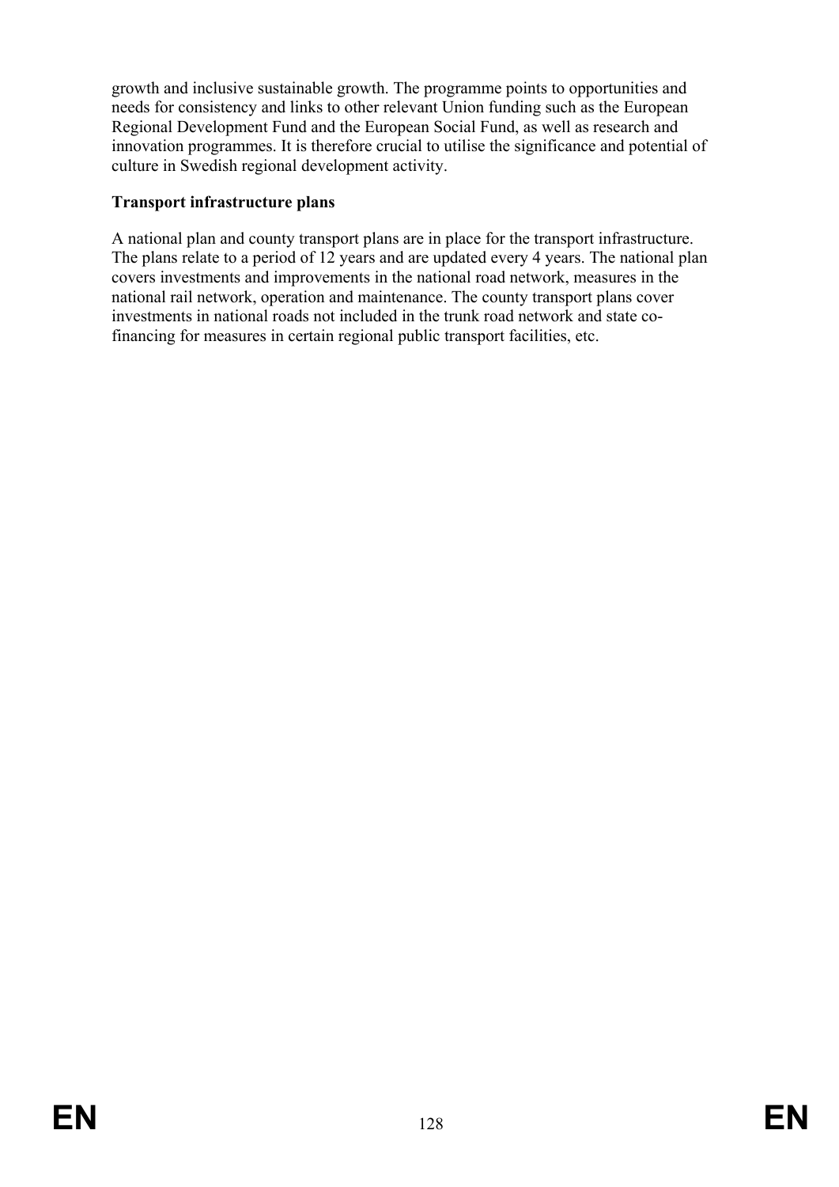growth and inclusive sustainable growth. The programme points to opportunities and needs for consistency and links to other relevant Union funding such as the European Regional Development Fund and the European Social Fund, as well as research and innovation programmes. It is therefore crucial to utilise the significance and potential of culture in Swedish regional development activity.

**Transport infrastructure plans**

A national plan and county transport plans are in place for the transport infrastructure. The plans relate to a period of 12 years and are updated every 4 years. The national plan covers investments and improvements in the national road network, measures in the national rail network, operation and maintenance. The county transport plans cover investments in national roads not included in the trunk road network and state co-financing for measures in certain regional public transport facilities, etc.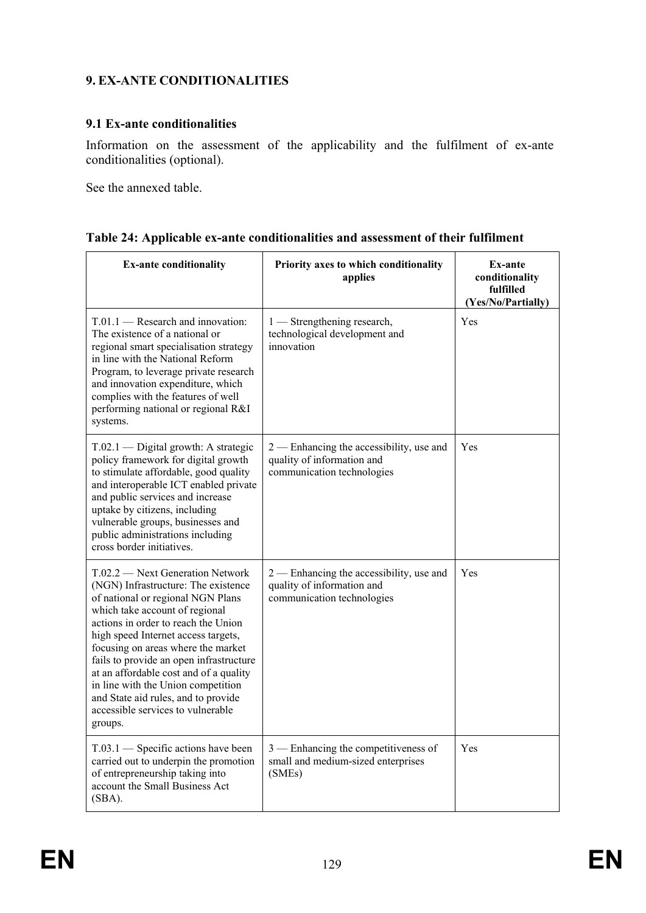## 9. EX-ANTE CONDITIONALITIES

### 9.1 Ex-ante conditionalities

Information on the assessment of the applicability and the fulfilment of ex-ante conditionalities (optional).

See the annexed table.

**Table 24: Applicable ex-ante conditionalities and assessment of their fulfilment**

| Ex-ante conditionality | Priority axes to which conditionality applies | Ex-ante conditionality fulfilled (Yes/No/Partially) |
|---|---|---|
| T.01.1 — Research and innovation: The existence of a national or regional smart specialisation strategy in line with the National Reform Program, to leverage private research and innovation expenditure, which complies with the features of well performing national or regional R&I systems. | 1 — Strengthening research, technological development and innovation | Yes |
| T.02.1 — Digital growth: A strategic policy framework for digital growth to stimulate affordable, good quality and interoperable ICT enabled private and public services and increase uptake by citizens, including vulnerable groups, businesses and public administrations including cross border initiatives. | 2 — Enhancing the accessibility, use and quality of information and communication technologies | Yes |
| T.02.2 — Next Generation Network (NGN) Infrastructure: The existence of national or regional NGN Plans which take account of regional actions in order to reach the Union high speed Internet access targets, focusing on areas where the market fails to provide an open infrastructure at an affordable cost and of a quality in line with the Union competition and State aid rules, and to provide accessible services to vulnerable groups. | 2 — Enhancing the accessibility, use and quality of information and communication technologies | Yes |
| T.03.1 — Specific actions have been carried out to underpin the promotion of entrepreneurship taking into account the Small Business Act (SBA). | 3 — Enhancing the competitiveness of small and medium-sized enterprises (SMEs) | Yes |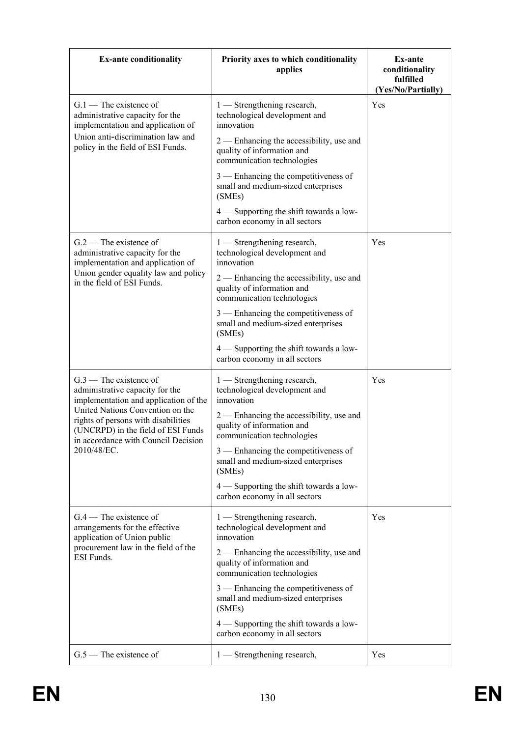| Ex-ante conditionality | Priority axes to which conditionality applies | Ex-ante conditionality fulfilled (Yes/No/Partially) |
|---|---|---|
| G.1 — The existence of administrative capacity for the implementation and application of Union anti-discrimination law and policy in the field of ESI Funds. | 1 — Strengthening research, technological development and innovation<br>2 — Enhancing the accessibility, use and quality of information and communication technologies<br>3 — Enhancing the competitiveness of small and medium-sized enterprises (SMEs)<br>4 — Supporting the shift towards a low-carbon economy in all sectors | Yes |
| G.2 — The existence of administrative capacity for the implementation and application of Union gender equality law and policy in the field of ESI Funds. | 1 — Strengthening research, technological development and innovation<br>2 — Enhancing the accessibility, use and quality of information and communication technologies<br>3 — Enhancing the competitiveness of small and medium-sized enterprises (SMEs)<br>4 — Supporting the shift towards a low-carbon economy in all sectors | Yes |
| G.3 — The existence of administrative capacity for the implementation and application of the United Nations Convention on the rights of persons with disabilities (UNCRPD) in the field of ESI Funds in accordance with Council Decision 2010/48/EC. | 1 — Strengthening research, technological development and innovation<br>2 — Enhancing the accessibility, use and quality of information and communication technologies<br>3 — Enhancing the competitiveness of small and medium-sized enterprises (SMEs)<br>4 — Supporting the shift towards a low-carbon economy in all sectors | Yes |
| G.4 — The existence of arrangements for the effective application of Union public procurement law in the field of the ESI Funds. | 1 — Strengthening research, technological development and innovation<br>2 — Enhancing the accessibility, use and quality of information and communication technologies<br>3 — Enhancing the competitiveness of small and medium-sized enterprises (SMEs)<br>4 — Supporting the shift towards a low-carbon economy in all sectors | Yes |
| G.5 — The existence of | 1 — Strengthening research, | Yes |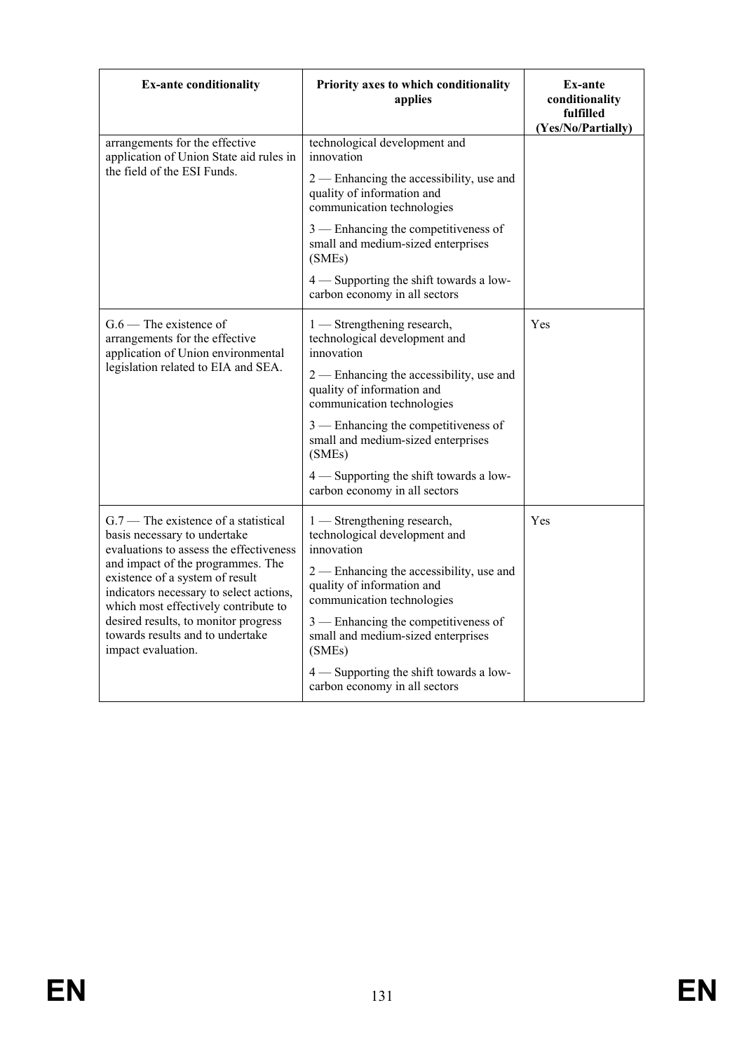| Ex-ante conditionality | Priority axes to which conditionality applies | Ex-ante conditionality fulfilled (Yes/No/Partially) |
|---|---|---|
| arrangements for the effective application of Union State aid rules in the field of the ESI Funds. | technological development and innovation<br>2 — Enhancing the accessibility, use and quality of information and communication technologies<br>3 — Enhancing the competitiveness of small and medium-sized enterprises (SMEs)<br>4 — Supporting the shift towards a low-carbon economy in all sectors | |
| G.6 — The existence of arrangements for the effective application of Union environmental legislation related to EIA and SEA. | 1 — Strengthening research, technological development and innovation<br>2 — Enhancing the accessibility, use and quality of information and communication technologies<br>3 — Enhancing the competitiveness of small and medium-sized enterprises (SMEs)<br>4 — Supporting the shift towards a low-carbon economy in all sectors | Yes |
| G.7 — The existence of a statistical basis necessary to undertake evaluations to assess the effectiveness and impact of the programmes. The existence of a system of result indicators necessary to select actions, which most effectively contribute to desired results, to monitor progress towards results and to undertake impact evaluation. | 1 — Strengthening research, technological development and innovation<br>2 — Enhancing the accessibility, use and quality of information and communication technologies<br>3 — Enhancing the competitiveness of small and medium-sized enterprises (SMEs)<br>4 — Supporting the shift towards a low-carbon economy in all sectors | Yes |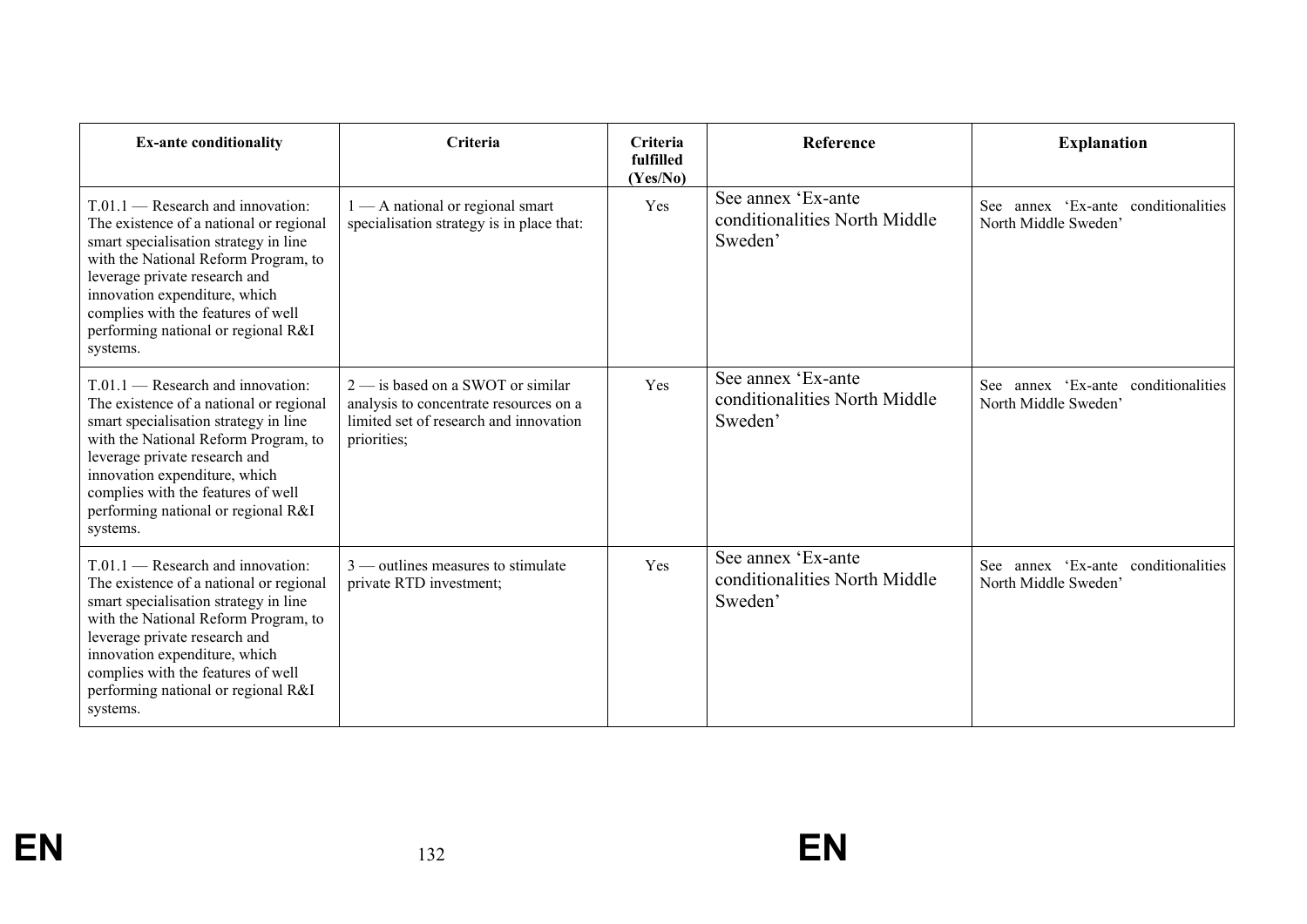| Ex-ante conditionality | Criteria | Criteria fulfilled (Yes/No) | Reference | Explanation |
|---|---|---|---|---|
| T.01.1 — Research and innovation: The existence of a national or regional smart specialisation strategy in line with the National Reform Program, to leverage private research and innovation expenditure, which complies with the features of well performing national or regional R&I systems. | 1 — A national or regional smart specialisation strategy is in place that: | Yes | See annex 'Ex-ante conditionalities North Middle Sweden' | See annex 'Ex-ante conditionalities North Middle Sweden' |
| T.01.1 — Research and innovation: The existence of a national or regional smart specialisation strategy in line with the National Reform Program, to leverage private research and innovation expenditure, which complies with the features of well performing national or regional R&I systems. | 2 — is based on a SWOT or similar analysis to concentrate resources on a limited set of research and innovation priorities; | Yes | See annex 'Ex-ante conditionalities North Middle Sweden' | See annex 'Ex-ante conditionalities North Middle Sweden' |
| T.01.1 — Research and innovation: The existence of a national or regional smart specialisation strategy in line with the National Reform Program, to leverage private research and innovation expenditure, which complies with the features of well performing national or regional R&I systems. | 3 — outlines measures to stimulate private RTD investment; | Yes | See annex 'Ex-ante conditionalities North Middle Sweden' | See annex 'Ex-ante conditionalities North Middle Sweden' |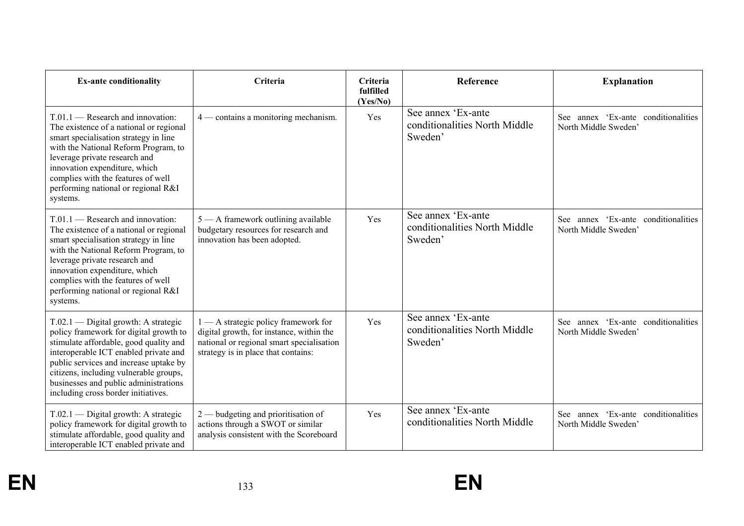| Ex-ante conditionality | Criteria | Criteria fulfilled (Yes/No) | Reference | Explanation |
| --- | --- | --- | --- | --- |
| T.01.1 — Research and innovation: The existence of a national or regional smart specialisation strategy in line with the National Reform Program, to leverage private research and innovation expenditure, which complies with the features of well performing national or regional R&I systems. | 4 — contains a monitoring mechanism. | Yes | See annex 'Ex-ante conditionalities North Middle Sweden' | See annex 'Ex-ante conditionalities North Middle Sweden' |
| T.01.1 — Research and innovation: The existence of a national or regional smart specialisation strategy in line with the National Reform Program, to leverage private research and innovation expenditure, which complies with the features of well performing national or regional R&I systems. | 5 — A framework outlining available budgetary resources for research and innovation has been adopted. | Yes | See annex 'Ex-ante conditionalities North Middle Sweden' | See annex 'Ex-ante conditionalities North Middle Sweden' |
| T.02.1 — Digital growth: A strategic policy framework for digital growth to stimulate affordable, good quality and interoperable ICT enabled private and public services and increase uptake by citizens, including vulnerable groups, businesses and public administrations including cross border initiatives. | 1 — A strategic policy framework for digital growth, for instance, within the national or regional smart specialisation strategy is in place that contains: | Yes | See annex 'Ex-ante conditionalities North Middle Sweden' | See annex 'Ex-ante conditionalities North Middle Sweden' |
| T.02.1 — Digital growth: A strategic policy framework for digital growth to stimulate affordable, good quality and interoperable ICT enabled private and | 2 — budgeting and prioritisation of actions through a SWOT or similar analysis consistent with the Scoreboard | Yes | See annex 'Ex-ante conditionalities North Middle | See annex 'Ex-ante conditionalities North Middle Sweden' |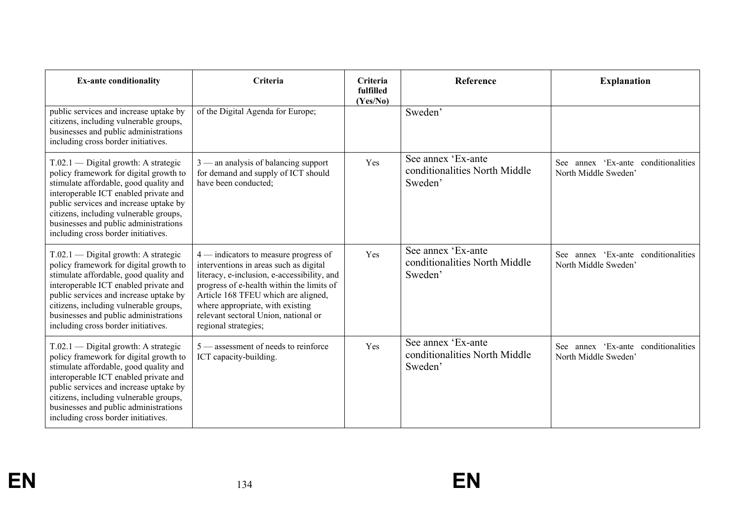| Ex-ante conditionality | Criteria | Criteria fulfilled (Yes/No) | Reference | Explanation |
|---|---|---|---|---|
| public services and increase uptake by citizens, including vulnerable groups, businesses and public administrations including cross border initiatives. | of the Digital Agenda for Europe; | | Sweden’ | |
| T.02.1 — Digital growth: A strategic policy framework for digital growth to stimulate affordable, good quality and interoperable ICT enabled private and public services and increase uptake by citizens, including vulnerable groups, businesses and public administrations including cross border initiatives. | 3 — an analysis of balancing support for demand and supply of ICT should have been conducted; | Yes | See annex ‘Ex-ante conditionalities North Middle Sweden’ | See annex ‘Ex-ante conditionalities North Middle Sweden’ |
| T.02.1 — Digital growth: A strategic policy framework for digital growth to stimulate affordable, good quality and interoperable ICT enabled private and public services and increase uptake by citizens, including vulnerable groups, businesses and public administrations including cross border initiatives. | 4 — indicators to measure progress of interventions in areas such as digital literacy, e-inclusion, e-accessibility, and progress of e-health within the limits of Article 168 TFEU which are aligned, where appropriate, with existing relevant sectoral Union, national or regional strategies; | Yes | See annex ‘Ex-ante conditionalities North Middle Sweden’ | See annex ‘Ex-ante conditionalities North Middle Sweden’ |
| T.02.1 — Digital growth: A strategic policy framework for digital growth to stimulate affordable, good quality and interoperable ICT enabled private and public services and increase uptake by citizens, including vulnerable groups, businesses and public administrations including cross border initiatives. | 5 — assessment of needs to reinforce ICT capacity-building. | Yes | See annex ‘Ex-ante conditionalities North Middle Sweden’ | See annex ‘Ex-ante conditionalities North Middle Sweden’ |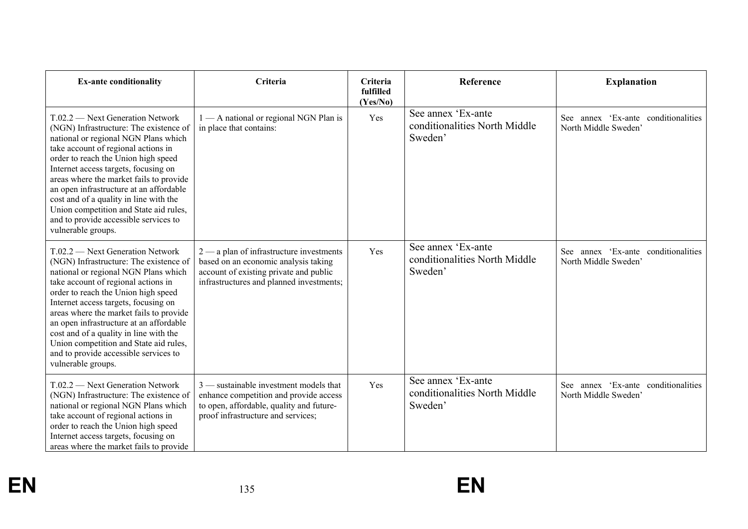| Ex-ante conditionality | Criteria | Criteria fulfilled (Yes/No) | Reference | Explanation |
|---|---|---|---|---|
| T.02.2 — Next Generation Network (NGN) Infrastructure: The existence of national or regional NGN Plans which take account of regional actions in order to reach the Union high speed Internet access targets, focusing on areas where the market fails to provide an open infrastructure at an affordable cost and of a quality in line with the Union competition and State aid rules, and to provide accessible services to vulnerable groups. | 1 — A national or regional NGN Plan is in place that contains: | Yes | See annex 'Ex-ante conditionalities North Middle Sweden' | See annex 'Ex-ante conditionalities North Middle Sweden' |
| T.02.2 — Next Generation Network (NGN) Infrastructure: The existence of national or regional NGN Plans which take account of regional actions in order to reach the Union high speed Internet access targets, focusing on areas where the market fails to provide an open infrastructure at an affordable cost and of a quality in line with the Union competition and State aid rules, and to provide accessible services to vulnerable groups. | 2 — a plan of infrastructure investments based on an economic analysis taking account of existing private and public infrastructures and planned investments; | Yes | See annex 'Ex-ante conditionalities North Middle Sweden' | See annex 'Ex-ante conditionalities North Middle Sweden' |
| T.02.2 — Next Generation Network (NGN) Infrastructure: The existence of national or regional NGN Plans which take account of regional actions in order to reach the Union high speed Internet access targets, focusing on areas where the market fails to provide | 3 — sustainable investment models that enhance competition and provide access to open, affordable, quality and future-proof infrastructure and services; | Yes | See annex 'Ex-ante conditionalities North Middle Sweden' | See annex 'Ex-ante conditionalities North Middle Sweden' |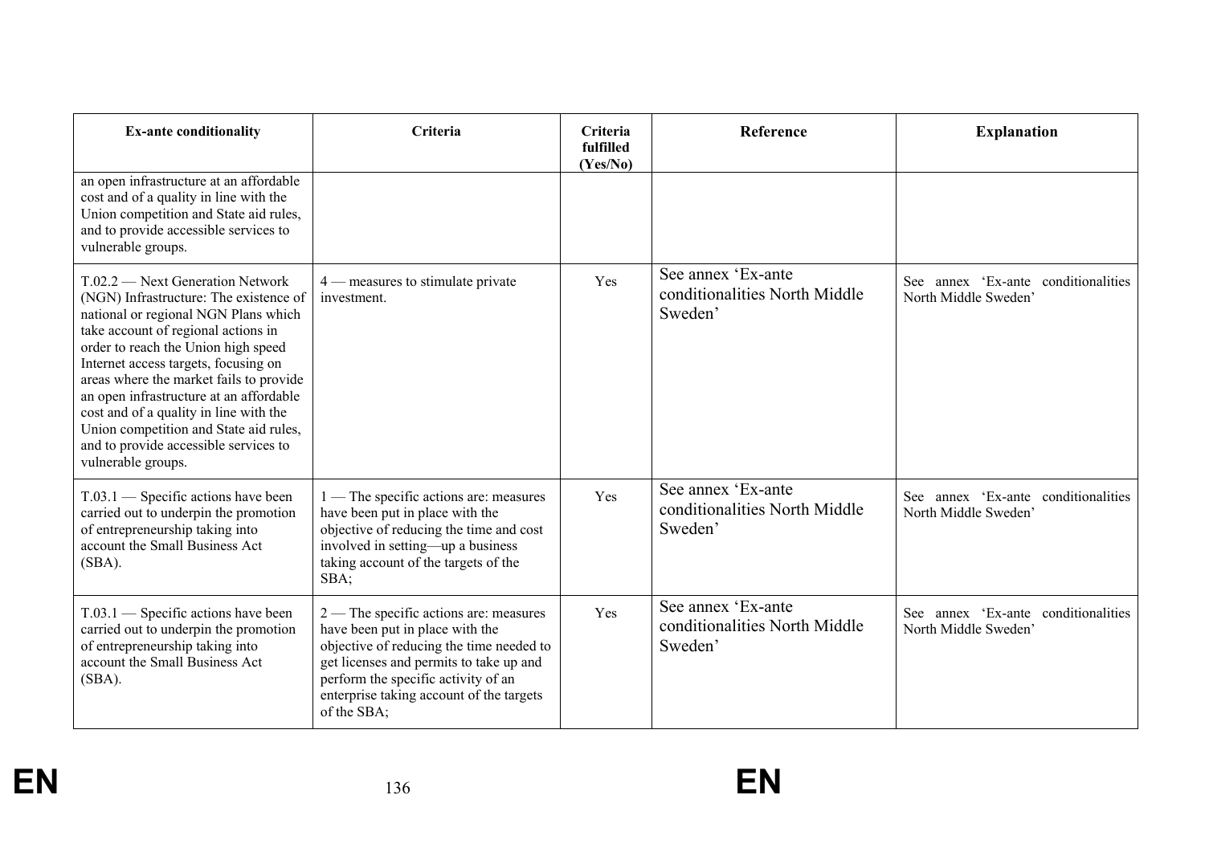| Ex-ante conditionality | Criteria | Criteria fulfilled (Yes/No) | Reference | Explanation |
|---|---|---|---|---|
| an open infrastructure at an affordable cost and of a quality in line with the Union competition and State aid rules, and to provide accessible services to vulnerable groups. | | | | |
| T.02.2 — Next Generation Network (NGN) Infrastructure: The existence of national or regional NGN Plans which take account of regional actions in order to reach the Union high speed Internet access targets, focusing on areas where the market fails to provide an open infrastructure at an affordable cost and of a quality in line with the Union competition and State aid rules, and to provide accessible services to vulnerable groups. | 4 — measures to stimulate private investment. | Yes | See annex 'Ex-ante conditionalities North Middle Sweden' | See annex 'Ex-ante conditionalities North Middle Sweden' |
| T.03.1 — Specific actions have been carried out to underpin the promotion of entrepreneurship taking into account the Small Business Act (SBA). | 1 — The specific actions are: measures have been put in place with the objective of reducing the time and cost involved in setting—up a business taking account of the targets of the SBA; | Yes | See annex 'Ex-ante conditionalities North Middle Sweden' | See annex 'Ex-ante conditionalities North Middle Sweden' |
| T.03.1 — Specific actions have been carried out to underpin the promotion of entrepreneurship taking into account the Small Business Act (SBA). | 2 — The specific actions are: measures have been put in place with the objective of reducing the time needed to get licenses and permits to take up and perform the specific activity of an enterprise taking account of the targets of the SBA; | Yes | See annex 'Ex-ante conditionalities North Middle Sweden' | See annex 'Ex-ante conditionalities North Middle Sweden' |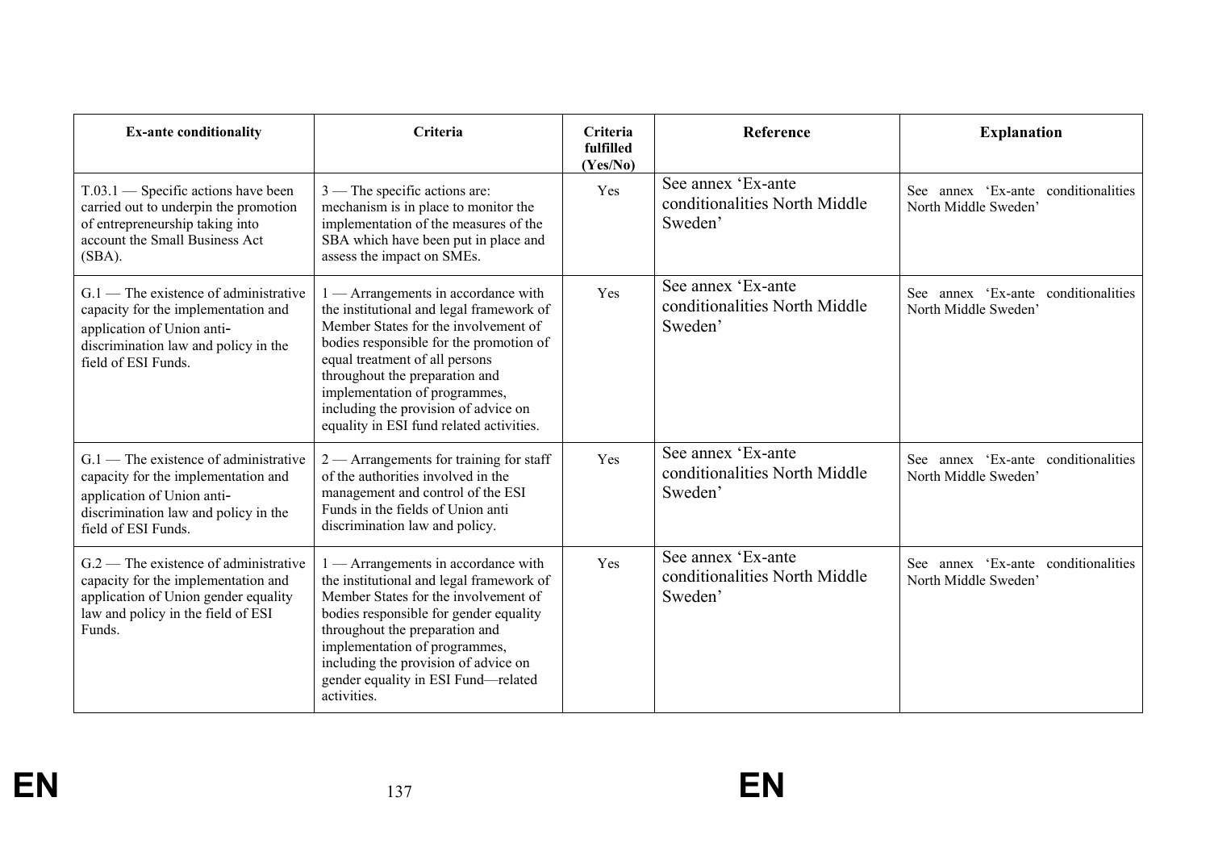| Ex-ante conditionality | Criteria | Criteria fulfilled (Yes/No) | Reference | Explanation |
|---|---|---|---|---|
| T.03.1 — Specific actions have been carried out to underpin the promotion of entrepreneurship taking into account the Small Business Act (SBA). | 3 — The specific actions are: mechanism is in place to monitor the implementation of the measures of the SBA which have been put in place and assess the impact on SMEs. | Yes | See annex 'Ex-ante conditionalities North Middle Sweden' | See annex 'Ex-ante conditionalities North Middle Sweden' |
| G.1 — The existence of administrative capacity for the implementation and application of Union anti-discrimination law and policy in the field of ESI Funds. | 1 — Arrangements in accordance with the institutional and legal framework of Member States for the involvement of bodies responsible for the promotion of equal treatment of all persons throughout the preparation and implementation of programmes, including the provision of advice on equality in ESI fund related activities. | Yes | See annex 'Ex-ante conditionalities North Middle Sweden' | See annex 'Ex-ante conditionalities North Middle Sweden' |
| G.1 — The existence of administrative capacity for the implementation and application of Union anti-discrimination law and policy in the field of ESI Funds. | 2 — Arrangements for training for staff of the authorities involved in the management and control of the ESI Funds in the fields of Union anti discrimination law and policy. | Yes | See annex 'Ex-ante conditionalities North Middle Sweden' | See annex 'Ex-ante conditionalities North Middle Sweden' |
| G.2 — The existence of administrative capacity for the implementation and application of Union gender equality law and policy in the field of ESI Funds. | 1 — Arrangements in accordance with the institutional and legal framework of Member States for the involvement of bodies responsible for gender equality throughout the preparation and implementation of programmes, including the provision of advice on gender equality in ESI Fund—related activities. | Yes | See annex 'Ex-ante conditionalities North Middle Sweden' | See annex 'Ex-ante conditionalities North Middle Sweden' |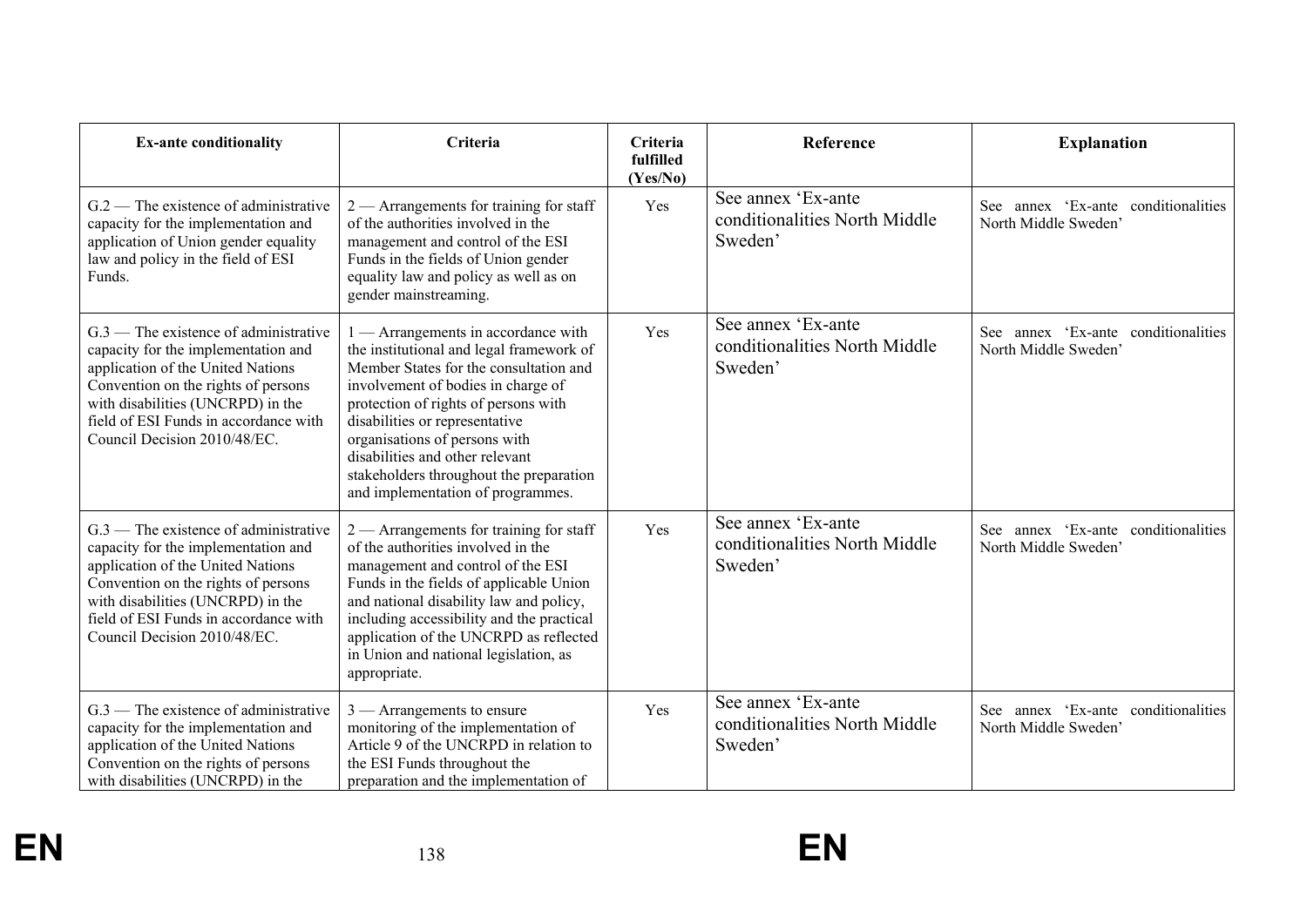| Ex-ante conditionality | Criteria | Criteria fulfilled (Yes/No) | Reference | Explanation |
| --- | --- | --- | --- | --- |
| G.2 — The existence of administrative capacity for the implementation and application of Union gender equality law and policy in the field of ESI Funds. | 2 — Arrangements for training for staff of the authorities involved in the management and control of the ESI Funds in the fields of Union gender equality law and policy as well as on gender mainstreaming. | Yes | See annex 'Ex-ante conditionalities North Middle Sweden' | See annex 'Ex-ante conditionalities North Middle Sweden' |
| G.3 — The existence of administrative capacity for the implementation and application of the United Nations Convention on the rights of persons with disabilities (UNCRPD) in the field of ESI Funds in accordance with Council Decision 2010/48/EC. | 1 — Arrangements in accordance with the institutional and legal framework of Member States for the consultation and involvement of bodies in charge of protection of rights of persons with disabilities or representative organisations of persons with disabilities and other relevant stakeholders throughout the preparation and implementation of programmes. | Yes | See annex 'Ex-ante conditionalities North Middle Sweden' | See annex 'Ex-ante conditionalities North Middle Sweden' |
| G.3 — The existence of administrative capacity for the implementation and application of the United Nations Convention on the rights of persons with disabilities (UNCRPD) in the field of ESI Funds in accordance with Council Decision 2010/48/EC. | 2 — Arrangements for training for staff of the authorities involved in the management and control of the ESI Funds in the fields of applicable Union and national disability law and policy, including accessibility and the practical application of the UNCRPD as reflected in Union and national legislation, as appropriate. | Yes | See annex 'Ex-ante conditionalities North Middle Sweden' | See annex 'Ex-ante conditionalities North Middle Sweden' |
| G.3 — The existence of administrative capacity for the implementation and application of the United Nations Convention on the rights of persons with disabilities (UNCRPD) in the | 3 — Arrangements to ensure monitoring of the implementation of Article 9 of the UNCRPD in relation to the ESI Funds throughout the preparation and the implementation of | Yes | See annex 'Ex-ante conditionalities North Middle Sweden' | See annex 'Ex-ante conditionalities North Middle Sweden' |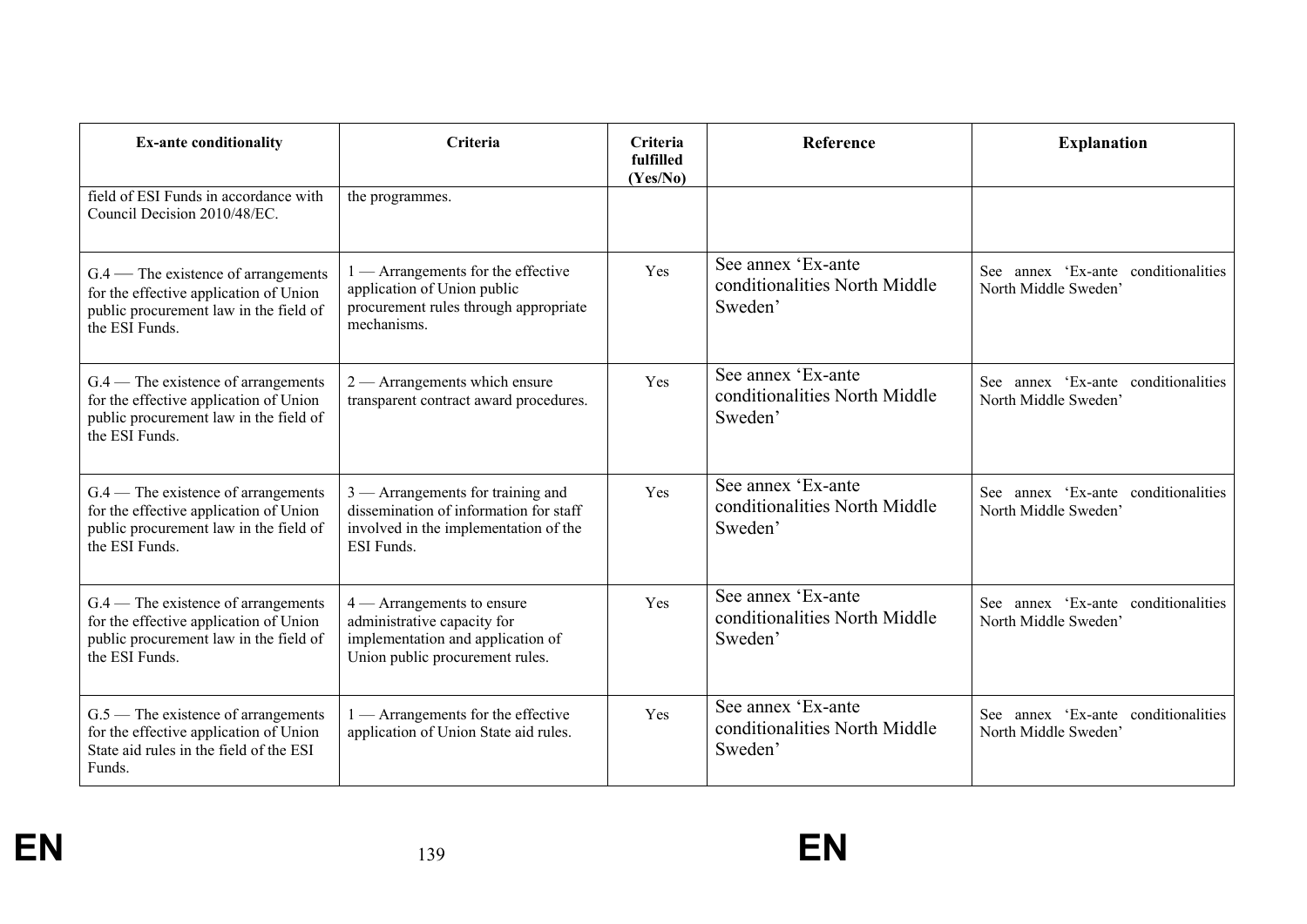| Ex-ante conditionality | Criteria | Criteria fulfilled (Yes/No) | Reference | Explanation |
|---|---|---|---|---|
| field of ESI Funds in accordance with Council Decision 2010/48/EC. | the programmes. | | | |
| G.4 — The existence of arrangements for the effective application of Union public procurement law in the field of the ESI Funds. | 1 — Arrangements for the effective application of Union public procurement rules through appropriate mechanisms. | Yes | See annex 'Ex-ante conditionalities North Middle Sweden' | See annex 'Ex-ante conditionalities North Middle Sweden' |
| G.4 — The existence of arrangements for the effective application of Union public procurement law in the field of the ESI Funds. | 2 — Arrangements which ensure transparent contract award procedures. | Yes | See annex 'Ex-ante conditionalities North Middle Sweden' | See annex 'Ex-ante conditionalities North Middle Sweden' |
| G.4 — The existence of arrangements for the effective application of Union public procurement law in the field of the ESI Funds. | 3 — Arrangements for training and dissemination of information for staff involved in the implementation of the ESI Funds. | Yes | See annex 'Ex-ante conditionalities North Middle Sweden' | See annex 'Ex-ante conditionalities North Middle Sweden' |
| G.4 — The existence of arrangements for the effective application of Union public procurement law in the field of the ESI Funds. | 4 — Arrangements to ensure administrative capacity for implementation and application of Union public procurement rules. | Yes | See annex 'Ex-ante conditionalities North Middle Sweden' | See annex 'Ex-ante conditionalities North Middle Sweden' |
| G.5 — The existence of arrangements for the effective application of Union State aid rules in the field of the ESI Funds. | 1 — Arrangements for the effective application of Union State aid rules. | Yes | See annex 'Ex-ante conditionalities North Middle Sweden' | See annex 'Ex-ante conditionalities North Middle Sweden' |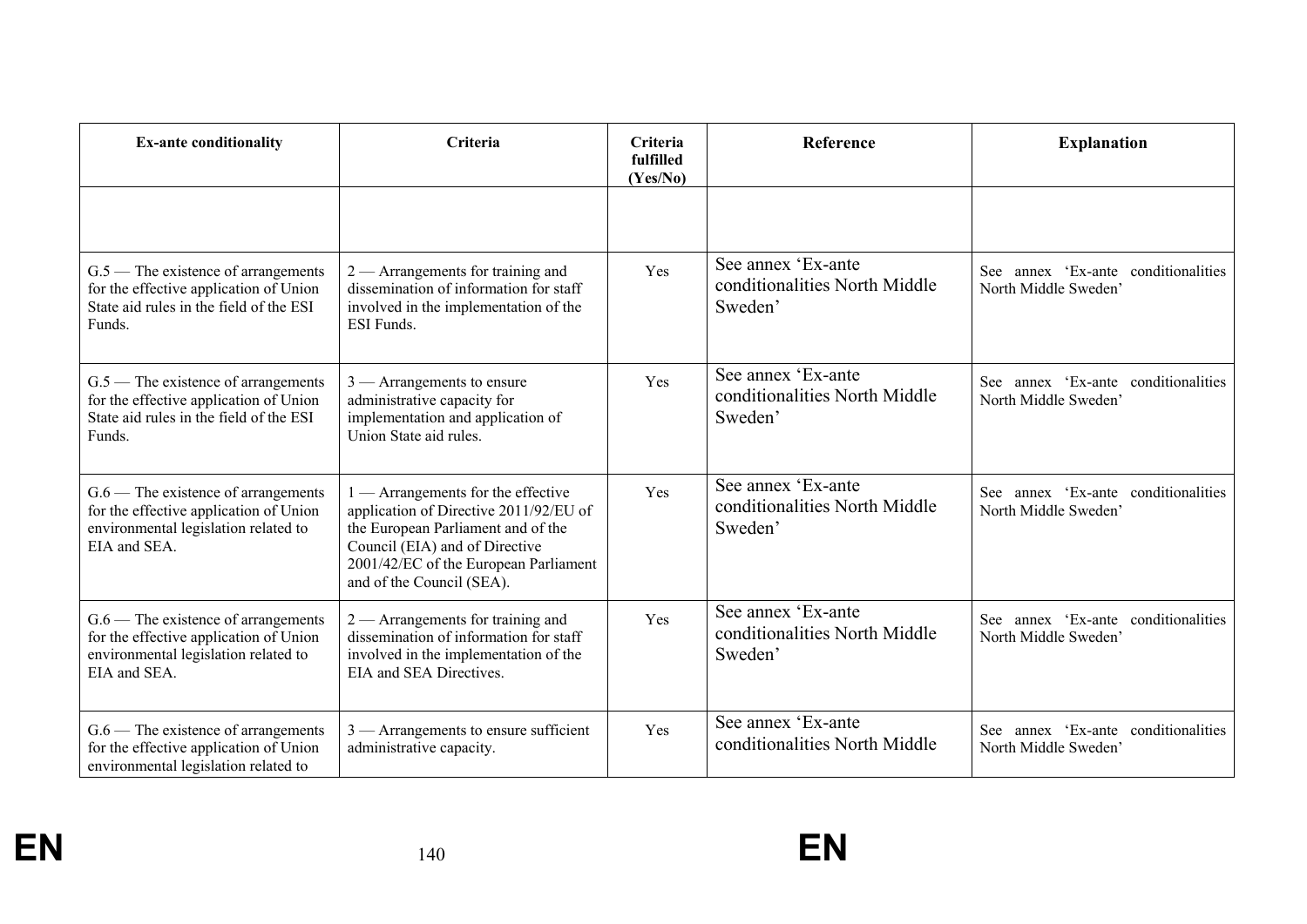| Ex-ante conditionality | Criteria | Criteria fulfilled (Yes/No) | Reference | Explanation |
|---|---|---|---|---|
| | | | | |
| G.5 — The existence of arrangements for the effective application of Union State aid rules in the field of the ESI Funds. | 2 — Arrangements for training and dissemination of information for staff involved in the implementation of the ESI Funds. | Yes | See annex 'Ex-ante conditionalities North Middle Sweden' | See annex 'Ex-ante conditionalities North Middle Sweden' |
| G.5 — The existence of arrangements for the effective application of Union State aid rules in the field of the ESI Funds. | 3 — Arrangements to ensure administrative capacity for implementation and application of Union State aid rules. | Yes | See annex 'Ex-ante conditionalities North Middle Sweden' | See annex 'Ex-ante conditionalities North Middle Sweden' |
| G.6 — The existence of arrangements for the effective application of Union environmental legislation related to EIA and SEA. | 1 — Arrangements for the effective application of Directive 2011/92/EU of the European Parliament and of the Council (EIA) and of Directive 2001/42/EC of the European Parliament and of the Council (SEA). | Yes | See annex 'Ex-ante conditionalities North Middle Sweden' | See annex 'Ex-ante conditionalities North Middle Sweden' |
| G.6 — The existence of arrangements for the effective application of Union environmental legislation related to EIA and SEA. | 2 — Arrangements for training and dissemination of information for staff involved in the implementation of the EIA and SEA Directives. | Yes | See annex 'Ex-ante conditionalities North Middle Sweden' | See annex 'Ex-ante conditionalities North Middle Sweden' |
| G.6 — The existence of arrangements for the effective application of Union environmental legislation related to | 3 — Arrangements to ensure sufficient administrative capacity. | Yes | See annex 'Ex-ante conditionalities North Middle | See annex 'Ex-ante conditionalities North Middle Sweden' |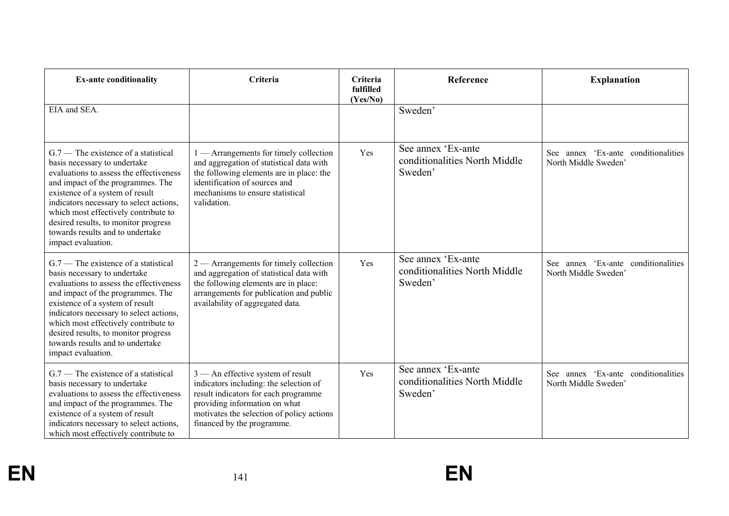| Ex-ante conditionality | Criteria | Criteria fulfilled (Yes/No) | Reference | Explanation |
| --- | --- | --- | --- | --- |
| EIA and SEA. | | | Sweden’ | |
| G.7 — The existence of a statistical basis necessary to undertake evaluations to assess the effectiveness and impact of the programmes. The existence of a system of result indicators necessary to select actions, which most effectively contribute to desired results, to monitor progress towards results and to undertake impact evaluation. | 1 — Arrangements for timely collection and aggregation of statistical data with the following elements are in place: the identification of sources and mechanisms to ensure statistical validation. | Yes | See annex ‘Ex-ante conditionalities North Middle Sweden’ | See annex ‘Ex-ante conditionalities North Middle Sweden’ |
| G.7 — The existence of a statistical basis necessary to undertake evaluations to assess the effectiveness and impact of the programmes. The existence of a system of result indicators necessary to select actions, which most effectively contribute to desired results, to monitor progress towards results and to undertake impact evaluation. | 2 — Arrangements for timely collection and aggregation of statistical data with the following elements are in place: arrangements for publication and public availability of aggregated data. | Yes | See annex ‘Ex-ante conditionalities North Middle Sweden’ | See annex ‘Ex-ante conditionalities North Middle Sweden’ |
| G.7 — The existence of a statistical basis necessary to undertake evaluations to assess the effectiveness and impact of the programmes. The existence of a system of result indicators necessary to select actions, which most effectively contribute to | 3 — An effective system of result indicators including: the selection of result indicators for each programme providing information on what motivates the selection of policy actions financed by the programme. | Yes | See annex ‘Ex-ante conditionalities North Middle Sweden’ | See annex ‘Ex-ante conditionalities North Middle Sweden’ |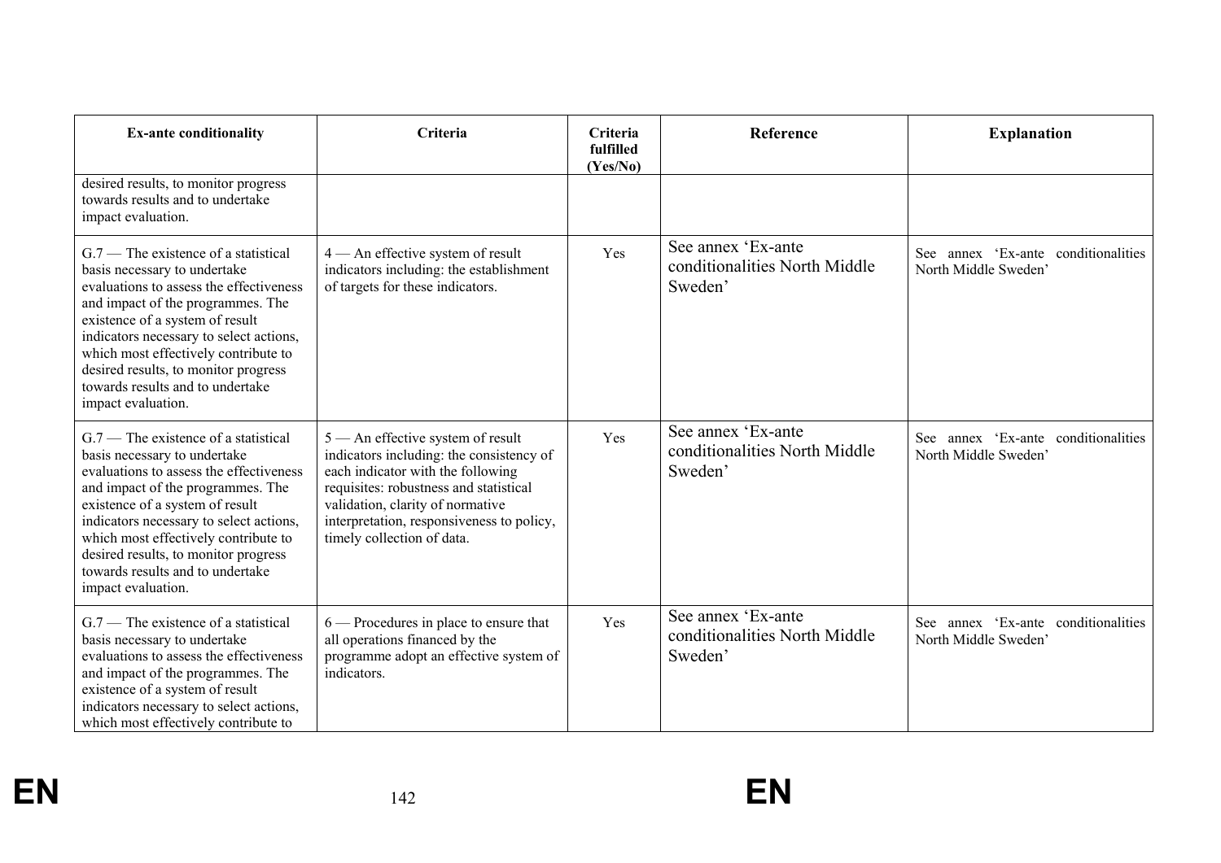| Ex-ante conditionality | Criteria | Criteria fulfilled (Yes/No) | Reference | Explanation |
|---|---|---|---|---|
| desired results, to monitor progress towards results and to undertake impact evaluation. | | | | |
| G.7 — The existence of a statistical basis necessary to undertake evaluations to assess the effectiveness and impact of the programmes. The existence of a system of result indicators necessary to select actions, which most effectively contribute to desired results, to monitor progress towards results and to undertake impact evaluation. | 4 — An effective system of result indicators including: the establishment of targets for these indicators. | Yes | See annex 'Ex-ante conditionalities North Middle Sweden' | See annex 'Ex-ante conditionalities North Middle Sweden' |
| G.7 — The existence of a statistical basis necessary to undertake evaluations to assess the effectiveness and impact of the programmes. The existence of a system of result indicators necessary to select actions, which most effectively contribute to desired results, to monitor progress towards results and to undertake impact evaluation. | 5 — An effective system of result indicators including: the consistency of each indicator with the following requisites: robustness and statistical validation, clarity of normative interpretation, responsiveness to policy, timely collection of data. | Yes | See annex 'Ex-ante conditionalities North Middle Sweden' | See annex 'Ex-ante conditionalities North Middle Sweden' |
| G.7 — The existence of a statistical basis necessary to undertake evaluations to assess the effectiveness and impact of the programmes. The existence of a system of result indicators necessary to select actions, which most effectively contribute to | 6 — Procedures in place to ensure that all operations financed by the programme adopt an effective system of indicators. | Yes | See annex 'Ex-ante conditionalities North Middle Sweden' | See annex 'Ex-ante conditionalities North Middle Sweden' |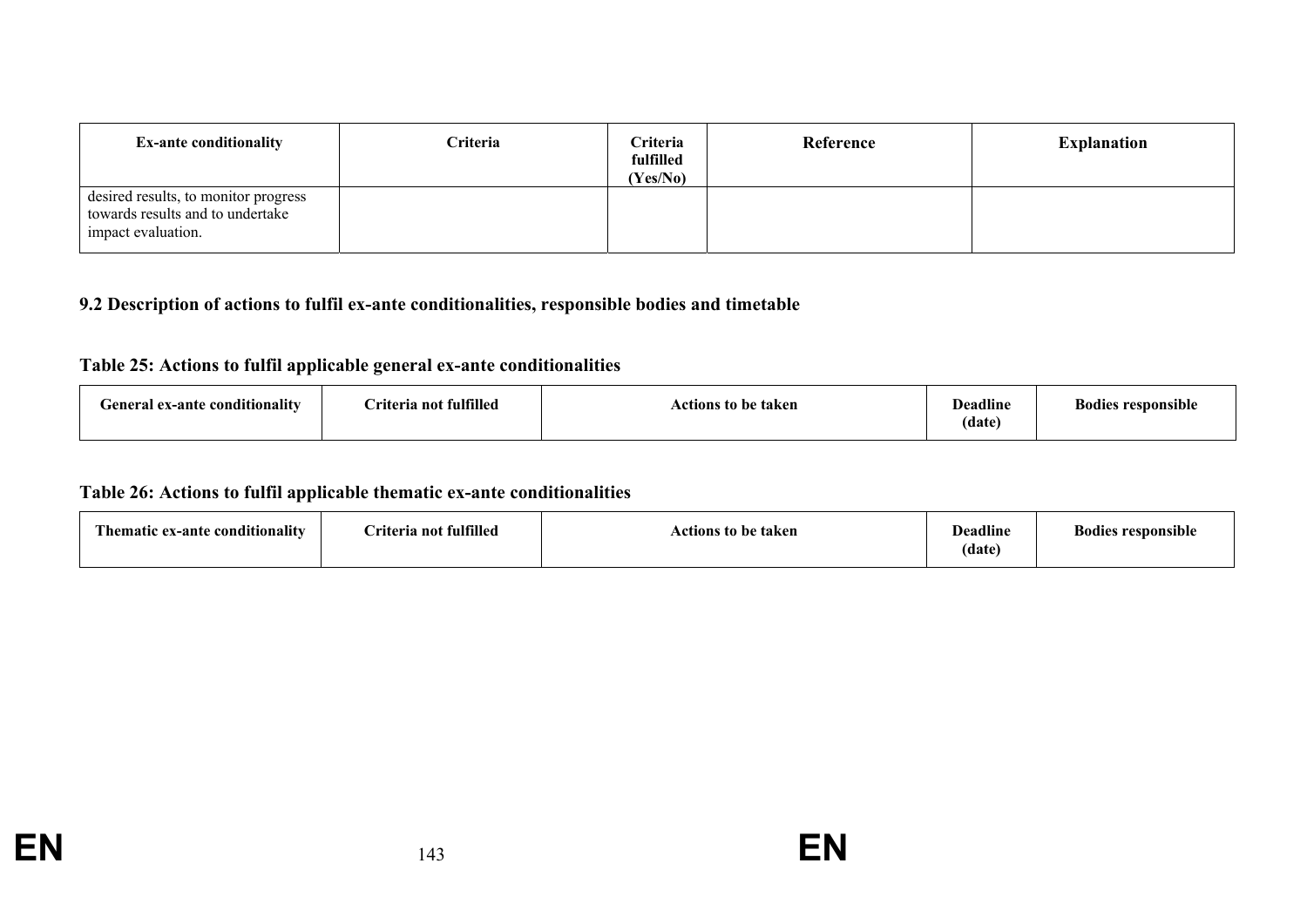| Ex-ante conditionality | Criteria | Criteria fulfilled (Yes/No) | Reference | Explanation |
|---|---|---|---|---|
| desired results, to monitor progress towards results and to undertake impact evaluation. | | | | |

### 9.2 Description of actions to fulfil ex-ante conditionalities, responsible bodies and timetable

**Table 25: Actions to fulfil applicable general ex-ante conditionalities**

| General ex-ante conditionality | Criteria not fulfilled | Actions to be taken | Deadline (date) | Bodies responsible |
|---|---|---|---|---|

**Table 26: Actions to fulfil applicable thematic ex-ante conditionalities**

| Thematic ex-ante conditionality | Criteria not fulfilled | Actions to be taken | Deadline (date) | Bodies responsible |
|---|---|---|---|---|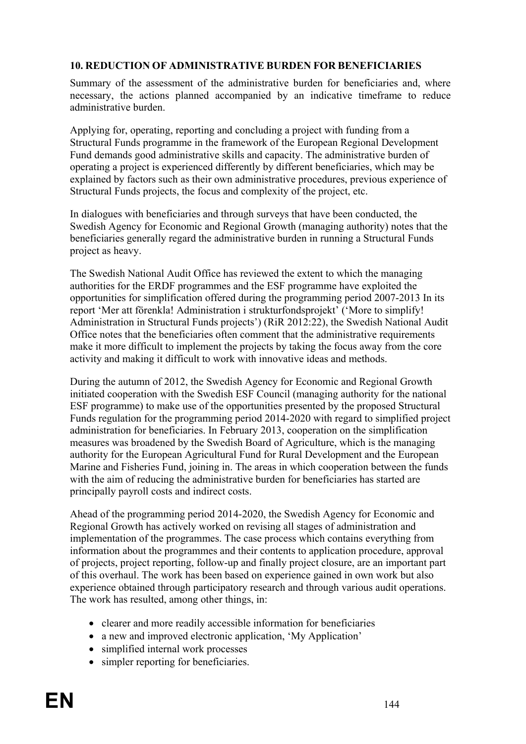## 10. REDUCTION OF ADMINISTRATIVE BURDEN FOR BENEFICIARIES

Summary of the assessment of the administrative burden for beneficiaries and, where necessary, the actions planned accompanied by an indicative timeframe to reduce administrative burden.

Applying for, operating, reporting and concluding a project with funding from a Structural Funds programme in the framework of the European Regional Development Fund demands good administrative skills and capacity. The administrative burden of operating a project is experienced differently by different beneficiaries, which may be explained by factors such as their own administrative procedures, previous experience of Structural Funds projects, the focus and complexity of the project, etc.

In dialogues with beneficiaries and through surveys that have been conducted, the Swedish Agency for Economic and Regional Growth (managing authority) notes that the beneficiaries generally regard the administrative burden in running a Structural Funds project as heavy.

The Swedish National Audit Office has reviewed the extent to which the managing authorities for the ERDF programmes and the ESF programme have exploited the opportunities for simplification offered during the programming period 2007-2013 In its report 'Mer att förenkla! Administration i strukturfondsprojekt' ('More to simplify! Administration in Structural Funds projects') (RiR 2012:22), the Swedish National Audit Office notes that the beneficiaries often comment that the administrative requirements make it more difficult to implement the projects by taking the focus away from the core activity and making it difficult to work with innovative ideas and methods.

During the autumn of 2012, the Swedish Agency for Economic and Regional Growth initiated cooperation with the Swedish ESF Council (managing authority for the national ESF programme) to make use of the opportunities presented by the proposed Structural Funds regulation for the programming period 2014-2020 with regard to simplified project administration for beneficiaries. In February 2013, cooperation on the simplification measures was broadened by the Swedish Board of Agriculture, which is the managing authority for the European Agricultural Fund for Rural Development and the European Marine and Fisheries Fund, joining in. The areas in which cooperation between the funds with the aim of reducing the administrative burden for beneficiaries has started are principally payroll costs and indirect costs.

Ahead of the programming period 2014-2020, the Swedish Agency for Economic and Regional Growth has actively worked on revising all stages of administration and implementation of the programmes. The case process which contains everything from information about the programmes and their contents to application procedure, approval of projects, project reporting, follow-up and finally project closure, are an important part of this overhaul. The work has been based on experience gained in own work but also experience obtained through participatory research and through various audit operations. The work has resulted, among other things, in:

- clearer and more readily accessible information for beneficiaries
- a new and improved electronic application, 'My Application'
- simplified internal work processes
- simpler reporting for beneficiaries.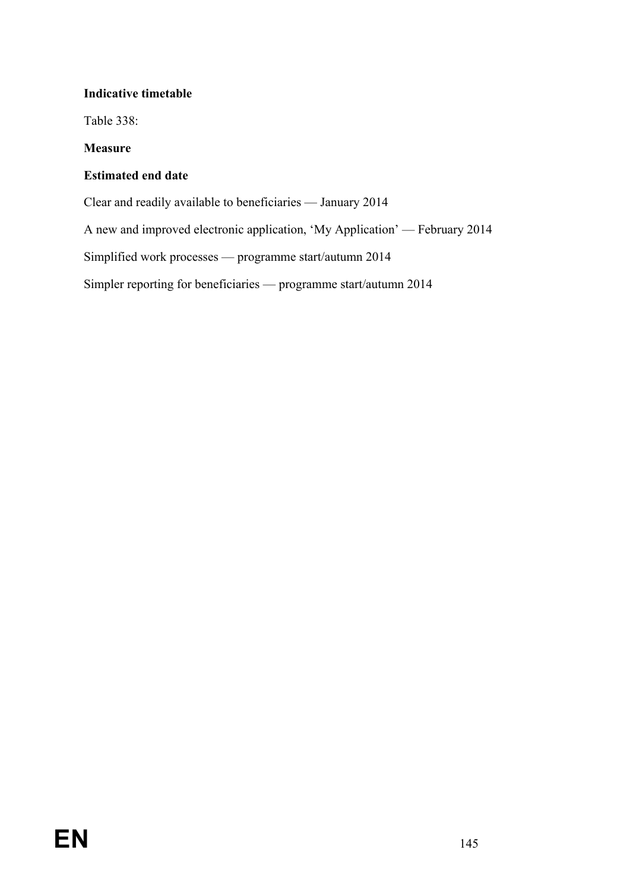**Indicative timetable**

Table 338:

| Measure | Estimated end date |
| --- | --- |
| Clear and readily available to beneficiaries | January 2014 |
| A new and improved electronic application, 'My Application' | February 2014 |
| Simplified work processes | programme start/autumn 2014 |
| Simpler reporting for beneficiaries | programme start/autumn 2014 |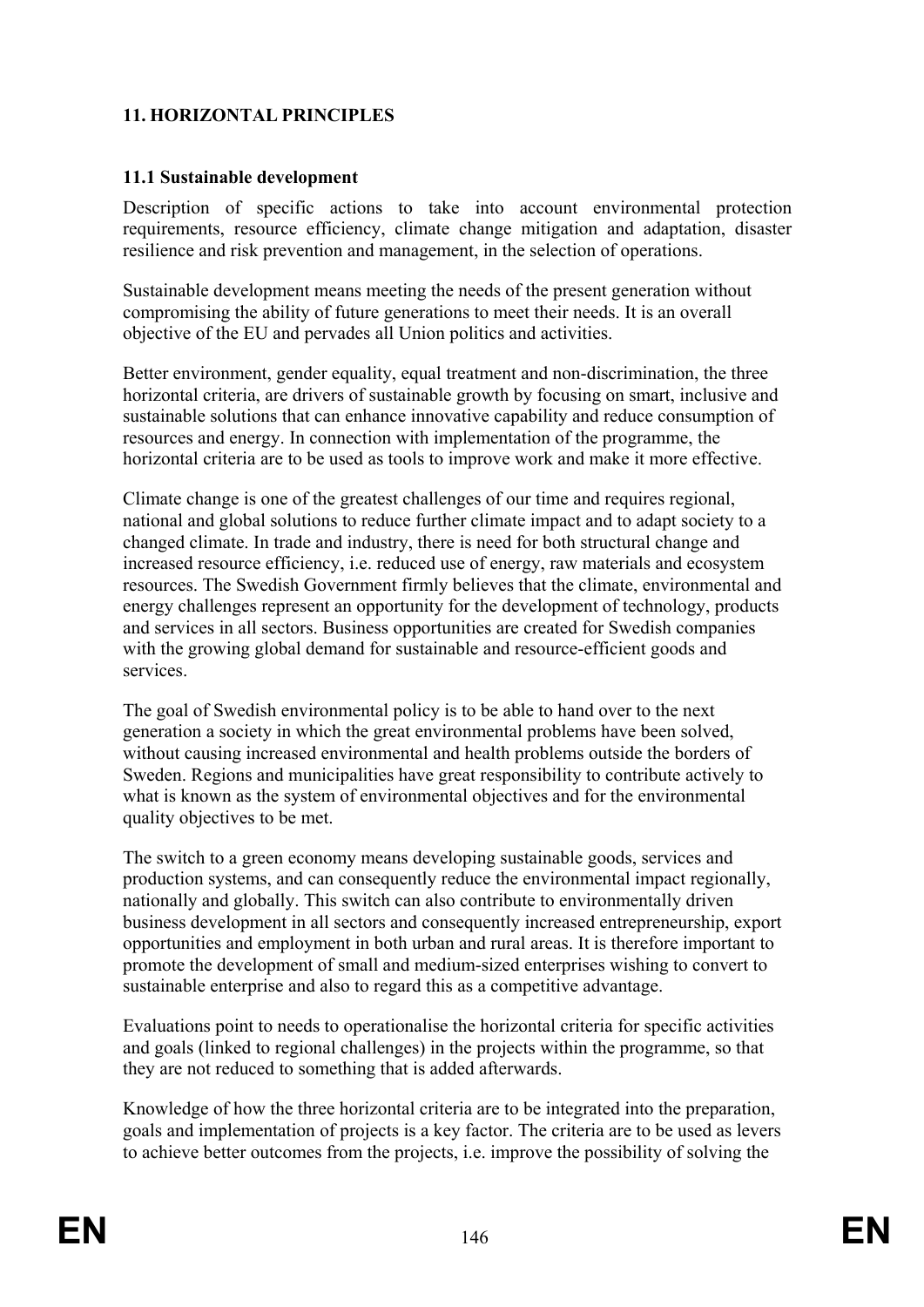# 11. HORIZONTAL PRINCIPLES

## 11.1 Sustainable development

Description of specific actions to take into account environmental protection requirements, resource efficiency, climate change mitigation and adaptation, disaster resilience and risk prevention and management, in the selection of operations.

Sustainable development means meeting the needs of the present generation without compromising the ability of future generations to meet their needs. It is an overall objective of the EU and pervades all Union politics and activities.

Better environment, gender equality, equal treatment and non-discrimination, the three horizontal criteria, are drivers of sustainable growth by focusing on smart, inclusive and sustainable solutions that can enhance innovative capability and reduce consumption of resources and energy. In connection with implementation of the programme, the horizontal criteria are to be used as tools to improve work and make it more effective.

Climate change is one of the greatest challenges of our time and requires regional, national and global solutions to reduce further climate impact and to adapt society to a changed climate. In trade and industry, there is need for both structural change and increased resource efficiency, i.e. reduced use of energy, raw materials and ecosystem resources. The Swedish Government firmly believes that the climate, environmental and energy challenges represent an opportunity for the development of technology, products and services in all sectors. Business opportunities are created for Swedish companies with the growing global demand for sustainable and resource-efficient goods and services.

The goal of Swedish environmental policy is to be able to hand over to the next generation a society in which the great environmental problems have been solved, without causing increased environmental and health problems outside the borders of Sweden. Regions and municipalities have great responsibility to contribute actively to what is known as the system of environmental objectives and for the environmental quality objectives to be met.

The switch to a green economy means developing sustainable goods, services and production systems, and can consequently reduce the environmental impact regionally, nationally and globally. This switch can also contribute to environmentally driven business development in all sectors and consequently increased entrepreneurship, export opportunities and employment in both urban and rural areas. It is therefore important to promote the development of small and medium-sized enterprises wishing to convert to sustainable enterprise and also to regard this as a competitive advantage.

Evaluations point to needs to operationalise the horizontal criteria for specific activities and goals (linked to regional challenges) in the projects within the programme, so that they are not reduced to something that is added afterwards.

Knowledge of how the three horizontal criteria are to be integrated into the preparation, goals and implementation of projects is a key factor. The criteria are to be used as levers to achieve better outcomes from the projects, i.e. improve the possibility of solving the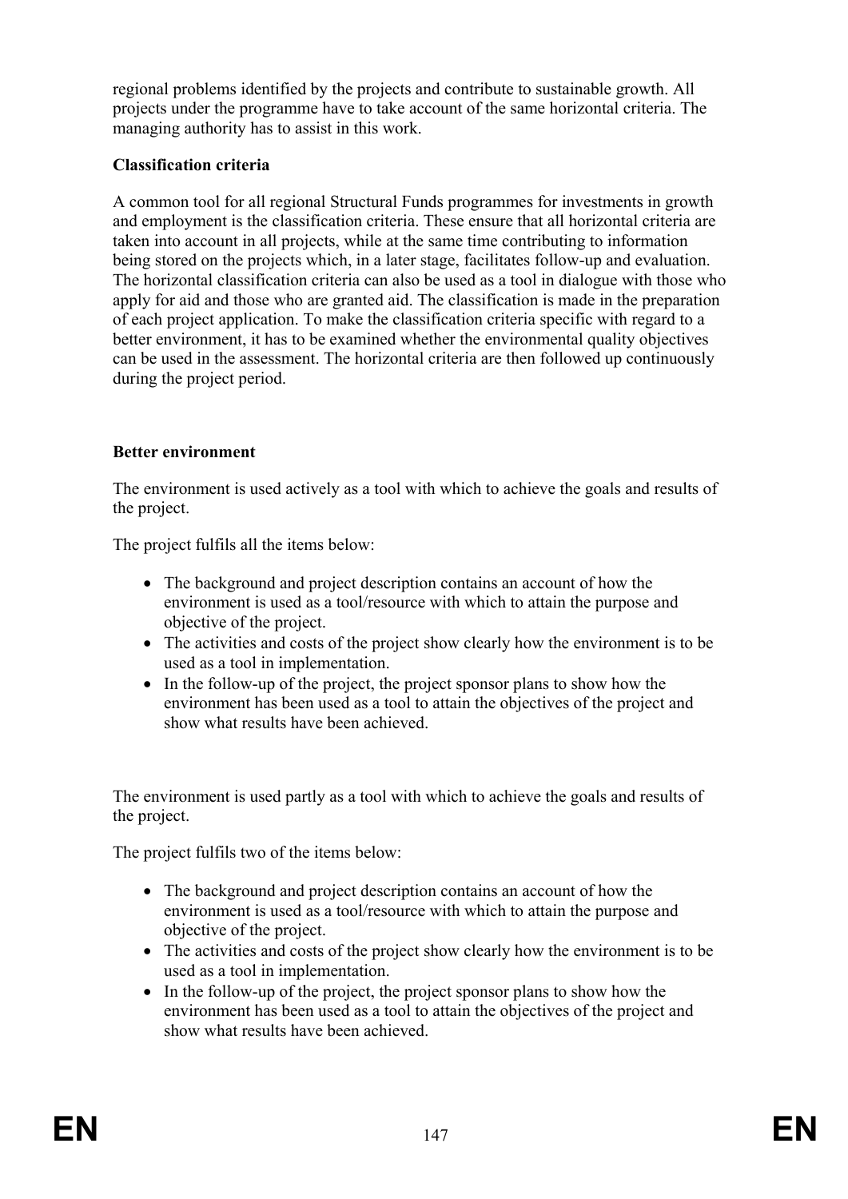regional problems identified by the projects and contribute to sustainable growth. All projects under the programme have to take account of the same horizontal criteria. The managing authority has to assist in this work.

**Classification criteria**

A common tool for all regional Structural Funds programmes for investments in growth and employment is the classification criteria. These ensure that all horizontal criteria are taken into account in all projects, while at the same time contributing to information being stored on the projects which, in a later stage, facilitates follow-up and evaluation. The horizontal classification criteria can also be used as a tool in dialogue with those who apply for aid and those who are granted aid. The classification is made in the preparation of each project application. To make the classification criteria specific with regard to a better environment, it has to be examined whether the environmental quality objectives can be used in the assessment. The horizontal criteria are then followed up continuously during the project period.

**Better environment**

The environment is used actively as a tool with which to achieve the goals and results of the project.

The project fulfils all the items below:

- The background and project description contains an account of how the environment is used as a tool/resource with which to attain the purpose and objective of the project.
- The activities and costs of the project show clearly how the environment is to be used as a tool in implementation.
- In the follow-up of the project, the project sponsor plans to show how the environment has been used as a tool to attain the objectives of the project and show what results have been achieved.

The environment is used partly as a tool with which to achieve the goals and results of the project.

The project fulfils two of the items below:

- The background and project description contains an account of how the environment is used as a tool/resource with which to attain the purpose and objective of the project.
- The activities and costs of the project show clearly how the environment is to be used as a tool in implementation.
- In the follow-up of the project, the project sponsor plans to show how the environment has been used as a tool to attain the objectives of the project and show what results have been achieved.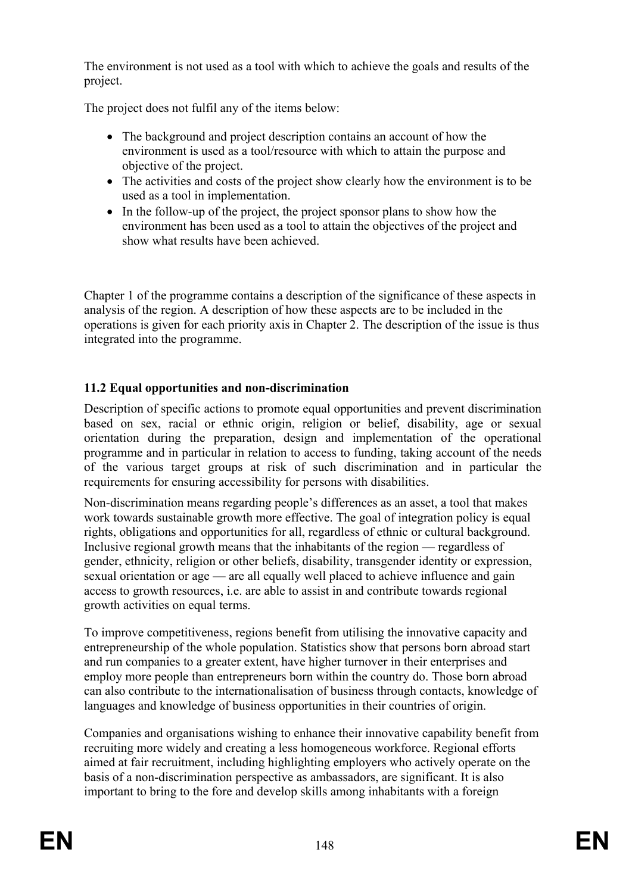The environment is not used as a tool with which to achieve the goals and results of the project.

The project does not fulfil any of the items below:

- The background and project description contains an account of how the environment is used as a tool/resource with which to attain the purpose and objective of the project.
- The activities and costs of the project show clearly how the environment is to be used as a tool in implementation.
- In the follow-up of the project, the project sponsor plans to show how the environment has been used as a tool to attain the objectives of the project and show what results have been achieved.

Chapter 1 of the programme contains a description of the significance of these aspects in analysis of the region. A description of how these aspects are to be included in the operations is given for each priority axis in Chapter 2. The description of the issue is thus integrated into the programme.

### 11.2 Equal opportunities and non-discrimination

Description of specific actions to promote equal opportunities and prevent discrimination based on sex, racial or ethnic origin, religion or belief, disability, age or sexual orientation during the preparation, design and implementation of the operational programme and in particular in relation to access to funding, taking account of the needs of the various target groups at risk of such discrimination and in particular the requirements for ensuring accessibility for persons with disabilities.

Non-discrimination means regarding people's differences as an asset, a tool that makes work towards sustainable growth more effective. The goal of integration policy is equal rights, obligations and opportunities for all, regardless of ethnic or cultural background. Inclusive regional growth means that the inhabitants of the region — regardless of gender, ethnicity, religion or other beliefs, disability, transgender identity or expression, sexual orientation or age — are all equally well placed to achieve influence and gain access to growth resources, i.e. are able to assist in and contribute towards regional growth activities on equal terms.

To improve competitiveness, regions benefit from utilising the innovative capacity and entrepreneurship of the whole population. Statistics show that persons born abroad start and run companies to a greater extent, have higher turnover in their enterprises and employ more people than entrepreneurs born within the country do. Those born abroad can also contribute to the internationalisation of business through contacts, knowledge of languages and knowledge of business opportunities in their countries of origin.

Companies and organisations wishing to enhance their innovative capability benefit from recruiting more widely and creating a less homogeneous workforce. Regional efforts aimed at fair recruitment, including highlighting employers who actively operate on the basis of a non-discrimination perspective as ambassadors, are significant. It is also important to bring to the fore and develop skills among inhabitants with a foreign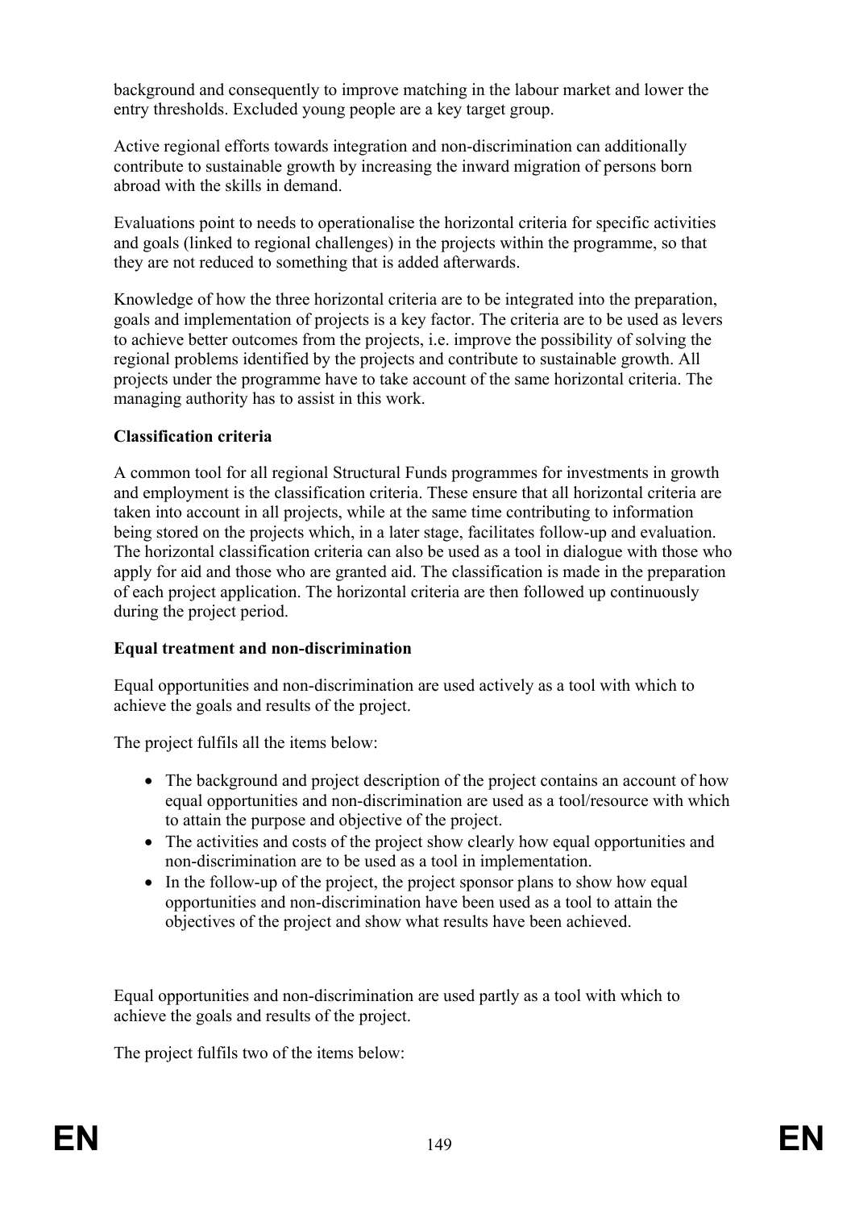background and consequently to improve matching in the labour market and lower the entry thresholds. Excluded young people are a key target group.

Active regional efforts towards integration and non-discrimination can additionally contribute to sustainable growth by increasing the inward migration of persons born abroad with the skills in demand.

Evaluations point to needs to operationalise the horizontal criteria for specific activities and goals (linked to regional challenges) in the projects within the programme, so that they are not reduced to something that is added afterwards.

Knowledge of how the three horizontal criteria are to be integrated into the preparation, goals and implementation of projects is a key factor. The criteria are to be used as levers to achieve better outcomes from the projects, i.e. improve the possibility of solving the regional problems identified by the projects and contribute to sustainable growth. All projects under the programme have to take account of the same horizontal criteria. The managing authority has to assist in this work.

**Classification criteria**

A common tool for all regional Structural Funds programmes for investments in growth and employment is the classification criteria. These ensure that all horizontal criteria are taken into account in all projects, while at the same time contributing to information being stored on the projects which, in a later stage, facilitates follow-up and evaluation. The horizontal classification criteria can also be used as a tool in dialogue with those who apply for aid and those who are granted aid. The classification is made in the preparation of each project application. The horizontal criteria are then followed up continuously during the project period.

**Equal treatment and non-discrimination**

Equal opportunities and non-discrimination are used actively as a tool with which to achieve the goals and results of the project.

The project fulfils all the items below:

- The background and project description of the project contains an account of how equal opportunities and non-discrimination are used as a tool/resource with which to attain the purpose and objective of the project.
- The activities and costs of the project show clearly how equal opportunities and non-discrimination are to be used as a tool in implementation.
- In the follow-up of the project, the project sponsor plans to show how equal opportunities and non-discrimination have been used as a tool to attain the objectives of the project and show what results have been achieved.

Equal opportunities and non-discrimination are used partly as a tool with which to achieve the goals and results of the project.

The project fulfils two of the items below: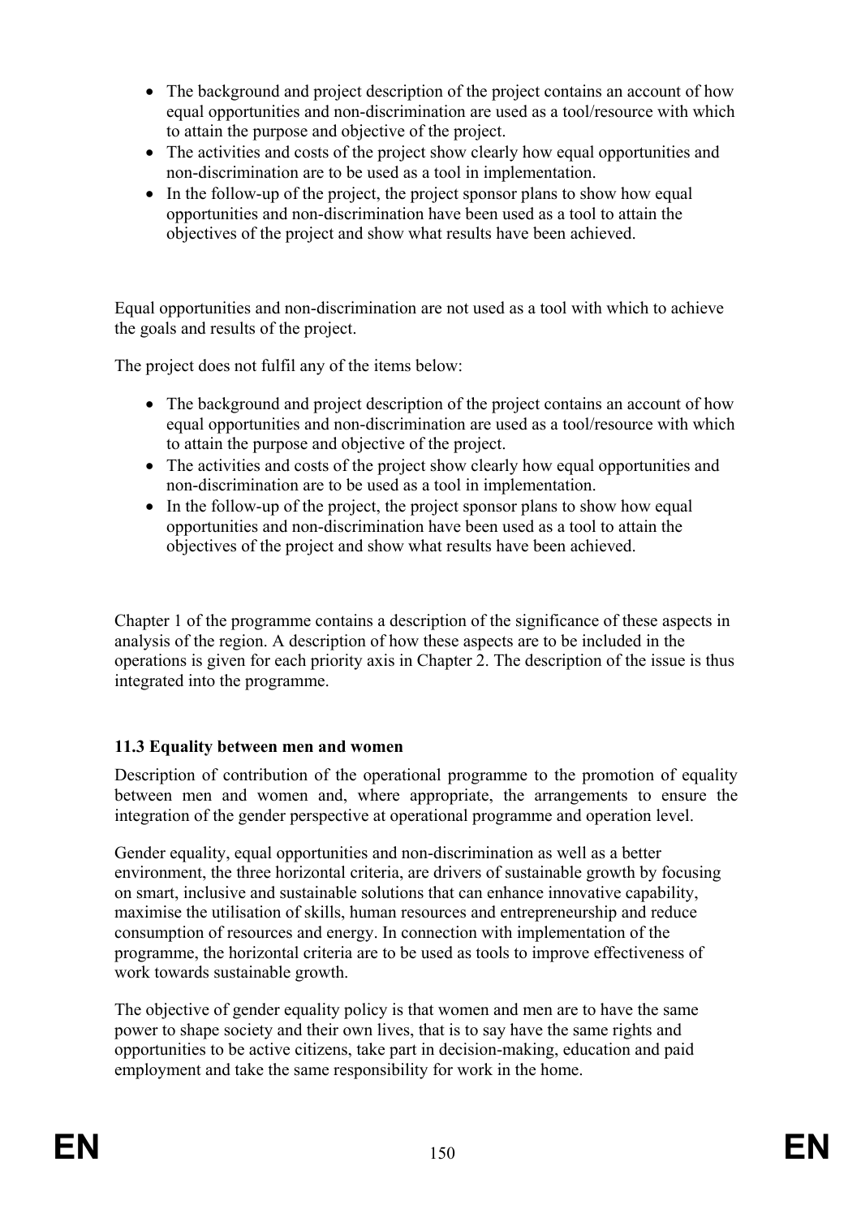- The background and project description of the project contains an account of how equal opportunities and non-discrimination are used as a tool/resource with which to attain the purpose and objective of the project.
- The activities and costs of the project show clearly how equal opportunities and non-discrimination are to be used as a tool in implementation.
- In the follow-up of the project, the project sponsor plans to show how equal opportunities and non-discrimination have been used as a tool to attain the objectives of the project and show what results have been achieved.

Equal opportunities and non-discrimination are not used as a tool with which to achieve the goals and results of the project.

The project does not fulfil any of the items below:

- The background and project description of the project contains an account of how equal opportunities and non-discrimination are used as a tool/resource with which to attain the purpose and objective of the project.
- The activities and costs of the project show clearly how equal opportunities and non-discrimination are to be used as a tool in implementation.
- In the follow-up of the project, the project sponsor plans to show how equal opportunities and non-discrimination have been used as a tool to attain the objectives of the project and show what results have been achieved.

Chapter 1 of the programme contains a description of the significance of these aspects in analysis of the region. A description of how these aspects are to be included in the operations is given for each priority axis in Chapter 2. The description of the issue is thus integrated into the programme.

### 11.3 Equality between men and women

Description of contribution of the operational programme to the promotion of equality between men and women and, where appropriate, the arrangements to ensure the integration of the gender perspective at operational programme and operation level.

Gender equality, equal opportunities and non-discrimination as well as a better environment, the three horizontal criteria, are drivers of sustainable growth by focusing on smart, inclusive and sustainable solutions that can enhance innovative capability, maximise the utilisation of skills, human resources and entrepreneurship and reduce consumption of resources and energy. In connection with implementation of the programme, the horizontal criteria are to be used as tools to improve effectiveness of work towards sustainable growth.

The objective of gender equality policy is that women and men are to have the same power to shape society and their own lives, that is to say have the same rights and opportunities to be active citizens, take part in decision-making, education and paid employment and take the same responsibility for work in the home.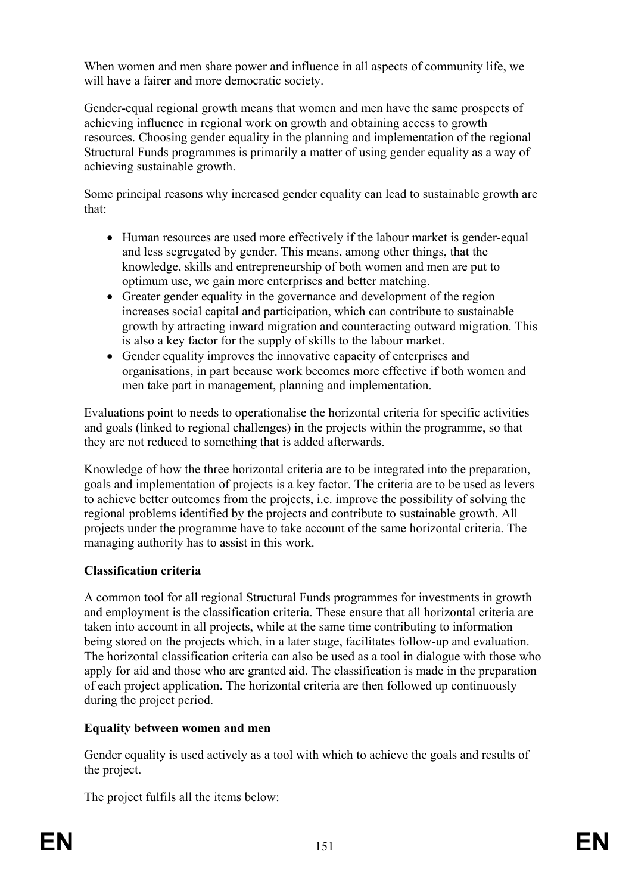When women and men share power and influence in all aspects of community life, we will have a fairer and more democratic society.

Gender-equal regional growth means that women and men have the same prospects of achieving influence in regional work on growth and obtaining access to growth resources. Choosing gender equality in the planning and implementation of the regional Structural Funds programmes is primarily a matter of using gender equality as a way of achieving sustainable growth.

Some principal reasons why increased gender equality can lead to sustainable growth are that:

- Human resources are used more effectively if the labour market is gender-equal and less segregated by gender. This means, among other things, that the knowledge, skills and entrepreneurship of both women and men are put to optimum use, we gain more enterprises and better matching.
- Greater gender equality in the governance and development of the region increases social capital and participation, which can contribute to sustainable growth by attracting inward migration and counteracting outward migration. This is also a key factor for the supply of skills to the labour market.
- Gender equality improves the innovative capacity of enterprises and organisations, in part because work becomes more effective if both women and men take part in management, planning and implementation.

Evaluations point to needs to operationalise the horizontal criteria for specific activities and goals (linked to regional challenges) in the projects within the programme, so that they are not reduced to something that is added afterwards.

Knowledge of how the three horizontal criteria are to be integrated into the preparation, goals and implementation of projects is a key factor. The criteria are to be used as levers to achieve better outcomes from the projects, i.e. improve the possibility of solving the regional problems identified by the projects and contribute to sustainable growth. All projects under the programme have to take account of the same horizontal criteria. The managing authority has to assist in this work.

**Classification criteria**

A common tool for all regional Structural Funds programmes for investments in growth and employment is the classification criteria. These ensure that all horizontal criteria are taken into account in all projects, while at the same time contributing to information being stored on the projects which, in a later stage, facilitates follow-up and evaluation. The horizontal classification criteria can also be used as a tool in dialogue with those who apply for aid and those who are granted aid. The classification is made in the preparation of each project application. The horizontal criteria are then followed up continuously during the project period.

**Equality between women and men**

Gender equality is used actively as a tool with which to achieve the goals and results of the project.

The project fulfils all the items below: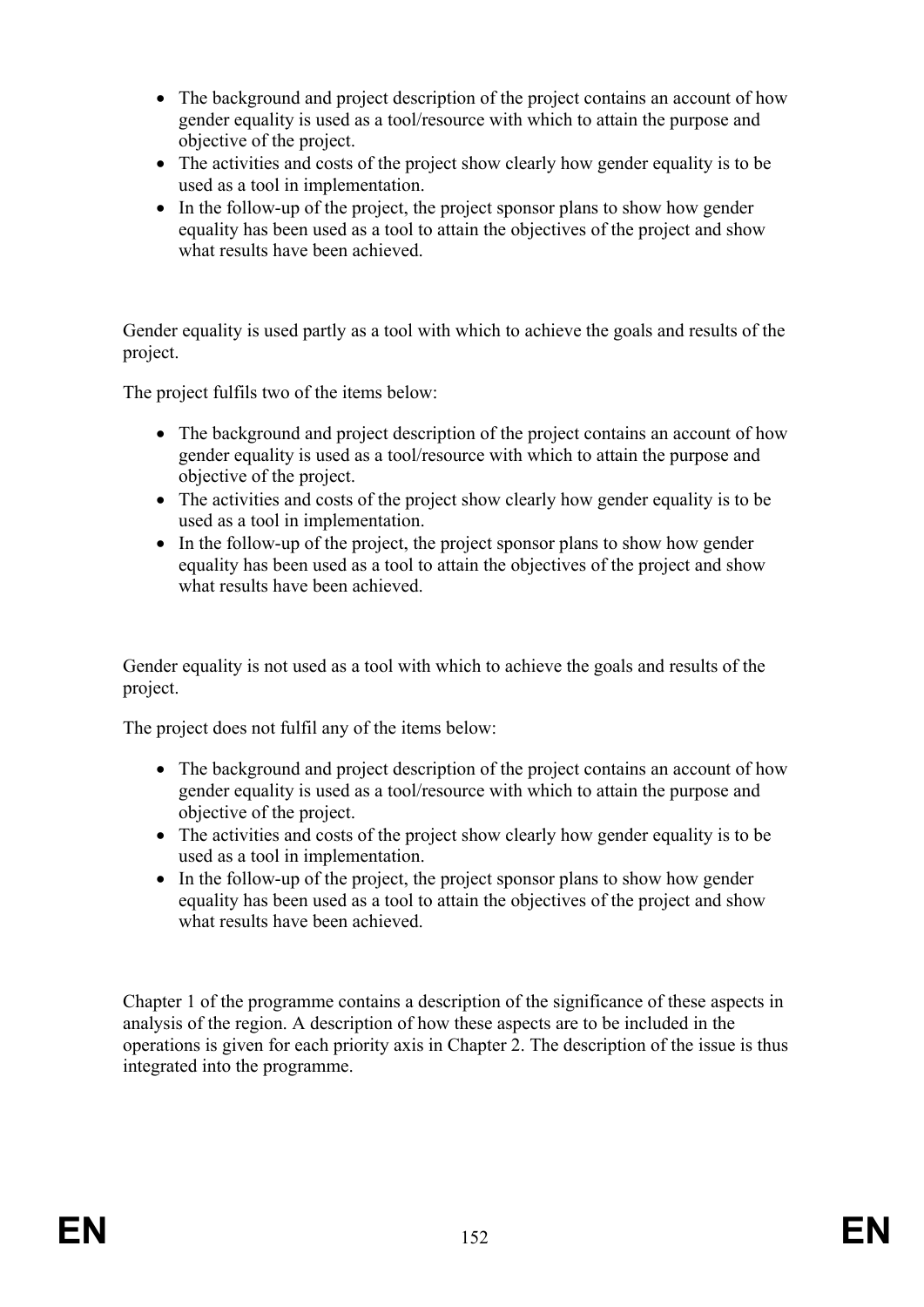- The background and project description of the project contains an account of how gender equality is used as a tool/resource with which to attain the purpose and objective of the project.
- The activities and costs of the project show clearly how gender equality is to be used as a tool in implementation.
- In the follow-up of the project, the project sponsor plans to show how gender equality has been used as a tool to attain the objectives of the project and show what results have been achieved.

Gender equality is used partly as a tool with which to achieve the goals and results of the project.

The project fulfils two of the items below:

- The background and project description of the project contains an account of how gender equality is used as a tool/resource with which to attain the purpose and objective of the project.
- The activities and costs of the project show clearly how gender equality is to be used as a tool in implementation.
- In the follow-up of the project, the project sponsor plans to show how gender equality has been used as a tool to attain the objectives of the project and show what results have been achieved.

Gender equality is not used as a tool with which to achieve the goals and results of the project.

The project does not fulfil any of the items below:

- The background and project description of the project contains an account of how gender equality is used as a tool/resource with which to attain the purpose and objective of the project.
- The activities and costs of the project show clearly how gender equality is to be used as a tool in implementation.
- In the follow-up of the project, the project sponsor plans to show how gender equality has been used as a tool to attain the objectives of the project and show what results have been achieved.

Chapter 1 of the programme contains a description of the significance of these aspects in analysis of the region. A description of how these aspects are to be included in the operations is given for each priority axis in Chapter 2. The description of the issue is thus integrated into the programme.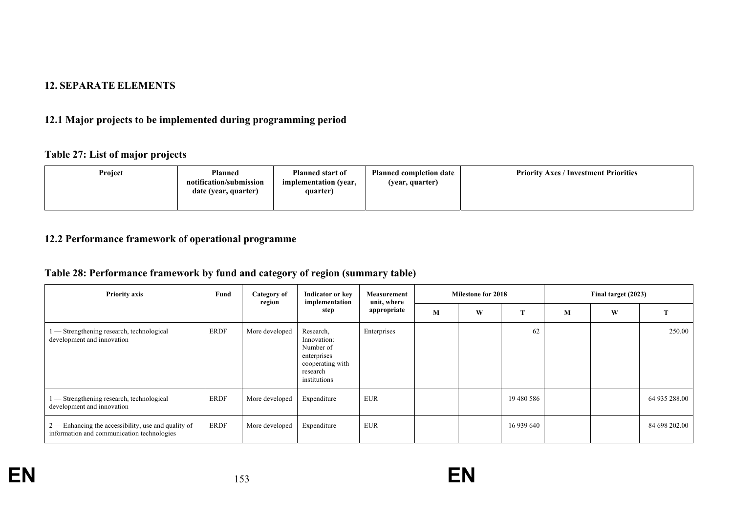## 12. SEPARATE ELEMENTS

### 12.1 Major projects to be implemented during programming period

**Table 27: List of major projects**

| Project | Planned notification/submission date (year, quarter) | Planned start of implementation (year, quarter) | Planned completion date (year, quarter) | Priority Axes / Investment Priorities |
|---|---|---|---|---|

### 12.2 Performance framework of operational programme

**Table 28: Performance framework by fund and category of region (summary table)**

| Priority axis | Fund | Category of region | Indicator or key implementation step | Measurement unit, where appropriate | Milestone for 2018 | | | Final target (2023) | | |
|---|---|---|---|---|---|---|---|---|---|---|
| | | | | | M | W | T | M | W | T |
| 1 — Strengthening research, technological development and innovation | ERDF | More developed | Research, Innovation: Number of enterprises cooperating with research institutions | Enterprises | | | 62 | | | 250.00 |
| 1 — Strengthening research, technological development and innovation | ERDF | More developed | Expenditure | EUR | | | 19 480 586 | | | 64 935 288.00 |
| 2 — Enhancing the accessibility, use and quality of information and communication technologies | ERDF | More developed | Expenditure | EUR | | | 16 939 640 | | | 84 698 202.00 |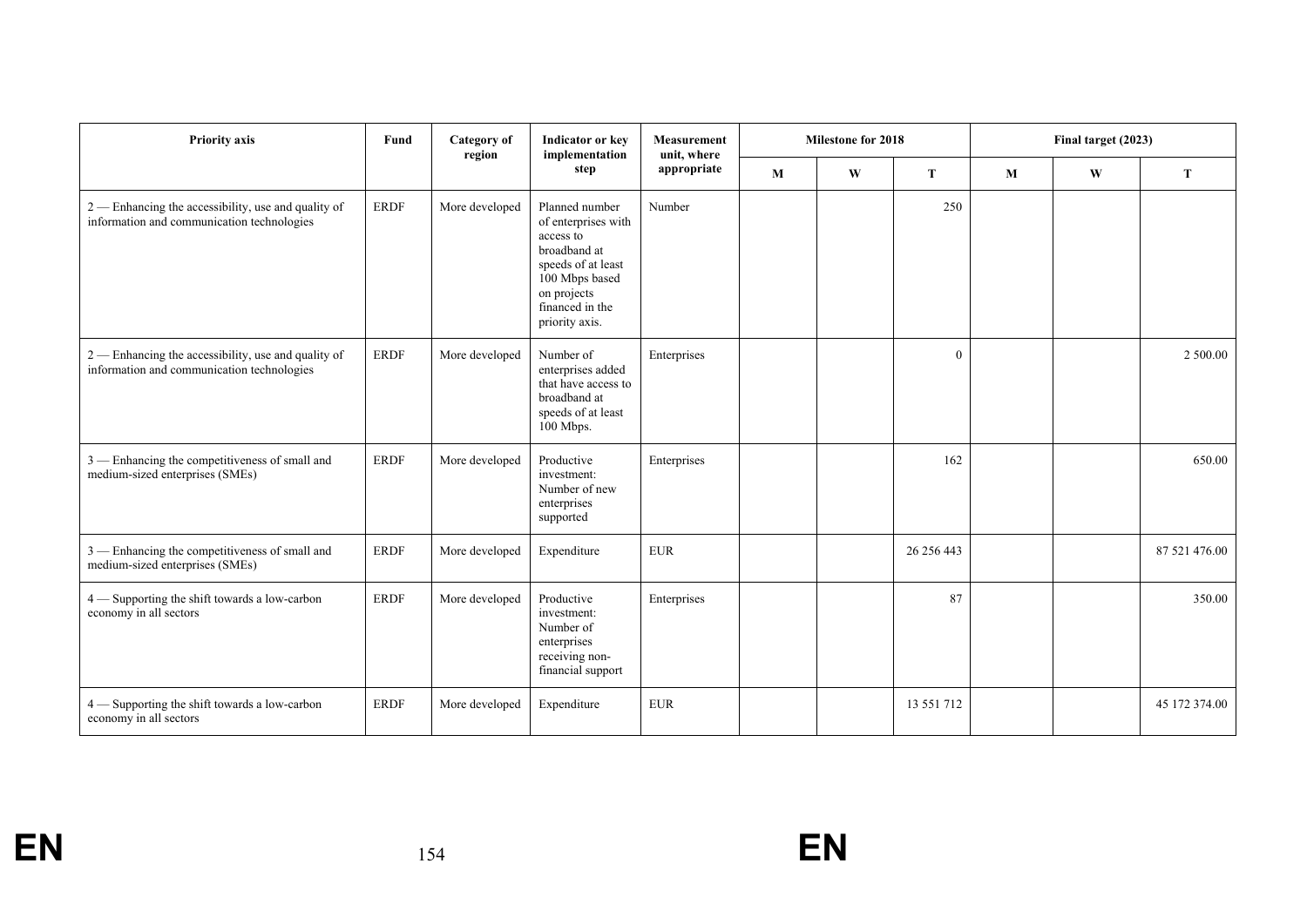| Priority axis | Fund | Category of region | Indicator or key implementation step | Measurement unit, where appropriate | Milestone for 2018 | | | Final target (2023) | | |
|---|---|---|---|---|---|---|---|---|---|---|
| | | | | | M | W | T | M | W | T |
| 2 — Enhancing the accessibility, use and quality of information and communication technologies | ERDF | More developed | Planned number of enterprises with access to broadband at speeds of at least 100 Mbps based on projects financed in the priority axis. | Number | | | 250 | | | |
| 2 — Enhancing the accessibility, use and quality of information and communication technologies | ERDF | More developed | Number of enterprises added that have access to broadband at speeds of at least 100 Mbps. | Enterprises | | | 0 | | | 2 500.00 |
| 3 — Enhancing the competitiveness of small and medium-sized enterprises (SMEs) | ERDF | More developed | Productive investment: Number of new enterprises supported | Enterprises | | | 162 | | | 650.00 |
| 3 — Enhancing the competitiveness of small and medium-sized enterprises (SMEs) | ERDF | More developed | Expenditure | EUR | | | 26 256 443 | | | 87 521 476.00 |
| 4 — Supporting the shift towards a low-carbon economy in all sectors | ERDF | More developed | Productive investment: Number of enterprises receiving non-financial support | Enterprises | | | 87 | | | 350.00 |
| 4 — Supporting the shift towards a low-carbon economy in all sectors | ERDF | More developed | Expenditure | EUR | | | 13 551 712 | | | 45 172 374.00 |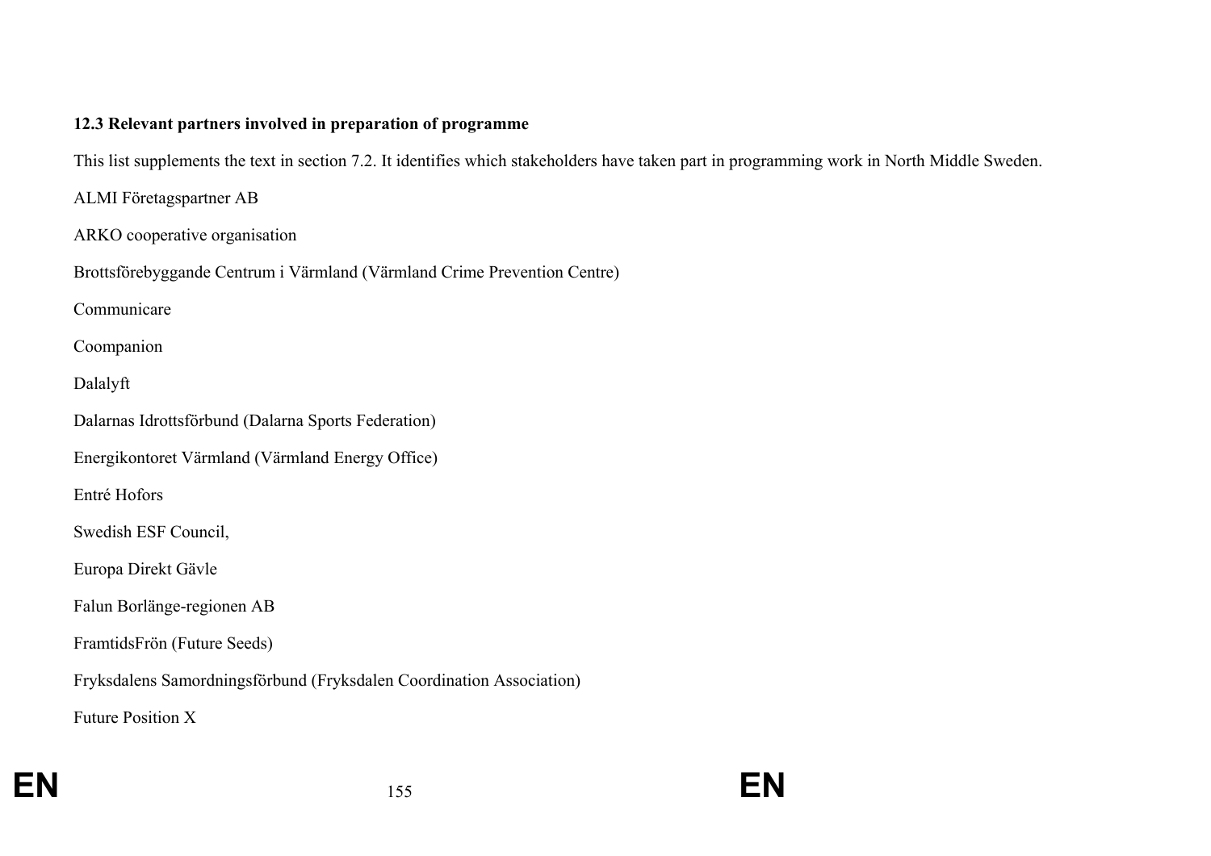**12.3 Relevant partners involved in preparation of programme**

This list supplements the text in section 7.2. It identifies which stakeholders have taken part in programming work in North Middle Sweden.

ALMI Företagspartner AB

ARKO cooperative organisation

Brottsförebyggande Centrum i Värmland (Värmland Crime Prevention Centre)

Communicare

Coompanion

Dalalyft

Dalarnas Idrottsförbund (Dalarna Sports Federation)

Energikontoret Värmland (Värmland Energy Office)

Entré Hofors

Swedish ESF Council,

Europa Direkt Gävle

Falun Borlänge-regionen AB

FramtidsFrön (Future Seeds)

Fryksdalens Samordningsförbund (Fryksdalen Coordination Association)

Future Position X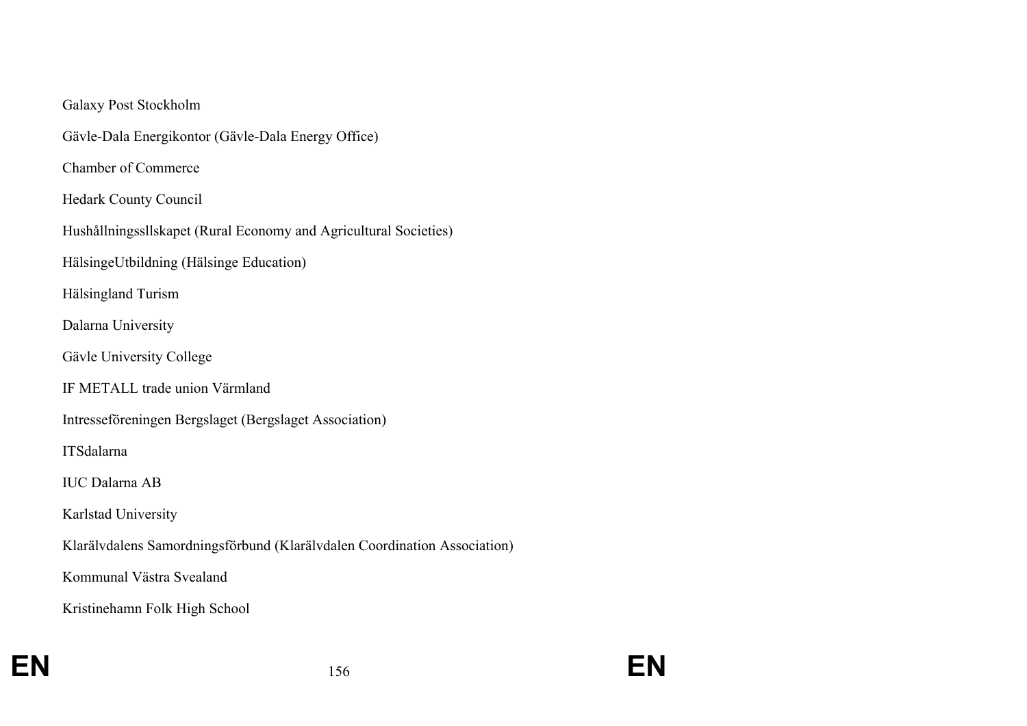Galaxy Post Stockholm

Gävle-Dala Energikontor (Gävle-Dala Energy Office)

Chamber of Commerce

Hedark County Council

Hushållningssllskapet (Rural Economy and Agricultural Societies)

HälsingeUtbildning (Hälsinge Education)

Hälsingland Turism

Dalarna University

Gävle University College

IF METALL trade union Värmland

Intresseföreningen Bergslaget (Bergslaget Association)

ITSdalarna

IUC Dalarna AB

Karlstad University

Klarälvdalens Samordningsförbund (Klarälvdalen Coordination Association)

Kommunal Västra Svealand

Kristinehamn Folk High School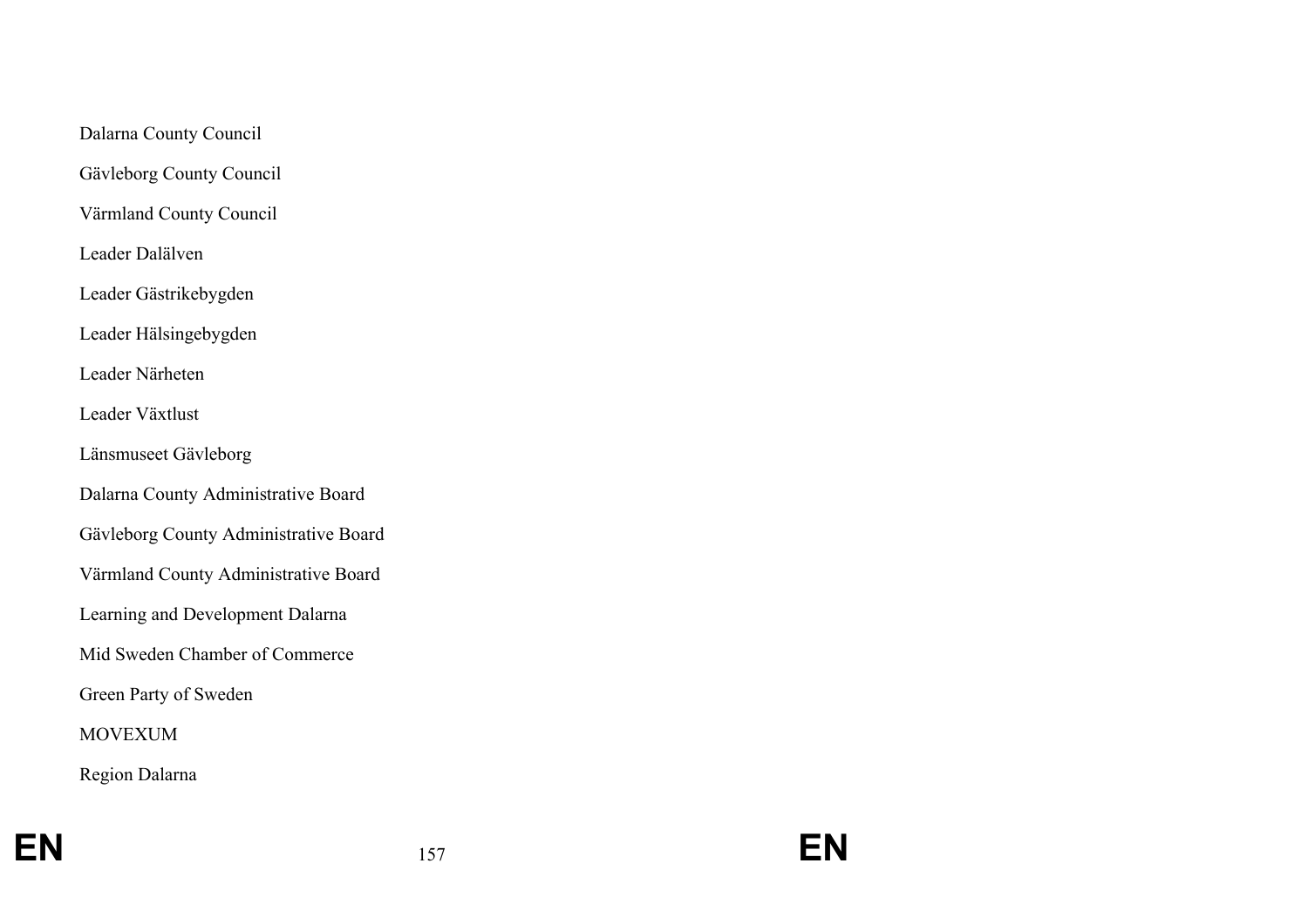Dalarna County Council

Gävleborg County Council

Värmland County Council

Leader Dalälven

Leader Gästrikebygden

Leader Hälsingebygden

Leader Närheten

Leader Växtlust

Länsmuseet Gävleborg

Dalarna County Administrative Board

Gävleborg County Administrative Board

Värmland County Administrative Board

Learning and Development Dalarna

Mid Sweden Chamber of Commerce

Green Party of Sweden

MOVEXUM

Region Dalarna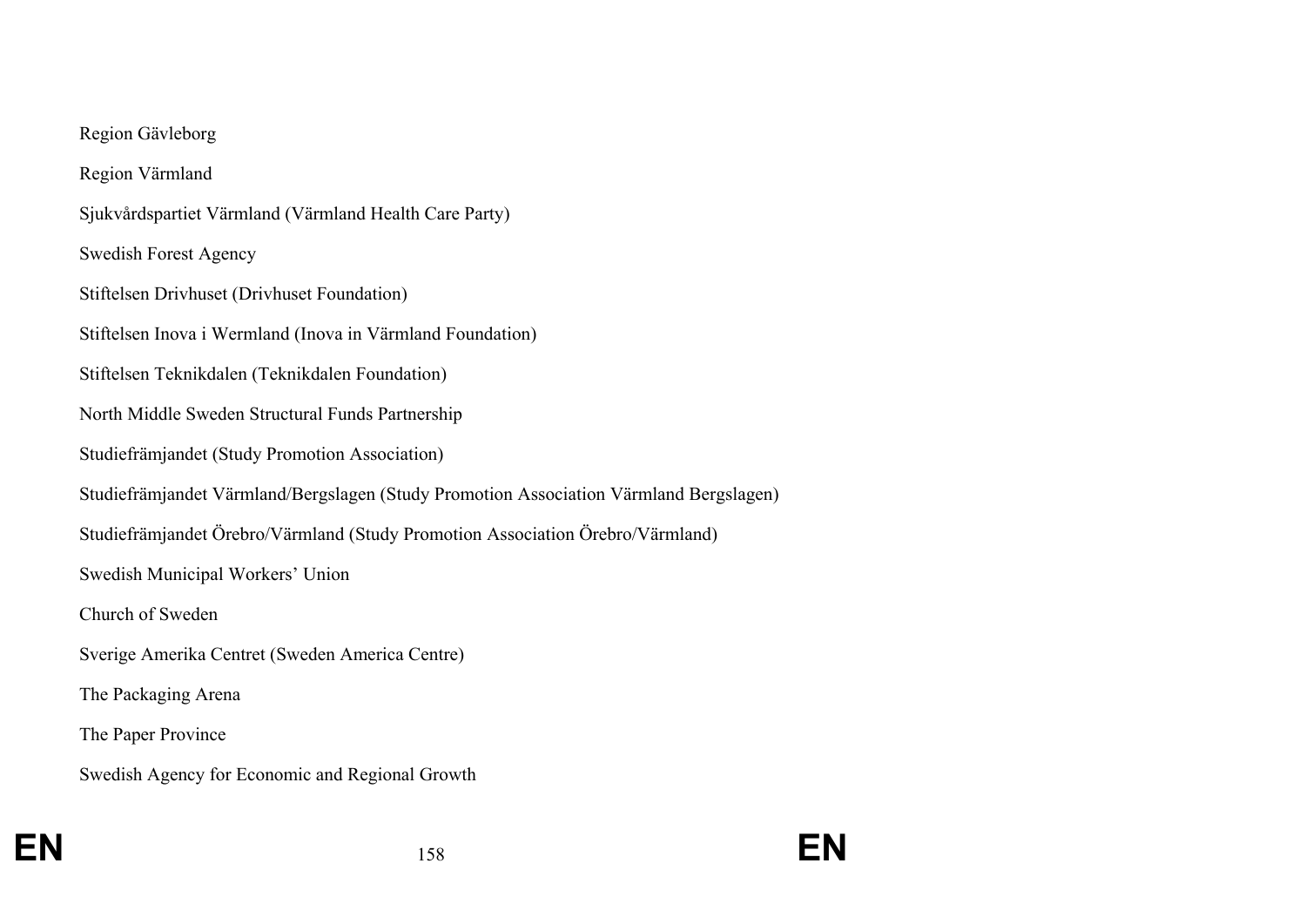Region Gävleborg

Region Värmland

Sjukvårdspartiet Värmland (Värmland Health Care Party)

Swedish Forest Agency

Stiftelsen Drivhuset (Drivhuset Foundation)

Stiftelsen Inova i Wermland (Inova in Värmland Foundation)

Stiftelsen Teknikdalen (Teknikdalen Foundation)

North Middle Sweden Structural Funds Partnership

Studiefrämjandet (Study Promotion Association)

Studiefrämjandet Värmland/Bergslagen (Study Promotion Association Värmland Bergslagen)

Studiefrämjandet Örebro/Värmland (Study Promotion Association Örebro/Värmland)

Swedish Municipal Workers' Union

Church of Sweden

Sverige Amerika Centret (Sweden America Centre)

The Packaging Arena

The Paper Province

Swedish Agency for Economic and Regional Growth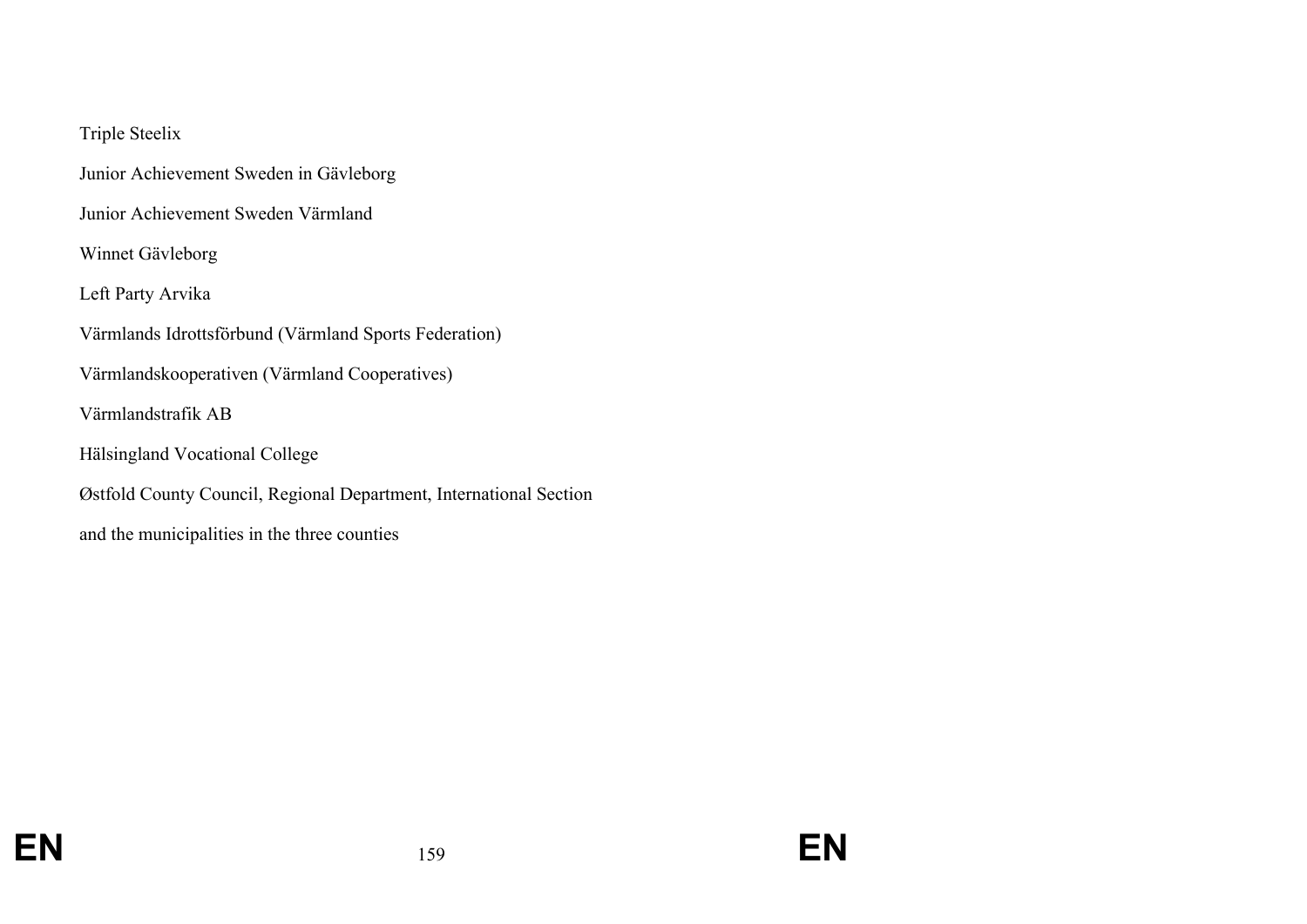Triple Steelix

Junior Achievement Sweden in Gävleborg

Junior Achievement Sweden Värmland

Winnet Gävleborg

Left Party Arvika

Värmlands Idrottsförbund (Värmland Sports Federation)

Värmlandskooperativen (Värmland Cooperatives)

Värmlandstrafik AB

Hälsingland Vocational College

Østfold County Council, Regional Department, International Section

and the municipalities in the three counties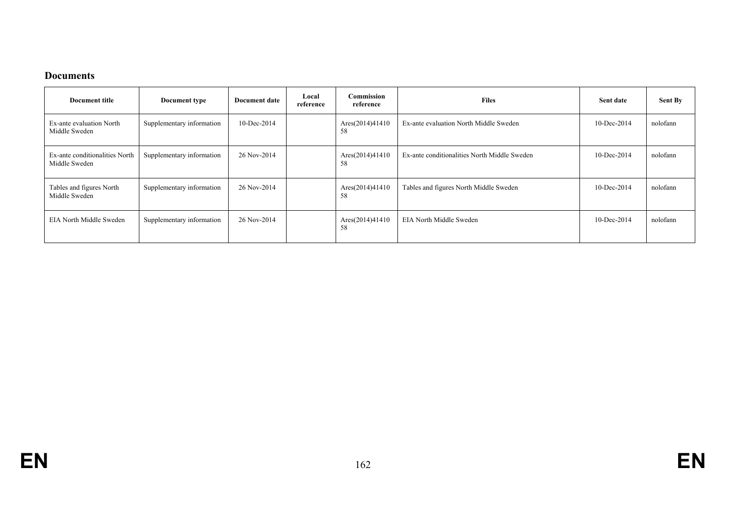## Documents

| Document title | Document type | Document date | Local reference | Commission reference | Files | Sent date | Sent By |
|---|---|---|---|---|---|---|---|
| Ex-ante evaluation North Middle Sweden | Supplementary information | 10-Dec-2014 | | Ares(2014)4141058 | Ex-ante evaluation North Middle Sweden | 10-Dec-2014 | nolofann |
| Ex-ante conditionalities North Middle Sweden | Supplementary information | 26 Nov-2014 | | Ares(2014)4141058 | Ex-ante conditionalities North Middle Sweden | 10-Dec-2014 | nolofann |
| Tables and figures North Middle Sweden | Supplementary information | 26 Nov-2014 | | Ares(2014)4141058 | Tables and figures North Middle Sweden | 10-Dec-2014 | nolofann |
| EIA North Middle Sweden | Supplementary information | 26 Nov-2014 | | Ares(2014)4141058 | EIA North Middle Sweden | 10-Dec-2014 | nolofann |